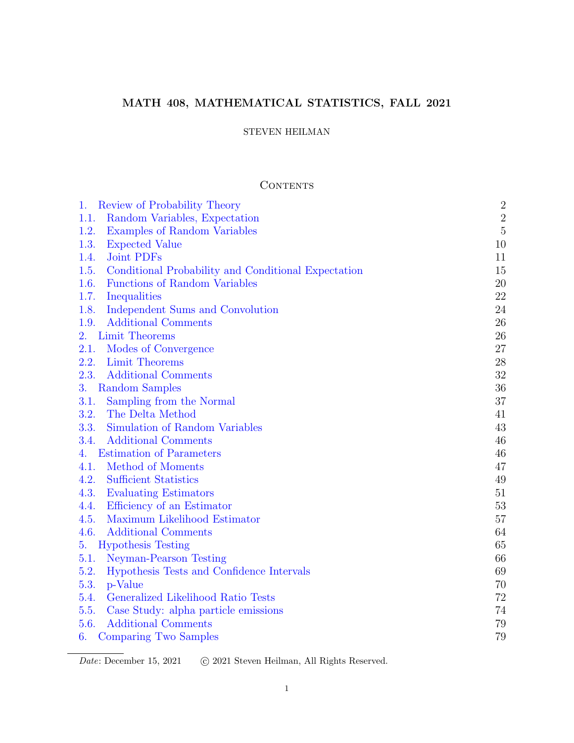# MATH 408, MATHEMATICAL STATISTICS, FALL 2021

STEVEN HEILMAN

## Contents

| | | |
|---|---|---|
| 1. | Review of Probability Theory | 2 |
| 1.1. | Random Variables, Expectation | 2 |
| 1.2. | Examples of Random Variables | 5 |
| 1.3. | Expected Value | 10 |
| 1.4. | Joint PDFs | 11 |
| 1.5. | Conditional Probability and Conditional Expectation | 15 |
| 1.6. | Functions of Random Variables | 20 |
| 1.7. | Inequalities | 22 |
| 1.8. | Independent Sums and Convolution | 24 |
| 1.9. | Additional Comments | 26 |
| 2. | Limit Theorems | 26 |
| 2.1. | Modes of Convergence | 27 |
| 2.2. | Limit Theorems | 28 |
| 2.3. | Additional Comments | 32 |
| 3. | Random Samples | 36 |
| 3.1. | Sampling from the Normal | 37 |
| 3.2. | The Delta Method | 41 |
| 3.3. | Simulation of Random Variables | 43 |
| 3.4. | Additional Comments | 46 |
| 4. | Estimation of Parameters | 46 |
| 4.1. | Method of Moments | 47 |
| 4.2. | Sufficient Statistics | 49 |
| 4.3. | Evaluating Estimators | 51 |
| 4.4. | Efficiency of an Estimator | 53 |
| 4.5. | Maximum Likelihood Estimator | 57 |
| 4.6. | Additional Comments | 64 |
| 5. | Hypothesis Testing | 65 |
| 5.1. | Neyman-Pearson Testing | 66 |
| 5.2. | Hypothesis Tests and Confidence Intervals | 69 |
| 5.3. | p-Value | 70 |
| 5.4. | Generalized Likelihood Ratio Tests | 72 |
| 5.5. | Case Study: alpha particle emissions | 74 |
| 5.6. | Additional Comments | 79 |
| 6. | Comparing Two Samples | 79 |

*Date*: December 15, 2021 © 2021 Steven Heilman, All Rights Reserved.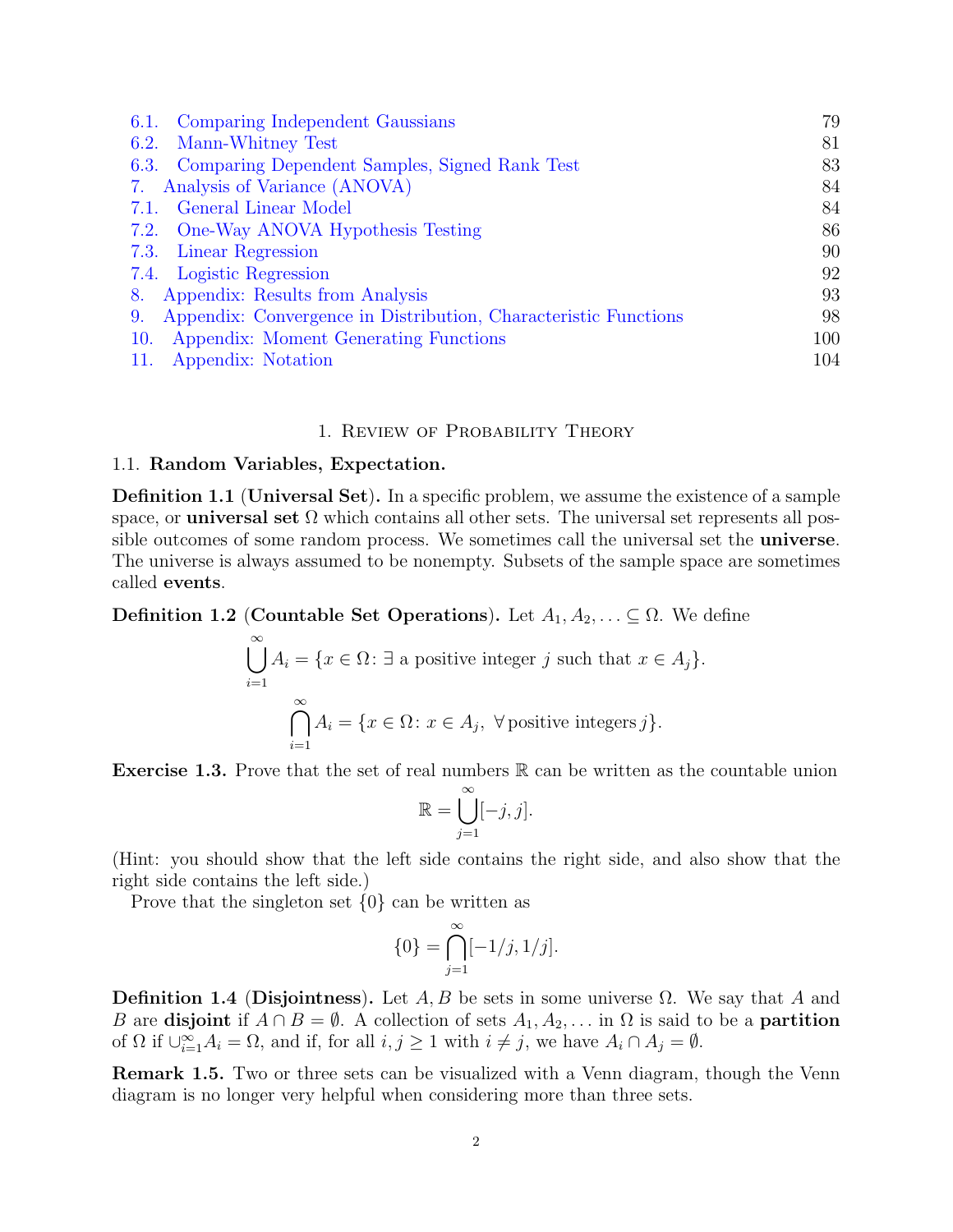| | | |
|---|---|---|
| 6.1. | Comparing Independent Gaussians | 79 |
| 6.2. | Mann-Whitney Test | 81 |
| 6.3. | Comparing Dependent Samples, Signed Rank Test | 83 |
| 7. | Analysis of Variance (ANOVA) | 84 |
| 7.1. | General Linear Model | 84 |
| 7.2. | One-Way ANOVA Hypothesis Testing | 86 |
| 7.3. | Linear Regression | 90 |
| 7.4. | Logistic Regression | 92 |
| 8. | Appendix: Results from Analysis | 93 |
| 9. | Appendix: Convergence in Distribution, Characteristic Functions | 98 |
| 10. | Appendix: Moment Generating Functions | 100 |
| 11. | Appendix: Notation | 104 |

# 1. Review of Probability Theory

## 1.1. Random Variables, Expectation.

**Definition 1.1** (**Universal Set**)**.** In a specific problem, we assume the existence of a sample space, or **universal set** $\Omega$ which contains all other sets. The universal set represents all possible outcomes of some random process. We sometimes call the universal set the **universe**. The universe is always assumed to be nonempty. Subsets of the sample space are sometimes called **events**.

**Definition 1.2** (**Countable Set Operations**)**.** Let $A_1, A_2, \ldots \subseteq \Omega$. We define

$$\bigcup_{i=1}^{\infty} A_i = \{x \in \Omega \colon \exists \text{ a positive integer } j \text{ such that } x \in A_j\}.$$

$$\bigcap_{i=1}^{\infty} A_i = \{x \in \Omega \colon x \in A_j, \ \forall \text{positive integers } j\}.$$

**Exercise 1.3.** Prove that the set of real numbers $\mathbb{R}$ can be written as the countable union

$$\mathbb{R} = \bigcup_{j=1}^{\infty} [-j, j].$$

(Hint: you should show that the left side contains the right side, and also show that the right side contains the left side.)

Prove that the singleton set $\{0\}$ can be written as

$$\{0\} = \bigcap_{j=1}^{\infty} [-1/j, 1/j].$$

**Definition 1.4** (**Disjointness**)**.** Let $A, B$ be sets in some universe $\Omega$. We say that $A$ and $B$ are **disjoint** if $A \cap B = \emptyset$. A collection of sets $A_1, A_2, \ldots$ in $\Omega$ is said to be a **partition** of $\Omega$ if $\cup_{i=1}^{\infty} A_i = \Omega$, and if, for all $i, j \geq 1$ with $i \neq j$, we have $A_i \cap A_j = \emptyset$.

**Remark 1.5.** Two or three sets can be visualized with a Venn diagram, though the Venn diagram is no longer very helpful when considering more than three sets.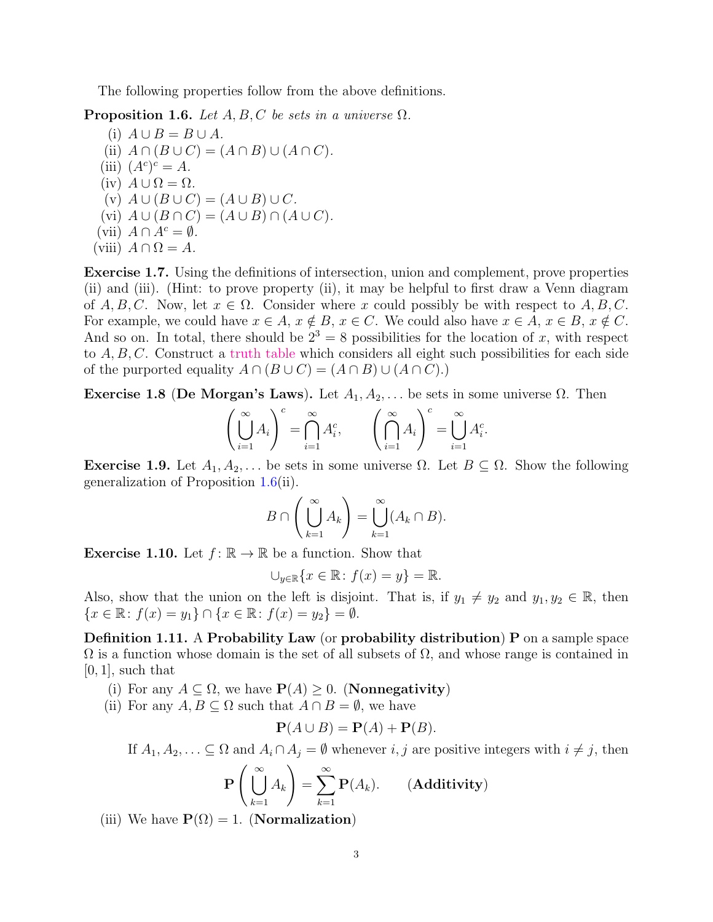The following properties follow from the above definitions.

**Proposition 1.6.** *Let $A, B, C$ be sets in a universe $\Omega$.*

- (i) $A \cup B = B \cup A$.
- (ii) $A \cap (B \cup C) = (A \cap B) \cup (A \cap C)$.
- (iii) $(A^c)^c = A$.
- (iv) $A \cup \Omega = \Omega$.
- (v) $A \cup (B \cup C) = (A \cup B) \cup C$.
- (vi) $A \cup (B \cap C) = (A \cup B) \cap (A \cup C)$.
- (vii) $A \cap A^c = \emptyset$.
- (viii) $A \cap \Omega = A$.

**Exercise 1.7.** Using the definitions of intersection, union and complement, prove properties (ii) and (iii). (Hint: to prove property (ii), it may be helpful to first draw a Venn diagram of $A, B, C$. Now, let $x \in \Omega$. Consider where $x$ could possibly be with respect to $A, B, C$. For example, we could have $x \in A$, $x \notin B$, $x \in C$. We could also have $x \in A$, $x \in B$, $x \notin C$. And so on. In total, there should be $2^3 = 8$ possibilities for the location of $x$, with respect to $A, B, C$. Construct a truth table which considers all eight such possibilities for each side of the purported equality $A \cap (B \cup C) = (A \cap B) \cup (A \cap C)$.)

**Exercise 1.8 (De Morgan's Laws).** Let $A_1, A_2, \ldots$ be sets in some universe $\Omega$. Then

$$\left(\bigcup_{i=1}^{\infty} A_i\right)^c = \bigcap_{i=1}^{\infty} A_i^c, \qquad \left(\bigcap_{i=1}^{\infty} A_i\right)^c = \bigcup_{i=1}^{\infty} A_i^c.$$

**Exercise 1.9.** Let $A_1, A_2, \ldots$ be sets in some universe $\Omega$. Let $B \subseteq \Omega$. Show the following generalization of Proposition 1.6(ii).

$$B \cap \left(\bigcup_{k=1}^{\infty} A_k\right) = \bigcup_{k=1}^{\infty} (A_k \cap B).$$

**Exercise 1.10.** Let $f \colon \mathbb{R} \to \mathbb{R}$ be a function. Show that

$$\cup_{y \in \mathbb{R}} \{x \in \mathbb{R} \colon f(x) = y\} = \mathbb{R}.$$

Also, show that the union on the left is disjoint. That is, if $y_1 \neq y_2$ and $y_1, y_2 \in \mathbb{R}$, then $\{x \in \mathbb{R} \colon f(x) = y_1\} \cap \{x \in \mathbb{R} \colon f(x) = y_2\} = \emptyset$.

**Definition 1.11.** A **Probability Law** (or **probability distribution**) $\mathbf{P}$ on a sample space $\Omega$ is a function whose domain is the set of all subsets of $\Omega$, and whose range is contained in $[0, 1]$, such that

- (i) For any $A \subseteq \Omega$, we have $\mathbf{P}(A) \geq 0$. (**Nonnegativity**)
- (ii) For any $A, B \subseteq \Omega$ such that $A \cap B = \emptyset$, we have

  $$\mathbf{P}(A \cup B) = \mathbf{P}(A) + \mathbf{P}(B).$$

  If $A_1, A_2, \ldots \subseteq \Omega$ and $A_i \cap A_j = \emptyset$ whenever $i, j$ are positive integers with $i \neq j$, then

  $$\mathbf{P}\left(\bigcup_{k=1}^{\infty} A_k\right) = \sum_{k=1}^{\infty} \mathbf{P}(A_k). \qquad (\textbf{Additivity})$$

- (iii) We have $\mathbf{P}(\Omega) = 1$. (**Normalization**)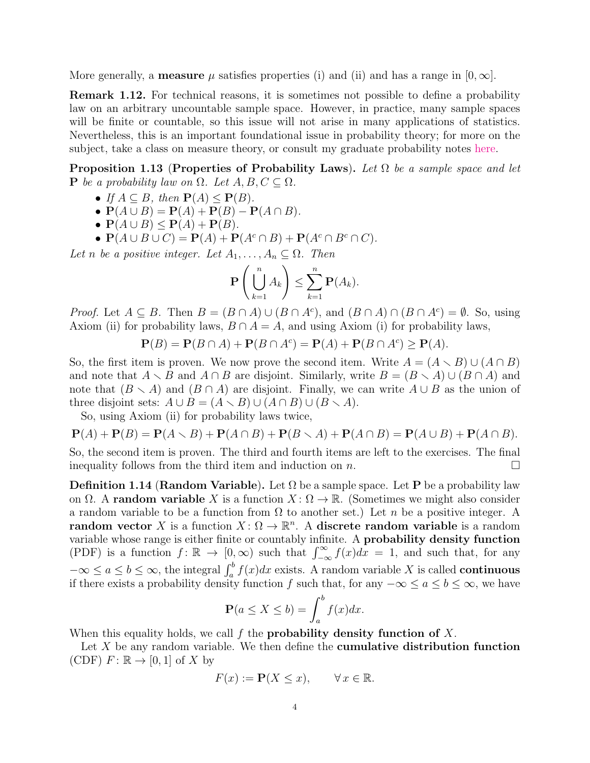More generally, a **measure** $\mu$ satisfies properties (i) and (ii) and has a range in $[0, \infty]$.

**Remark 1.12.** For technical reasons, it is sometimes not possible to define a probability law on an arbitrary uncountable sample space. However, in practice, many sample spaces will be finite or countable, so this issue will not arise in many applications of statistics. Nevertheless, this is an important foundational issue in probability theory; for more on the subject, take a class on measure theory, or consult my graduate probability notes here.

**Proposition 1.13** (**Properties of Probability Laws**)**.** *Let $\Omega$ be a sample space and let $\mathbf{P}$ be a probability law on $\Omega$. Let $A, B, C \subseteq \Omega$.*

- *If $A \subseteq B$, then $\mathbf{P}(A) \leq \mathbf{P}(B)$.*
- *$\mathbf{P}(A \cup B) = \mathbf{P}(A) + \mathbf{P}(B) - \mathbf{P}(A \cap B)$.*
- *$\mathbf{P}(A \cup B) \leq \mathbf{P}(A) + \mathbf{P}(B)$.*
- *$\mathbf{P}(A \cup B \cup C) = \mathbf{P}(A) + \mathbf{P}(A^c \cap B) + \mathbf{P}(A^c \cap B^c \cap C)$.*

*Let $n$ be a positive integer. Let $A_1, \ldots, A_n \subseteq \Omega$. Then*

$$\mathbf{P}\left(\bigcup_{k=1}^{n} A_k\right) \leq \sum_{k=1}^{n} \mathbf{P}(A_k).$$

*Proof.* Let $A \subseteq B$. Then $B = (B \cap A) \cup (B \cap A^c)$, and $(B \cap A) \cap (B \cap A^c) = \emptyset$. So, using Axiom (ii) for probability laws, $B \cap A = A$, and using Axiom (i) for probability laws,

$$\mathbf{P}(B) = \mathbf{P}(B \cap A) + \mathbf{P}(B \cap A^c) = \mathbf{P}(A) + \mathbf{P}(B \cap A^c) \geq \mathbf{P}(A).$$

So, the first item is proven. We now prove the second item. Write $A = (A \smallsetminus B) \cup (A \cap B)$ and note that $A \smallsetminus B$ and $A \cap B$ are disjoint. Similarly, write $B = (B \smallsetminus A) \cup (B \cap A)$ and note that $(B \smallsetminus A)$ and $(B \cap A)$ are disjoint. Finally, we can write $A \cup B$ as the union of three disjoint sets: $A \cup B = (A \smallsetminus B) \cup (A \cap B) \cup (B \smallsetminus A)$.

So, using Axiom (ii) for probability laws twice,

$$\mathbf{P}(A) + \mathbf{P}(B) = \mathbf{P}(A \smallsetminus B) + \mathbf{P}(A \cap B) + \mathbf{P}(B \smallsetminus A) + \mathbf{P}(A \cap B) = \mathbf{P}(A \cup B) + \mathbf{P}(A \cap B).$$

So, the second item is proven. The third and fourth items are left to the exercises. The final inequality follows from the third item and induction on $n$. $\square$

**Definition 1.14** (**Random Variable**)**.** Let $\Omega$ be a sample space. Let $\mathbf{P}$ be a probability law on $\Omega$. A **random variable** $X$ is a function $X : \Omega \to \mathbb{R}$. (Sometimes we might also consider a random variable to be a function from $\Omega$ to another set.) Let $n$ be a positive integer. A **random vector** $X$ is a function $X : \Omega \to \mathbb{R}^n$. A **discrete random variable** is a random variable whose range is either finite or countably infinite. A **probability density function** (PDF) is a function $f : \mathbb{R} \to [0, \infty)$ such that $\int_{-\infty}^{\infty} f(x)dx = 1$, and such that, for any $-\infty \leq a \leq b \leq \infty$, the integral $\int_a^b f(x)dx$ exists. A random variable $X$ is called **continuous** if there exists a probability density function $f$ such that, for any $-\infty \leq a \leq b \leq \infty$, we have

$$\mathbf{P}(a \leq X \leq b) = \int_a^b f(x)dx.$$

When this equality holds, we call $f$ the **probability density function of** $X$.

Let $X$ be any random variable. We then define the **cumulative distribution function** (CDF) $F : \mathbb{R} \to [0, 1]$ of $X$ by

$$F(x) := \mathbf{P}(X \leq x), \qquad \forall\, x \in \mathbb{R}.$$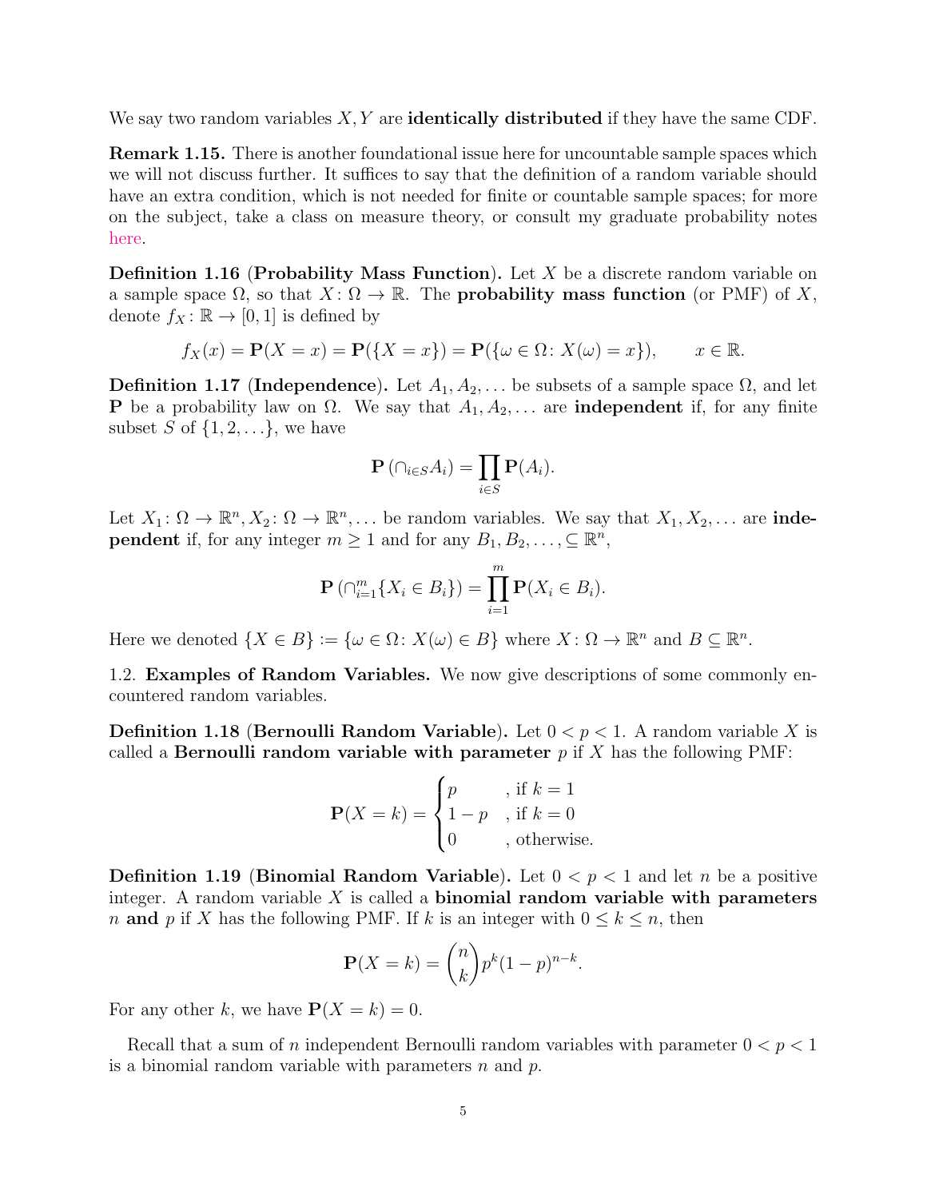We say two random variables $X, Y$ are **identically distributed** if they have the same CDF.

**Remark 1.15.** There is another foundational issue here for uncountable sample spaces which we will not discuss further. It suffices to say that the definition of a random variable should have an extra condition, which is not needed for finite or countable sample spaces; for more on the subject, take a class on measure theory, or consult my graduate probability notes here.

**Definition 1.16 (Probability Mass Function).** Let $X$ be a discrete random variable on a sample space $\Omega$, so that $X\colon \Omega \to \mathbb{R}$. The **probability mass function** (or PMF) of $X$, denote $f_X\colon \mathbb{R} \to [0,1]$ is defined by

$$f_X(x) = \mathbf{P}(X = x) = \mathbf{P}(\{X = x\}) = \mathbf{P}(\{\omega \in \Omega\colon X(\omega) = x\}), \qquad x \in \mathbb{R}.$$

**Definition 1.17 (Independence).** Let $A_1, A_2, \ldots$ be subsets of a sample space $\Omega$, and let $\mathbf{P}$ be a probability law on $\Omega$. We say that $A_1, A_2, \ldots$ are **independent** if, for any finite subset $S$ of $\{1, 2, \ldots\}$, we have

$$\mathbf{P}\left(\cap_{i \in S} A_i\right) = \prod_{i \in S} \mathbf{P}(A_i).$$

Let $X_1\colon \Omega \to \mathbb{R}^n, X_2\colon \Omega \to \mathbb{R}^n, \ldots$ be random variables. We say that $X_1, X_2, \ldots$ are **independent** if, for any integer $m \geq 1$ and for any $B_1, B_2, \ldots, \subseteq \mathbb{R}^n$,

$$\mathbf{P}\left(\cap_{i=1}^{m} \{X_i \in B_i\}\right) = \prod_{i=1}^{m} \mathbf{P}(X_i \in B_i).$$

Here we denoted $\{X \in B\} := \{\omega \in \Omega\colon X(\omega) \in B\}$ where $X\colon \Omega \to \mathbb{R}^n$ and $B \subseteq \mathbb{R}^n$.

1.2. **Examples of Random Variables.** We now give descriptions of some commonly encountered random variables.

**Definition 1.18 (Bernoulli Random Variable).** Let $0 < p < 1$. A random variable $X$ is called a **Bernoulli random variable with parameter** $p$ if $X$ has the following PMF:

$$\mathbf{P}(X = k) = \begin{cases} p & \text{, if } k = 1 \\ 1 - p & \text{, if } k = 0 \\ 0 & \text{, otherwise.} \end{cases}$$

**Definition 1.19 (Binomial Random Variable).** Let $0 < p < 1$ and let $n$ be a positive integer. A random variable $X$ is called a **binomial random variable with parameters** $n$ **and** $p$ if $X$ has the following PMF. If $k$ is an integer with $0 \leq k \leq n$, then

$$\mathbf{P}(X = k) = \binom{n}{k} p^k (1 - p)^{n-k}.$$

For any other $k$, we have $\mathbf{P}(X = k) = 0$.

Recall that a sum of $n$ independent Bernoulli random variables with parameter $0 < p < 1$ is a binomial random variable with parameters $n$ and $p$.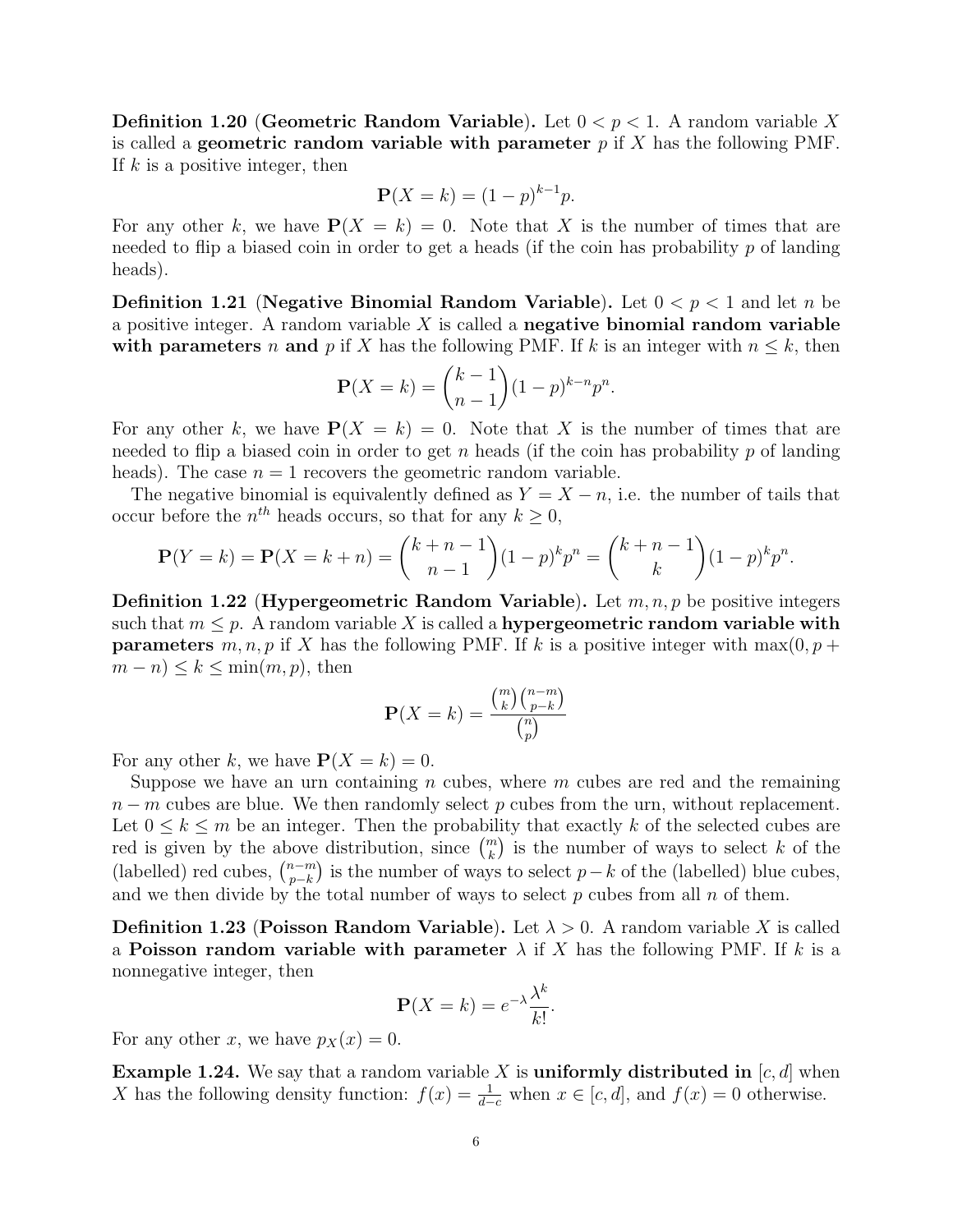**Definition 1.20** (**Geometric Random Variable**). Let $0 < p < 1$. A random variable $X$ is called a **geometric random variable with parameter** $p$ if $X$ has the following PMF. If $k$ is a positive integer, then

$$\mathbf{P}(X = k) = (1-p)^{k-1}p.$$

For any other $k$, we have $\mathbf{P}(X = k) = 0$. Note that $X$ is the number of times that are needed to flip a biased coin in order to get a heads (if the coin has probability $p$ of landing heads).

**Definition 1.21** (**Negative Binomial Random Variable**). Let $0 < p < 1$ and let $n$ be a positive integer. A random variable $X$ is called a **negative binomial random variable with parameters** $n$ **and** $p$ if $X$ has the following PMF. If $k$ is an integer with $n \leq k$, then

$$\mathbf{P}(X = k) = \binom{k-1}{n-1}(1-p)^{k-n}p^n.$$

For any other $k$, we have $\mathbf{P}(X = k) = 0$. Note that $X$ is the number of times that are needed to flip a biased coin in order to get $n$ heads (if the coin has probability $p$ of landing heads). The case $n = 1$ recovers the geometric random variable.

The negative binomial is equivalently defined as $Y = X - n$, i.e. the number of tails that occur before the $n^{th}$ heads occurs, so that for any $k \geq 0$,

$$\mathbf{P}(Y = k) = \mathbf{P}(X = k+n) = \binom{k+n-1}{n-1}(1-p)^k p^n = \binom{k+n-1}{k}(1-p)^k p^n.$$

**Definition 1.22** (**Hypergeometric Random Variable**). Let $m, n, p$ be positive integers such that $m \leq p$. A random variable $X$ is called a **hypergeometric random variable with parameters** $m, n, p$ if $X$ has the following PMF. If $k$ is a positive integer with $\max(0, p+m-n) \leq k \leq \min(m, p)$, then

$$\mathbf{P}(X = k) = \frac{\binom{m}{k}\binom{n-m}{p-k}}{\binom{n}{p}}$$

For any other $k$, we have $\mathbf{P}(X = k) = 0$.

Suppose we have an urn containing $n$ cubes, where $m$ cubes are red and the remaining $n - m$ cubes are blue. We then randomly select $p$ cubes from the urn, without replacement. Let $0 \leq k \leq m$ be an integer. Then the probability that exactly $k$ of the selected cubes are red is given by the above distribution, since $\binom{m}{k}$ is the number of ways to select $k$ of the (labelled) red cubes, $\binom{n-m}{p-k}$ is the number of ways to select $p-k$ of the (labelled) blue cubes, and we then divide by the total number of ways to select $p$ cubes from all $n$ of them.

**Definition 1.23** (**Poisson Random Variable**). Let $\lambda > 0$. A random variable $X$ is called a **Poisson random variable with parameter** $\lambda$ if $X$ has the following PMF. If $k$ is a nonnegative integer, then

$$\mathbf{P}(X = k) = e^{-\lambda}\frac{\lambda^k}{k!}.$$

For any other $x$, we have $p_X(x) = 0$.

**Example 1.24.** We say that a random variable $X$ is **uniformly distributed in** $[c, d]$ when $X$ has the following density function: $f(x) = \frac{1}{d-c}$ when $x \in [c, d]$, and $f(x) = 0$ otherwise.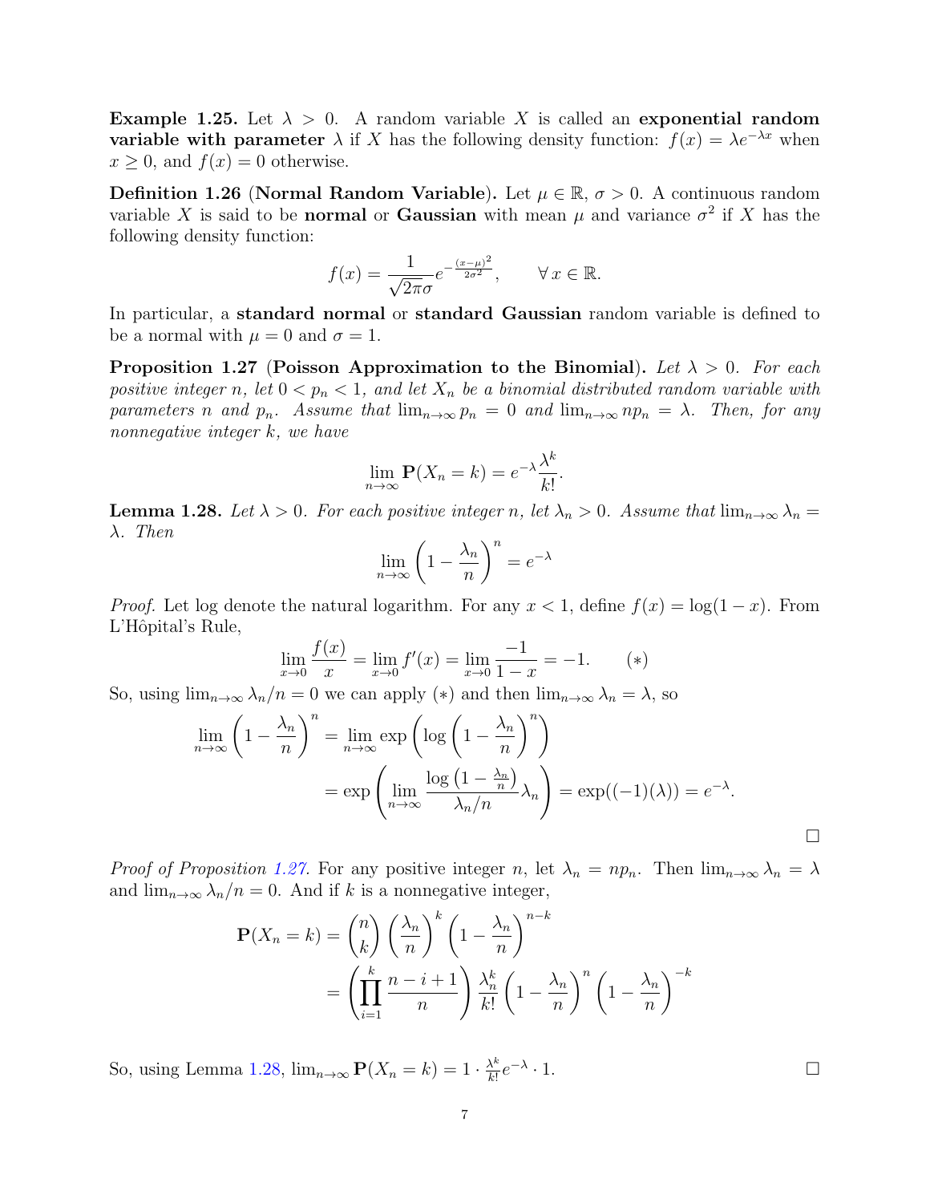**Example 1.25.** Let $\lambda > 0$. A random variable $X$ is called an **exponential random variable with parameter** $\lambda$ if $X$ has the following density function: $f(x) = \lambda e^{-\lambda x}$ when $x \geq 0$, and $f(x) = 0$ otherwise.

**Definition 1.26** (**Normal Random Variable**)**.** Let $\mu \in \mathbb{R}$, $\sigma > 0$. A continuous random variable $X$ is said to be **normal** or **Gaussian** with mean $\mu$ and variance $\sigma^2$ if $X$ has the following density function:

$$f(x) = \frac{1}{\sqrt{2\pi}\sigma} e^{-\frac{(x-\mu)^2}{2\sigma^2}}, \qquad \forall\, x \in \mathbb{R}.$$

In particular, a **standard normal** or **standard Gaussian** random variable is defined to be a normal with $\mu = 0$ and $\sigma = 1$.

**Proposition 1.27** (**Poisson Approximation to the Binomial**)**.** *Let $\lambda > 0$. For each positive integer $n$, let $0 < p_n < 1$, and let $X_n$ be a binomial distributed random variable with parameters $n$ and $p_n$. Assume that $\lim_{n\to\infty} p_n = 0$ and $\lim_{n\to\infty} np_n = \lambda$. Then, for any nonnegative integer $k$, we have*

$$\lim_{n\to\infty} \mathbf{P}(X_n = k) = e^{-\lambda}\frac{\lambda^k}{k!}.$$

**Lemma 1.28.** *Let $\lambda > 0$. For each positive integer $n$, let $\lambda_n > 0$. Assume that $\lim_{n\to\infty} \lambda_n = \lambda$. Then*

$$\lim_{n\to\infty} \left(1 - \frac{\lambda_n}{n}\right)^n = e^{-\lambda}$$

*Proof.* Let log denote the natural logarithm. For any $x < 1$, define $f(x) = \log(1 - x)$. From L'Hôpital's Rule,

$$\lim_{x\to 0} \frac{f(x)}{x} = \lim_{x\to 0} f'(x) = \lim_{x\to 0} \frac{-1}{1-x} = -1. \qquad (*)$$

So, using $\lim_{n\to\infty} \lambda_n/n = 0$ we can apply $(*)$ and then $\lim_{n\to\infty} \lambda_n = \lambda$, so

$$\begin{aligned}
\lim_{n\to\infty} \left(1 - \frac{\lambda_n}{n}\right)^n &= \lim_{n\to\infty} \exp\left(\log\left(1 - \frac{\lambda_n}{n}\right)^n\right) \\
&= \exp\left(\lim_{n\to\infty} \frac{\log\left(1 - \frac{\lambda_n}{n}\right)}{\lambda_n/n}\lambda_n\right) = \exp((-1)(\lambda)) = e^{-\lambda}.
\end{aligned}$$

□

*Proof of Proposition 1.27.* For any positive integer $n$, let $\lambda_n = np_n$. Then $\lim_{n\to\infty} \lambda_n = \lambda$ and $\lim_{n\to\infty} \lambda_n/n = 0$. And if $k$ is a nonnegative integer,

$$\begin{aligned}
\mathbf{P}(X_n = k) &= \binom{n}{k}\left(\frac{\lambda_n}{n}\right)^k \left(1 - \frac{\lambda_n}{n}\right)^{n-k} \\
&= \left(\prod_{i=1}^{k} \frac{n-i+1}{n}\right) \frac{\lambda_n^k}{k!}\left(1 - \frac{\lambda_n}{n}\right)^n \left(1 - \frac{\lambda_n}{n}\right)^{-k}
\end{aligned}$$

So, using Lemma 1.28, $\lim_{n\to\infty} \mathbf{P}(X_n = k) = 1 \cdot \frac{\lambda^k}{k!}e^{-\lambda} \cdot 1$. □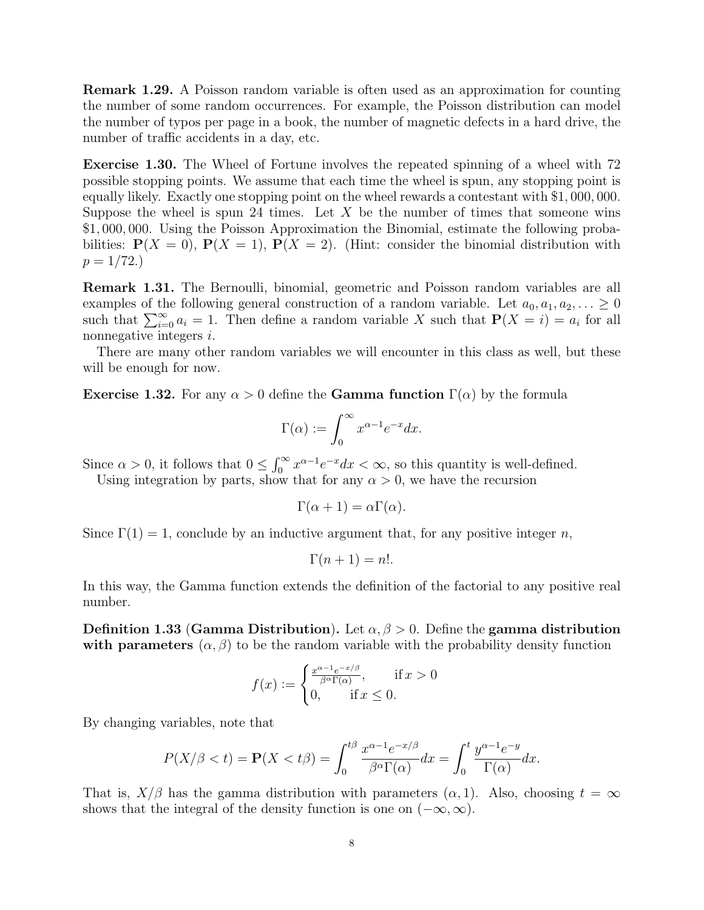**Remark 1.29.** A Poisson random variable is often used as an approximation for counting the number of some random occurrences. For example, the Poisson distribution can model the number of typos per page in a book, the number of magnetic defects in a hard drive, the number of traffic accidents in a day, etc.

**Exercise 1.30.** The Wheel of Fortune involves the repeated spinning of a wheel with 72 possible stopping points. We assume that each time the wheel is spun, any stopping point is equally likely. Exactly one stopping point on the wheel rewards a contestant with \$1,000,000. Suppose the wheel is spun 24 times. Let $X$ be the number of times that someone wins \$1,000,000. Using the Poisson Approximation the Binomial, estimate the following probabilities: $\mathbf{P}(X=0)$, $\mathbf{P}(X=1)$, $\mathbf{P}(X=2)$. (Hint: consider the binomial distribution with $p=1/72$.)

**Remark 1.31.** The Bernoulli, binomial, geometric and Poisson random variables are all examples of the following general construction of a random variable. Let $a_0, a_1, a_2, \ldots \geq 0$ such that $\sum_{i=0}^{\infty} a_i = 1$. Then define a random variable $X$ such that $\mathbf{P}(X=i) = a_i$ for all nonnegative integers $i$.

There are many other random variables we will encounter in this class as well, but these will be enough for now.

**Exercise 1.32.** For any $\alpha > 0$ define the **Gamma function** $\Gamma(\alpha)$ by the formula

$$\Gamma(\alpha) := \int_0^\infty x^{\alpha-1} e^{-x} dx.$$

Since $\alpha > 0$, it follows that $0 \leq \int_0^\infty x^{\alpha-1} e^{-x} dx < \infty$, so this quantity is well-defined.

Using integration by parts, show that for any $\alpha > 0$, we have the recursion

$$\Gamma(\alpha+1) = \alpha\Gamma(\alpha).$$

Since $\Gamma(1) = 1$, conclude by an inductive argument that, for any positive integer $n$,

$$\Gamma(n+1) = n!.$$

In this way, the Gamma function extends the definition of the factorial to any positive real number.

**Definition 1.33 (Gamma Distribution).** Let $\alpha, \beta > 0$. Define the **gamma distribution with parameters** $(\alpha, \beta)$ to be the random variable with the probability density function

$$f(x) := \begin{cases} \frac{x^{\alpha-1} e^{-x/\beta}}{\beta^\alpha \Gamma(\alpha)}, & \text{if } x > 0 \\ 0, & \text{if } x \leq 0. \end{cases}$$

By changing variables, note that

$$P(X/\beta < t) = \mathbf{P}(X < t\beta) = \int_0^{t\beta} \frac{x^{\alpha-1} e^{-x/\beta}}{\beta^\alpha \Gamma(\alpha)} dx = \int_0^t \frac{y^{\alpha-1} e^{-y}}{\Gamma(\alpha)} dx.$$

That is, $X/\beta$ has the gamma distribution with parameters $(\alpha, 1)$. Also, choosing $t = \infty$ shows that the integral of the density function is one on $(-\infty, \infty)$.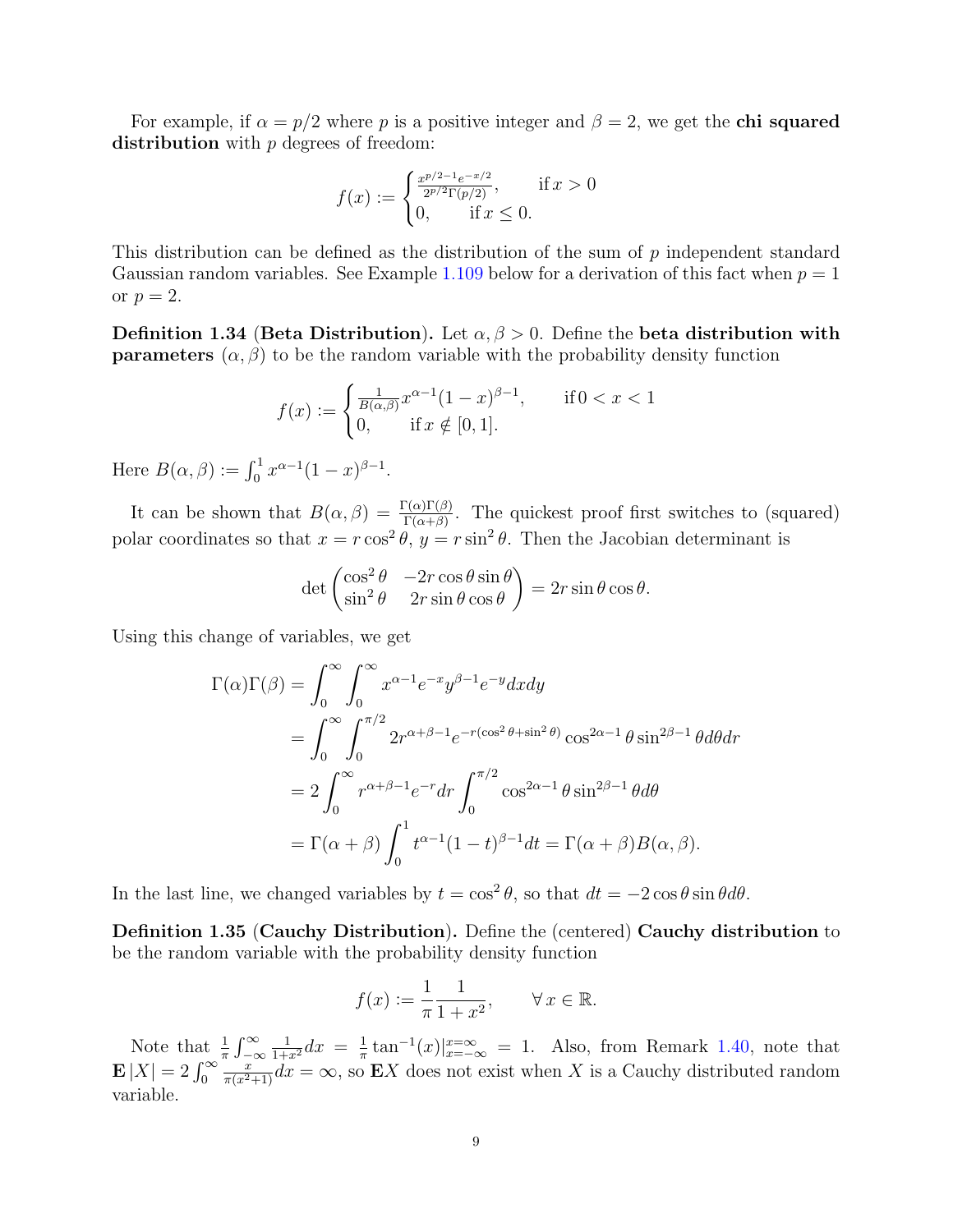For example, if $\alpha = p/2$ where $p$ is a positive integer and $\beta = 2$, we get the **chi squared distribution** with $p$ degrees of freedom:

$$f(x) := \begin{cases} \frac{x^{p/2-1}e^{-x/2}}{2^{p/2}\Gamma(p/2)}, & \text{if } x > 0 \\ 0, & \text{if } x \leq 0. \end{cases}$$

This distribution can be defined as the distribution of the sum of $p$ independent standard Gaussian random variables. See Example 1.109 below for a derivation of this fact when $p = 1$ or $p = 2$.

**Definition 1.34** (**Beta Distribution**). Let $\alpha, \beta > 0$. Define the **beta distribution with parameters** $(\alpha, \beta)$ to be the random variable with the probability density function

$$f(x) := \begin{cases} \frac{1}{B(\alpha,\beta)} x^{\alpha-1}(1-x)^{\beta-1}, & \text{if } 0 < x < 1 \\ 0, & \text{if } x \notin [0, 1]. \end{cases}$$

Here $B(\alpha, \beta) := \int_0^1 x^{\alpha-1}(1-x)^{\beta-1}$.

It can be shown that $B(\alpha, \beta) = \frac{\Gamma(\alpha)\Gamma(\beta)}{\Gamma(\alpha+\beta)}$. The quickest proof first switches to (squared) polar coordinates so that $x = r\cos^2\theta$, $y = r\sin^2\theta$. Then the Jacobian determinant is

$$\det\begin{pmatrix} \cos^2\theta & -2r\cos\theta\sin\theta \\ \sin^2\theta & 2r\sin\theta\cos\theta \end{pmatrix} = 2r\sin\theta\cos\theta.$$

Using this change of variables, we get

$$\begin{aligned}
\Gamma(\alpha)\Gamma(\beta) &= \int_0^\infty \int_0^\infty x^{\alpha-1}e^{-x}y^{\beta-1}e^{-y}dxdy \\
&= \int_0^\infty \int_0^{\pi/2} 2r^{\alpha+\beta-1}e^{-r(\cos^2\theta+\sin^2\theta)}\cos^{2\alpha-1}\theta\sin^{2\beta-1}\theta d\theta dr \\
&= 2\int_0^\infty r^{\alpha+\beta-1}e^{-r}dr \int_0^{\pi/2}\cos^{2\alpha-1}\theta\sin^{2\beta-1}\theta d\theta \\
&= \Gamma(\alpha+\beta)\int_0^1 t^{\alpha-1}(1-t)^{\beta-1}dt = \Gamma(\alpha+\beta)B(\alpha,\beta).
\end{aligned}$$

In the last line, we changed variables by $t = \cos^2\theta$, so that $dt = -2\cos\theta\sin\theta d\theta$.

**Definition 1.35** (**Cauchy Distribution**). Define the (centered) **Cauchy distribution** to be the random variable with the probability density function

$$f(x) := \frac{1}{\pi}\frac{1}{1+x^2}, \qquad \forall\, x \in \mathbb{R}.$$

Note that $\frac{1}{\pi}\int_{-\infty}^{\infty}\frac{1}{1+x^2}dx = \frac{1}{\pi}\tan^{-1}(x)|_{x=-\infty}^{x=\infty} = 1$. Also, from Remark 1.40, note that $\mathbf{E}|X| = 2\int_0^\infty \frac{x}{\pi(x^2+1)}dx = \infty$, so $\mathbf{E}X$ does not exist when $X$ is a Cauchy distributed random variable.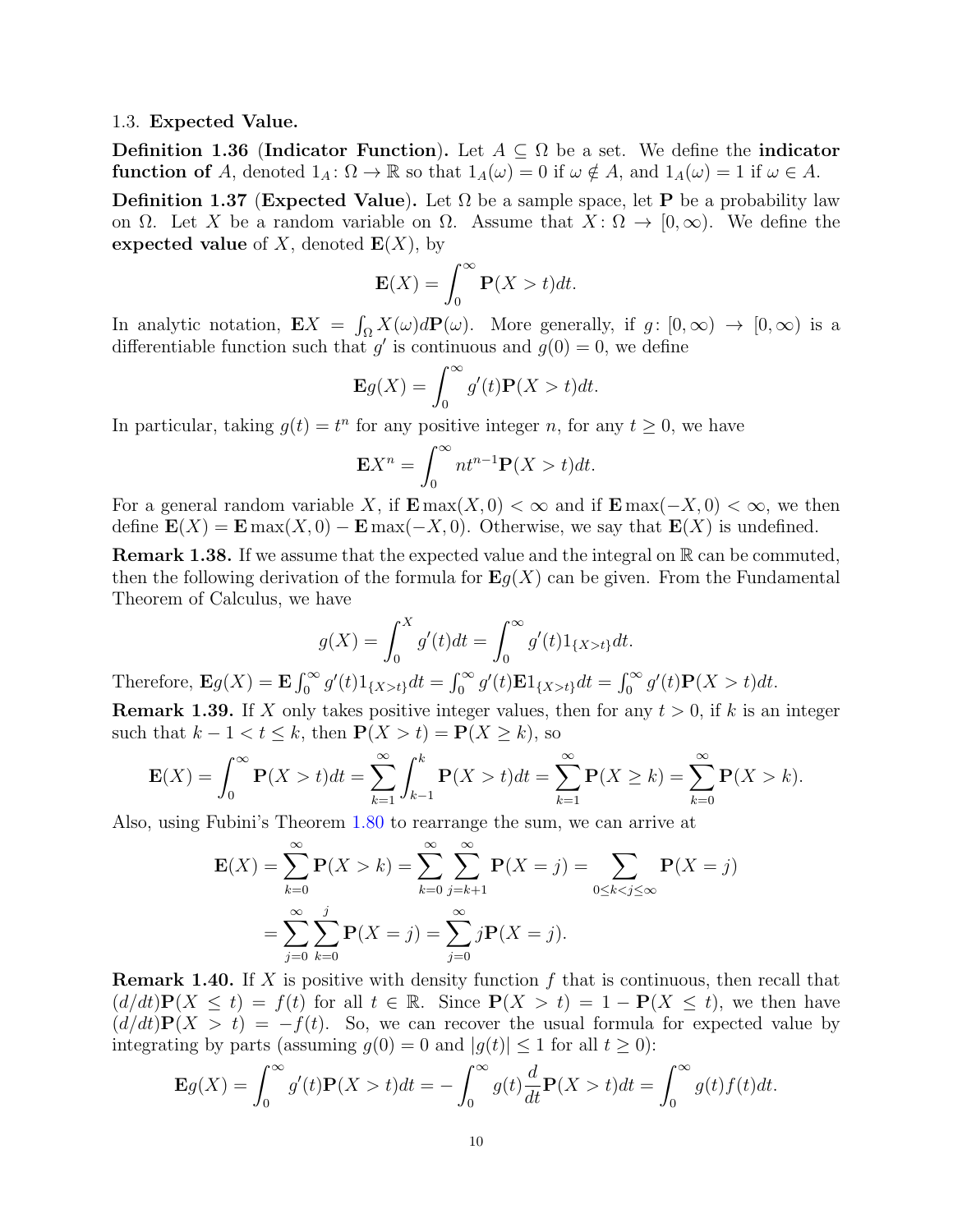### 1.3. **Expected Value.**

**Definition 1.36** (**Indicator Function**)**.** Let $A \subseteq \Omega$ be a set. We define the **indicator function of** $A$, denoted $1_A \colon \Omega \to \mathbb{R}$ so that $1_A(\omega) = 0$ if $\omega \notin A$, and $1_A(\omega) = 1$ if $\omega \in A$.

**Definition 1.37** (**Expected Value**)**.** Let $\Omega$ be a sample space, let $\mathbf{P}$ be a probability law on $\Omega$. Let $X$ be a random variable on $\Omega$. Assume that $X \colon \Omega \to [0, \infty)$. We define the **expected value** of $X$, denoted $\mathbf{E}(X)$, by

$$\mathbf{E}(X) = \int_0^\infty \mathbf{P}(X > t)dt.$$

In analytic notation, $\mathbf{E}X = \int_\Omega X(\omega)d\mathbf{P}(\omega)$. More generally, if $g \colon [0, \infty) \to [0, \infty)$ is a differentiable function such that $g'$ is continuous and $g(0) = 0$, we define

$$\mathbf{E}g(X) = \int_0^\infty g'(t)\mathbf{P}(X > t)dt.$$

In particular, taking $g(t) = t^n$ for any positive integer $n$, for any $t \geq 0$, we have

$$\mathbf{E}X^n = \int_0^\infty nt^{n-1}\mathbf{P}(X > t)dt.$$

For a general random variable $X$, if $\mathbf{E}\max(X, 0) < \infty$ and if $\mathbf{E}\max(-X, 0) < \infty$, we then define $\mathbf{E}(X) = \mathbf{E}\max(X, 0) - \mathbf{E}\max(-X, 0)$. Otherwise, we say that $\mathbf{E}(X)$ is undefined.

**Remark 1.38.** If we assume that the expected value and the integral on $\mathbb{R}$ can be commuted, then the following derivation of the formula for $\mathbf{E}g(X)$ can be given. From the Fundamental Theorem of Calculus, we have

$$g(X) = \int_0^X g'(t)dt = \int_0^\infty g'(t)1_{\{X>t\}}dt.$$

Therefore, $\mathbf{E}g(X) = \mathbf{E}\int_0^\infty g'(t)1_{\{X>t\}}dt = \int_0^\infty g'(t)\mathbf{E}1_{\{X>t\}}dt = \int_0^\infty g'(t)\mathbf{P}(X > t)dt$.

**Remark 1.39.** If $X$ only takes positive integer values, then for any $t > 0$, if $k$ is an integer such that $k - 1 < t \leq k$, then $\mathbf{P}(X > t) = \mathbf{P}(X \geq k)$, so

$$\mathbf{E}(X) = \int_0^\infty \mathbf{P}(X > t)dt = \sum_{k=1}^\infty \int_{k-1}^k \mathbf{P}(X > t)dt = \sum_{k=1}^\infty \mathbf{P}(X \geq k) = \sum_{k=0}^\infty \mathbf{P}(X > k).$$

Also, using Fubini's Theorem 1.80 to rearrange the sum, we can arrive at

$$\begin{aligned}\mathbf{E}(X) = \sum_{k=0}^\infty \mathbf{P}(X > k) &= \sum_{k=0}^\infty \sum_{j=k+1}^\infty \mathbf{P}(X = j) = \sum_{0 \leq k < j \leq \infty} \mathbf{P}(X = j) \\ &= \sum_{j=0}^\infty \sum_{k=0}^{j} \mathbf{P}(X = j) = \sum_{j=0}^\infty j\mathbf{P}(X = j).\end{aligned}$$

**Remark 1.40.** If $X$ is positive with density function $f$ that is continuous, then recall that $(d/dt)\mathbf{P}(X \leq t) = f(t)$ for all $t \in \mathbb{R}$. Since $\mathbf{P}(X > t) = 1 - \mathbf{P}(X \leq t)$, we then have $(d/dt)\mathbf{P}(X > t) = -f(t)$. So, we can recover the usual formula for expected value by integrating by parts (assuming $g(0) = 0$ and $|g(t)| \leq 1$ for all $t \geq 0$):

$$\mathbf{E}g(X) = \int_0^\infty g'(t)\mathbf{P}(X > t)dt = -\int_0^\infty g(t)\frac{d}{dt}\mathbf{P}(X > t)dt = \int_0^\infty g(t)f(t)dt.$$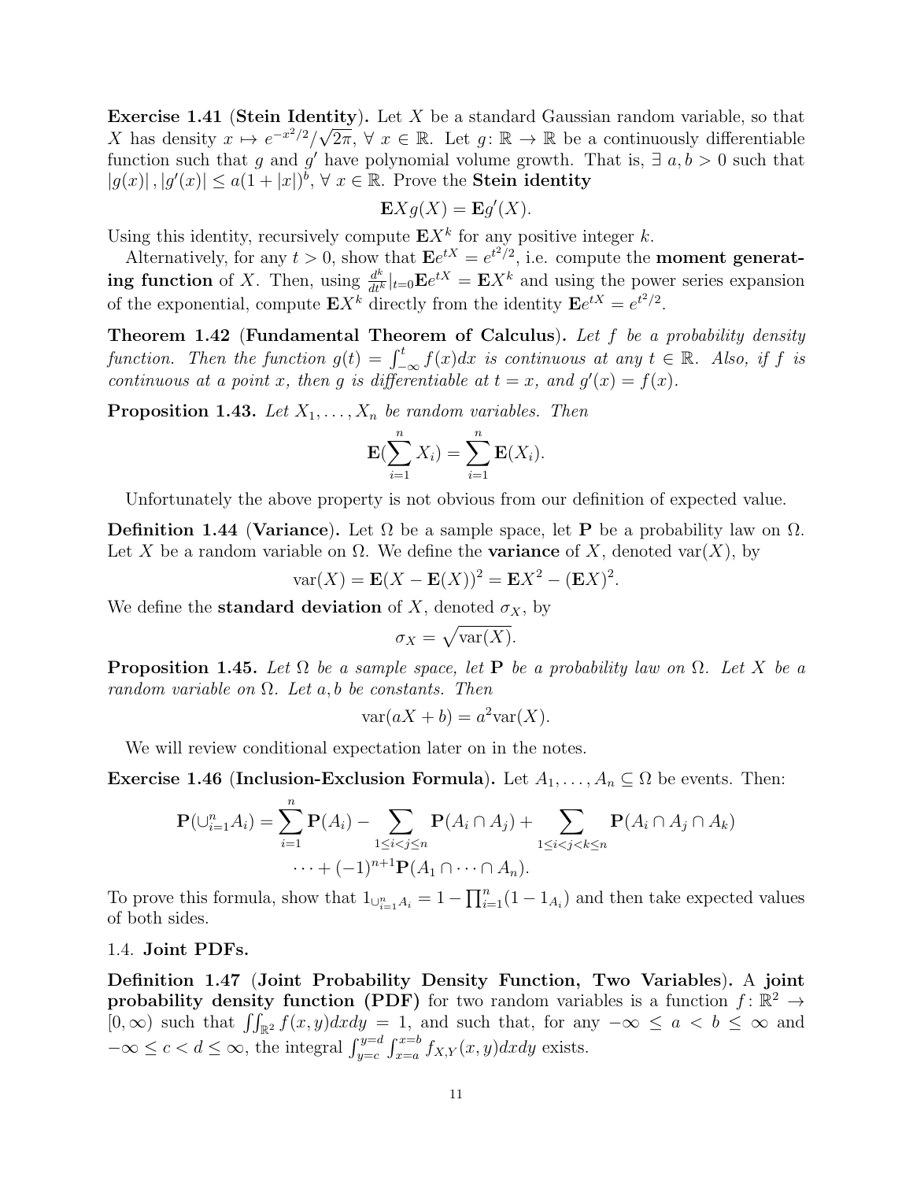**Exercise 1.41** (**Stein Identity**)**.** Let $X$ be a standard Gaussian random variable, so that $X$ has density $x \mapsto e^{-x^2/2}/\sqrt{2\pi}$, $\forall\, x \in \mathbb{R}$. Let $g\colon \mathbb{R} \to \mathbb{R}$ be a continuously differentiable function such that $g$ and $g'$ have polynomial volume growth. That is, $\exists\, a, b > 0$ such that $|g(x)|, |g'(x)| \leq a(1+|x|)^b$, $\forall\, x \in \mathbb{R}$. Prove the **Stein identity**

$$\mathbf{E}Xg(X) = \mathbf{E}g'(X).$$

Using this identity, recursively compute $\mathbf{E}X^k$ for any positive integer $k$.

Alternatively, for any $t > 0$, show that $\mathbf{E}e^{tX} = e^{t^2/2}$, i.e. compute the **moment generating function** of $X$. Then, using $\frac{d^k}{dt^k}|_{t=0}\mathbf{E}e^{tX} = \mathbf{E}X^k$ and using the power series expansion of the exponential, compute $\mathbf{E}X^k$ directly from the identity $\mathbf{E}e^{tX} = e^{t^2/2}$.

**Theorem 1.42** (**Fundamental Theorem of Calculus**)**.** *Let $f$ be a probability density function. Then the function $g(t) = \int_{-\infty}^{t} f(x)dx$ is continuous at any $t \in \mathbb{R}$. Also, if $f$ is continuous at a point $x$, then $g$ is differentiable at $t = x$, and $g'(x) = f(x)$.*

**Proposition 1.43.** *Let $X_1, \ldots, X_n$ be random variables. Then*

$$\mathbf{E}(\sum_{i=1}^{n} X_i) = \sum_{i=1}^{n} \mathbf{E}(X_i).$$

Unfortunately the above property is not obvious from our definition of expected value.

**Definition 1.44** (**Variance**)**.** Let $\Omega$ be a sample space, let $\mathbf{P}$ be a probability law on $\Omega$. Let $X$ be a random variable on $\Omega$. We define the **variance** of $X$, denoted $\mathrm{var}(X)$, by

$$\mathrm{var}(X) = \mathbf{E}(X - \mathbf{E}(X))^2 = \mathbf{E}X^2 - (\mathbf{E}X)^2.$$

We define the **standard deviation** of $X$, denoted $\sigma_X$, by

$$\sigma_X = \sqrt{\mathrm{var}(X)}.$$

**Proposition 1.45.** *Let $\Omega$ be a sample space, let $\mathbf{P}$ be a probability law on $\Omega$. Let $X$ be a random variable on $\Omega$. Let $a, b$ be constants. Then*

$$\mathrm{var}(aX + b) = a^2 \mathrm{var}(X).$$

We will review conditional expectation later on in the notes.

**Exercise 1.46** (**Inclusion-Exclusion Formula**)**.** Let $A_1, \ldots, A_n \subseteq \Omega$ be events. Then:

$$\mathbf{P}(\cup_{i=1}^{n} A_i) = \sum_{i=1}^{n} \mathbf{P}(A_i) - \sum_{1 \leq i < j \leq n} \mathbf{P}(A_i \cap A_j) + \sum_{1 \leq i < j < k \leq n} \mathbf{P}(A_i \cap A_j \cap A_k)$$
$$\cdots + (-1)^{n+1}\mathbf{P}(A_1 \cap \cdots \cap A_n).$$

To prove this formula, show that $1_{\cup_{i=1}^{n} A_i} = 1 - \prod_{i=1}^{n}(1 - 1_{A_i})$ and then take expected values of both sides.

### 1.4. Joint PDFs.

**Definition 1.47** (**Joint Probability Density Function, Two Variables**)**.** A **joint probability density function (PDF)** for two random variables is a function $f\colon \mathbb{R}^2 \to [0, \infty)$ such that $\iint_{\mathbb{R}^2} f(x, y)dxdy = 1$, and such that, for any $-\infty \leq a < b \leq \infty$ and $-\infty \leq c < d \leq \infty$, the integral $\int_{y=c}^{y=d}\int_{x=a}^{x=b} f_{X,Y}(x, y)dxdy$ exists.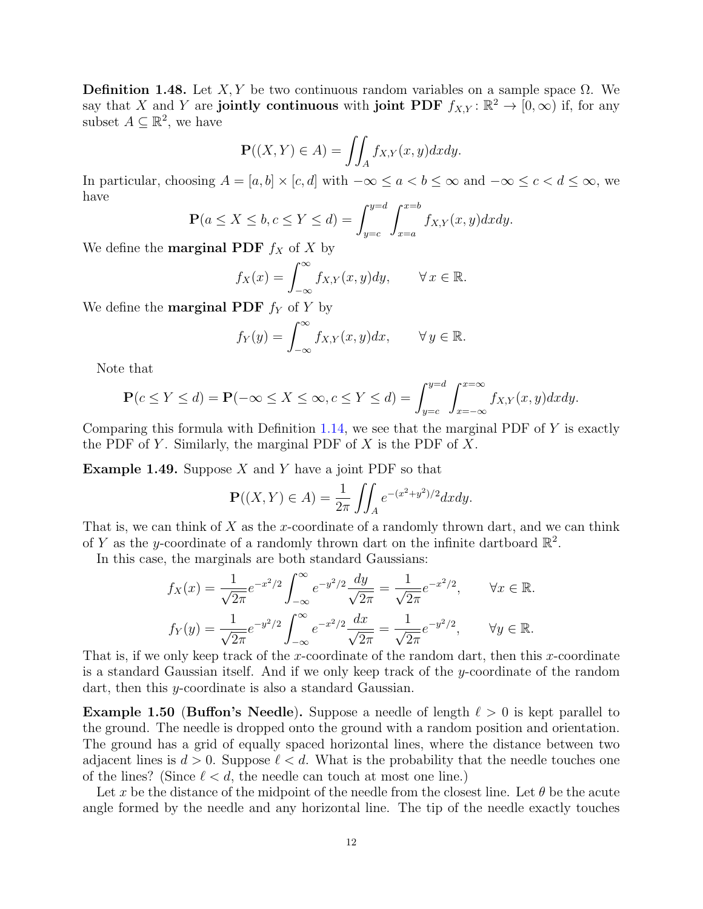**Definition 1.48.** Let $X, Y$ be two continuous random variables on a sample space $\Omega$. We say that $X$ and $Y$ are **jointly continuous** with **joint PDF** $f_{X,Y}\colon \mathbb{R}^2 \to [0,\infty)$ if, for any subset $A \subseteq \mathbb{R}^2$, we have

$$\mathbf{P}((X,Y) \in A) = \iint_A f_{X,Y}(x,y)dxdy.$$

In particular, choosing $A = [a,b] \times [c,d]$ with $-\infty \leq a < b \leq \infty$ and $-\infty \leq c < d \leq \infty$, we have

$$\mathbf{P}(a \leq X \leq b, c \leq Y \leq d) = \int_{y=c}^{y=d} \int_{x=a}^{x=b} f_{X,Y}(x,y)dxdy.$$

We define the **marginal PDF** $f_X$ of $X$ by

$$f_X(x) = \int_{-\infty}^{\infty} f_{X,Y}(x,y)dy, \qquad \forall\, x \in \mathbb{R}.$$

We define the **marginal PDF** $f_Y$ of $Y$ by

$$f_Y(y) = \int_{-\infty}^{\infty} f_{X,Y}(x,y)dx, \qquad \forall\, y \in \mathbb{R}.$$

Note that

$$\mathbf{P}(c \leq Y \leq d) = \mathbf{P}(-\infty \leq X \leq \infty, c \leq Y \leq d) = \int_{y=c}^{y=d} \int_{x=-\infty}^{x=\infty} f_{X,Y}(x,y)dxdy.$$

Comparing this formula with Definition 1.14, we see that the marginal PDF of $Y$ is exactly the PDF of $Y$. Similarly, the marginal PDF of $X$ is the PDF of $X$.

**Example 1.49.** Suppose $X$ and $Y$ have a joint PDF so that

$$\mathbf{P}((X,Y) \in A) = \frac{1}{2\pi} \iint_A e^{-(x^2+y^2)/2} dxdy.$$

That is, we can think of $X$ as the $x$-coordinate of a randomly thrown dart, and we can think of $Y$ as the $y$-coordinate of a randomly thrown dart on the infinite dartboard $\mathbb{R}^2$.

In this case, the marginals are both standard Gaussians:

$$f_X(x) = \frac{1}{\sqrt{2\pi}} e^{-x^2/2} \int_{-\infty}^{\infty} e^{-y^2/2} \frac{dy}{\sqrt{2\pi}} = \frac{1}{\sqrt{2\pi}} e^{-x^2/2}, \qquad \forall x \in \mathbb{R}.$$

$$f_Y(y) = \frac{1}{\sqrt{2\pi}} e^{-y^2/2} \int_{-\infty}^{\infty} e^{-x^2/2} \frac{dx}{\sqrt{2\pi}} = \frac{1}{\sqrt{2\pi}} e^{-y^2/2}, \qquad \forall y \in \mathbb{R}.$$

That is, if we only keep track of the $x$-coordinate of the random dart, then this $x$-coordinate is a standard Gaussian itself. And if we only keep track of the $y$-coordinate of the random dart, then this $y$-coordinate is also a standard Gaussian.

**Example 1.50 (Buffon's Needle).** Suppose a needle of length $\ell > 0$ is kept parallel to the ground. The needle is dropped onto the ground with a random position and orientation. The ground has a grid of equally spaced horizontal lines, where the distance between two adjacent lines is $d > 0$. Suppose $\ell < d$. What is the probability that the needle touches one of the lines? (Since $\ell < d$, the needle can touch at most one line.)

Let $x$ be the distance of the midpoint of the needle from the closest line. Let $\theta$ be the acute angle formed by the needle and any horizontal line. The tip of the needle exactly touches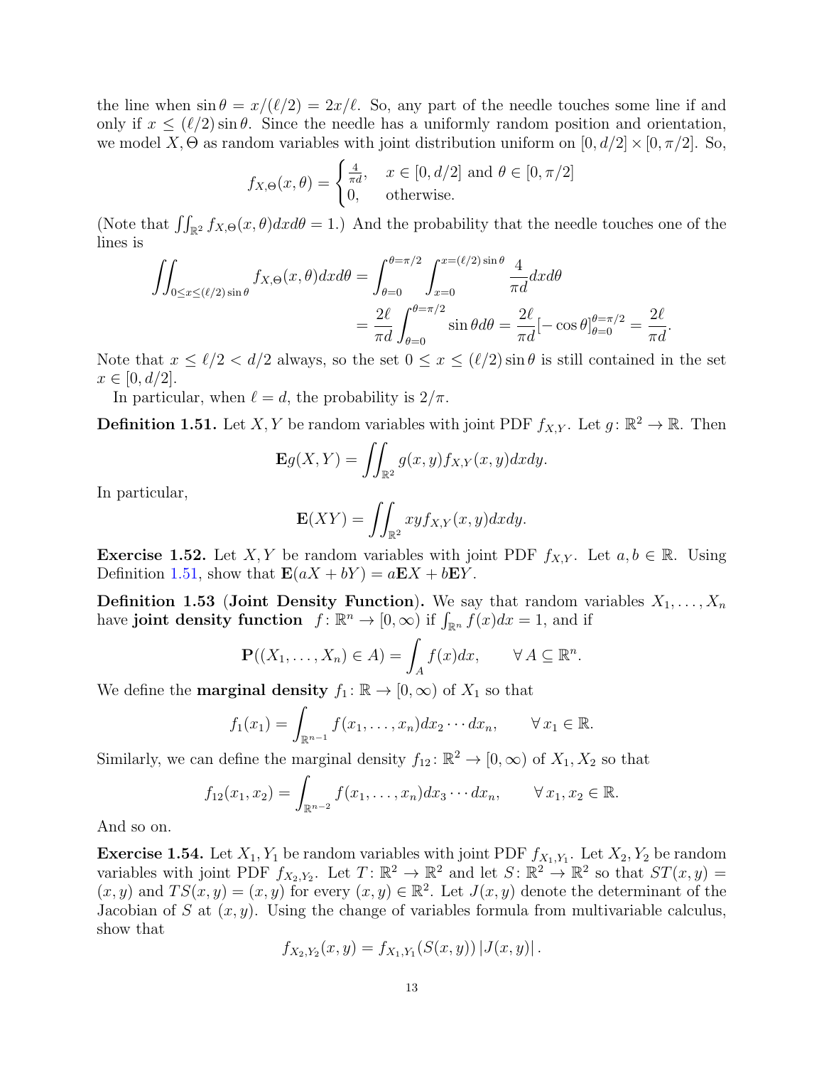the line when $\sin\theta = x/(\ell/2) = 2x/\ell$. So, any part of the needle touches some line if and only if $x \leq (\ell/2)\sin\theta$. Since the needle has a uniformly random position and orientation, we model $X, \Theta$ as random variables with joint distribution uniform on $[0, d/2] \times [0, \pi/2]$. So,

$$f_{X,\Theta}(x,\theta) = \begin{cases} \frac{4}{\pi d}, & x \in [0, d/2] \text{ and } \theta \in [0, \pi/2] \\ 0, & \text{otherwise.} \end{cases}$$

(Note that $\iint_{\mathbb{R}^2} f_{X,\Theta}(x,\theta) dx d\theta = 1$.) And the probability that the needle touches one of the lines is

$$\begin{aligned}\iint_{0 \leq x \leq (\ell/2)\sin\theta} f_{X,\Theta}(x,\theta) dx d\theta &= \int_{\theta=0}^{\theta=\pi/2} \int_{x=0}^{x=(\ell/2)\sin\theta} \frac{4}{\pi d} dx d\theta \\ &= \frac{2\ell}{\pi d} \int_{\theta=0}^{\theta=\pi/2} \sin\theta d\theta = \frac{2\ell}{\pi d}[-\cos\theta]_{\theta=0}^{\theta=\pi/2} = \frac{2\ell}{\pi d}.\end{aligned}$$

Note that $x \leq \ell/2 < d/2$ always, so the set $0 \leq x \leq (\ell/2)\sin\theta$ is still contained in the set $x \in [0, d/2]$.

In particular, when $\ell = d$, the probability is $2/\pi$.

**Definition 1.51.** Let $X, Y$ be random variables with joint PDF $f_{X,Y}$. Let $g \colon \mathbb{R}^2 \to \mathbb{R}$. Then

$$\mathbf{E}g(X,Y) = \iint_{\mathbb{R}^2} g(x,y) f_{X,Y}(x,y) dx dy.$$

In particular,

$$\mathbf{E}(XY) = \iint_{\mathbb{R}^2} xy f_{X,Y}(x,y) dx dy.$$

**Exercise 1.52.** Let $X, Y$ be random variables with joint PDF $f_{X,Y}$. Let $a, b \in \mathbb{R}$. Using Definition 1.51, show that $\mathbf{E}(aX + bY) = a\mathbf{E}X + b\mathbf{E}Y$.

**Definition 1.53** (**Joint Density Function**). We say that random variables $X_1, \ldots, X_n$ have **joint density function** $f \colon \mathbb{R}^n \to [0, \infty)$ if $\int_{\mathbb{R}^n} f(x) dx = 1$, and if

$$\mathbf{P}((X_1, \ldots, X_n) \in A) = \int_A f(x) dx, \qquad \forall\, A \subseteq \mathbb{R}^n.$$

We define the **marginal density** $f_1 \colon \mathbb{R} \to [0, \infty)$ of $X_1$ so that

$$f_1(x_1) = \int_{\mathbb{R}^{n-1}} f(x_1, \ldots, x_n) dx_2 \cdots dx_n, \qquad \forall\, x_1 \in \mathbb{R}.$$

Similarly, we can define the marginal density $f_{12} \colon \mathbb{R}^2 \to [0, \infty)$ of $X_1, X_2$ so that

$$f_{12}(x_1, x_2) = \int_{\mathbb{R}^{n-2}} f(x_1, \ldots, x_n) dx_3 \cdots dx_n, \qquad \forall\, x_1, x_2 \in \mathbb{R}.$$

And so on.

**Exercise 1.54.** Let $X_1, Y_1$ be random variables with joint PDF $f_{X_1,Y_1}$. Let $X_2, Y_2$ be random variables with joint PDF $f_{X_2,Y_2}$. Let $T \colon \mathbb{R}^2 \to \mathbb{R}^2$ and let $S \colon \mathbb{R}^2 \to \mathbb{R}^2$ so that $ST(x,y) = (x,y)$ and $TS(x,y) = (x,y)$ for every $(x,y) \in \mathbb{R}^2$. Let $J(x,y)$ denote the determinant of the Jacobian of $S$ at $(x,y)$. Using the change of variables formula from multivariable calculus, show that

$$f_{X_2,Y_2}(x,y) = f_{X_1,Y_1}(S(x,y)) \left| J(x,y) \right|.$$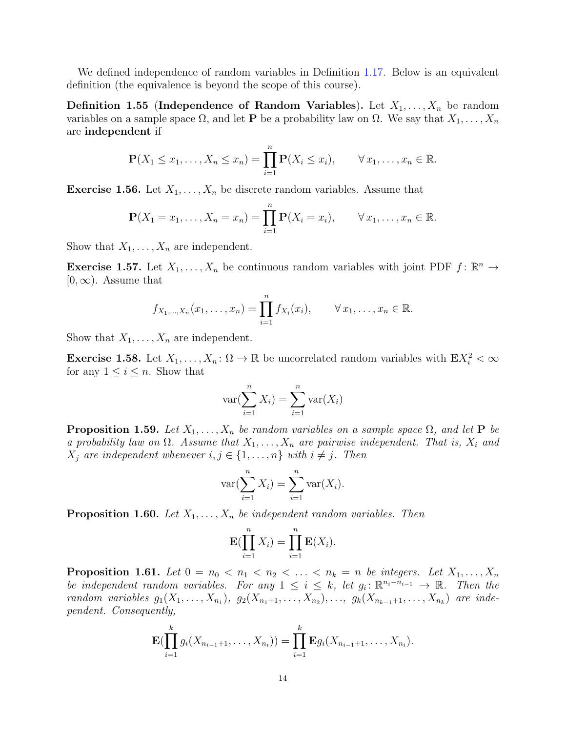We defined independence of random variables in Definition 1.17. Below is an equivalent definition (the equivalence is beyond the scope of this course).

**Definition 1.55** (**Independence of Random Variables**). Let $X_1, \ldots, X_n$ be random variables on a sample space $\Omega$, and let $\mathbf{P}$ be a probability law on $\Omega$. We say that $X_1, \ldots, X_n$ are **independent** if

$$\mathbf{P}(X_1 \leq x_1, \ldots, X_n \leq x_n) = \prod_{i=1}^{n} \mathbf{P}(X_i \leq x_i), \qquad \forall\, x_1, \ldots, x_n \in \mathbb{R}.$$

**Exercise 1.56.** Let $X_1, \ldots, X_n$ be discrete random variables. Assume that

$$\mathbf{P}(X_1 = x_1, \ldots, X_n = x_n) = \prod_{i=1}^{n} \mathbf{P}(X_i = x_i), \qquad \forall\, x_1, \ldots, x_n \in \mathbb{R}.$$

Show that $X_1, \ldots, X_n$ are independent.

**Exercise 1.57.** Let $X_1, \ldots, X_n$ be continuous random variables with joint PDF $f \colon \mathbb{R}^n \to [0, \infty)$. Assume that

$$f_{X_1,\ldots,X_n}(x_1, \ldots, x_n) = \prod_{i=1}^{n} f_{X_i}(x_i), \qquad \forall\, x_1, \ldots, x_n \in \mathbb{R}.$$

Show that $X_1, \ldots, X_n$ are independent.

**Exercise 1.58.** Let $X_1, \ldots, X_n \colon \Omega \to \mathbb{R}$ be uncorrelated random variables with $\mathbf{E}X_i^2 < \infty$ for any $1 \leq i \leq n$. Show that

$$\mathrm{var}(\sum_{i=1}^{n} X_i) = \sum_{i=1}^{n} \mathrm{var}(X_i)$$

**Proposition 1.59.** *Let $X_1, \ldots, X_n$ be random variables on a sample space $\Omega$, and let $\mathbf{P}$ be a probability law on $\Omega$. Assume that $X_1, \ldots, X_n$ are pairwise independent. That is, $X_i$ and $X_j$ are independent whenever $i, j \in \{1, \ldots, n\}$ with $i \neq j$. Then*

$$\mathrm{var}(\sum_{i=1}^{n} X_i) = \sum_{i=1}^{n} \mathrm{var}(X_i).$$

**Proposition 1.60.** *Let $X_1, \ldots, X_n$ be independent random variables. Then*

$$\mathbf{E}(\prod_{i=1}^{n} X_i) = \prod_{i=1}^{n} \mathbf{E}(X_i).$$

**Proposition 1.61.** *Let $0 = n_0 < n_1 < n_2 < \ldots < n_k = n$ be integers. Let $X_1, \ldots, X_n$ be independent random variables. For any $1 \leq i \leq k$, let $g_i \colon \mathbb{R}^{n_i - n_{i-1}} \to \mathbb{R}$. Then the random variables $g_1(X_1, \ldots, X_{n_1})$, $g_2(X_{n_1+1}, \ldots, X_{n_2}), \ldots, g_k(X_{n_{k-1}+1}, \ldots, X_{n_k})$ are independent. Consequently,*

$$\mathbf{E}(\prod_{i=1}^{k} g_i(X_{n_{i-1}+1}, \ldots, X_{n_i})) = \prod_{i=1}^{k} \mathbf{E}g_i(X_{n_{i-1}+1}, \ldots, X_{n_i}).$$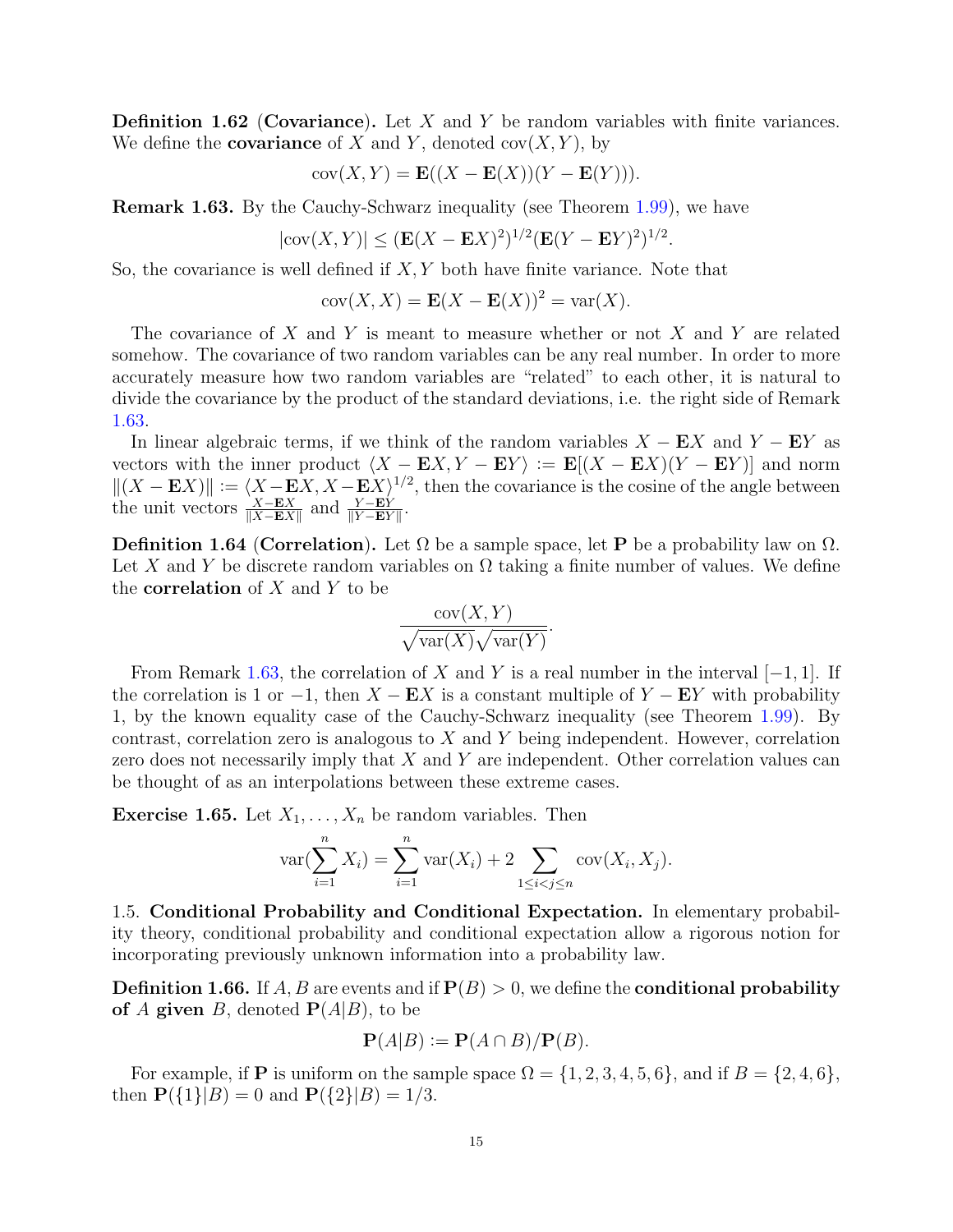**Definition 1.62** (**Covariance**)**.** Let $X$ and $Y$ be random variables with finite variances. We define the **covariance** of $X$ and $Y$, denoted $\mathrm{cov}(X,Y)$, by

$$\mathrm{cov}(X,Y) = \mathbf{E}((X - \mathbf{E}(X))(Y - \mathbf{E}(Y))).$$

**Remark 1.63.** By the Cauchy-Schwarz inequality (see Theorem 1.99), we have

$$|\mathrm{cov}(X,Y)| \leq (\mathbf{E}(X - \mathbf{E}X)^2)^{1/2}(\mathbf{E}(Y - \mathbf{E}Y)^2)^{1/2}.$$

So, the covariance is well defined if $X, Y$ both have finite variance. Note that

$$\mathrm{cov}(X,X) = \mathbf{E}(X - \mathbf{E}(X))^2 = \mathrm{var}(X).$$

The covariance of $X$ and $Y$ is meant to measure whether or not $X$ and $Y$ are related somehow. The covariance of two random variables can be any real number. In order to more accurately measure how two random variables are "related" to each other, it is natural to divide the covariance by the product of the standard deviations, i.e. the right side of Remark 1.63.

In linear algebraic terms, if we think of the random variables $X - \mathbf{E}X$ and $Y - \mathbf{E}Y$ as vectors with the inner product $\langle X - \mathbf{E}X, Y - \mathbf{E}Y\rangle := \mathbf{E}[(X - \mathbf{E}X)(Y - \mathbf{E}Y)]$ and norm $\|(X - \mathbf{E}X)\| := \langle X - \mathbf{E}X, X - \mathbf{E}X\rangle^{1/2}$, then the covariance is the cosine of the angle between the unit vectors $\frac{X - \mathbf{E}X}{\|X - \mathbf{E}X\|}$ and $\frac{Y - \mathbf{E}Y}{\|Y - \mathbf{E}Y\|}$.

**Definition 1.64** (**Correlation**)**.** Let $\Omega$ be a sample space, let $\mathbf{P}$ be a probability law on $\Omega$. Let $X$ and $Y$ be discrete random variables on $\Omega$ taking a finite number of values. We define the **correlation** of $X$ and $Y$ to be

$$\frac{\mathrm{cov}(X,Y)}{\sqrt{\mathrm{var}(X)}\sqrt{\mathrm{var}(Y)}}.$$

From Remark 1.63, the correlation of $X$ and $Y$ is a real number in the interval $[-1,1]$. If the correlation is 1 or $-1$, then $X - \mathbf{E}X$ is a constant multiple of $Y - \mathbf{E}Y$ with probability 1, by the known equality case of the Cauchy-Schwarz inequality (see Theorem 1.99). By contrast, correlation zero is analogous to $X$ and $Y$ being independent. However, correlation zero does not necessarily imply that $X$ and $Y$ are independent. Other correlation values can be thought of as an interpolations between these extreme cases.

**Exercise 1.65.** Let $X_1, \ldots, X_n$ be random variables. Then

$$\mathrm{var}(\sum_{i=1}^{n} X_i) = \sum_{i=1}^{n} \mathrm{var}(X_i) + 2\sum_{1 \leq i < j \leq n} \mathrm{cov}(X_i, X_j).$$

## 1.5. Conditional Probability and Conditional Expectation.

In elementary probability theory, conditional probability and conditional expectation allow a rigorous notion for incorporating previously unknown information into a probability law.

**Definition 1.66.** If $A, B$ are events and if $\mathbf{P}(B) > 0$, we define the **conditional probability of $A$ given $B$**, denoted $\mathbf{P}(A|B)$, to be

$$\mathbf{P}(A|B) := \mathbf{P}(A \cap B)/\mathbf{P}(B).$$

For example, if $\mathbf{P}$ is uniform on the sample space $\Omega = \{1,2,3,4,5,6\}$, and if $B = \{2,4,6\}$, then $\mathbf{P}(\{1\}|B) = 0$ and $\mathbf{P}(\{2\}|B) = 1/3$.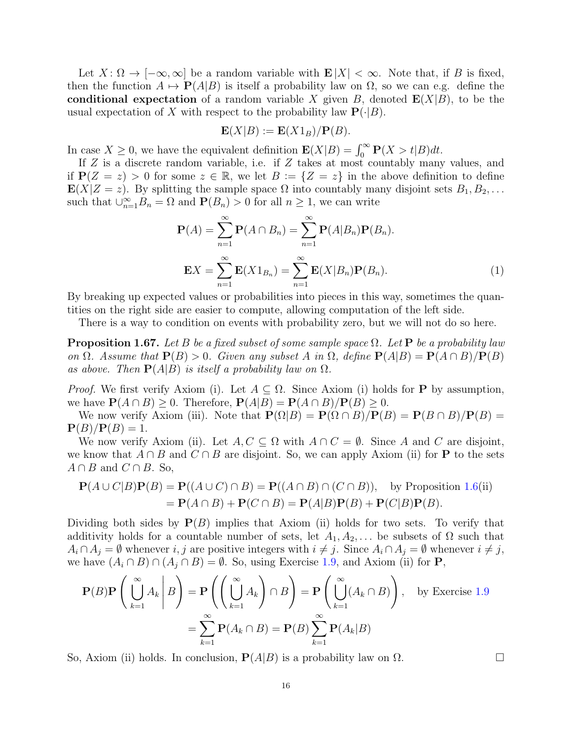Let $X\colon \Omega \to [-\infty, \infty]$ be a random variable with $\mathbf{E}|X| < \infty$. Note that, if $B$ is fixed, then the function $A \mapsto \mathbf{P}(A|B)$ is itself a probability law on $\Omega$, so we can e.g. define the **conditional expectation** of a random variable $X$ given $B$, denoted $\mathbf{E}(X|B)$, to be the usual expectation of $X$ with respect to the probability law $\mathbf{P}(\cdot|B)$.

$$\mathbf{E}(X|B) := \mathbf{E}(X1_B)/\mathbf{P}(B).$$

In case $X \geq 0$, we have the equivalent definition $\mathbf{E}(X|B) = \int_0^\infty \mathbf{P}(X > t|B)dt$.

If $Z$ is a discrete random variable, i.e. if $Z$ takes at most countably many values, and if $\mathbf{P}(Z = z) > 0$ for some $z \in \mathbb{R}$, we let $B := \{Z = z\}$ in the above definition to define $\mathbf{E}(X|Z = z)$. By splitting the sample space $\Omega$ into countably many disjoint sets $B_1, B_2, \ldots$ such that $\cup_{n=1}^\infty B_n = \Omega$ and $\mathbf{P}(B_n) > 0$ for all $n \geq 1$, we can write

$$\mathbf{P}(A) = \sum_{n=1}^\infty \mathbf{P}(A \cap B_n) = \sum_{n=1}^\infty \mathbf{P}(A|B_n)\mathbf{P}(B_n).$$

$$\mathbf{E}X = \sum_{n=1}^\infty \mathbf{E}(X1_{B_n}) = \sum_{n=1}^\infty \mathbf{E}(X|B_n)\mathbf{P}(B_n). \tag{1}$$

By breaking up expected values or probabilities into pieces in this way, sometimes the quantities on the right side are easier to compute, allowing computation of the left side.

There is a way to condition on events with probability zero, but we will not do so here.

**Proposition 1.67.** *Let $B$ be a fixed subset of some sample space $\Omega$. Let $\mathbf{P}$ be a probability law on $\Omega$. Assume that $\mathbf{P}(B) > 0$. Given any subset $A$ in $\Omega$, define $\mathbf{P}(A|B) = \mathbf{P}(A \cap B)/\mathbf{P}(B)$ as above. Then $\mathbf{P}(A|B)$ is itself a probability law on $\Omega$.*

*Proof.* We first verify Axiom (i). Let $A \subseteq \Omega$. Since Axiom (i) holds for $\mathbf{P}$ by assumption, we have $\mathbf{P}(A \cap B) \geq 0$. Therefore, $\mathbf{P}(A|B) = \mathbf{P}(A \cap B)/\mathbf{P}(B) \geq 0$.

We now verify Axiom (iii). Note that $\mathbf{P}(\Omega|B) = \mathbf{P}(\Omega \cap B)/\mathbf{P}(B) = \mathbf{P}(B \cap B)/\mathbf{P}(B) = \mathbf{P}(B)/\mathbf{P}(B) = 1$.

We now verify Axiom (ii). Let $A, C \subseteq \Omega$ with $A \cap C = \emptyset$. Since $A$ and $C$ are disjoint, we know that $A \cap B$ and $C \cap B$ are disjoint. So, we can apply Axiom (ii) for $\mathbf{P}$ to the sets $A \cap B$ and $C \cap B$. So,

$$\begin{aligned}
\mathbf{P}(A \cup C|B)\mathbf{P}(B) &= \mathbf{P}((A \cup C) \cap B) = \mathbf{P}((A \cap B) \cap (C \cap B)), \quad \text{by Proposition 1.6(ii)} \\
&= \mathbf{P}(A \cap B) + \mathbf{P}(C \cap B) = \mathbf{P}(A|B)\mathbf{P}(B) + \mathbf{P}(C|B)\mathbf{P}(B).
\end{aligned}$$

Dividing both sides by $\mathbf{P}(B)$ implies that Axiom (ii) holds for two sets. To verify that additivity holds for a countable number of sets, let $A_1, A_2, \ldots$ be subsets of $\Omega$ such that $A_i \cap A_j = \emptyset$ whenever $i, j$ are positive integers with $i \neq j$. Since $A_i \cap A_j = \emptyset$ whenever $i \neq j$, we have $(A_i \cap B) \cap (A_j \cap B) = \emptyset$. So, using Exercise 1.9, and Axiom (ii) for $\mathbf{P}$,

$$\begin{aligned}
\mathbf{P}(B)\mathbf{P}\left(\bigcup_{k=1}^\infty A_k \,\middle|\, B\right) &= \mathbf{P}\left(\left(\bigcup_{k=1}^\infty A_k\right) \cap B\right) = \mathbf{P}\left(\bigcup_{k=1}^\infty (A_k \cap B)\right), \quad \text{by Exercise 1.9} \\
&= \sum_{k=1}^\infty \mathbf{P}(A_k \cap B) = \mathbf{P}(B)\sum_{k=1}^\infty \mathbf{P}(A_k|B)
\end{aligned}$$

So, Axiom (ii) holds. In conclusion, $\mathbf{P}(A|B)$ is a probability law on $\Omega$. $\square$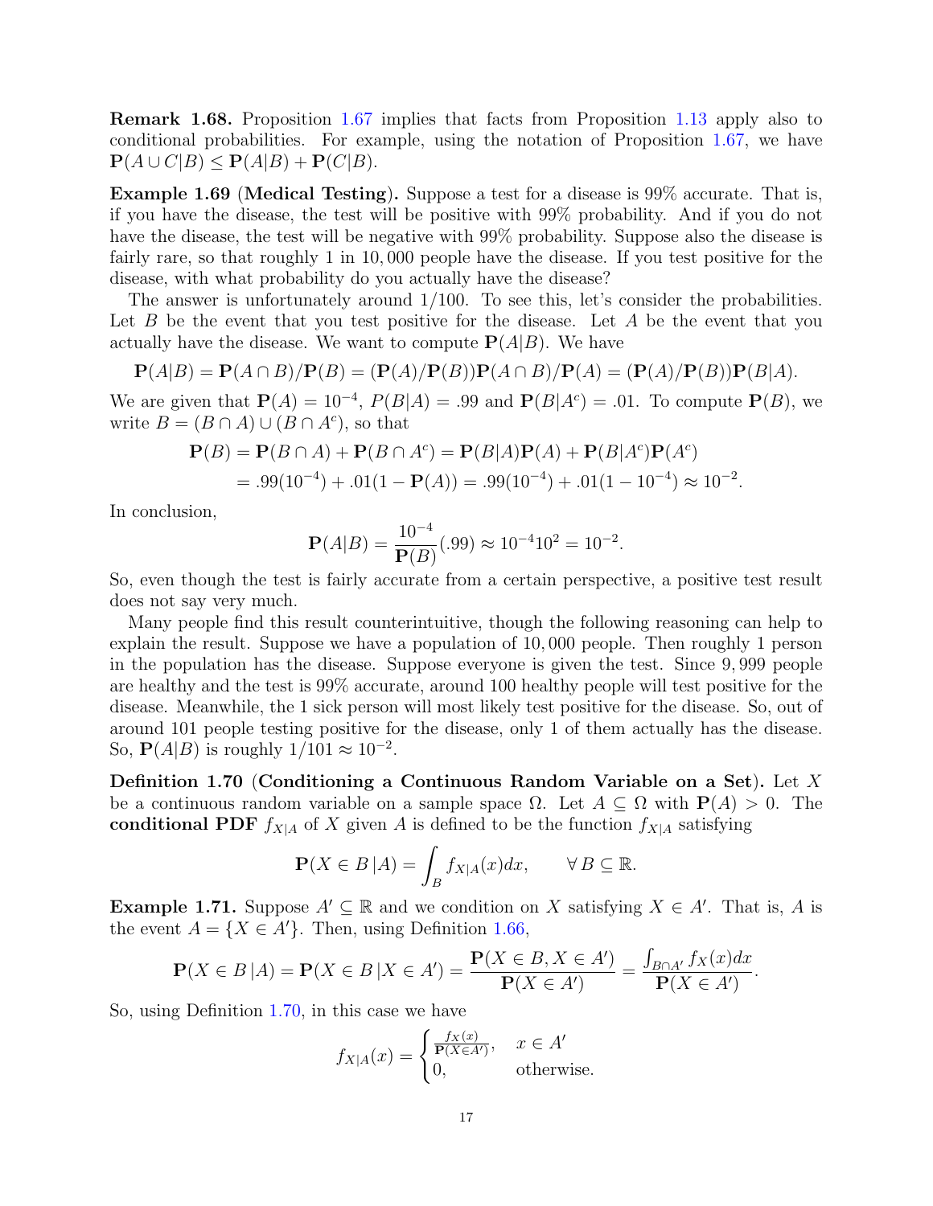**Remark 1.68.** Proposition 1.67 implies that facts from Proposition 1.13 apply also to conditional probabilities. For example, using the notation of Proposition 1.67, we have $\mathbf{P}(A \cup C|B) \leq \mathbf{P}(A|B) + \mathbf{P}(C|B)$.

**Example 1.69 (Medical Testing).** Suppose a test for a disease is 99% accurate. That is, if you have the disease, the test will be positive with 99% probability. And if you do not have the disease, the test will be negative with 99% probability. Suppose also the disease is fairly rare, so that roughly 1 in 10,000 people have the disease. If you test positive for the disease, with what probability do you actually have the disease?

The answer is unfortunately around 1/100. To see this, let's consider the probabilities. Let $B$ be the event that you test positive for the disease. Let $A$ be the event that you actually have the disease. We want to compute $\mathbf{P}(A|B)$. We have

$$\mathbf{P}(A|B) = \mathbf{P}(A \cap B)/\mathbf{P}(B) = (\mathbf{P}(A)/\mathbf{P}(B))\mathbf{P}(A \cap B)/\mathbf{P}(A) = (\mathbf{P}(A)/\mathbf{P}(B))\mathbf{P}(B|A).$$

We are given that $\mathbf{P}(A) = 10^{-4}$, $P(B|A) = .99$ and $\mathbf{P}(B|A^c) = .01$. To compute $\mathbf{P}(B)$, we write $B = (B \cap A) \cup (B \cap A^c)$, so that

$$\begin{aligned}\mathbf{P}(B) &= \mathbf{P}(B \cap A) + \mathbf{P}(B \cap A^c) = \mathbf{P}(B|A)\mathbf{P}(A) + \mathbf{P}(B|A^c)\mathbf{P}(A^c) \\ &= .99(10^{-4}) + .01(1 - \mathbf{P}(A)) = .99(10^{-4}) + .01(1 - 10^{-4}) \approx 10^{-2}.\end{aligned}$$

In conclusion,

$$\mathbf{P}(A|B) = \frac{10^{-4}}{\mathbf{P}(B)}(.99) \approx 10^{-4}10^{2} = 10^{-2}.$$

So, even though the test is fairly accurate from a certain perspective, a positive test result does not say very much.

Many people find this result counterintuitive, though the following reasoning can help to explain the result. Suppose we have a population of 10,000 people. Then roughly 1 person in the population has the disease. Suppose everyone is given the test. Since 9,999 people are healthy and the test is 99% accurate, around 100 healthy people will test positive for the disease. Meanwhile, the 1 sick person will most likely test positive for the disease. So, out of around 101 people testing positive for the disease, only 1 of them actually has the disease. So, $\mathbf{P}(A|B)$ is roughly $1/101 \approx 10^{-2}$.

**Definition 1.70 (Conditioning a Continuous Random Variable on a Set).** Let $X$ be a continuous random variable on a sample space $\Omega$. Let $A \subseteq \Omega$ with $\mathbf{P}(A) > 0$. The **conditional PDF** $f_{X|A}$ of $X$ given $A$ is defined to be the function $f_{X|A}$ satisfying

$$\mathbf{P}(X \in B\,|A) = \int_B f_{X|A}(x)dx, \qquad \forall\, B \subseteq \mathbb{R}.$$

**Example 1.71.** Suppose $A' \subseteq \mathbb{R}$ and we condition on $X$ satisfying $X \in A'$. That is, $A$ is the event $A = \{X \in A'\}$. Then, using Definition 1.66,

$$\mathbf{P}(X \in B\,|A) = \mathbf{P}(X \in B\,|X \in A') = \frac{\mathbf{P}(X \in B, X \in A')}{\mathbf{P}(X \in A')} = \frac{\int_{B \cap A'} f_X(x)dx}{\mathbf{P}(X \in A')}.$$

So, using Definition 1.70, in this case we have

$$f_{X|A}(x) = \begin{cases} \frac{f_X(x)}{\mathbf{P}(X \in A')}, & x \in A' \\ 0, & \text{otherwise.}\end{cases}$$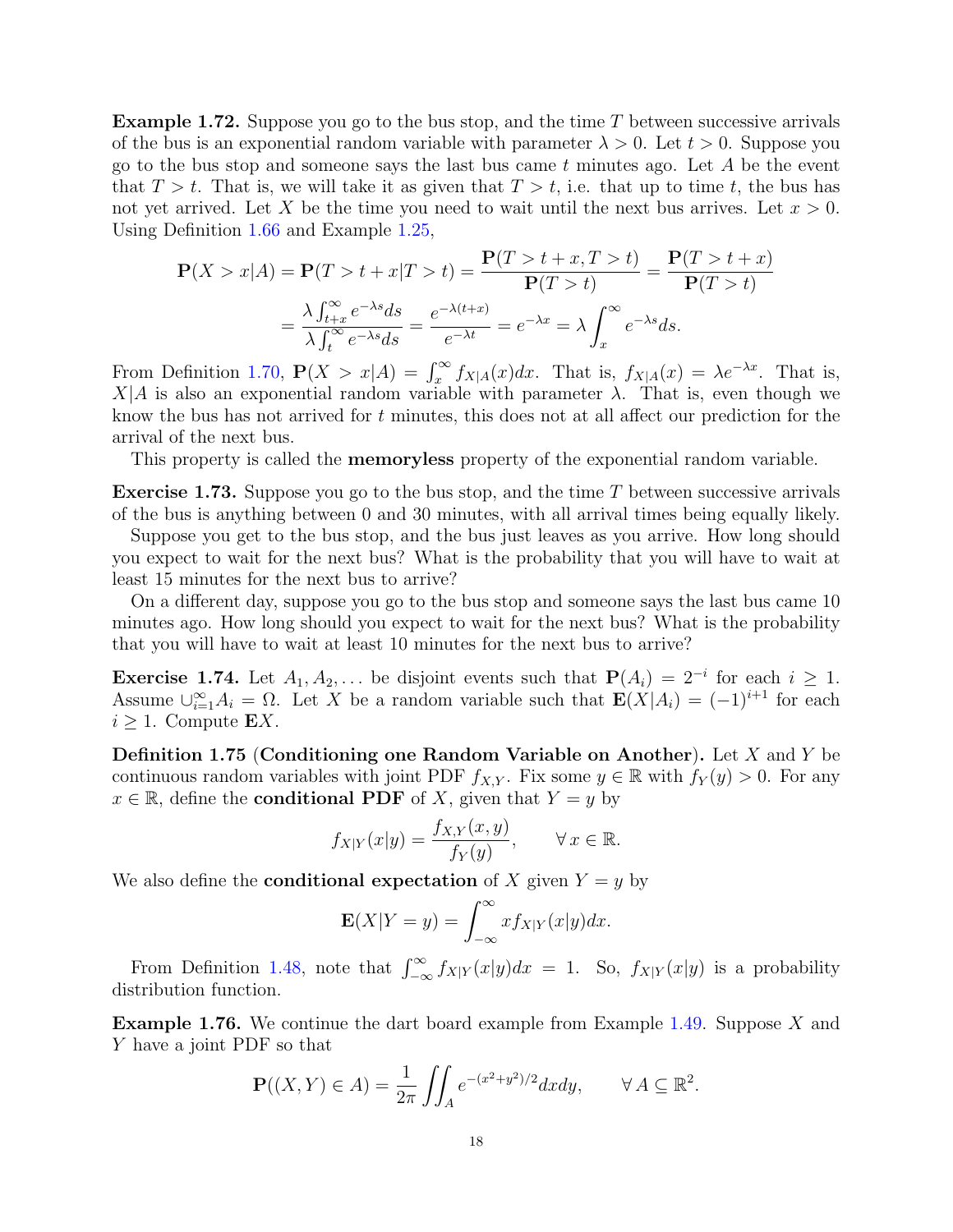**Example 1.72.** Suppose you go to the bus stop, and the time $T$ between successive arrivals of the bus is an exponential random variable with parameter $\lambda > 0$. Let $t > 0$. Suppose you go to the bus stop and someone says the last bus came $t$ minutes ago. Let $A$ be the event that $T > t$. That is, we will take it as given that $T > t$, i.e. that up to time $t$, the bus has not yet arrived. Let $X$ be the time you need to wait until the next bus arrives. Let $x > 0$. Using Definition 1.66 and Example 1.25,

$$\mathbf{P}(X > x|A) = \mathbf{P}(T > t + x|T > t) = \frac{\mathbf{P}(T > t + x, T > t)}{\mathbf{P}(T > t)} = \frac{\mathbf{P}(T > t + x)}{\mathbf{P}(T > t)}$$

$$= \frac{\lambda \int_{t+x}^{\infty} e^{-\lambda s} ds}{\lambda \int_{t}^{\infty} e^{-\lambda s} ds} = \frac{e^{-\lambda(t+x)}}{e^{-\lambda t}} = e^{-\lambda x} = \lambda \int_{x}^{\infty} e^{-\lambda s} ds.$$

From Definition 1.70, $\mathbf{P}(X > x|A) = \int_x^\infty f_{X|A}(x)dx$. That is, $f_{X|A}(x) = \lambda e^{-\lambda x}$. That is, $X|A$ is also an exponential random variable with parameter $\lambda$. That is, even though we know the bus has not arrived for $t$ minutes, this does not at all affect our prediction for the arrival of the next bus.

This property is called the **memoryless** property of the exponential random variable.

**Exercise 1.73.** Suppose you go to the bus stop, and the time $T$ between successive arrivals of the bus is anything between 0 and 30 minutes, with all arrival times being equally likely.

Suppose you get to the bus stop, and the bus just leaves as you arrive. How long should you expect to wait for the next bus? What is the probability that you will have to wait at least 15 minutes for the next bus to arrive?

On a different day, suppose you go to the bus stop and someone says the last bus came 10 minutes ago. How long should you expect to wait for the next bus? What is the probability that you will have to wait at least 10 minutes for the next bus to arrive?

**Exercise 1.74.** Let $A_1, A_2, \ldots$ be disjoint events such that $\mathbf{P}(A_i) = 2^{-i}$ for each $i \geq 1$. Assume $\cup_{i=1}^{\infty} A_i = \Omega$. Let $X$ be a random variable such that $\mathbf{E}(X|A_i) = (-1)^{i+1}$ for each $i \geq 1$. Compute $\mathbf{E}X$.

**Definition 1.75** (**Conditioning one Random Variable on Another**). Let $X$ and $Y$ be continuous random variables with joint PDF $f_{X,Y}$. Fix some $y \in \mathbb{R}$ with $f_Y(y) > 0$. For any $x \in \mathbb{R}$, define the **conditional PDF** of $X$, given that $Y = y$ by

$$f_{X|Y}(x|y) = \frac{f_{X,Y}(x,y)}{f_Y(y)}, \qquad \forall\, x \in \mathbb{R}.$$

We also define the **conditional expectation** of $X$ given $Y = y$ by

$$\mathbf{E}(X|Y = y) = \int_{-\infty}^{\infty} x f_{X|Y}(x|y) dx.$$

From Definition 1.48, note that $\int_{-\infty}^{\infty} f_{X|Y}(x|y)dx = 1$. So, $f_{X|Y}(x|y)$ is a probability distribution function.

**Example 1.76.** We continue the dart board example from Example 1.49. Suppose $X$ and $Y$ have a joint PDF so that

$$\mathbf{P}((X,Y) \in A) = \frac{1}{2\pi} \iint_A e^{-(x^2+y^2)/2} dx dy, \qquad \forall\, A \subseteq \mathbb{R}^2.$$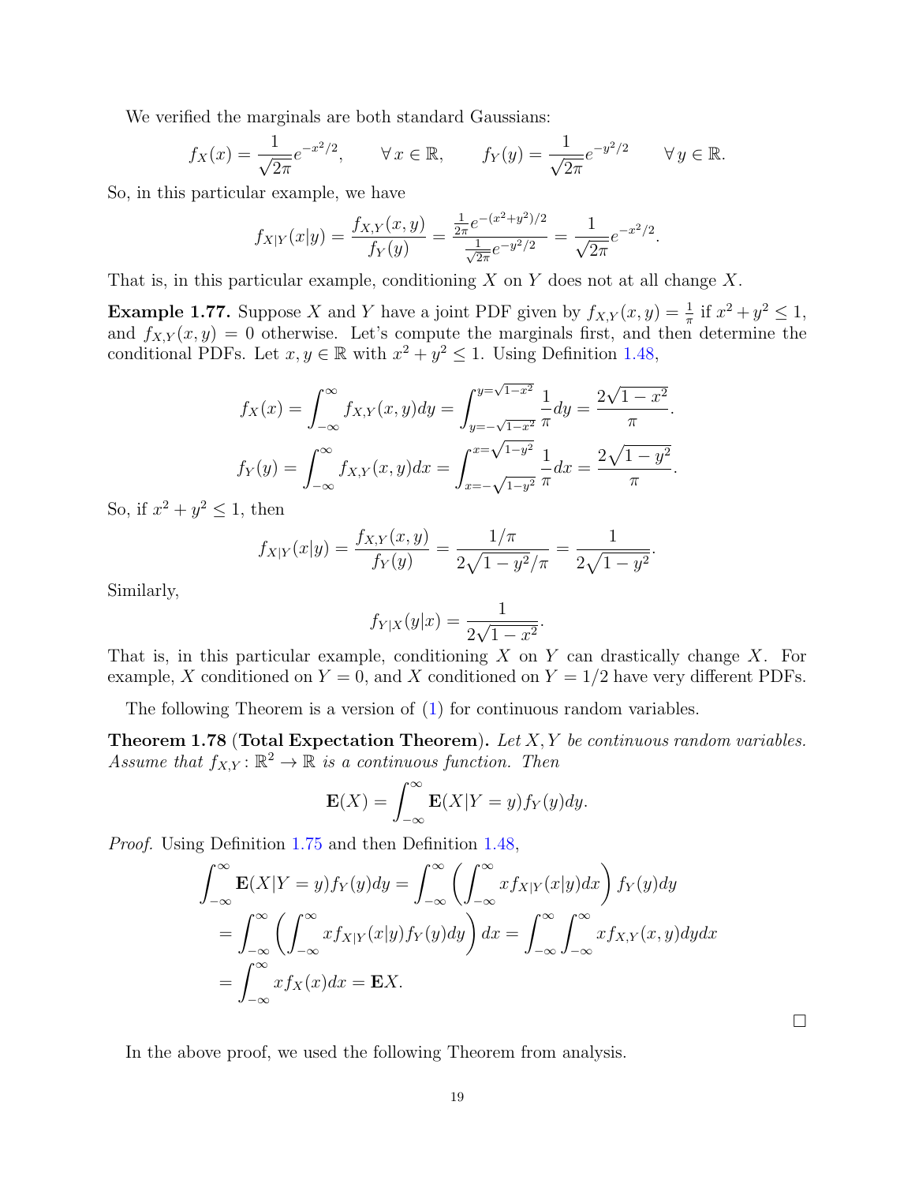We verified the marginals are both standard Gaussians:

$$f_X(x) = \frac{1}{\sqrt{2\pi}} e^{-x^2/2}, \qquad \forall\, x \in \mathbb{R}, \qquad f_Y(y) = \frac{1}{\sqrt{2\pi}} e^{-y^2/2} \qquad \forall\, y \in \mathbb{R}.$$

So, in this particular example, we have

$$f_{X|Y}(x|y) = \frac{f_{X,Y}(x,y)}{f_Y(y)} = \frac{\frac{1}{2\pi} e^{-(x^2+y^2)/2}}{\frac{1}{\sqrt{2\pi}} e^{-y^2/2}} = \frac{1}{\sqrt{2\pi}} e^{-x^2/2}.$$

That is, in this particular example, conditioning $X$ on $Y$ does not at all change $X$.

**Example 1.77.** Suppose $X$ and $Y$ have a joint PDF given by $f_{X,Y}(x,y) = \frac{1}{\pi}$ if $x^2 + y^2 \leq 1$, and $f_{X,Y}(x,y) = 0$ otherwise. Let's compute the marginals first, and then determine the conditional PDFs. Let $x, y \in \mathbb{R}$ with $x^2 + y^2 \leq 1$. Using Definition 1.48,

$$f_X(x) = \int_{-\infty}^{\infty} f_{X,Y}(x,y)dy = \int_{y=-\sqrt{1-x^2}}^{y=\sqrt{1-x^2}} \frac{1}{\pi} dy = \frac{2\sqrt{1-x^2}}{\pi}.$$

$$f_Y(y) = \int_{-\infty}^{\infty} f_{X,Y}(x,y)dx = \int_{x=-\sqrt{1-y^2}}^{x=\sqrt{1-y^2}} \frac{1}{\pi} dx = \frac{2\sqrt{1-y^2}}{\pi}.$$

So, if $x^2 + y^2 \leq 1$, then

$$f_{X|Y}(x|y) = \frac{f_{X,Y}(x,y)}{f_Y(y)} = \frac{1/\pi}{2\sqrt{1-y^2}/\pi} = \frac{1}{2\sqrt{1-y^2}}.$$

Similarly,

$$f_{Y|X}(y|x) = \frac{1}{2\sqrt{1-x^2}}.$$

That is, in this particular example, conditioning $X$ on $Y$ can drastically change $X$. For example, $X$ conditioned on $Y = 0$, and $X$ conditioned on $Y = 1/2$ have very different PDFs.

The following Theorem is a version of (1) for continuous random variables.

**Theorem 1.78 (Total Expectation Theorem).** *Let $X, Y$ be continuous random variables. Assume that $f_{X,Y} : \mathbb{R}^2 \to \mathbb{R}$ is a continuous function. Then*

$$\mathbf{E}(X) = \int_{-\infty}^{\infty} \mathbf{E}(X|Y = y) f_Y(y) dy.$$

*Proof.* Using Definition 1.75 and then Definition 1.48,

$$\begin{aligned}
\int_{-\infty}^{\infty} \mathbf{E}(X|Y = y) f_Y(y) dy &= \int_{-\infty}^{\infty} \left( \int_{-\infty}^{\infty} x f_{X|Y}(x|y) dx \right) f_Y(y) dy \\
&= \int_{-\infty}^{\infty} \left( \int_{-\infty}^{\infty} x f_{X|Y}(x|y) f_Y(y) dy \right) dx = \int_{-\infty}^{\infty} \int_{-\infty}^{\infty} x f_{X,Y}(x,y) dy dx \\
&= \int_{-\infty}^{\infty} x f_X(x) dx = \mathbf{E}X.
\end{aligned}$$

□

In the above proof, we used the following Theorem from analysis.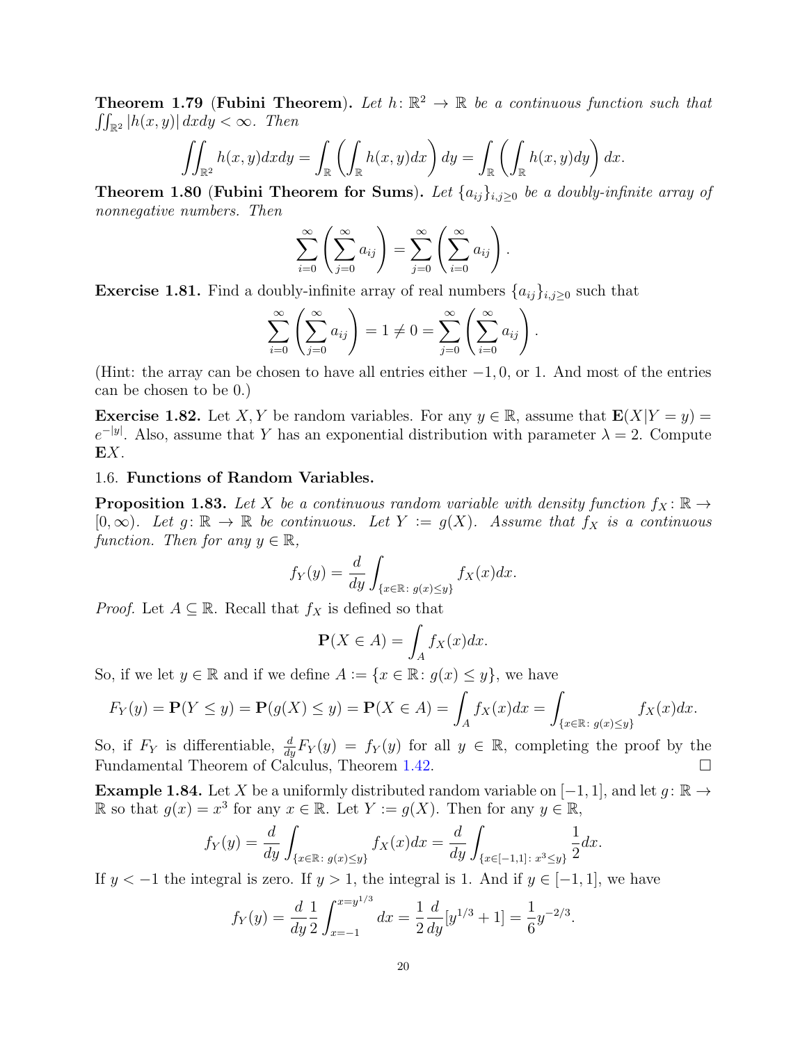**Theorem 1.79** (**Fubini Theorem**). *Let $h\colon \mathbb{R}^2 \to \mathbb{R}$ be a continuous function such that $\iint_{\mathbb{R}^2} |h(x,y)|\,dxdy < \infty$. Then*

$$\iint_{\mathbb{R}^2} h(x,y)dxdy = \int_{\mathbb{R}} \left( \int_{\mathbb{R}} h(x,y)dx \right) dy = \int_{\mathbb{R}} \left( \int_{\mathbb{R}} h(x,y)dy \right) dx.$$

**Theorem 1.80** (**Fubini Theorem for Sums**). *Let $\{a_{ij}\}_{i,j\geq 0}$ be a doubly-infinite array of nonnegative numbers. Then*

$$\sum_{i=0}^{\infty} \left( \sum_{j=0}^{\infty} a_{ij} \right) = \sum_{j=0}^{\infty} \left( \sum_{i=0}^{\infty} a_{ij} \right).$$

**Exercise 1.81.** Find a doubly-infinite array of real numbers $\{a_{ij}\}_{i,j\geq 0}$ such that

$$\sum_{i=0}^{\infty} \left( \sum_{j=0}^{\infty} a_{ij} \right) = 1 \neq 0 = \sum_{j=0}^{\infty} \left( \sum_{i=0}^{\infty} a_{ij} \right).$$

(Hint: the array can be chosen to have all entries either $-1, 0$, or $1$. And most of the entries can be chosen to be 0.)

**Exercise 1.82.** Let $X, Y$ be random variables. For any $y \in \mathbb{R}$, assume that $\mathbf{E}(X|Y=y) = e^{-|y|}$. Also, assume that $Y$ has an exponential distribution with parameter $\lambda = 2$. Compute $\mathbf{E}X$.

## 1.6. Functions of Random Variables.

**Proposition 1.83.** *Let $X$ be a continuous random variable with density function $f_X\colon \mathbb{R} \to [0,\infty)$. Let $g\colon \mathbb{R} \to \mathbb{R}$ be continuous. Let $Y := g(X)$. Assume that $f_X$ is a continuous function. Then for any $y \in \mathbb{R}$,*

$$f_Y(y) = \frac{d}{dy} \int_{\{x\in\mathbb{R}\colon\, g(x)\leq y\}} f_X(x)dx.$$

*Proof.* Let $A \subseteq \mathbb{R}$. Recall that $f_X$ is defined so that

$$\mathbf{P}(X \in A) = \int_A f_X(x)dx.$$

So, if we let $y \in \mathbb{R}$ and if we define $A := \{x \in \mathbb{R}\colon g(x) \leq y\}$, we have

$$F_Y(y) = \mathbf{P}(Y \leq y) = \mathbf{P}(g(X) \leq y) = \mathbf{P}(X \in A) = \int_A f_X(x)dx = \int_{\{x\in\mathbb{R}\colon\, g(x)\leq y\}} f_X(x)dx.$$

So, if $F_Y$ is differentiable, $\frac{d}{dy}F_Y(y) = f_Y(y)$ for all $y \in \mathbb{R}$, completing the proof by the Fundamental Theorem of Calculus, Theorem 1.42. $\square$

**Example 1.84.** Let $X$ be a uniformly distributed random variable on $[-1,1]$, and let $g\colon \mathbb{R} \to \mathbb{R}$ so that $g(x) = x^3$ for any $x \in \mathbb{R}$. Let $Y := g(X)$. Then for any $y \in \mathbb{R}$,

$$f_Y(y) = \frac{d}{dy} \int_{\{x\in\mathbb{R}\colon\, g(x)\leq y\}} f_X(x)dx = \frac{d}{dy} \int_{\{x\in[-1,1]\colon\, x^3\leq y\}} \frac{1}{2}dx.$$

If $y < -1$ the integral is zero. If $y > 1$, the integral is 1. And if $y \in [-1,1]$, we have

$$f_Y(y) = \frac{d}{dy}\frac{1}{2}\int_{x=-1}^{x=y^{1/3}} dx = \frac{1}{2}\frac{d}{dy}[y^{1/3}+1] = \frac{1}{6}y^{-2/3}.$$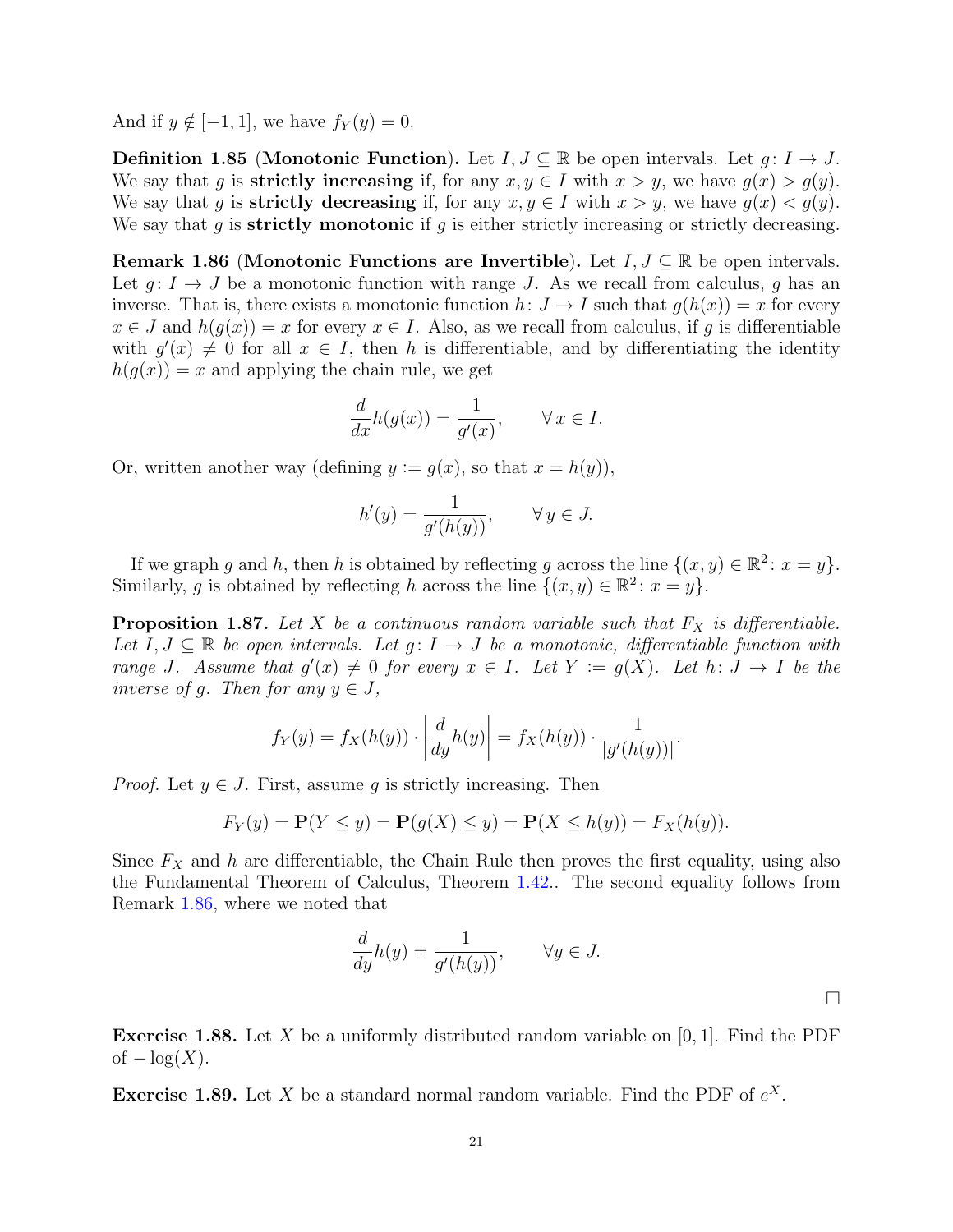And if $y \notin [-1,1]$, we have $f_Y(y) = 0$.

**Definition 1.85** (**Monotonic Function**). Let $I, J \subseteq \mathbb{R}$ be open intervals. Let $g: I \to J$. We say that $g$ is **strictly increasing** if, for any $x, y \in I$ with $x > y$, we have $g(x) > g(y)$. We say that $g$ is **strictly decreasing** if, for any $x, y \in I$ with $x > y$, we have $g(x) < g(y)$. We say that $g$ is **strictly monotonic** if $g$ is either strictly increasing or strictly decreasing.

**Remark 1.86** (**Monotonic Functions are Invertible**). Let $I, J \subseteq \mathbb{R}$ be open intervals. Let $g: I \to J$ be a monotonic function with range $J$. As we recall from calculus, $g$ has an inverse. That is, there exists a monotonic function $h: J \to I$ such that $g(h(x)) = x$ for every $x \in J$ and $h(g(x)) = x$ for every $x \in I$. Also, as we recall from calculus, if $g$ is differentiable with $g'(x) \neq 0$ for all $x \in I$, then $h$ is differentiable, and by differentiating the identity $h(g(x)) = x$ and applying the chain rule, we get

$$\frac{d}{dx} h(g(x)) = \frac{1}{g'(x)}, \qquad \forall\, x \in I.$$

Or, written another way (defining $y := g(x)$, so that $x = h(y)$),

$$h'(y) = \frac{1}{g'(h(y))}, \qquad \forall\, y \in J.$$

If we graph $g$ and $h$, then $h$ is obtained by reflecting $g$ across the line $\{(x, y) \in \mathbb{R}^2 : x = y\}$. Similarly, $g$ is obtained by reflecting $h$ across the line $\{(x, y) \in \mathbb{R}^2 : x = y\}$.

**Proposition 1.87.** *Let $X$ be a continuous random variable such that $F_X$ is differentiable. Let $I, J \subseteq \mathbb{R}$ be open intervals. Let $g: I \to J$ be a monotonic, differentiable function with range $J$. Assume that $g'(x) \neq 0$ for every $x \in I$. Let $Y := g(X)$. Let $h: J \to I$ be the inverse of $g$. Then for any $y \in J$,*

$$f_Y(y) = f_X(h(y)) \cdot \left| \frac{d}{dy} h(y) \right| = f_X(h(y)) \cdot \frac{1}{|g'(h(y))|}.$$

*Proof.* Let $y \in J$. First, assume $g$ is strictly increasing. Then

$$F_Y(y) = \mathbf{P}(Y \leq y) = \mathbf{P}(g(X) \leq y) = \mathbf{P}(X \leq h(y)) = F_X(h(y)).$$

Since $F_X$ and $h$ are differentiable, the Chain Rule then proves the first equality, using also the Fundamental Theorem of Calculus, Theorem 1.42.. The second equality follows from Remark 1.86, where we noted that

$$\frac{d}{dy} h(y) = \frac{1}{g'(h(y))}, \qquad \forall y \in J.$$

$\square$

**Exercise 1.88.** Let $X$ be a uniformly distributed random variable on $[0,1]$. Find the PDF of $-\log(X)$.

**Exercise 1.89.** Let $X$ be a standard normal random variable. Find the PDF of $e^X$.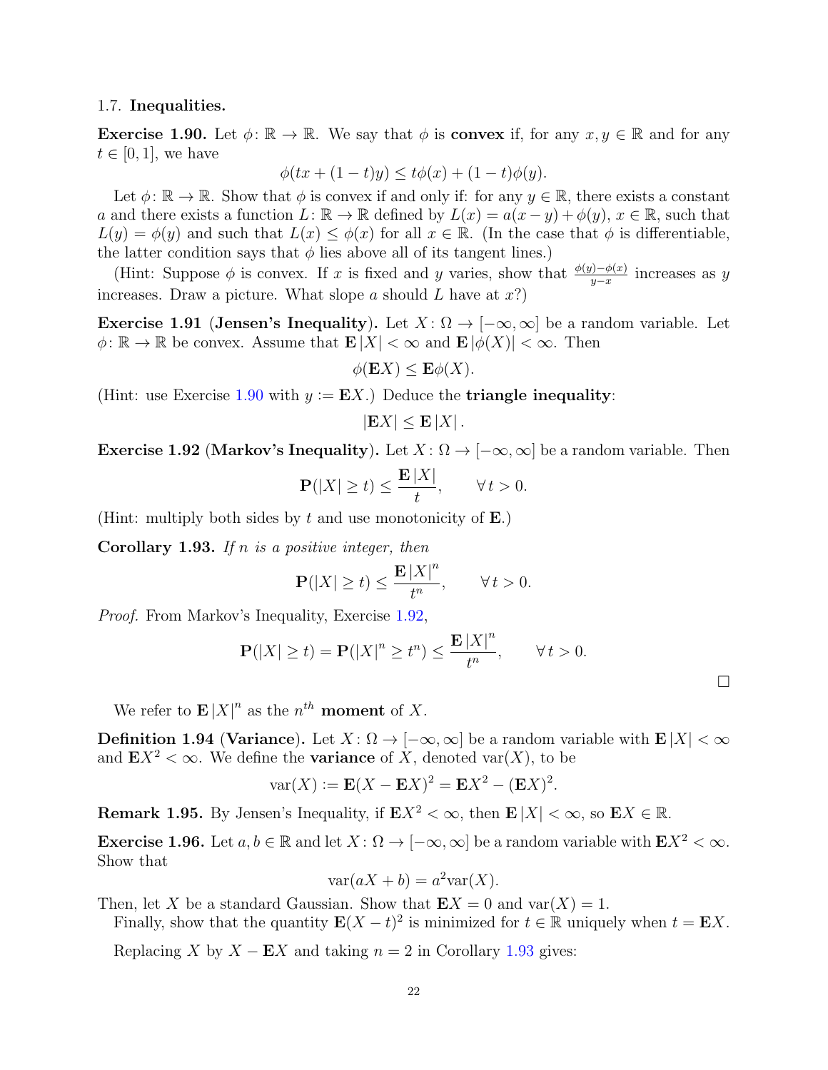### 1.7. Inequalities.

**Exercise 1.90.** Let $\phi\colon \mathbb{R} \to \mathbb{R}$. We say that $\phi$ is **convex** if, for any $x, y \in \mathbb{R}$ and for any $t \in [0,1]$, we have

$$\phi(tx + (1-t)y) \leq t\phi(x) + (1-t)\phi(y).$$

Let $\phi\colon \mathbb{R} \to \mathbb{R}$. Show that $\phi$ is convex if and only if: for any $y \in \mathbb{R}$, there exists a constant $a$ and there exists a function $L\colon \mathbb{R} \to \mathbb{R}$ defined by $L(x) = a(x-y) + \phi(y)$, $x \in \mathbb{R}$, such that $L(y) = \phi(y)$ and such that $L(x) \leq \phi(x)$ for all $x \in \mathbb{R}$. (In the case that $\phi$ is differentiable, the latter condition says that $\phi$ lies above all of its tangent lines.)

(Hint: Suppose $\phi$ is convex. If $x$ is fixed and $y$ varies, show that $\frac{\phi(y)-\phi(x)}{y-x}$ increases as $y$ increases. Draw a picture. What slope $a$ should $L$ have at $x$?)

**Exercise 1.91 (Jensen's Inequality).** Let $X\colon \Omega \to [-\infty, \infty]$ be a random variable. Let $\phi\colon \mathbb{R} \to \mathbb{R}$ be convex. Assume that $\mathbf{E}\,|X| < \infty$ and $\mathbf{E}\,|\phi(X)| < \infty$. Then

$$\phi(\mathbf{E}X) \leq \mathbf{E}\phi(X).$$

(Hint: use Exercise 1.90 with $y := \mathbf{E}X$.) Deduce the **triangle inequality**:

$$|\mathbf{E}X| \leq \mathbf{E}\,|X|\,.$$

**Exercise 1.92 (Markov's Inequality).** Let $X\colon \Omega \to [-\infty, \infty]$ be a random variable. Then

$$\mathbf{P}(|X| \geq t) \leq \frac{\mathbf{E}\,|X|}{t}, \qquad \forall\, t > 0.$$

(Hint: multiply both sides by $t$ and use monotonicity of $\mathbf{E}$.)

**Corollary 1.93.** *If $n$ is a positive integer, then*

$$\mathbf{P}(|X| \geq t) \leq \frac{\mathbf{E}\,|X|^n}{t^n}, \qquad \forall\, t > 0.$$

*Proof.* From Markov's Inequality, Exercise 1.92,

$$\mathbf{P}(|X| \geq t) = \mathbf{P}(|X|^n \geq t^n) \leq \frac{\mathbf{E}\,|X|^n}{t^n}, \qquad \forall\, t > 0.$$

□

We refer to $\mathbf{E}\,|X|^n$ as the $n^{th}$ **moment** of $X$.

**Definition 1.94 (Variance).** Let $X\colon \Omega \to [-\infty, \infty]$ be a random variable with $\mathbf{E}\,|X| < \infty$ and $\mathbf{E}X^2 < \infty$. We define the **variance** of $X$, denoted $\mathrm{var}(X)$, to be

$$\mathrm{var}(X) := \mathbf{E}(X - \mathbf{E}X)^2 = \mathbf{E}X^2 - (\mathbf{E}X)^2.$$

**Remark 1.95.** By Jensen's Inequality, if $\mathbf{E}X^2 < \infty$, then $\mathbf{E}\,|X| < \infty$, so $\mathbf{E}X \in \mathbb{R}$.

**Exercise 1.96.** Let $a, b \in \mathbb{R}$ and let $X\colon \Omega \to [-\infty, \infty]$ be a random variable with $\mathbf{E}X^2 < \infty$. Show that

$$\mathrm{var}(aX + b) = a^2\mathrm{var}(X).$$

Then, let $X$ be a standard Gaussian. Show that $\mathbf{E}X = 0$ and $\mathrm{var}(X) = 1$.

Finally, show that the quantity $\mathbf{E}(X-t)^2$ is minimized for $t \in \mathbb{R}$ uniquely when $t = \mathbf{E}X$.

Replacing $X$ by $X - \mathbf{E}X$ and taking $n = 2$ in Corollary 1.93 gives: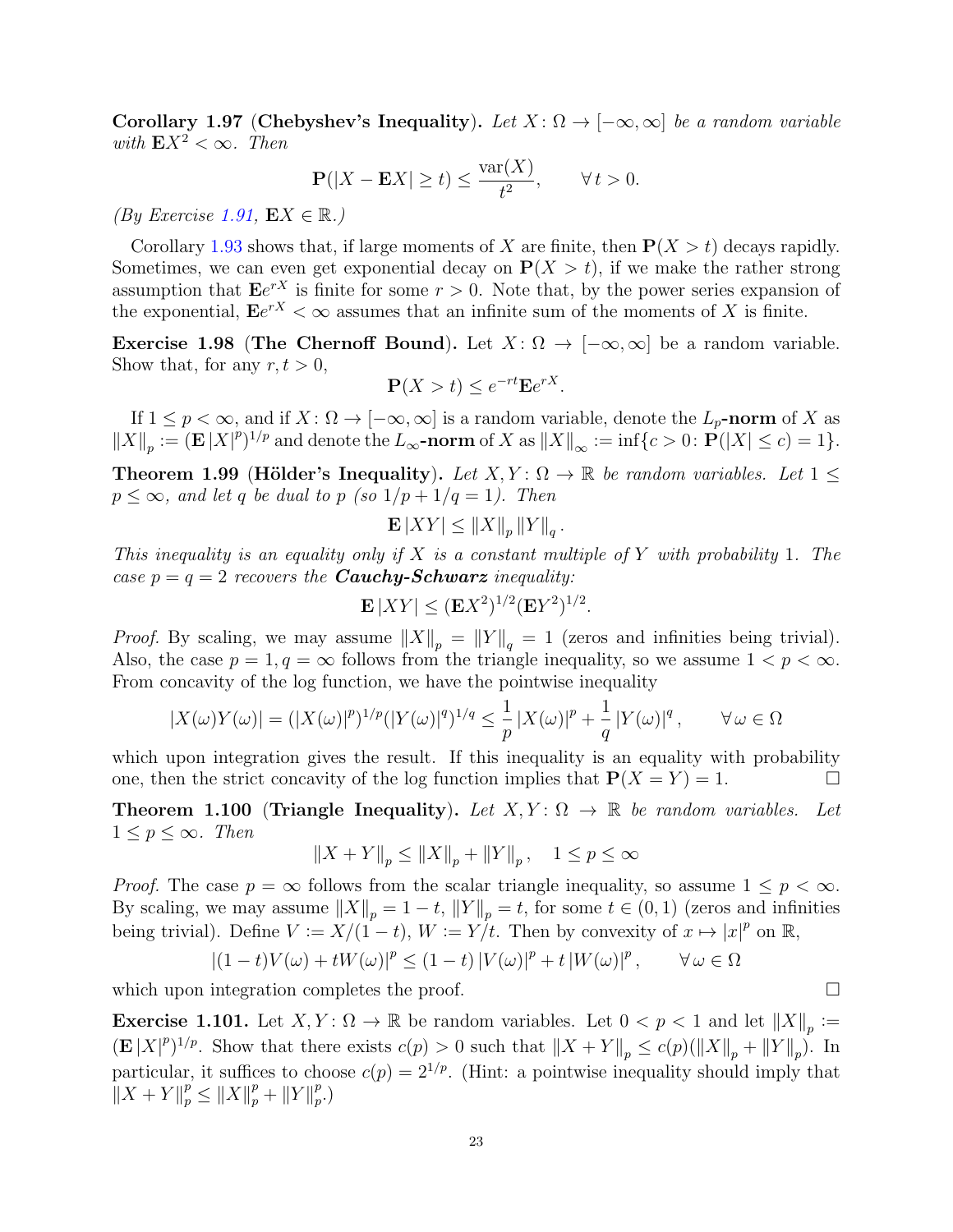**Corollary 1.97** (**Chebyshev's Inequality**). *Let $X\colon \Omega \to [-\infty, \infty]$ be a random variable with $\mathbf{E}X^2 < \infty$. Then*

$$\mathbf{P}(|X - \mathbf{E}X| \geq t) \leq \frac{\mathrm{var}(X)}{t^2}, \qquad \forall\, t > 0.$$

*(By Exercise 1.91, $\mathbf{E}X \in \mathbb{R}$.)*

Corollary 1.93 shows that, if large moments of $X$ are finite, then $\mathbf{P}(X > t)$ decays rapidly. Sometimes, we can even get exponential decay on $\mathbf{P}(X > t)$, if we make the rather strong assumption that $\mathbf{E}e^{rX}$ is finite for some $r > 0$. Note that, by the power series expansion of the exponential, $\mathbf{E}e^{rX} < \infty$ assumes that an infinite sum of the moments of $X$ is finite.

**Exercise 1.98** (**The Chernoff Bound**). Let $X\colon \Omega \to [-\infty, \infty]$ be a random variable. Show that, for any $r, t > 0$,

$$\mathbf{P}(X > t) \leq e^{-rt}\mathbf{E}e^{rX}.$$

If $1 \leq p < \infty$, and if $X\colon \Omega \to [-\infty, \infty]$ is a random variable, denote the **$L_p$-norm** of $X$ as $\|X\|_p := (\mathbf{E}\,|X|^p)^{1/p}$ and denote the **$L_\infty$-norm** of $X$ as $\|X\|_\infty := \inf\{c > 0\colon \mathbf{P}(|X| \leq c) = 1\}$.

**Theorem 1.99** (**Hölder's Inequality**). *Let $X, Y\colon \Omega \to \mathbb{R}$ be random variables. Let $1 \leq p \leq \infty$, and let $q$ be dual to $p$ (so $1/p + 1/q = 1$). Then*

$$\mathbf{E}\,|XY| \leq \|X\|_p \|Y\|_q\,.$$

*This inequality is an equality only if $X$ is a constant multiple of $Y$ with probability 1. The case $p = q = 2$ recovers the **Cauchy-Schwarz** inequality:*

$$\mathbf{E}\,|XY| \leq (\mathbf{E}X^2)^{1/2}(\mathbf{E}Y^2)^{1/2}.$$

*Proof.* By scaling, we may assume $\|X\|_p = \|Y\|_q = 1$ (zeros and infinities being trivial). Also, the case $p = 1, q = \infty$ follows from the triangle inequality, so we assume $1 < p < \infty$. From concavity of the log function, we have the pointwise inequality

$$|X(\omega)Y(\omega)| = (|X(\omega)|^p)^{1/p}(|Y(\omega)|^q)^{1/q} \leq \frac{1}{p}\,|X(\omega)|^p + \frac{1}{q}\,|Y(\omega)|^q\,, \qquad \forall\, \omega \in \Omega$$

which upon integration gives the result. If this inequality is an equality with probability one, then the strict concavity of the log function implies that $\mathbf{P}(X = Y) = 1$. □

**Theorem 1.100** (**Triangle Inequality**). *Let $X, Y\colon \Omega \to \mathbb{R}$ be random variables. Let $1 \leq p \leq \infty$. Then*

$$\|X + Y\|_p \leq \|X\|_p + \|Y\|_p\,, \quad 1 \leq p \leq \infty$$

*Proof.* The case $p = \infty$ follows from the scalar triangle inequality, so assume $1 \leq p < \infty$. By scaling, we may assume $\|X\|_p = 1 - t$, $\|Y\|_p = t$, for some $t \in (0, 1)$ (zeros and infinities being trivial). Define $V := X/(1 - t)$, $W := Y/t$. Then by convexity of $x \mapsto |x|^p$ on $\mathbb{R}$,

$$|(1 - t)V(\omega) + tW(\omega)|^p \leq (1 - t)\,|V(\omega)|^p + t\,|W(\omega)|^p\,, \qquad \forall\, \omega \in \Omega$$

which upon integration completes the proof. □

**Exercise 1.101.** Let $X, Y\colon \Omega \to \mathbb{R}$ be random variables. Let $0 < p < 1$ and let $\|X\|_p := (\mathbf{E}\,|X|^p)^{1/p}$. Show that there exists $c(p) > 0$ such that $\|X + Y\|_p \leq c(p)(\|X\|_p + \|Y\|_p)$. In particular, it suffices to choose $c(p) = 2^{1/p}$. (Hint: a pointwise inequality should imply that $\|X + Y\|_p^p \leq \|X\|_p^p + \|Y\|_p^p$.)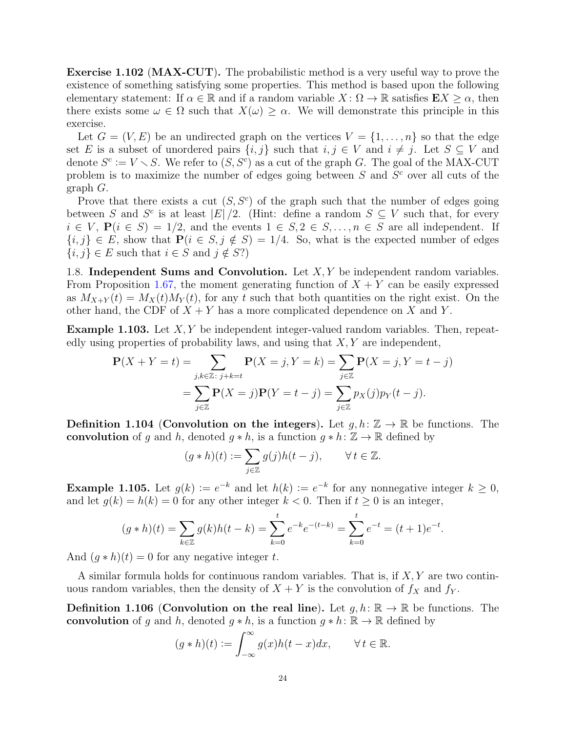**Exercise 1.102 (MAX-CUT).** The probabilistic method is a very useful way to prove the existence of something satisfying some properties. This method is based upon the following elementary statement: If $\alpha \in \mathbb{R}$ and if a random variable $X: \Omega \to \mathbb{R}$ satisfies $\mathbf{E}X \geq \alpha$, then there exists some $\omega \in \Omega$ such that $X(\omega) \geq \alpha$. We will demonstrate this principle in this exercise.

Let $G = (V, E)$ be an undirected graph on the vertices $V = \{1, \ldots, n\}$ so that the edge set $E$ is a subset of unordered pairs $\{i, j\}$ such that $i, j \in V$ and $i \neq j$. Let $S \subseteq V$ and denote $S^c := V \setminus S$. We refer to $(S, S^c)$ as a cut of the graph $G$. The goal of the MAX-CUT problem is to maximize the number of edges going between $S$ and $S^c$ over all cuts of the graph $G$.

Prove that there exists a cut $(S, S^c)$ of the graph such that the number of edges going between $S$ and $S^c$ is at least $|E|/2$. (Hint: define a random $S \subseteq V$ such that, for every $i \in V$, $\mathbf{P}(i \in S) = 1/2$, and the events $1 \in S, 2 \in S, \ldots, n \in S$ are all independent. If $\{i, j\} \in E$, show that $\mathbf{P}(i \in S, j \notin S) = 1/4$. So, what is the expected number of edges $\{i, j\} \in E$ such that $i \in S$ and $j \notin S$?)

1.8. **Independent Sums and Convolution.** Let $X, Y$ be independent random variables. From Proposition 1.67, the moment generating function of $X + Y$ can be easily expressed as $M_{X+Y}(t) = M_X(t)M_Y(t)$, for any $t$ such that both quantities on the right exist. On the other hand, the CDF of $X + Y$ has a more complicated dependence on $X$ and $Y$.

**Example 1.103.** Let $X, Y$ be independent integer-valued random variables. Then, repeatedly using properties of probability laws, and using that $X, Y$ are independent,

$$\begin{aligned}
\mathbf{P}(X + Y = t) &= \sum_{j,k \in \mathbb{Z}:\ j+k=t} \mathbf{P}(X = j, Y = k) = \sum_{j \in \mathbb{Z}} \mathbf{P}(X = j, Y = t - j) \\
&= \sum_{j \in \mathbb{Z}} \mathbf{P}(X = j)\mathbf{P}(Y = t - j) = \sum_{j \in \mathbb{Z}} p_X(j) p_Y(t - j).
\end{aligned}$$

**Definition 1.104 (Convolution on the integers).** Let $g, h: \mathbb{Z} \to \mathbb{R}$ be functions. The **convolution** of $g$ and $h$, denoted $g * h$, is a function $g * h: \mathbb{Z} \to \mathbb{R}$ defined by

$$(g * h)(t) := \sum_{j \in \mathbb{Z}} g(j) h(t - j), \qquad \forall\, t \in \mathbb{Z}.$$

**Example 1.105.** Let $g(k) := e^{-k}$ and let $h(k) := e^{-k}$ for any nonnegative integer $k \geq 0$, and let $g(k) = h(k) = 0$ for any other integer $k < 0$. Then if $t \geq 0$ is an integer,

$$(g * h)(t) = \sum_{k \in \mathbb{Z}} g(k) h(t - k) = \sum_{k=0}^{t} e^{-k} e^{-(t-k)} = \sum_{k=0}^{t} e^{-t} = (t + 1)e^{-t}.$$

And $(g * h)(t) = 0$ for any negative integer $t$.

A similar formula holds for continuous random variables. That is, if $X, Y$ are two continuous random variables, then the density of $X + Y$ is the convolution of $f_X$ and $f_Y$.

**Definition 1.106 (Convolution on the real line).** Let $g, h: \mathbb{R} \to \mathbb{R}$ be functions. The **convolution** of $g$ and $h$, denoted $g * h$, is a function $g * h: \mathbb{R} \to \mathbb{R}$ defined by

$$(g * h)(t) := \int_{-\infty}^{\infty} g(x) h(t - x) dx, \qquad \forall\, t \in \mathbb{R}.$$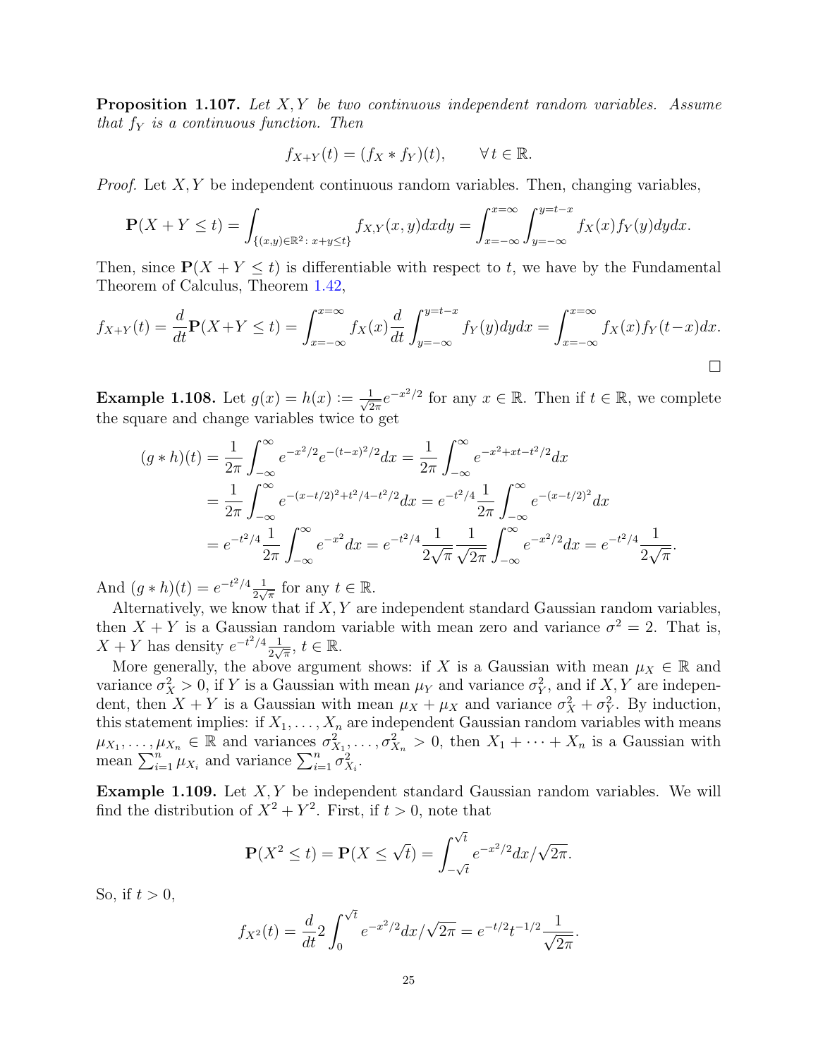**Proposition 1.107.** *Let $X, Y$ be two continuous independent random variables. Assume that $f_Y$ is a continuous function. Then*

$$f_{X+Y}(t) = (f_X * f_Y)(t), \qquad \forall\, t \in \mathbb{R}.$$

*Proof.* Let $X, Y$ be independent continuous random variables. Then, changing variables,

$$\mathbf{P}(X + Y \leq t) = \int_{\{(x,y)\in\mathbb{R}^2 \colon x+y\leq t\}} f_{X,Y}(x,y)dxdy = \int_{x=-\infty}^{x=\infty}\int_{y=-\infty}^{y=t-x} f_X(x)f_Y(y)dydx.$$

Then, since $\mathbf{P}(X + Y \leq t)$ is differentiable with respect to $t$, we have by the Fundamental Theorem of Calculus, Theorem 1.42,

$$f_{X+Y}(t) = \frac{d}{dt}\mathbf{P}(X+Y \leq t) = \int_{x=-\infty}^{x=\infty} f_X(x)\frac{d}{dt}\int_{y=-\infty}^{y=t-x} f_Y(y)dydx = \int_{x=-\infty}^{x=\infty} f_X(x)f_Y(t-x)dx.$$

□

**Example 1.108.** Let $g(x) = h(x) := \frac{1}{\sqrt{2\pi}}e^{-x^2/2}$ for any $x \in \mathbb{R}$. Then if $t \in \mathbb{R}$, we complete the square and change variables twice to get

$$\begin{aligned}
(g * h)(t) &= \frac{1}{2\pi}\int_{-\infty}^{\infty} e^{-x^2/2}e^{-(t-x)^2/2}dx = \frac{1}{2\pi}\int_{-\infty}^{\infty} e^{-x^2+xt-t^2/2}dx \\
&= \frac{1}{2\pi}\int_{-\infty}^{\infty} e^{-(x-t/2)^2+t^2/4-t^2/2}dx = e^{-t^2/4}\frac{1}{2\pi}\int_{-\infty}^{\infty} e^{-(x-t/2)^2}dx \\
&= e^{-t^2/4}\frac{1}{2\pi}\int_{-\infty}^{\infty} e^{-x^2}dx = e^{-t^2/4}\frac{1}{2\sqrt{\pi}}\frac{1}{\sqrt{2\pi}}\int_{-\infty}^{\infty} e^{-x^2/2}dx = e^{-t^2/4}\frac{1}{2\sqrt{\pi}}.
\end{aligned}$$

And $(g * h)(t) = e^{-t^2/4}\frac{1}{2\sqrt{\pi}}$ for any $t \in \mathbb{R}$.

Alternatively, we know that if $X, Y$ are independent standard Gaussian random variables, then $X + Y$ is a Gaussian random variable with mean zero and variance $\sigma^2 = 2$. That is, $X + Y$ has density $e^{-t^2/4}\frac{1}{2\sqrt{\pi}}$, $t \in \mathbb{R}$.

More generally, the above argument shows: if $X$ is a Gaussian with mean $\mu_X \in \mathbb{R}$ and variance $\sigma_X^2 > 0$, if $Y$ is a Gaussian with mean $\mu_Y$ and variance $\sigma_Y^2$, and if $X, Y$ are independent, then $X + Y$ is a Gaussian with mean $\mu_X + \mu_X$ and variance $\sigma_X^2 + \sigma_Y^2$. By induction, this statement implies: if $X_1, \ldots, X_n$ are independent Gaussian random variables with means $\mu_{X_1}, \ldots, \mu_{X_n} \in \mathbb{R}$ and variances $\sigma_{X_1}^2, \ldots, \sigma_{X_n}^2 > 0$, then $X_1 + \cdots + X_n$ is a Gaussian with mean $\sum_{i=1}^n \mu_{X_i}$ and variance $\sum_{i=1}^n \sigma_{X_i}^2$.

**Example 1.109.** Let $X, Y$ be independent standard Gaussian random variables. We will find the distribution of $X^2 + Y^2$. First, if $t > 0$, note that

$$\mathbf{P}(X^2 \leq t) = \mathbf{P}(X \leq \sqrt{t}) = \int_{-\sqrt{t}}^{\sqrt{t}} e^{-x^2/2}dx/\sqrt{2\pi}.$$

So, if $t > 0$,

$$f_{X^2}(t) = \frac{d}{dt}2\int_0^{\sqrt{t}} e^{-x^2/2}dx/\sqrt{2\pi} = e^{-t/2}t^{-1/2}\frac{1}{\sqrt{2\pi}}.$$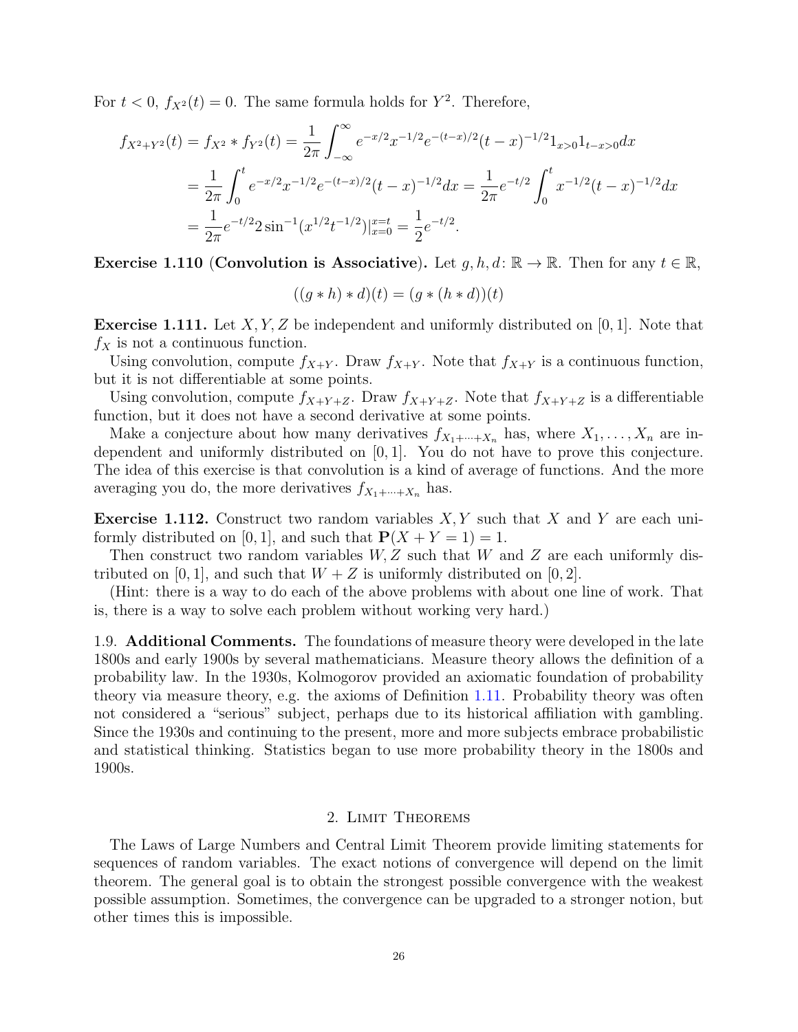For $t < 0$, $f_{X^2}(t) = 0$. The same formula holds for $Y^2$. Therefore,

$$
\begin{aligned}
f_{X^2+Y^2}(t) = f_{X^2} * f_{Y^2}(t) &= \frac{1}{2\pi}\int_{-\infty}^{\infty} e^{-x/2}x^{-1/2}e^{-(t-x)/2}(t-x)^{-1/2}1_{x>0}1_{t-x>0}dx \\
&= \frac{1}{2\pi}\int_0^t e^{-x/2}x^{-1/2}e^{-(t-x)/2}(t-x)^{-1/2}dx = \frac{1}{2\pi}e^{-t/2}\int_0^t x^{-1/2}(t-x)^{-1/2}dx \\
&= \frac{1}{2\pi}e^{-t/2}2\sin^{-1}(x^{1/2}t^{-1/2})|_{x=0}^{x=t} = \frac{1}{2}e^{-t/2}.
\end{aligned}
$$

**Exercise 1.110 (Convolution is Associative).** Let $g, h, d\colon \mathbb{R} \to \mathbb{R}$. Then for any $t \in \mathbb{R}$,

$$((g * h) * d)(t) = (g * (h * d))(t)$$

**Exercise 1.111.** Let $X, Y, Z$ be independent and uniformly distributed on $[0,1]$. Note that $f_X$ is not a continuous function.

Using convolution, compute $f_{X+Y}$. Draw $f_{X+Y}$. Note that $f_{X+Y}$ is a continuous function, but it is not differentiable at some points.

Using convolution, compute $f_{X+Y+Z}$. Draw $f_{X+Y+Z}$. Note that $f_{X+Y+Z}$ is a differentiable function, but it does not have a second derivative at some points.

Make a conjecture about how many derivatives $f_{X_1+\cdots+X_n}$ has, where $X_1, \ldots, X_n$ are independent and uniformly distributed on $[0,1]$. You do not have to prove this conjecture. The idea of this exercise is that convolution is a kind of average of functions. And the more averaging you do, the more derivatives $f_{X_1+\cdots+X_n}$ has.

**Exercise 1.112.** Construct two random variables $X, Y$ such that $X$ and $Y$ are each uniformly distributed on $[0,1]$, and such that $\mathbf{P}(X + Y = 1) = 1$.

Then construct two random variables $W, Z$ such that $W$ and $Z$ are each uniformly distributed on $[0,1]$, and such that $W + Z$ is uniformly distributed on $[0,2]$.

(Hint: there is a way to do each of the above problems with about one line of work. That is, there is a way to solve each problem without working very hard.)

### 1.9. Additional Comments.

The foundations of measure theory were developed in the late 1800s and early 1900s by several mathematicians. Measure theory allows the definition of a probability law. In the 1930s, Kolmogorov provided an axiomatic foundation of probability theory via measure theory, e.g. the axioms of Definition 1.11. Probability theory was often not considered a "serious" subject, perhaps due to its historical affiliation with gambling. Since the 1930s and continuing to the present, more and more subjects embrace probabilistic and statistical thinking. Statistics began to use more probability theory in the 1800s and 1900s.

## 2. Limit Theorems

The Laws of Large Numbers and Central Limit Theorem provide limiting statements for sequences of random variables. The exact notions of convergence will depend on the limit theorem. The general goal is to obtain the strongest possible convergence with the weakest possible assumption. Sometimes, the convergence can be upgraded to a stronger notion, but other times this is impossible.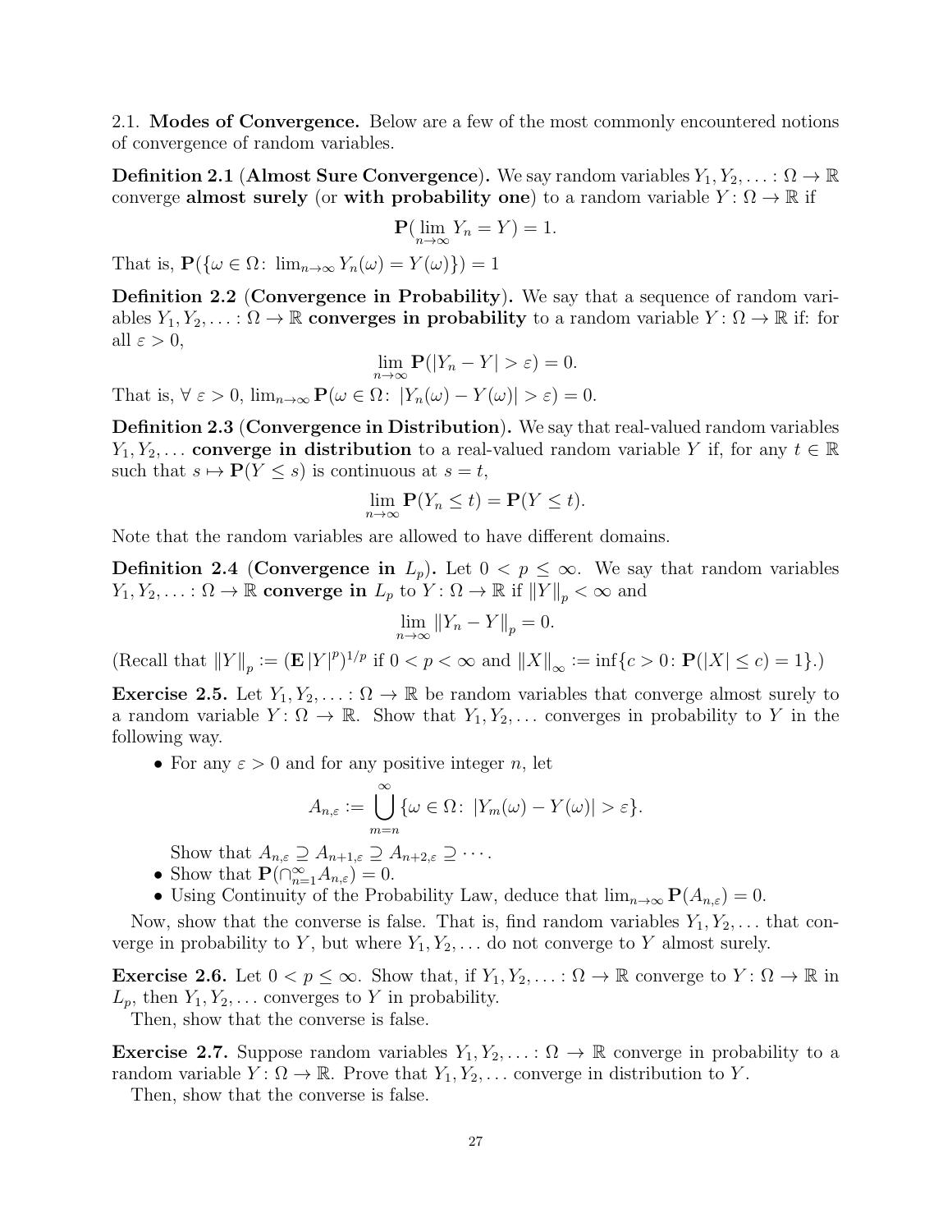2.1. **Modes of Convergence.** Below are a few of the most commonly encountered notions of convergence of random variables.

**Definition 2.1** (**Almost Sure Convergence**)**.** We say random variables $Y_1, Y_2, \ldots : \Omega \to \mathbb{R}$ converge **almost surely** (or **with probability one**) to a random variable $Y : \Omega \to \mathbb{R}$ if

$$\mathbf{P}(\lim_{n\to\infty} Y_n = Y) = 1.$$

That is, $\mathbf{P}(\{\omega \in \Omega \colon \lim_{n\to\infty} Y_n(\omega) = Y(\omega)\}) = 1$

**Definition 2.2** (**Convergence in Probability**)**.** We say that a sequence of random variables $Y_1, Y_2, \ldots : \Omega \to \mathbb{R}$ **converges in probability** to a random variable $Y : \Omega \to \mathbb{R}$ if: for all $\varepsilon > 0$,

$$\lim_{n\to\infty} \mathbf{P}(|Y_n - Y| > \varepsilon) = 0.$$

That is, $\forall\ \varepsilon > 0$, $\lim_{n\to\infty} \mathbf{P}(\omega \in \Omega \colon |Y_n(\omega) - Y(\omega)| > \varepsilon) = 0$.

**Definition 2.3** (**Convergence in Distribution**)**.** We say that real-valued random variables $Y_1, Y_2, \ldots$ **converge in distribution** to a real-valued random variable $Y$ if, for any $t \in \mathbb{R}$ such that $s \mapsto \mathbf{P}(Y \leq s)$ is continuous at $s = t$,

$$\lim_{n\to\infty} \mathbf{P}(Y_n \leq t) = \mathbf{P}(Y \leq t).$$

Note that the random variables are allowed to have different domains.

**Definition 2.4** (**Convergence in $L_p$**)**.** Let $0 < p \leq \infty$. We say that random variables $Y_1, Y_2, \ldots : \Omega \to \mathbb{R}$ **converge in $L_p$** to $Y : \Omega \to \mathbb{R}$ if $\|Y\|_p < \infty$ and

$$\lim_{n\to\infty} \|Y_n - Y\|_p = 0.$$

(Recall that $\|Y\|_p := (\mathbf{E}\,|Y|^p)^{1/p}$ if $0 < p < \infty$ and $\|X\|_\infty := \inf\{c > 0 \colon \mathbf{P}(|X| \leq c) = 1\}$.)

**Exercise 2.5.** Let $Y_1, Y_2, \ldots : \Omega \to \mathbb{R}$ be random variables that converge almost surely to a random variable $Y : \Omega \to \mathbb{R}$. Show that $Y_1, Y_2, \ldots$ converges in probability to $Y$ in the following way.

- For any $\varepsilon > 0$ and for any positive integer $n$, let

$$A_{n,\varepsilon} := \bigcup_{m=n}^{\infty} \{\omega \in \Omega \colon |Y_m(\omega) - Y(\omega)| > \varepsilon\}.$$

  Show that $A_{n,\varepsilon} \supseteq A_{n+1,\varepsilon} \supseteq A_{n+2,\varepsilon} \supseteq \cdots$.
- Show that $\mathbf{P}(\cap_{n=1}^{\infty} A_{n,\varepsilon}) = 0$.
- Using Continuity of the Probability Law, deduce that $\lim_{n\to\infty} \mathbf{P}(A_{n,\varepsilon}) = 0$.

Now, show that the converse is false. That is, find random variables $Y_1, Y_2, \ldots$ that converge in probability to $Y$, but where $Y_1, Y_2, \ldots$ do not converge to $Y$ almost surely.

**Exercise 2.6.** Let $0 < p \leq \infty$. Show that, if $Y_1, Y_2, \ldots : \Omega \to \mathbb{R}$ converge to $Y : \Omega \to \mathbb{R}$ in $L_p$, then $Y_1, Y_2, \ldots$ converges to $Y$ in probability.

Then, show that the converse is false.

**Exercise 2.7.** Suppose random variables $Y_1, Y_2, \ldots : \Omega \to \mathbb{R}$ converge in probability to a random variable $Y : \Omega \to \mathbb{R}$. Prove that $Y_1, Y_2, \ldots$ converge in distribution to $Y$.

Then, show that the converse is false.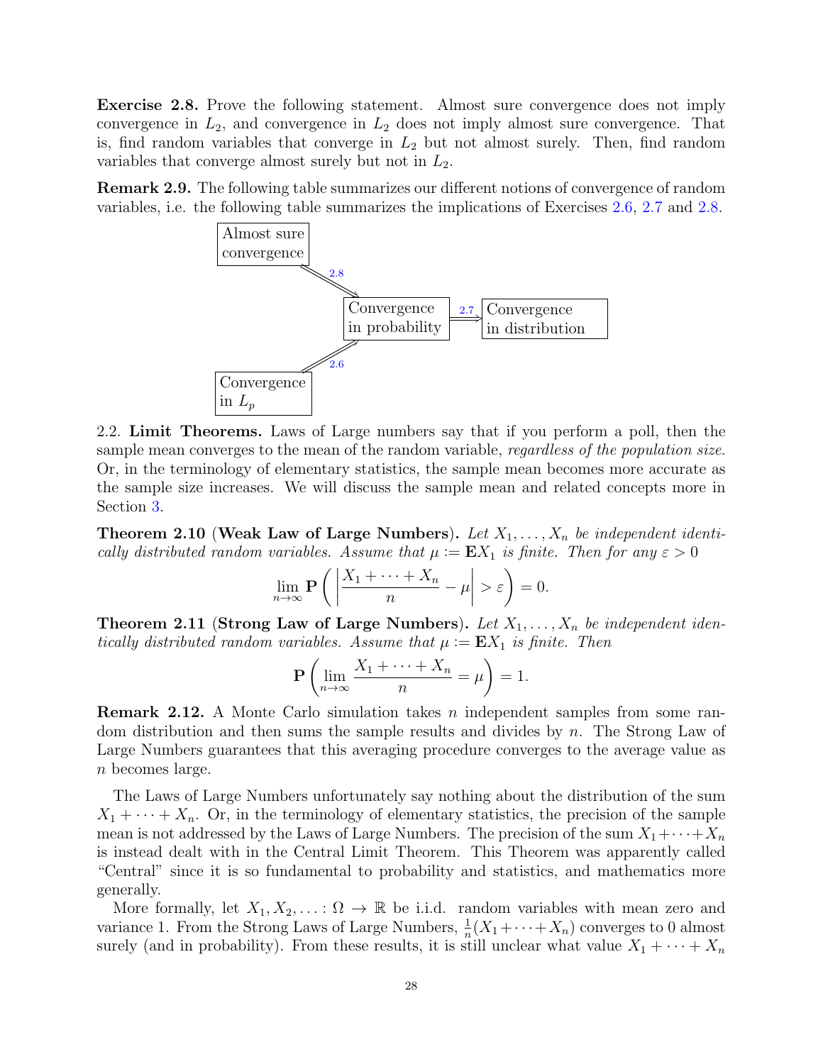**Exercise 2.8.** Prove the following statement. Almost sure convergence does not imply convergence in $L_2$, and convergence in $L_2$ does not imply almost sure convergence. That is, find random variables that converge in $L_2$ but not almost surely. Then, find random variables that converge almost surely but not in $L_2$.

**Remark 2.9.** The following table summarizes our different notions of convergence of random variables, i.e. the following table summarizes the implications of Exercises 2.6, 2.7 and 2.8.

- Almost sure convergence $\overset{2.8}{\Longrightarrow}$ Convergence in probability
- Convergence in $L_p$ $\overset{2.6}{\Longrightarrow}$ Convergence in probability
- Convergence in probability $\overset{2.7}{\Longrightarrow}$ Convergence in distribution

2.2. **Limit Theorems.** Laws of Large numbers say that if you perform a poll, then the sample mean converges to the mean of the random variable, *regardless of the population size.* Or, in the terminology of elementary statistics, the sample mean becomes more accurate as the sample size increases. We will discuss the sample mean and related concepts more in Section 3.

**Theorem 2.10** (**Weak Law of Large Numbers**). *Let $X_1, \ldots, X_n$ be independent identically distributed random variables. Assume that $\mu := \mathbf{E}X_1$ is finite. Then for any $\varepsilon > 0$*

$$\lim_{n\to\infty} \mathbf{P}\left(\left|\frac{X_1 + \cdots + X_n}{n} - \mu\right| > \varepsilon\right) = 0.$$

**Theorem 2.11** (**Strong Law of Large Numbers**). *Let $X_1, \ldots, X_n$ be independent identically distributed random variables. Assume that $\mu := \mathbf{E}X_1$ is finite. Then*

$$\mathbf{P}\left(\lim_{n\to\infty} \frac{X_1 + \cdots + X_n}{n} = \mu\right) = 1.$$

**Remark 2.12.** A Monte Carlo simulation takes $n$ independent samples from some random distribution and then sums the sample results and divides by $n$. The Strong Law of Large Numbers guarantees that this averaging procedure converges to the average value as $n$ becomes large.

The Laws of Large Numbers unfortunately say nothing about the distribution of the sum $X_1 + \cdots + X_n$. Or, in the terminology of elementary statistics, the precision of the sample mean is not addressed by the Laws of Large Numbers. The precision of the sum $X_1 + \cdots + X_n$ is instead dealt with in the Central Limit Theorem. This Theorem was apparently called "Central" since it is so fundamental to probability and statistics, and mathematics more generally.

More formally, let $X_1, X_2, \ldots : \Omega \to \mathbb{R}$ be i.i.d. random variables with mean zero and variance 1. From the Strong Laws of Large Numbers, $\frac{1}{n}(X_1 + \cdots + X_n)$ converges to 0 almost surely (and in probability). From these results, it is still unclear what value $X_1 + \cdots + X_n$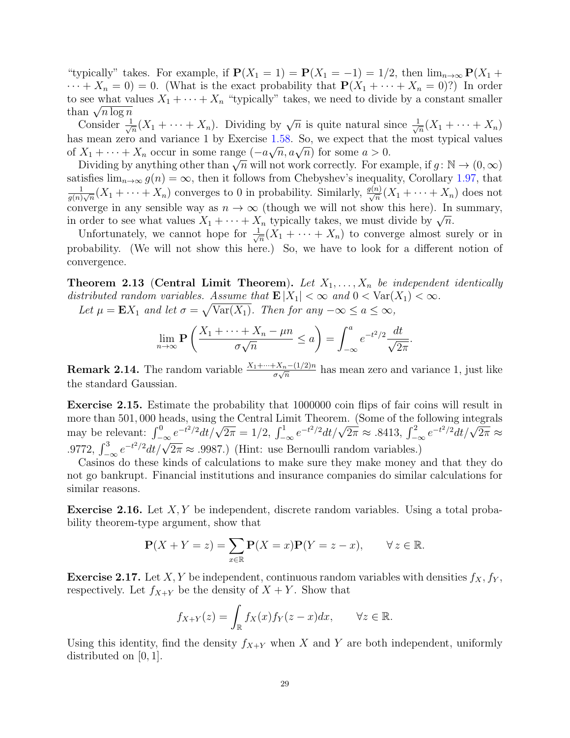"typically" takes. For example, if $\mathbf{P}(X_1 = 1) = \mathbf{P}(X_1 = -1) = 1/2$, then $\lim_{n\to\infty} \mathbf{P}(X_1 + \cdots + X_n = 0) = 0$. (What is the exact probability that $\mathbf{P}(X_1 + \cdots + X_n = 0)$?) In order to see what values $X_1 + \cdots + X_n$ "typically" takes, we need to divide by a constant smaller than $\sqrt{n \log n}$

Consider $\frac{1}{\sqrt{n}}(X_1 + \cdots + X_n)$. Dividing by $\sqrt{n}$ is quite natural since $\frac{1}{\sqrt{n}}(X_1 + \cdots + X_n)$ has mean zero and variance 1 by Exercise 1.58. So, we expect that the most typical values of $X_1 + \cdots + X_n$ occur in some range $(-a\sqrt{n}, a\sqrt{n})$ for some $a > 0$.

Dividing by anything other than $\sqrt{n}$ will not work correctly. For example, if $g\colon \mathbb{N} \to (0, \infty)$ satisfies $\lim_{n\to\infty} g(n) = \infty$, then it follows from Chebyshev's inequality, Corollary 1.97, that $\frac{1}{g(n)\sqrt{n}}(X_1 + \cdots + X_n)$ converges to 0 in probability. Similarly, $\frac{g(n)}{\sqrt{n}}(X_1 + \cdots + X_n)$ does not converge in any sensible way as $n \to \infty$ (though we will not show this here). In summary, in order to see what values $X_1 + \cdots + X_n$ typically takes, we must divide by $\sqrt{n}$.

Unfortunately, we cannot hope for $\frac{1}{\sqrt{n}}(X_1 + \cdots + X_n)$ to converge almost surely or in probability. (We will not show this here.) So, we have to look for a different notion of convergence.

**Theorem 2.13** (**Central Limit Theorem**). *Let $X_1, \ldots, X_n$ be independent identically distributed random variables. Assume that $\mathbf{E}\,|X_1| < \infty$ and $0 < \mathrm{Var}(X_1) < \infty$.*

*Let $\mu = \mathbf{E}X_1$ and let $\sigma = \sqrt{\mathrm{Var}(X_1)}$. Then for any $-\infty \leq a \leq \infty$,*

$$\lim_{n\to\infty} \mathbf{P}\left(\frac{X_1 + \cdots + X_n - \mu n}{\sigma\sqrt{n}} \leq a\right) = \int_{-\infty}^{a} e^{-t^2/2} \frac{dt}{\sqrt{2\pi}}.$$

**Remark 2.14.** The random variable $\frac{X_1+\cdots+X_n-(1/2)n}{\sigma\sqrt{n}}$ has mean zero and variance 1, just like the standard Gaussian.

**Exercise 2.15.** Estimate the probability that 1000000 coin flips of fair coins will result in more than 501,000 heads, using the Central Limit Theorem. (Some of the following integrals may be relevant: $\int_{-\infty}^{0} e^{-t^2/2}dt/\sqrt{2\pi} = 1/2$, $\int_{-\infty}^{1} e^{-t^2/2}dt/\sqrt{2\pi} \approx .8413$, $\int_{-\infty}^{2} e^{-t^2/2}dt/\sqrt{2\pi} \approx .9772$, $\int_{-\infty}^{3} e^{-t^2/2}dt/\sqrt{2\pi} \approx .9987$.) (Hint: use Bernoulli random variables.)

Casinos do these kinds of calculations to make sure they make money and that they do not go bankrupt. Financial institutions and insurance companies do similar calculations for similar reasons.

**Exercise 2.16.** Let $X, Y$ be independent, discrete random variables. Using a total probability theorem-type argument, show that

$$\mathbf{P}(X + Y = z) = \sum_{x\in\mathbb{R}} \mathbf{P}(X = x)\mathbf{P}(Y = z - x), \qquad \forall\, z \in \mathbb{R}.$$

**Exercise 2.17.** Let $X, Y$ be independent, continuous random variables with densities $f_X, f_Y$, respectively. Let $f_{X+Y}$ be the density of $X + Y$. Show that

$$f_{X+Y}(z) = \int_{\mathbb{R}} f_X(x) f_Y(z - x)dx, \qquad \forall z \in \mathbb{R}.$$

Using this identity, find the density $f_{X+Y}$ when $X$ and $Y$ are both independent, uniformly distributed on $[0, 1]$.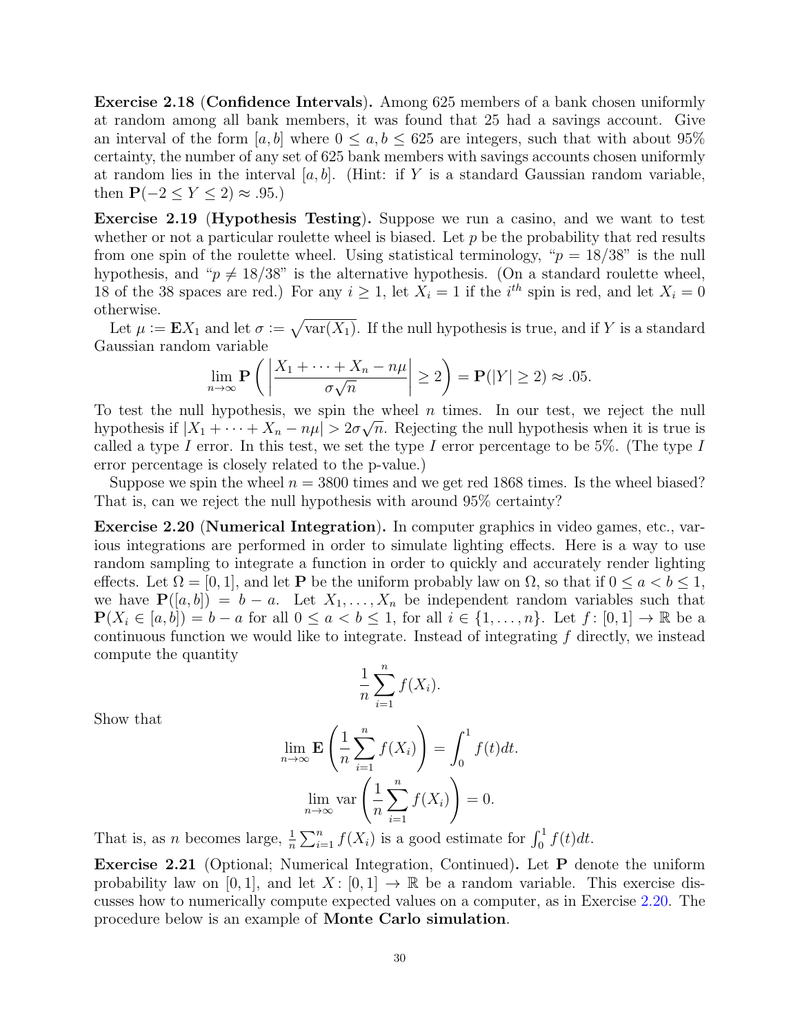**Exercise 2.18** (**Confidence Intervals**)**.** Among 625 members of a bank chosen uniformly at random among all bank members, it was found that 25 had a savings account. Give an interval of the form $[a, b]$ where $0 \leq a, b \leq 625$ are integers, such that with about 95% certainty, the number of any set of 625 bank members with savings accounts chosen uniformly at random lies in the interval $[a, b]$. (Hint: if $Y$ is a standard Gaussian random variable, then $\mathbf{P}(-2 \leq Y \leq 2) \approx .95$.)

**Exercise 2.19** (**Hypothesis Testing**)**.** Suppose we run a casino, and we want to test whether or not a particular roulette wheel is biased. Let $p$ be the probability that red results from one spin of the roulette wheel. Using statistical terminology, "$p = 18/38$" is the null hypothesis, and "$p \neq 18/38$" is the alternative hypothesis. (On a standard roulette wheel, 18 of the 38 spaces are red.) For any $i \geq 1$, let $X_i = 1$ if the $i^{th}$ spin is red, and let $X_i = 0$ otherwise.

Let $\mu := \mathbf{E}X_1$ and let $\sigma := \sqrt{\mathrm{var}(X_1)}$. If the null hypothesis is true, and if $Y$ is a standard Gaussian random variable

$$\lim_{n\to\infty} \mathbf{P}\left(\left|\frac{X_1 + \cdots + X_n - n\mu}{\sigma\sqrt{n}}\right| \geq 2\right) = \mathbf{P}(|Y| \geq 2) \approx .05.$$

To test the null hypothesis, we spin the wheel $n$ times. In our test, we reject the null hypothesis if $|X_1 + \cdots + X_n - n\mu| > 2\sigma\sqrt{n}$. Rejecting the null hypothesis when it is true is called a type $I$ error. In this test, we set the type $I$ error percentage to be 5%. (The type $I$ error percentage is closely related to the p-value.)

Suppose we spin the wheel $n = 3800$ times and we get red 1868 times. Is the wheel biased? That is, can we reject the null hypothesis with around 95% certainty?

**Exercise 2.20** (**Numerical Integration**)**.** In computer graphics in video games, etc., various integrations are performed in order to simulate lighting effects. Here is a way to use random sampling to integrate a function in order to quickly and accurately render lighting effects. Let $\Omega = [0, 1]$, and let $\mathbf{P}$ be the uniform probably law on $\Omega$, so that if $0 \leq a < b \leq 1$, we have $\mathbf{P}([a, b]) = b - a$. Let $X_1, \ldots, X_n$ be independent random variables such that $\mathbf{P}(X_i \in [a, b]) = b - a$ for all $0 \leq a < b \leq 1$, for all $i \in \{1, \ldots, n\}$. Let $f\colon [0, 1] \to \mathbb{R}$ be a continuous function we would like to integrate. Instead of integrating $f$ directly, we instead compute the quantity

$$\frac{1}{n}\sum_{i=1}^{n} f(X_i).$$

Show that

$$\lim_{n\to\infty} \mathbf{E}\left(\frac{1}{n}\sum_{i=1}^{n} f(X_i)\right) = \int_0^1 f(t)dt.$$

$$\lim_{n\to\infty} \mathrm{var}\left(\frac{1}{n}\sum_{i=1}^{n} f(X_i)\right) = 0.$$

That is, as $n$ becomes large, $\frac{1}{n}\sum_{i=1}^{n} f(X_i)$ is a good estimate for $\int_0^1 f(t)dt$.

**Exercise 2.21** (Optional; Numerical Integration, Continued)**.** Let $\mathbf{P}$ denote the uniform probability law on $[0, 1]$, and let $X\colon [0, 1] \to \mathbb{R}$ be a random variable. This exercise discusses how to numerically compute expected values on a computer, as in Exercise 2.20. The procedure below is an example of **Monte Carlo simulation**.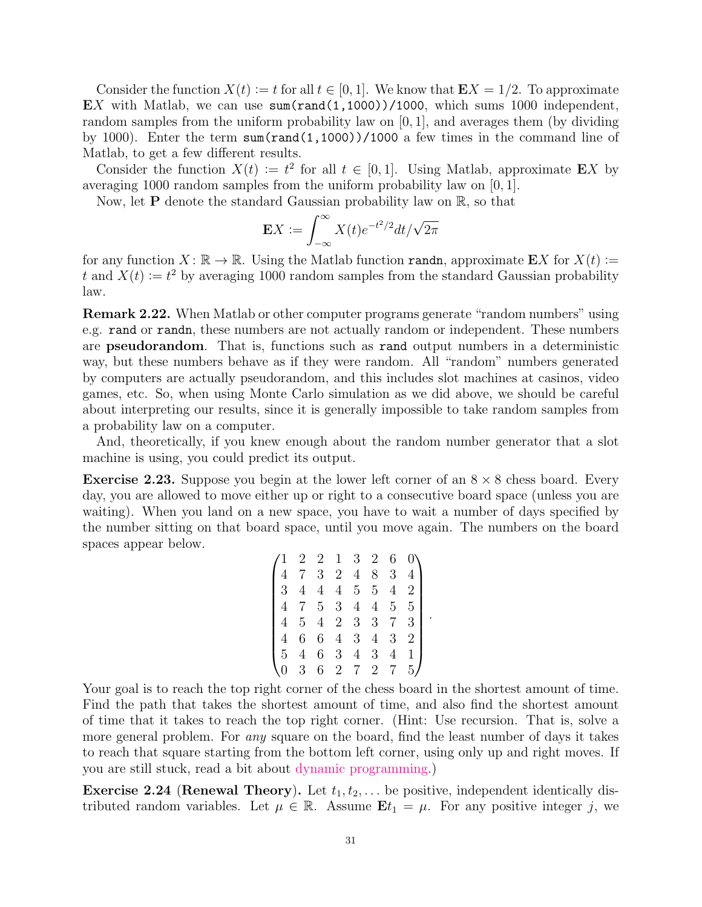Consider the function $X(t) := t$ for all $t \in [0,1]$. We know that $\mathbf{E}X = 1/2$. To approximate $\mathbf{E}X$ with Matlab, we can use `sum(rand(1,1000))/1000`, which sums 1000 independent, random samples from the uniform probability law on $[0,1]$, and averages them (by dividing by 1000). Enter the term `sum(rand(1,1000))/1000` a few times in the command line of Matlab, to get a few different results.

Consider the function $X(t) := t^2$ for all $t \in [0,1]$. Using Matlab, approximate $\mathbf{E}X$ by averaging 1000 random samples from the uniform probability law on $[0,1]$.

Now, let $\mathbf{P}$ denote the standard Gaussian probability law on $\mathbb{R}$, so that

$$\mathbf{E}X := \int_{-\infty}^{\infty} X(t) e^{-t^2/2} dt / \sqrt{2\pi}$$

for any function $X\colon \mathbb{R} \to \mathbb{R}$. Using the Matlab function `randn`, approximate $\mathbf{E}X$ for $X(t) := t$ and $X(t) := t^2$ by averaging 1000 random samples from the standard Gaussian probability law.

**Remark 2.22.** When Matlab or other computer programs generate "random numbers" using e.g. `rand` or `randn`, these numbers are not actually random or independent. These numbers are **pseudorandom**. That is, functions such as `rand` output numbers in a deterministic way, but these numbers behave as if they were random. All "random" numbers generated by computers are actually pseudorandom, and this includes slot machines at casinos, video games, etc. So, when using Monte Carlo simulation as we did above, we should be careful about interpreting our results, since it is generally impossible to take random samples from a probability law on a computer.

And, theoretically, if you knew enough about the random number generator that a slot machine is using, you could predict its output.

**Exercise 2.23.** Suppose you begin at the lower left corner of an $8 \times 8$ chess board. Every day, you are allowed to move either up or right to a consecutive board space (unless you are waiting). When you land on a new space, you have to wait a number of days specified by the number sitting on that board space, until you move again. The numbers on the board spaces appear below.

$$\begin{pmatrix} 1 & 2 & 2 & 1 & 3 & 2 & 6 & 0 \\ 4 & 7 & 3 & 2 & 4 & 8 & 3 & 4 \\ 3 & 4 & 4 & 4 & 5 & 5 & 4 & 2 \\ 4 & 7 & 5 & 3 & 4 & 4 & 5 & 5 \\ 4 & 5 & 4 & 2 & 3 & 3 & 7 & 3 \\ 4 & 6 & 6 & 4 & 3 & 4 & 3 & 2 \\ 5 & 4 & 6 & 3 & 4 & 3 & 4 & 1 \\ 0 & 3 & 6 & 2 & 7 & 2 & 7 & 5 \end{pmatrix}.$$

Your goal is to reach the top right corner of the chess board in the shortest amount of time. Find the path that takes the shortest amount of time, and also find the shortest amount of time that it takes to reach the top right corner. (Hint: Use recursion. That is, solve a more general problem. For *any* square on the board, find the least number of days it takes to reach that square starting from the bottom left corner, using only up and right moves. If you are still stuck, read a bit about dynamic programming.)

**Exercise 2.24 (Renewal Theory).** Let $t_1, t_2, \ldots$ be positive, independent identically distributed random variables. Let $\mu \in \mathbb{R}$. Assume $\mathbf{E}t_1 = \mu$. For any positive integer $j$, we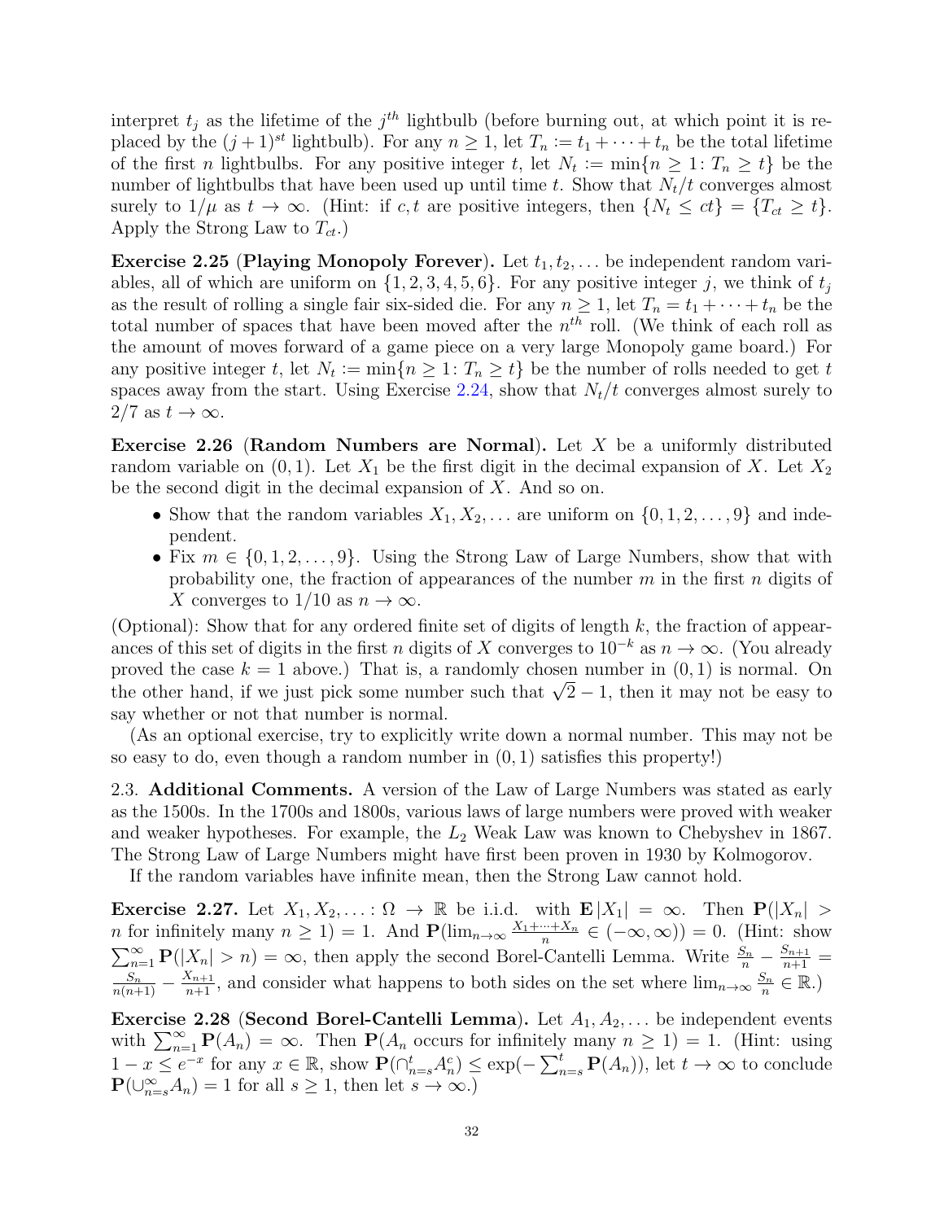interpret $t_j$ as the lifetime of the $j^{th}$ lightbulb (before burning out, at which point it is replaced by the $(j+1)^{st}$ lightbulb). For any $n \geq 1$, let $T_n := t_1 + \cdots + t_n$ be the total lifetime of the first $n$ lightbulbs. For any positive integer $t$, let $N_t := \min\{n \geq 1 \colon T_n \geq t\}$ be the number of lightbulbs that have been used up until time $t$. Show that $N_t/t$ converges almost surely to $1/\mu$ as $t \to \infty$. (Hint: if $c, t$ are positive integers, then $\{N_t \leq ct\} = \{T_{ct} \geq t\}$. Apply the Strong Law to $T_{ct}$.)

**Exercise 2.25** (**Playing Monopoly Forever**)**.** Let $t_1, t_2, \ldots$ be independent random variables, all of which are uniform on $\{1, 2, 3, 4, 5, 6\}$. For any positive integer $j$, we think of $t_j$ as the result of rolling a single fair six-sided die. For any $n \geq 1$, let $T_n = t_1 + \cdots + t_n$ be the total number of spaces that have been moved after the $n^{th}$ roll. (We think of each roll as the amount of moves forward of a game piece on a very large Monopoly game board.) For any positive integer $t$, let $N_t := \min\{n \geq 1 \colon T_n \geq t\}$ be the number of rolls needed to get $t$ spaces away from the start. Using Exercise 2.24, show that $N_t/t$ converges almost surely to $2/7$ as $t \to \infty$.

**Exercise 2.26** (**Random Numbers are Normal**)**.** Let $X$ be a uniformly distributed random variable on $(0, 1)$. Let $X_1$ be the first digit in the decimal expansion of $X$. Let $X_2$ be the second digit in the decimal expansion of $X$. And so on.

- Show that the random variables $X_1, X_2, \ldots$ are uniform on $\{0, 1, 2, \ldots, 9\}$ and independent.
- Fix $m \in \{0, 1, 2, \ldots, 9\}$. Using the Strong Law of Large Numbers, show that with probability one, the fraction of appearances of the number $m$ in the first $n$ digits of $X$ converges to $1/10$ as $n \to \infty$.

(Optional): Show that for any ordered finite set of digits of length $k$, the fraction of appearances of this set of digits in the first $n$ digits of $X$ converges to $10^{-k}$ as $n \to \infty$. (You already proved the case $k = 1$ above.) That is, a randomly chosen number in $(0, 1)$ is normal. On the other hand, if we just pick some number such that $\sqrt{2} - 1$, then it may not be easy to say whether or not that number is normal.

(As an optional exercise, try to explicitly write down a normal number. This may not be so easy to do, even though a random number in $(0, 1)$ satisfies this property!)

## 2.3. Additional Comments.

A version of the Law of Large Numbers was stated as early as the 1500s. In the 1700s and 1800s, various laws of large numbers were proved with weaker and weaker hypotheses. For example, the $L_2$ Weak Law was known to Chebyshev in 1867. The Strong Law of Large Numbers might have first been proven in 1930 by Kolmogorov.

If the random variables have infinite mean, then the Strong Law cannot hold.

**Exercise 2.27.** Let $X_1, X_2, \ldots \colon \Omega \to \mathbb{R}$ be i.i.d. with $\mathbf{E}\,|X_1| = \infty$. Then $\mathbf{P}(|X_n| > n \text{ for infinitely many } n \geq 1) = 1$. And $\mathbf{P}(\lim_{n\to\infty} \frac{X_1 + \cdots + X_n}{n} \in (-\infty, \infty)) = 0$. (Hint: show $\sum_{n=1}^{\infty} \mathbf{P}(|X_n| > n) = \infty$, then apply the second Borel-Cantelli Lemma. Write $\frac{S_n}{n} - \frac{S_{n+1}}{n+1} = \frac{S_n}{n(n+1)} - \frac{X_{n+1}}{n+1}$, and consider what happens to both sides on the set where $\lim_{n\to\infty} \frac{S_n}{n} \in \mathbb{R}$.)

**Exercise 2.28** (**Second Borel-Cantelli Lemma**)**.** Let $A_1, A_2, \ldots$ be independent events with $\sum_{n=1}^{\infty} \mathbf{P}(A_n) = \infty$. Then $\mathbf{P}(A_n \text{ occurs for infinitely many } n \geq 1) = 1$. (Hint: using $1 - x \leq e^{-x}$ for any $x \in \mathbb{R}$, show $\mathbf{P}(\cap_{n=s}^{t} A_n^c) \leq \exp(-\sum_{n=s}^{t} \mathbf{P}(A_n))$, let $t \to \infty$ to conclude $\mathbf{P}(\cup_{n=s}^{\infty} A_n) = 1$ for all $s \geq 1$, then let $s \to \infty$.)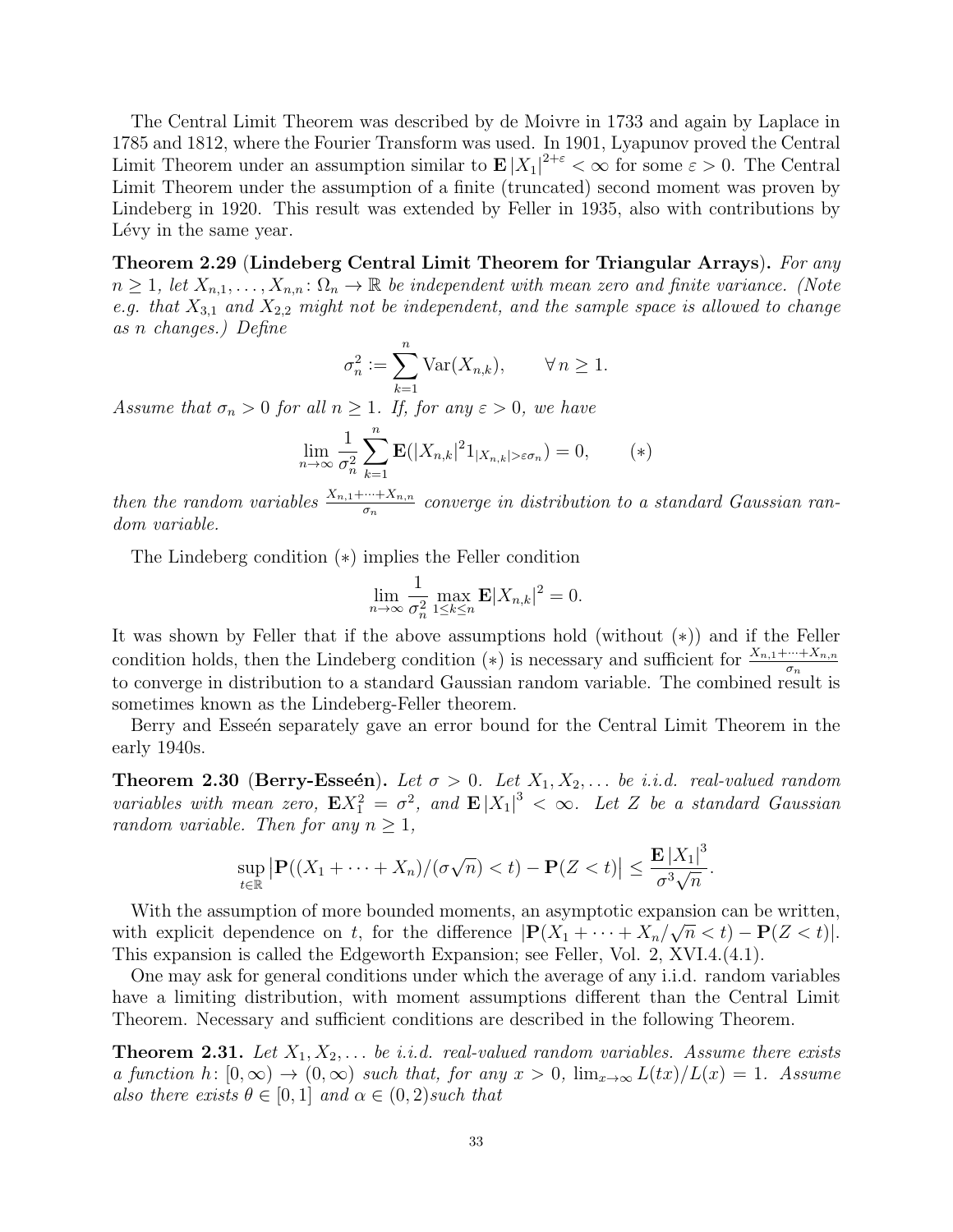The Central Limit Theorem was described by de Moivre in 1733 and again by Laplace in 1785 and 1812, where the Fourier Transform was used. In 1901, Lyapunov proved the Central Limit Theorem under an assumption similar to $\mathbf{E}\,|X_1|^{2+\varepsilon} < \infty$ for some $\varepsilon > 0$. The Central Limit Theorem under the assumption of a finite (truncated) second moment was proven by Lindeberg in 1920. This result was extended by Feller in 1935, also with contributions by Lévy in the same year.

**Theorem 2.29** (**Lindeberg Central Limit Theorem for Triangular Arrays**). *For any $n \geq 1$, let $X_{n,1}, \ldots, X_{n,n} \colon \Omega_n \to \mathbb{R}$ be independent with mean zero and finite variance. (Note e.g. that $X_{3,1}$ and $X_{2,2}$ might not be independent, and the sample space is allowed to change as n changes.) Define*

$$\sigma_n^2 := \sum_{k=1}^{n} \mathrm{Var}(X_{n,k}), \qquad \forall\, n \geq 1.$$

*Assume that $\sigma_n > 0$ for all $n \geq 1$. If, for any $\varepsilon > 0$, we have*

$$\lim_{n\to\infty} \frac{1}{\sigma_n^2} \sum_{k=1}^{n} \mathbf{E}(|X_{n,k}|^2 1_{|X_{n,k}|>\varepsilon\sigma_n}) = 0, \qquad (*)$$

*then the random variables $\frac{X_{n,1}+\cdots+X_{n,n}}{\sigma_n}$ converge in distribution to a standard Gaussian random variable.*

The Lindeberg condition $(*)$ implies the Feller condition

$$\lim_{n\to\infty} \frac{1}{\sigma_n^2} \max_{1\leq k\leq n} \mathbf{E}|X_{n,k}|^2 = 0.$$

It was shown by Feller that if the above assumptions hold (without $(*)$) and if the Feller condition holds, then the Lindeberg condition $(*)$ is necessary and sufficient for $\frac{X_{n,1}+\cdots+X_{n,n}}{\sigma_n}$ to converge in distribution to a standard Gaussian random variable. The combined result is sometimes known as the Lindeberg-Feller theorem.

Berry and Esseén separately gave an error bound for the Central Limit Theorem in the early 1940s.

**Theorem 2.30** (**Berry-Esseén**). *Let $\sigma > 0$. Let $X_1, X_2, \ldots$ be i.i.d. real-valued random variables with mean zero, $\mathbf{E}X_1^2 = \sigma^2$, and $\mathbf{E}\,|X_1|^3 < \infty$. Let $Z$ be a standard Gaussian random variable. Then for any $n \geq 1$,*

$$\sup_{t\in\mathbb{R}} \left|\mathbf{P}((X_1 + \cdots + X_n)/(\sigma\sqrt{n}) < t) - \mathbf{P}(Z < t)\right| \leq \frac{\mathbf{E}\,|X_1|^3}{\sigma^3\sqrt{n}}.$$

With the assumption of more bounded moments, an asymptotic expansion can be written, with explicit dependence on $t$, for the difference $|\mathbf{P}(X_1 + \cdots + X_n/\sqrt{n} < t) - \mathbf{P}(Z < t)|$. This expansion is called the Edgeworth Expansion; see Feller, Vol. 2, XVI.4.(4.1).

One may ask for general conditions under which the average of any i.i.d. random variables have a limiting distribution, with moment assumptions different than the Central Limit Theorem. Necessary and sufficient conditions are described in the following Theorem.

**Theorem 2.31.** *Let $X_1, X_2, \ldots$ be i.i.d. real-valued random variables. Assume there exists a function $h \colon [0, \infty) \to (0, \infty)$ such that, for any $x > 0$, $\lim_{x\to\infty} L(tx)/L(x) = 1$. Assume also there exists $\theta \in [0, 1]$ and $\alpha \in (0, 2)$such that*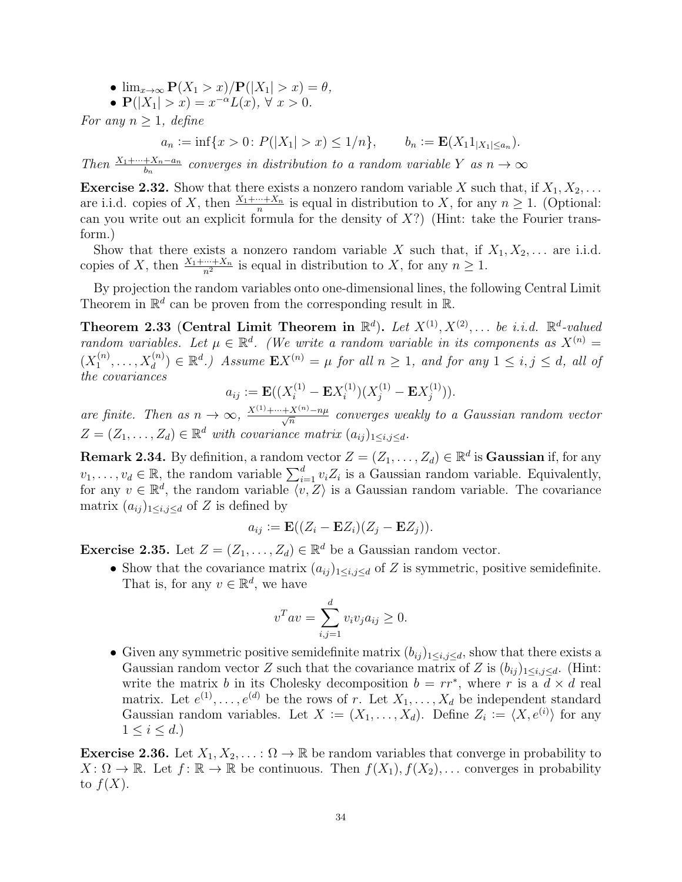- $\lim_{x\to\infty} \mathbf{P}(X_1 > x)/\mathbf{P}(|X_1| > x) = \theta$,
- $\mathbf{P}(|X_1| > x) = x^{-\alpha} L(x)$, $\forall\, x > 0$.

*For any $n \geq 1$, define*

$$a_n := \inf\{x > 0 \colon P(|X_1| > x) \leq 1/n\}, \qquad b_n := \mathbf{E}(X_1 1_{|X_1| \leq a_n}).$$

*Then $\frac{X_1 + \cdots + X_n - a_n}{b_n}$ converges in distribution to a random variable $Y$ as $n \to \infty$*

**Exercise 2.32.** Show that there exists a nonzero random variable $X$ such that, if $X_1, X_2, \ldots$ are i.i.d. copies of $X$, then $\frac{X_1 + \cdots + X_n}{n}$ is equal in distribution to $X$, for any $n \geq 1$. (Optional: can you write out an explicit formula for the density of $X$?) (Hint: take the Fourier transform.)

Show that there exists a nonzero random variable $X$ such that, if $X_1, X_2, \ldots$ are i.i.d. copies of $X$, then $\frac{X_1 + \cdots + X_n}{n^2}$ is equal in distribution to $X$, for any $n \geq 1$.

By projection the random variables onto one-dimensional lines, the following Central Limit Theorem in $\mathbb{R}^d$ can be proven from the corresponding result in $\mathbb{R}$.

**Theorem 2.33** (**Central Limit Theorem in $\mathbb{R}^d$**)**.** *Let $X^{(1)}, X^{(2)}, \ldots$ be i.i.d. $\mathbb{R}^d$-valued random variables. Let $\mu \in \mathbb{R}^d$. (We write a random variable in its components as $X^{(n)} = (X_1^{(n)}, \ldots, X_d^{(n)}) \in \mathbb{R}^d$.) Assume $\mathbf{E}X^{(n)} = \mu$ for all $n \geq 1$, and for any $1 \leq i, j \leq d$, all of the covariances*

$$a_{ij} := \mathbf{E}((X_i^{(1)} - \mathbf{E}X_i^{(1)})(X_j^{(1)} - \mathbf{E}X_j^{(1)})).$$

*are finite. Then as $n \to \infty$, $\frac{X^{(1)} + \cdots + X^{(n)} - n\mu}{\sqrt{n}}$ converges weakly to a Gaussian random vector $Z = (Z_1, \ldots, Z_d) \in \mathbb{R}^d$ with covariance matrix $(a_{ij})_{1 \leq i,j \leq d}$.*

**Remark 2.34.** By definition, a random vector $Z = (Z_1, \ldots, Z_d) \in \mathbb{R}^d$ is **Gaussian** if, for any $v_1, \ldots, v_d \in \mathbb{R}$, the random variable $\sum_{i=1}^d v_i Z_i$ is a Gaussian random variable. Equivalently, for any $v \in \mathbb{R}^d$, the random variable $\langle v, Z \rangle$ is a Gaussian random variable. The covariance matrix $(a_{ij})_{1 \leq i,j \leq d}$ of $Z$ is defined by

$$a_{ij} := \mathbf{E}((Z_i - \mathbf{E}Z_i)(Z_j - \mathbf{E}Z_j)).$$

**Exercise 2.35.** Let $Z = (Z_1, \ldots, Z_d) \in \mathbb{R}^d$ be a Gaussian random vector.

- Show that the covariance matrix $(a_{ij})_{1 \leq i,j \leq d}$ of $Z$ is symmetric, positive semidefinite. That is, for any $v \in \mathbb{R}^d$, we have

$$v^T a v = \sum_{i,j=1}^d v_i v_j a_{ij} \geq 0.$$

- Given any symmetric positive semidefinite matrix $(b_{ij})_{1 \leq i,j \leq d}$, show that there exists a Gaussian random vector $Z$ such that the covariance matrix of $Z$ is $(b_{ij})_{1 \leq i,j \leq d}$. (Hint: write the matrix $b$ in its Cholesky decomposition $b = rr^*$, where $r$ is a $d \times d$ real matrix. Let $e^{(1)}, \ldots, e^{(d)}$ be the rows of $r$. Let $X_1, \ldots, X_d$ be independent standard Gaussian random variables. Let $X := (X_1, \ldots, X_d)$. Define $Z_i := \langle X, e^{(i)} \rangle$ for any $1 \leq i \leq d$.)

**Exercise 2.36.** Let $X_1, X_2, \ldots \colon \Omega \to \mathbb{R}$ be random variables that converge in probability to $X \colon \Omega \to \mathbb{R}$. Let $f \colon \mathbb{R} \to \mathbb{R}$ be continuous. Then $f(X_1), f(X_2), \ldots$ converges in probability to $f(X)$.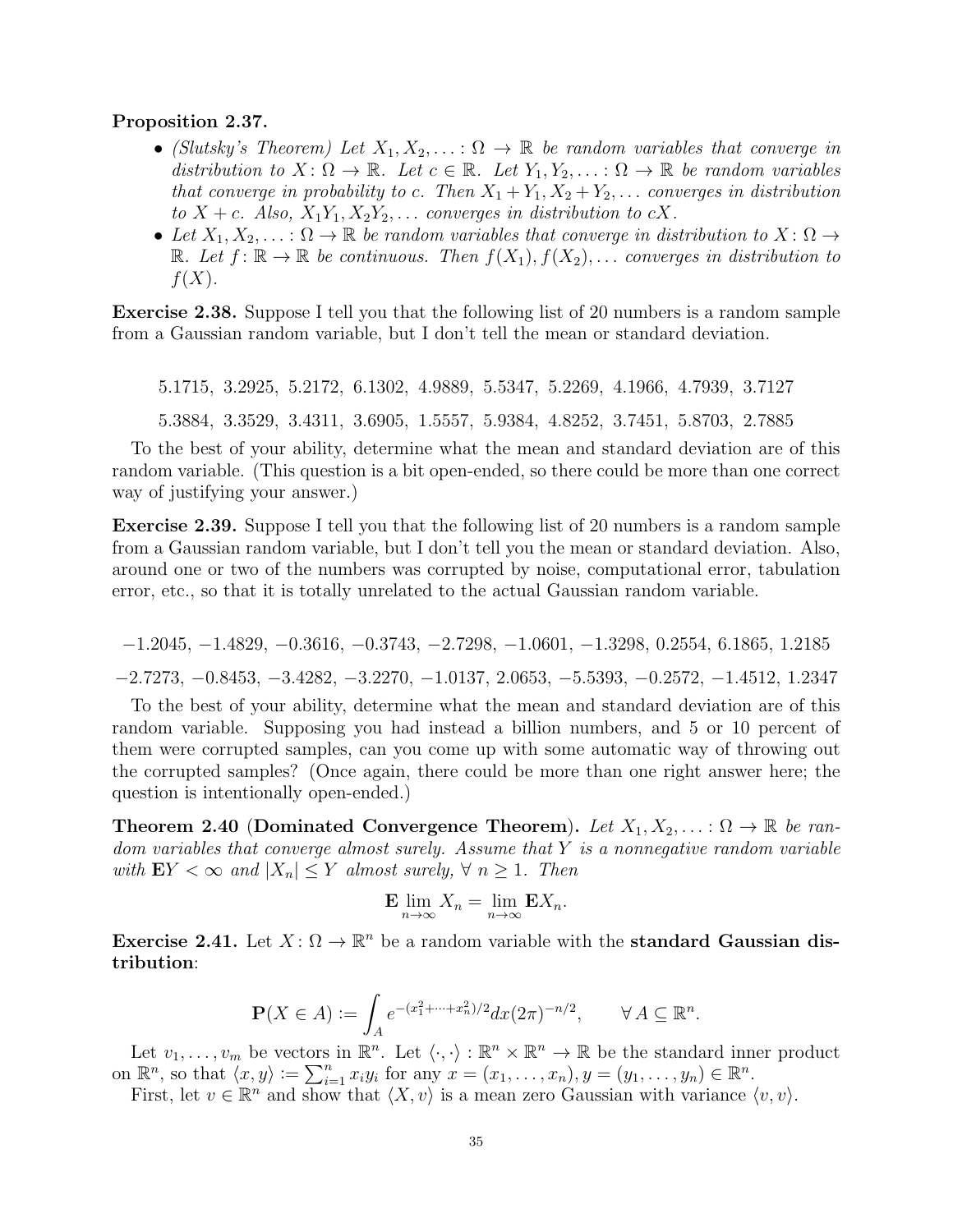**Proposition 2.37.**

- *(Slutsky's Theorem) Let $X_1, X_2, \ldots \colon \Omega \to \mathbb{R}$ be random variables that converge in distribution to $X \colon \Omega \to \mathbb{R}$. Let $c \in \mathbb{R}$. Let $Y_1, Y_2, \ldots \colon \Omega \to \mathbb{R}$ be random variables that converge in probability to $c$. Then $X_1 + Y_1, X_2 + Y_2, \ldots$ converges in distribution to $X + c$. Also, $X_1Y_1, X_2Y_2, \ldots$ converges in distribution to $cX$.*
- *Let $X_1, X_2, \ldots \colon \Omega \to \mathbb{R}$ be random variables that converge in distribution to $X \colon \Omega \to \mathbb{R}$. Let $f \colon \mathbb{R} \to \mathbb{R}$ be continuous. Then $f(X_1), f(X_2), \ldots$ converges in distribution to $f(X)$.*

**Exercise 2.38.** Suppose I tell you that the following list of 20 numbers is a random sample from a Gaussian random variable, but I don't tell the mean or standard deviation.

5.1715, 3.2925, 5.2172, 6.1302, 4.9889, 5.5347, 5.2269, 4.1966, 4.7939, 3.7127

5.3884, 3.3529, 3.4311, 3.6905, 1.5557, 5.9384, 4.8252, 3.7451, 5.8703, 2.7885

To the best of your ability, determine what the mean and standard deviation are of this random variable. (This question is a bit open-ended, so there could be more than one correct way of justifying your answer.)

**Exercise 2.39.** Suppose I tell you that the following list of 20 numbers is a random sample from a Gaussian random variable, but I don't tell you the mean or standard deviation. Also, around one or two of the numbers was corrupted by noise, computational error, tabulation error, etc., so that it is totally unrelated to the actual Gaussian random variable.

−1.2045, −1.4829, −0.3616, −0.3743, −2.7298, −1.0601, −1.3298, 0.2554, 6.1865, 1.2185

−2.7273, −0.8453, −3.4282, −3.2270, −1.0137, 2.0653, −5.5393, −0.2572, −1.4512, 1.2347

To the best of your ability, determine what the mean and standard deviation are of this random variable. Supposing you had instead a billion numbers, and 5 or 10 percent of them were corrupted samples, can you come up with some automatic way of throwing out the corrupted samples? (Once again, there could be more than one right answer here; the question is intentionally open-ended.)

**Theorem 2.40 (Dominated Convergence Theorem).** *Let $X_1, X_2, \ldots \colon \Omega \to \mathbb{R}$ be random variables that converge almost surely. Assume that $Y$ is a nonnegative random variable with $\mathbf{E}Y < \infty$ and $|X_n| \leq Y$ almost surely, $\forall\, n \geq 1$. Then*

$$\mathbf{E} \lim_{n\to\infty} X_n = \lim_{n\to\infty} \mathbf{E}X_n.$$

**Exercise 2.41.** Let $X \colon \Omega \to \mathbb{R}^n$ be a random variable with the **standard Gaussian distribution**:

$$\mathbf{P}(X \in A) := \int_A e^{-(x_1^2+\cdots+x_n^2)/2} dx (2\pi)^{-n/2}, \qquad \forall\, A \subseteq \mathbb{R}^n.$$

Let $v_1, \ldots, v_m$ be vectors in $\mathbb{R}^n$. Let $\langle \cdot, \cdot \rangle : \mathbb{R}^n \times \mathbb{R}^n \to \mathbb{R}$ be the standard inner product on $\mathbb{R}^n$, so that $\langle x, y \rangle := \sum_{i=1}^n x_i y_i$ for any $x = (x_1, \ldots, x_n), y = (y_1, \ldots, y_n) \in \mathbb{R}^n$.

First, let $v \in \mathbb{R}^n$ and show that $\langle X, v \rangle$ is a mean zero Gaussian with variance $\langle v, v \rangle$.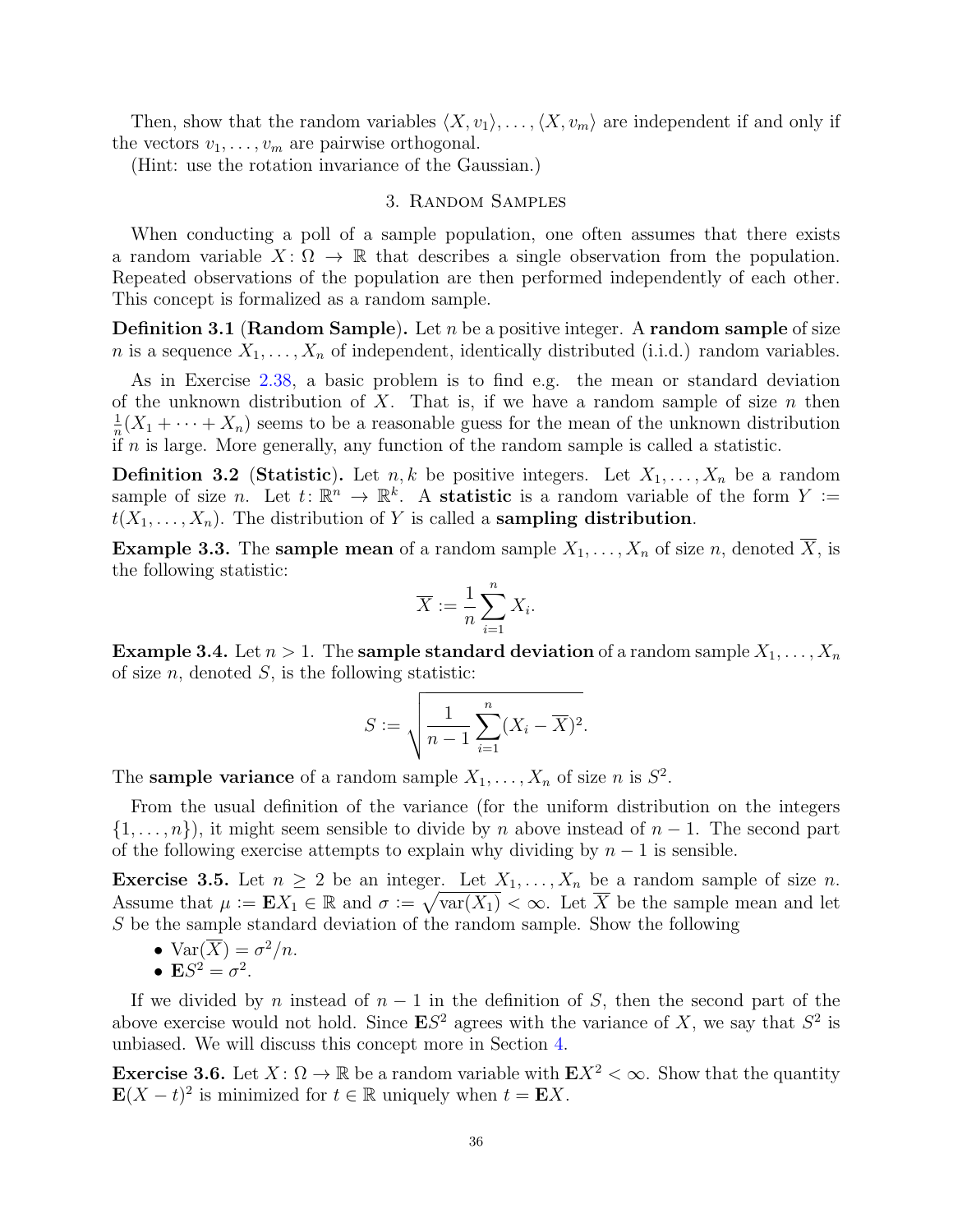Then, show that the random variables $\langle X, v_1\rangle, \ldots, \langle X, v_m\rangle$ are independent if and only if the vectors $v_1, \ldots, v_m$ are pairwise orthogonal.

(Hint: use the rotation invariance of the Gaussian.)

## 3. Random Samples

When conducting a poll of a sample population, one often assumes that there exists a random variable $X: \Omega \to \mathbb{R}$ that describes a single observation from the population. Repeated observations of the population are then performed independently of each other. This concept is formalized as a random sample.

**Definition 3.1** (**Random Sample**)**.** Let $n$ be a positive integer. A **random sample** of size $n$ is a sequence $X_1, \ldots, X_n$ of independent, identically distributed (i.i.d.) random variables.

As in Exercise 2.38, a basic problem is to find e.g. the mean or standard deviation of the unknown distribution of $X$. That is, if we have a random sample of size $n$ then $\frac{1}{n}(X_1 + \cdots + X_n)$ seems to be a reasonable guess for the mean of the unknown distribution if $n$ is large. More generally, any function of the random sample is called a statistic.

**Definition 3.2** (**Statistic**)**.** Let $n, k$ be positive integers. Let $X_1, \ldots, X_n$ be a random sample of size $n$. Let $t: \mathbb{R}^n \to \mathbb{R}^k$. A **statistic** is a random variable of the form $Y := t(X_1, \ldots, X_n)$. The distribution of $Y$ is called a **sampling distribution**.

**Example 3.3.** The **sample mean** of a random sample $X_1, \ldots, X_n$ of size $n$, denoted $\overline{X}$, is the following statistic:

$$\overline{X} := \frac{1}{n}\sum_{i=1}^{n} X_i.$$

**Example 3.4.** Let $n > 1$. The **sample standard deviation** of a random sample $X_1, \ldots, X_n$ of size $n$, denoted $S$, is the following statistic:

$$S := \sqrt{\frac{1}{n-1}\sum_{i=1}^{n}(X_i - \overline{X})^2}.$$

The **sample variance** of a random sample $X_1, \ldots, X_n$ of size $n$ is $S^2$.

From the usual definition of the variance (for the uniform distribution on the integers $\{1, \ldots, n\}$), it might seem sensible to divide by $n$ above instead of $n-1$. The second part of the following exercise attempts to explain why dividing by $n-1$ is sensible.

**Exercise 3.5.** Let $n \geq 2$ be an integer. Let $X_1, \ldots, X_n$ be a random sample of size $n$. Assume that $\mu := \mathbf{E}X_1 \in \mathbb{R}$ and $\sigma := \sqrt{\mathrm{var}(X_1)} < \infty$. Let $\overline{X}$ be the sample mean and let $S$ be the sample standard deviation of the random sample. Show the following

- $\mathrm{Var}(\overline{X}) = \sigma^2/n$.
- $\mathbf{E}S^2 = \sigma^2$.

If we divided by $n$ instead of $n-1$ in the definition of $S$, then the second part of the above exercise would not hold. Since $\mathbf{E}S^2$ agrees with the variance of $X$, we say that $S^2$ is unbiased. We will discuss this concept more in Section 4.

**Exercise 3.6.** Let $X: \Omega \to \mathbb{R}$ be a random variable with $\mathbf{E}X^2 < \infty$. Show that the quantity $\mathbf{E}(X - t)^2$ is minimized for $t \in \mathbb{R}$ uniquely when $t = \mathbf{E}X$.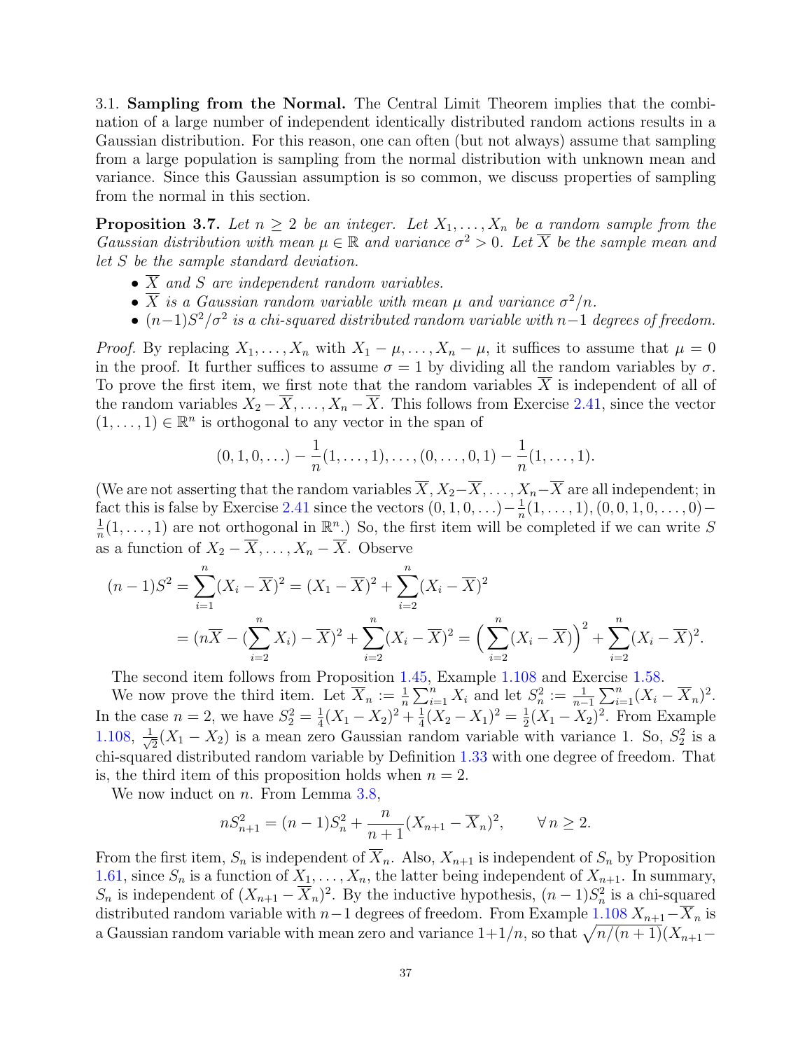3.1. **Sampling from the Normal.** The Central Limit Theorem implies that the combination of a large number of independent identically distributed random actions results in a Gaussian distribution. For this reason, one can often (but not always) assume that sampling from a large population is sampling from the normal distribution with unknown mean and variance. Since this Gaussian assumption is so common, we discuss properties of sampling from the normal in this section.

**Proposition 3.7.** *Let $n \geq 2$ be an integer. Let $X_1, \ldots, X_n$ be a random sample from the Gaussian distribution with mean $\mu \in \mathbb{R}$ and variance $\sigma^2 > 0$. Let $\overline{X}$ be the sample mean and let $S$ be the sample standard deviation.*

- *$\overline{X}$ and $S$ are independent random variables.*
- *$\overline{X}$ is a Gaussian random variable with mean $\mu$ and variance $\sigma^2/n$.*
- *$(n-1)S^2/\sigma^2$ is a chi-squared distributed random variable with $n-1$ degrees of freedom.*

*Proof.* By replacing $X_1, \ldots, X_n$ with $X_1 - \mu, \ldots, X_n - \mu$, it suffices to assume that $\mu = 0$ in the proof. It further suffices to assume $\sigma = 1$ by dividing all the random variables by $\sigma$. To prove the first item, we first note that the random variables $\overline{X}$ is independent of all of the random variables $X_2 - \overline{X}, \ldots, X_n - \overline{X}$. This follows from Exercise 2.41, since the vector $(1, \ldots, 1) \in \mathbb{R}^n$ is orthogonal to any vector in the span of

$$(0, 1, 0, \ldots) - \frac{1}{n}(1, \ldots, 1), \ldots, (0, \ldots, 0, 1) - \frac{1}{n}(1, \ldots, 1).$$

(We are not asserting that the random variables $\overline{X}, X_2 - \overline{X}, \ldots, X_n - \overline{X}$ are all independent; in fact this is false by Exercise 2.41 since the vectors $(0, 1, 0, \ldots) - \frac{1}{n}(1, \ldots, 1), (0, 0, 1, 0, \ldots, 0) - \frac{1}{n}(1, \ldots, 1)$ are not orthogonal in $\mathbb{R}^n$.) So, the first item will be completed if we can write $S$ as a function of $X_2 - \overline{X}, \ldots, X_n - \overline{X}$. Observe

$$
\begin{aligned}
(n-1)S^2 &= \sum_{i=1}^{n} (X_i - \overline{X})^2 = (X_1 - \overline{X})^2 + \sum_{i=2}^{n} (X_i - \overline{X})^2 \\
&= (n\overline{X} - (\sum_{i=2}^{n} X_i) - \overline{X})^2 + \sum_{i=2}^{n} (X_i - \overline{X})^2 = \Big(\sum_{i=2}^{n} (X_i - \overline{X})\Big)^2 + \sum_{i=2}^{n} (X_i - \overline{X})^2.
\end{aligned}
$$

The second item follows from Proposition 1.45, Example 1.108 and Exercise 1.58.

We now prove the third item. Let $\overline{X}_n := \frac{1}{n}\sum_{i=1}^{n} X_i$ and let $S_n^2 := \frac{1}{n-1}\sum_{i=1}^{n}(X_i - \overline{X}_n)^2$. In the case $n = 2$, we have $S_2^2 = \frac{1}{4}(X_1 - X_2)^2 + \frac{1}{4}(X_2 - X_1)^2 = \frac{1}{2}(X_1 - X_2)^2$. From Example 1.108, $\frac{1}{\sqrt{2}}(X_1 - X_2)$ is a mean zero Gaussian random variable with variance 1. So, $S_2^2$ is a chi-squared distributed random variable by Definition 1.33 with one degree of freedom. That is, the third item of this proposition holds when $n = 2$.

We now induct on $n$. From Lemma 3.8,

$$nS_{n+1}^2 = (n-1)S_n^2 + \frac{n}{n+1}(X_{n+1} - \overline{X}_n)^2, \qquad \forall\, n \geq 2.$$

From the first item, $S_n$ is independent of $\overline{X}_n$. Also, $X_{n+1}$ is independent of $S_n$ by Proposition 1.61, since $S_n$ is a function of $X_1, \ldots, X_n$, the latter being independent of $X_{n+1}$. In summary, $S_n$ is independent of $(X_{n+1} - \overline{X}_n)^2$. By the inductive hypothesis, $(n-1)S_n^2$ is a chi-squared distributed random variable with $n-1$ degrees of freedom. From Example 1.108 $X_{n+1} - \overline{X}_n$ is a Gaussian random variable with mean zero and variance $1 + 1/n$, so that $\sqrt{n/(n+1)}(X_{n+1} -$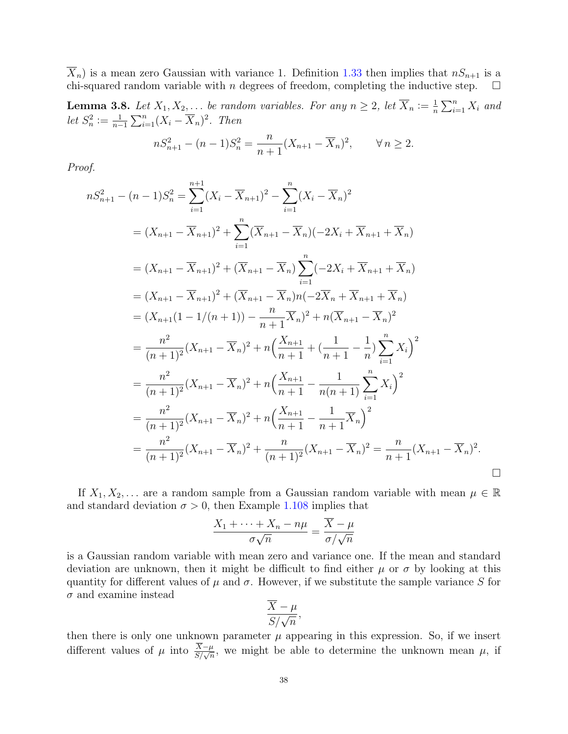$\overline{X}_n$) is a mean zero Gaussian with variance 1. Definition 1.33 then implies that $nS_{n+1}$ is a chi-squared random variable with $n$ degrees of freedom, completing the inductive step. $\square$

**Lemma 3.8.** *Let $X_1, X_2, \ldots$ be random variables. For any $n \geq 2$, let $\overline{X}_n := \frac{1}{n}\sum_{i=1}^{n} X_i$ and let $S_n^2 := \frac{1}{n-1}\sum_{i=1}^{n}(X_i - \overline{X}_n)^2$. Then*

$$nS_{n+1}^2 - (n-1)S_n^2 = \frac{n}{n+1}(X_{n+1} - \overline{X}_n)^2, \qquad \forall\, n \geq 2.$$

*Proof.*

$$\begin{aligned}
nS_{n+1}^2 - (n-1)S_n^2 &= \sum_{i=1}^{n+1}(X_i - \overline{X}_{n+1})^2 - \sum_{i=1}^{n}(X_i - \overline{X}_n)^2 \\
&= (X_{n+1} - \overline{X}_{n+1})^2 + \sum_{i=1}^{n}(\overline{X}_{n+1} - \overline{X}_n)(-2X_i + \overline{X}_{n+1} + \overline{X}_n) \\
&= (X_{n+1} - \overline{X}_{n+1})^2 + (\overline{X}_{n+1} - \overline{X}_n)\sum_{i=1}^{n}(-2X_i + \overline{X}_{n+1} + \overline{X}_n) \\
&= (X_{n+1} - \overline{X}_{n+1})^2 + (\overline{X}_{n+1} - \overline{X}_n)n(-2\overline{X}_n + \overline{X}_{n+1} + \overline{X}_n) \\
&= (X_{n+1}(1 - 1/(n+1)) - \frac{n}{n+1}\overline{X}_n)^2 + n(\overline{X}_{n+1} - \overline{X}_n)^2 \\
&= \frac{n^2}{(n+1)^2}(X_{n+1} - \overline{X}_n)^2 + n\Big(\frac{X_{n+1}}{n+1} + (\frac{1}{n+1} - \frac{1}{n})\sum_{i=1}^{n} X_i\Big)^2 \\
&= \frac{n^2}{(n+1)^2}(X_{n+1} - \overline{X}_n)^2 + n\Big(\frac{X_{n+1}}{n+1} - \frac{1}{n(n+1)}\sum_{i=1}^{n} X_i\Big)^2 \\
&= \frac{n^2}{(n+1)^2}(X_{n+1} - \overline{X}_n)^2 + n\Big(\frac{X_{n+1}}{n+1} - \frac{1}{n+1}\overline{X}_n\Big)^2 \\
&= \frac{n^2}{(n+1)^2}(X_{n+1} - \overline{X}_n)^2 + \frac{n}{(n+1)^2}(X_{n+1} - \overline{X}_n)^2 = \frac{n}{n+1}(X_{n+1} - \overline{X}_n)^2.
\end{aligned}$$

$\square$

If $X_1, X_2, \ldots$ are a random sample from a Gaussian random variable with mean $\mu \in \mathbb{R}$ and standard deviation $\sigma > 0$, then Example 1.108 implies that

$$\frac{X_1 + \cdots + X_n - n\mu}{\sigma\sqrt{n}} = \frac{\overline{X} - \mu}{\sigma/\sqrt{n}}$$

is a Gaussian random variable with mean zero and variance one. If the mean and standard deviation are unknown, then it might be difficult to find either $\mu$ or $\sigma$ by looking at this quantity for different values of $\mu$ and $\sigma$. However, if we substitute the sample variance $S$ for $\sigma$ and examine instead

$$\frac{\overline{X} - \mu}{S/\sqrt{n}},$$

then there is only one unknown parameter $\mu$ appearing in this expression. So, if we insert different values of $\mu$ into $\frac{\overline{X}-\mu}{S/\sqrt{n}}$, we might be able to determine the unknown mean $\mu$, if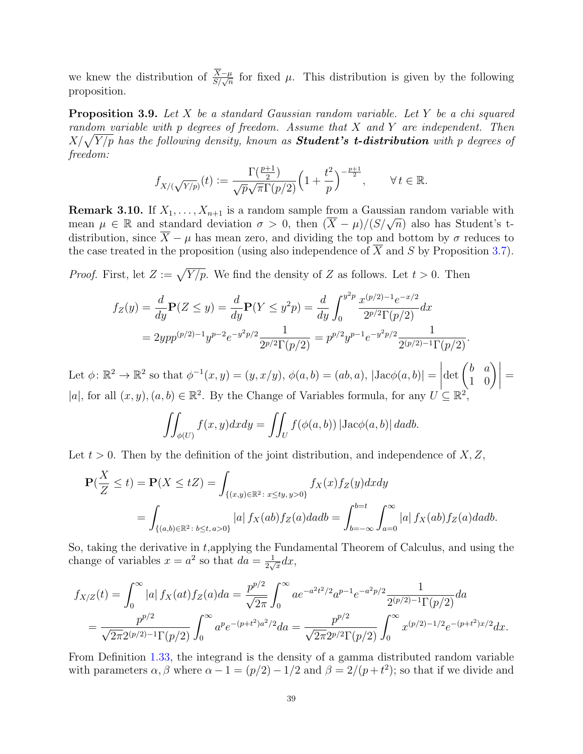we knew the distribution of $\frac{\overline{X}-\mu}{S/\sqrt{n}}$ for fixed $\mu$. This distribution is given by the following proposition.

**Proposition 3.9.** *Let $X$ be a standard Gaussian random variable. Let $Y$ be a chi squared random variable with $p$ degrees of freedom. Assume that $X$ and $Y$ are independent. Then $X/\sqrt{Y/p}$ has the following density, known as **Student's t-distribution** with $p$ degrees of freedom:*

$$f_{X/(\sqrt{Y/p})}(t) := \frac{\Gamma(\frac{p+1}{2})}{\sqrt{p}\sqrt{\pi}\Gamma(p/2)}\Big(1+\frac{t^2}{p}\Big)^{-\frac{p+1}{2}}, \qquad \forall\, t \in \mathbb{R}.$$

**Remark 3.10.** If $X_1, \ldots, X_{n+1}$ is a random sample from a Gaussian random variable with mean $\mu \in \mathbb{R}$ and standard deviation $\sigma > 0$, then $(\overline{X}-\mu)/(S/\sqrt{n})$ also has Student's t-distribution, since $\overline{X}-\mu$ has mean zero, and dividing the top and bottom by $\sigma$ reduces to the case treated in the proposition (using also independence of $\overline{X}$ and $S$ by Proposition 3.7).

*Proof.* First, let $Z := \sqrt{Y/p}$. We find the density of $Z$ as follows. Let $t > 0$. Then

$$\begin{aligned}
f_Z(y) &= \frac{d}{dy}\mathbf{P}(Z \leq y) = \frac{d}{dy}\mathbf{P}(Y \leq y^2 p) = \frac{d}{dy}\int_0^{y^2 p} \frac{x^{(p/2)-1}e^{-x/2}}{2^{p/2}\Gamma(p/2)}dx \\
&= 2ypp^{(p/2)-1}y^{p-2}e^{-y^2p/2}\frac{1}{2^{p/2}\Gamma(p/2)} = p^{p/2}y^{p-1}e^{-y^2p/2}\frac{1}{2^{(p/2)-1}\Gamma(p/2)}.
\end{aligned}$$

Let $\phi\colon \mathbb{R}^2 \to \mathbb{R}^2$ so that $\phi^{-1}(x,y) = (y, x/y)$, $\phi(a,b) = (ab, a)$, $|\mathrm{Jac}\phi(a,b)| = \left|\det\begin{pmatrix} b & a \\ 1 & 0\end{pmatrix}\right| = |a|$, for all $(x,y),(a,b) \in \mathbb{R}^2$. By the Change of Variables formula, for any $U \subseteq \mathbb{R}^2$,

$$\iint_{\phi(U)} f(x,y)dxdy = \iint_U f(\phi(a,b))\,|\mathrm{Jac}\phi(a,b)|\,dadb.$$

Let $t > 0$. Then by the definition of the joint distribution, and independence of $X, Z$,

$$\begin{aligned}
\mathbf{P}(\frac{X}{Z} \leq t) = \mathbf{P}(X \leq tZ) &= \int_{\{(x,y)\in\mathbb{R}^2\colon\, x \leq ty,\, y>0\}} f_X(x)f_Z(y)dxdy \\
&= \int_{\{(a,b)\in\mathbb{R}^2\colon\, b\leq t,\, a>0\}} |a|\, f_X(ab)f_Z(a)dadb = \int_{b=-\infty}^{b=t}\int_{a=0}^{\infty} |a|\, f_X(ab)f_Z(a)dadb.
\end{aligned}$$

So, taking the derivative in $t$,applying the Fundamental Theorem of Calculus, and using the change of variables $x = a^2$ so that $da = \frac{1}{2\sqrt{x}}dx$,

$$\begin{aligned}
f_{X/Z}(t) &= \int_0^\infty |a|\, f_X(at)f_Z(a)da = \frac{p^{p/2}}{\sqrt{2\pi}}\int_0^\infty ae^{-a^2t^2/2}a^{p-1}e^{-a^2p/2}\frac{1}{2^{(p/2)-1}\Gamma(p/2)}da \\
&= \frac{p^{p/2}}{\sqrt{2\pi}2^{(p/2)-1}\Gamma(p/2)}\int_0^\infty a^p e^{-(p+t^2)a^2/2}da = \frac{p^{p/2}}{\sqrt{2\pi}2^{p/2}\Gamma(p/2)}\int_0^\infty x^{(p/2)-1/2}e^{-(p+t^2)x/2}dx.
\end{aligned}$$

From Definition 1.33, the integrand is the density of a gamma distributed random variable with parameters $\alpha, \beta$ where $\alpha - 1 = (p/2) - 1/2$ and $\beta = 2/(p+t^2)$; so that if we divide and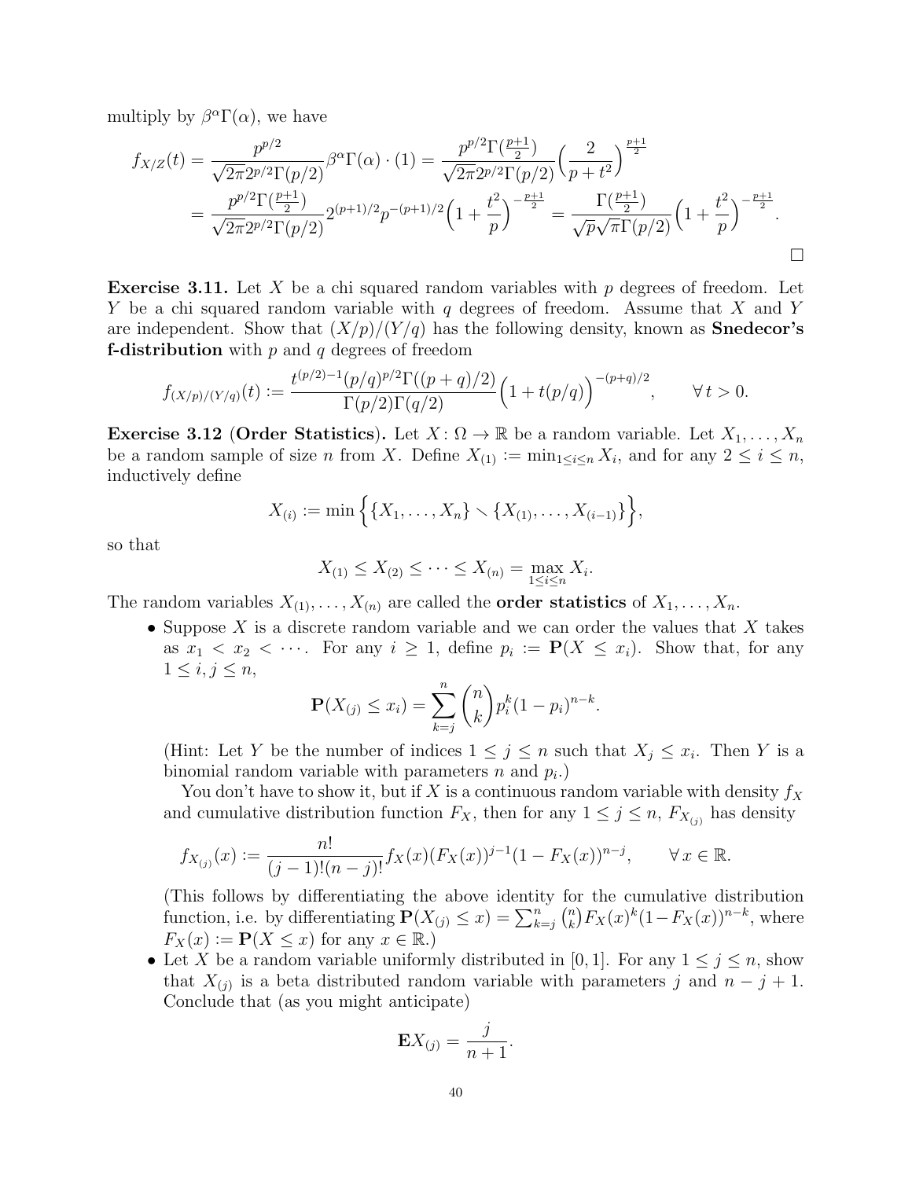multiply by $\beta^\alpha\Gamma(\alpha)$, we have

$$
\begin{aligned}
f_{X/Z}(t) &= \frac{p^{p/2}}{\sqrt{2\pi}2^{p/2}\Gamma(p/2)}\beta^\alpha\Gamma(\alpha)\cdot(1) = \frac{p^{p/2}\Gamma(\frac{p+1}{2})}{\sqrt{2\pi}2^{p/2}\Gamma(p/2)}\Big(\frac{2}{p+t^2}\Big)^{\frac{p+1}{2}} \\
&= \frac{p^{p/2}\Gamma(\frac{p+1}{2})}{\sqrt{2\pi}2^{p/2}\Gamma(p/2)}2^{(p+1)/2}p^{-(p+1)/2}\Big(1+\frac{t^2}{p}\Big)^{-\frac{p+1}{2}} = \frac{\Gamma(\frac{p+1}{2})}{\sqrt{p}\sqrt{\pi}\Gamma(p/2)}\Big(1+\frac{t^2}{p}\Big)^{-\frac{p+1}{2}}.
\end{aligned}
$$

□

**Exercise 3.11.** Let $X$ be a chi squared random variables with $p$ degrees of freedom. Let $Y$ be a chi squared random variable with $q$ degrees of freedom. Assume that $X$ and $Y$ are independent. Show that $(X/p)/(Y/q)$ has the following density, known as **Snedecor's f-distribution** with $p$ and $q$ degrees of freedom

$$
f_{(X/p)/(Y/q)}(t) := \frac{t^{(p/2)-1}(p/q)^{p/2}\Gamma((p+q)/2)}{\Gamma(p/2)\Gamma(q/2)}\Big(1+t(p/q)\Big)^{-(p+q)/2}, \qquad \forall\, t>0.
$$

**Exercise 3.12 (Order Statistics).** Let $X\colon\Omega\to\mathbb{R}$ be a random variable. Let $X_1,\ldots,X_n$ be a random sample of size $n$ from $X$. Define $X_{(1)} := \min_{1\leq i\leq n} X_i$, and for any $2\leq i\leq n$, inductively define

$$
X_{(i)} := \min\Big\{\{X_1,\ldots,X_n\}\setminus\{X_{(1)},\ldots,X_{(i-1)}\}\Big\},
$$

so that

$$
X_{(1)} \leq X_{(2)} \leq \cdots \leq X_{(n)} = \max_{1\leq i\leq n} X_i.
$$

The random variables $X_{(1)},\ldots,X_{(n)}$ are called the **order statistics** of $X_1,\ldots,X_n$.

- Suppose $X$ is a discrete random variable and we can order the values that $X$ takes as $x_1 < x_2 < \cdots$. For any $i\geq 1$, define $p_i := \mathbf{P}(X\leq x_i)$. Show that, for any $1\leq i,j\leq n$,

  $$
  \mathbf{P}(X_{(j)}\leq x_i) = \sum_{k=j}^{n}\binom{n}{k}p_i^k(1-p_i)^{n-k}.
  $$

  (Hint: Let $Y$ be the number of indices $1\leq j\leq n$ such that $X_j\leq x_i$. Then $Y$ is a binomial random variable with parameters $n$ and $p_i$.)

  You don't have to show it, but if $X$ is a continuous random variable with density $f_X$ and cumulative distribution function $F_X$, then for any $1\leq j\leq n$, $F_{X_{(j)}}$ has density

  $$
  f_{X_{(j)}}(x) := \frac{n!}{(j-1)!(n-j)!}f_X(x)(F_X(x))^{j-1}(1-F_X(x))^{n-j}, \qquad \forall\, x\in\mathbb{R}.
  $$

  (This follows by differentiating the above identity for the cumulative distribution function, i.e. by differentiating $\mathbf{P}(X_{(j)}\leq x) = \sum_{k=j}^{n}\binom{n}{k}F_X(x)^k(1-F_X(x))^{n-k}$, where $F_X(x) := \mathbf{P}(X\leq x)$ for any $x\in\mathbb{R}$.)

- Let $X$ be a random variable uniformly distributed in $[0,1]$. For any $1\leq j\leq n$, show that $X_{(j)}$ is a beta distributed random variable with parameters $j$ and $n-j+1$. Conclude that (as you might anticipate)

  $$
  \mathbf{E}X_{(j)} = \frac{j}{n+1}.
  $$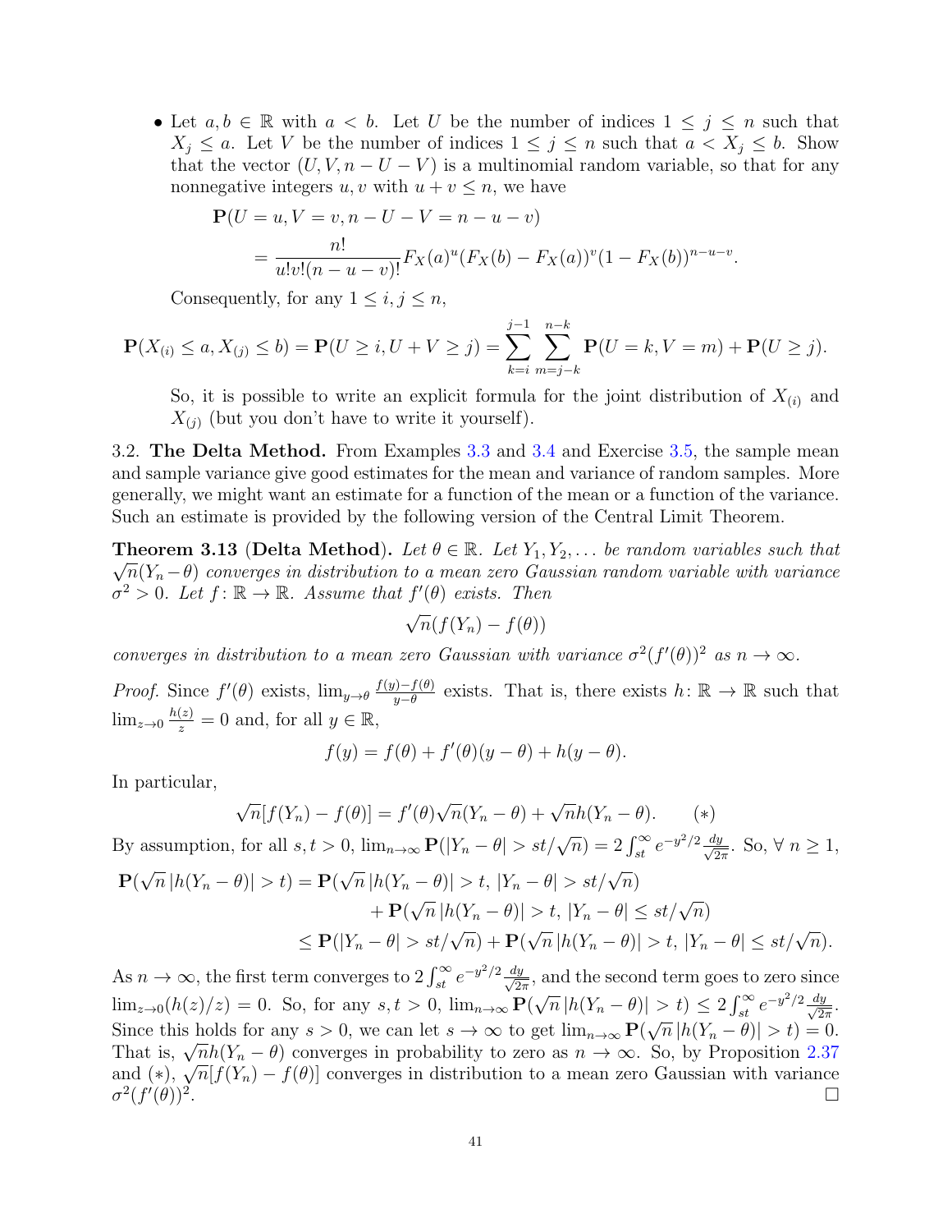- Let $a, b \in \mathbb{R}$ with $a < b$. Let $U$ be the number of indices $1 \leq j \leq n$ such that $X_j \leq a$. Let $V$ be the number of indices $1 \leq j \leq n$ such that $a < X_j \leq b$. Show that the vector $(U, V, n - U - V)$ is a multinomial random variable, so that for any nonnegative integers $u, v$ with $u + v \leq n$, we have

$$\begin{aligned}
&\mathbf{P}(U = u, V = v, n - U - V = n - u - v) \\
&\quad = \frac{n!}{u!v!(n-u-v)!} F_X(a)^u (F_X(b) - F_X(a))^v (1 - F_X(b))^{n-u-v}.
\end{aligned}$$

  Consequently, for any $1 \leq i, j \leq n$,

$$\mathbf{P}(X_{(i)} \leq a, X_{(j)} \leq b) = \mathbf{P}(U \geq i, U + V \geq j) = \sum_{k=i}^{j-1} \sum_{m=j-k}^{n-k} \mathbf{P}(U = k, V = m) + \mathbf{P}(U \geq j).$$

  So, it is possible to write an explicit formula for the joint distribution of $X_{(i)}$ and $X_{(j)}$ (but you don't have to write it yourself).

3.2. **The Delta Method.** From Examples 3.3 and 3.4 and Exercise 3.5, the sample mean and sample variance give good estimates for the mean and variance of random samples. More generally, we might want an estimate for a function of the mean or a function of the variance. Such an estimate is provided by the following version of the Central Limit Theorem.

**Theorem 3.13** (**Delta Method**). *Let $\theta \in \mathbb{R}$. Let $Y_1, Y_2, \ldots$ be random variables such that $\sqrt{n}(Y_n - \theta)$ converges in distribution to a mean zero Gaussian random variable with variance $\sigma^2 > 0$. Let $f \colon \mathbb{R} \to \mathbb{R}$. Assume that $f'(\theta)$ exists. Then*

$$\sqrt{n}(f(Y_n) - f(\theta))$$

*converges in distribution to a mean zero Gaussian with variance $\sigma^2 (f'(\theta))^2$ as $n \to \infty$.*

*Proof.* Since $f'(\theta)$ exists, $\lim_{y \to \theta} \frac{f(y) - f(\theta)}{y - \theta}$ exists. That is, there exists $h \colon \mathbb{R} \to \mathbb{R}$ such that $\lim_{z \to 0} \frac{h(z)}{z} = 0$ and, for all $y \in \mathbb{R}$,

$$f(y) = f(\theta) + f'(\theta)(y - \theta) + h(y - \theta).$$

In particular,

$$\sqrt{n}[f(Y_n) - f(\theta)] = f'(\theta)\sqrt{n}(Y_n - \theta) + \sqrt{n}h(Y_n - \theta). \qquad (*)$$

By assumption, for all $s, t > 0$, $\lim_{n \to \infty} \mathbf{P}(|Y_n - \theta| > st/\sqrt{n}) = 2\int_{st}^{\infty} e^{-y^2/2} \frac{dy}{\sqrt{2\pi}}$. So, $\forall\, n \geq 1$,

$$\begin{aligned}
\mathbf{P}(\sqrt{n}\,|h(Y_n - \theta)| > t) &= \mathbf{P}(\sqrt{n}\,|h(Y_n - \theta)| > t,\, |Y_n - \theta| > st/\sqrt{n}) \\
&\quad + \mathbf{P}(\sqrt{n}\,|h(Y_n - \theta)| > t,\, |Y_n - \theta| \leq st/\sqrt{n}) \\
&\leq \mathbf{P}(|Y_n - \theta| > st/\sqrt{n}) + \mathbf{P}(\sqrt{n}\,|h(Y_n - \theta)| > t,\, |Y_n - \theta| \leq st/\sqrt{n}).
\end{aligned}$$

As $n \to \infty$, the first term converges to $2\int_{st}^{\infty} e^{-y^2/2} \frac{dy}{\sqrt{2\pi}}$, and the second term goes to zero since $\lim_{z \to 0}(h(z)/z) = 0$. So, for any $s, t > 0$, $\lim_{n \to \infty} \mathbf{P}(\sqrt{n}\,|h(Y_n - \theta)| > t) \leq 2\int_{st}^{\infty} e^{-y^2/2} \frac{dy}{\sqrt{2\pi}}$. Since this holds for any $s > 0$, we can let $s \to \infty$ to get $\lim_{n \to \infty} \mathbf{P}(\sqrt{n}\,|h(Y_n - \theta)| > t) = 0$. That is, $\sqrt{n}h(Y_n - \theta)$ converges in probability to zero as $n \to \infty$. So, by Proposition 2.37 and $(*)$, $\sqrt{n}[f(Y_n) - f(\theta)]$ converges in distribution to a mean zero Gaussian with variance $\sigma^2 (f'(\theta))^2$. $\square$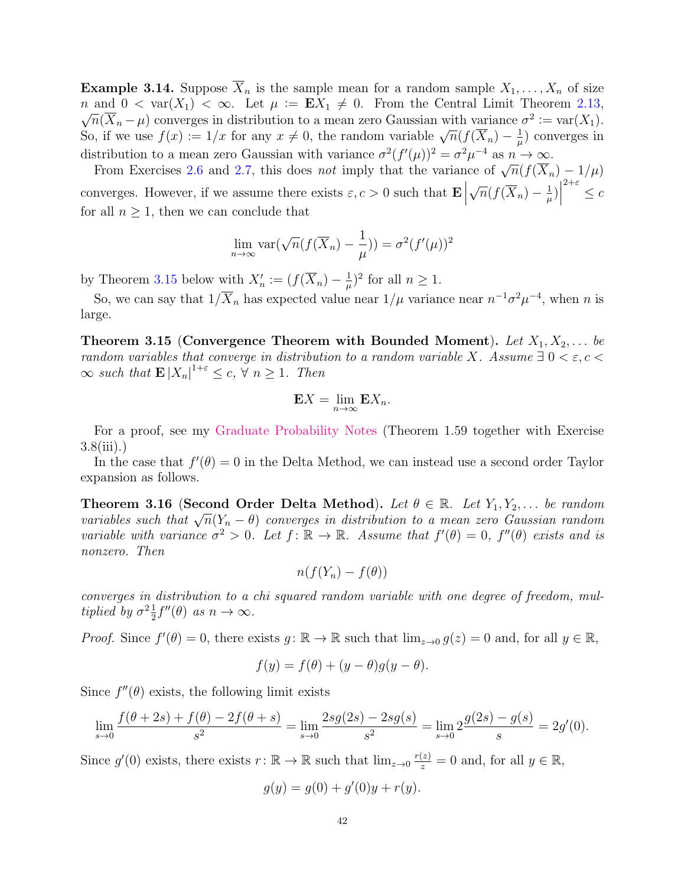**Example 3.14.** Suppose $\overline{X}_n$ is the sample mean for a random sample $X_1, \ldots, X_n$ of size $n$ and $0 < \mathrm{var}(X_1) < \infty$. Let $\mu := \mathbf{E}X_1 \neq 0$. From the Central Limit Theorem 2.13, $\sqrt{n}(\overline{X}_n - \mu)$ converges in distribution to a mean zero Gaussian with variance $\sigma^2 := \mathrm{var}(X_1)$. So, if we use $f(x) := 1/x$ for any $x \neq 0$, the random variable $\sqrt{n}(f(\overline{X}_n) - \frac{1}{\mu})$ converges in distribution to a mean zero Gaussian with variance $\sigma^2(f'(\mu))^2 = \sigma^2\mu^{-4}$ as $n \to \infty$.

From Exercises 2.6 and 2.7, this does *not* imply that the variance of $\sqrt{n}(f(\overline{X}_n) - 1/\mu)$ converges. However, if we assume there exists $\varepsilon, c > 0$ such that $\mathbf{E}\left|\sqrt{n}(f(\overline{X}_n) - \frac{1}{\mu})\right|^{2+\varepsilon} \leq c$ for all $n \geq 1$, then we can conclude that

$$\lim_{n\to\infty} \mathrm{var}(\sqrt{n}(f(\overline{X}_n) - \frac{1}{\mu})) = \sigma^2(f'(\mu))^2$$

by Theorem 3.15 below with $X_n' := (f(\overline{X}_n) - \frac{1}{\mu})^2$ for all $n \geq 1$.

So, we can say that $1/\overline{X}_n$ has expected value near $1/\mu$ variance near $n^{-1}\sigma^2\mu^{-4}$, when $n$ is large.

**Theorem 3.15** (**Convergence Theorem with Bounded Moment**). *Let $X_1, X_2, \ldots$ be random variables that converge in distribution to a random variable $X$. Assume $\exists\ 0 < \varepsilon, c < \infty$ such that $\mathbf{E}\left|X_n\right|^{1+\varepsilon} \leq c$, $\forall\ n \geq 1$. Then*

$$\mathbf{E}X = \lim_{n\to\infty} \mathbf{E}X_n.$$

For a proof, see my Graduate Probability Notes (Theorem 1.59 together with Exercise 3.8(iii).)

In the case that $f'(\theta) = 0$ in the Delta Method, we can instead use a second order Taylor expansion as follows.

**Theorem 3.16** (**Second Order Delta Method**). *Let $\theta \in \mathbb{R}$. Let $Y_1, Y_2, \ldots$ be random variables such that $\sqrt{n}(Y_n - \theta)$ converges in distribution to a mean zero Gaussian random variable with variance $\sigma^2 > 0$. Let $f\colon \mathbb{R} \to \mathbb{R}$. Assume that $f'(\theta) = 0$, $f''(\theta)$ exists and is nonzero. Then*

$$n(f(Y_n) - f(\theta))$$

*converges in distribution to a chi squared random variable with one degree of freedom, multiplied by $\sigma^2\frac{1}{2}f''(\theta)$ as $n \to \infty$.*

*Proof.* Since $f'(\theta) = 0$, there exists $g\colon \mathbb{R} \to \mathbb{R}$ such that $\lim_{z\to 0} g(z) = 0$ and, for all $y \in \mathbb{R}$,

$$f(y) = f(\theta) + (y - \theta)g(y - \theta).$$

Since $f''(\theta)$ exists, the following limit exists

$$\lim_{s\to 0} \frac{f(\theta + 2s) + f(\theta) - 2f(\theta + s)}{s^2} = \lim_{s\to 0} \frac{2sg(2s) - 2sg(s)}{s^2} = \lim_{s\to 0} 2\frac{g(2s) - g(s)}{s} = 2g'(0).$$

Since $g'(0)$ exists, there exists $r\colon \mathbb{R} \to \mathbb{R}$ such that $\lim_{z\to 0} \frac{r(z)}{z} = 0$ and, for all $y \in \mathbb{R}$,

$$g(y) = g(0) + g'(0)y + r(y).$$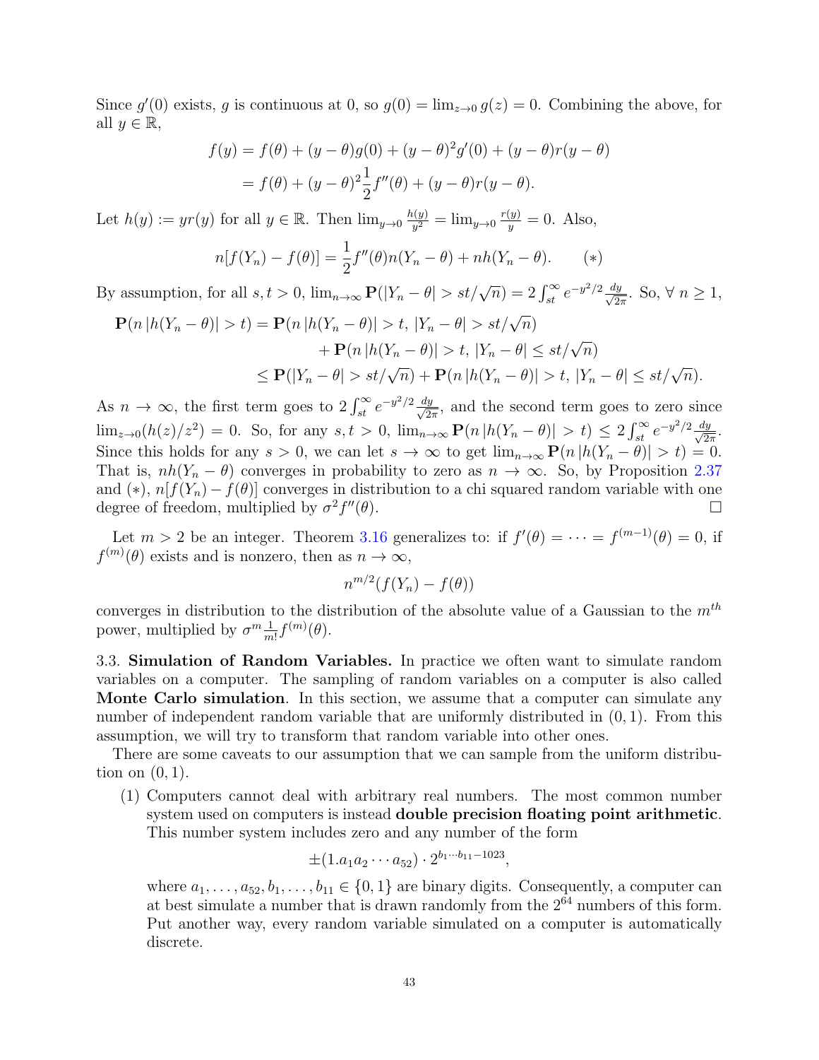Since $g'(0)$ exists, $g$ is continuous at 0, so $g(0) = \lim_{z\to 0} g(z) = 0$. Combining the above, for all $y \in \mathbb{R}$,

$$
\begin{aligned}
f(y) &= f(\theta) + (y-\theta)g(0) + (y-\theta)^2 g'(0) + (y-\theta)r(y-\theta) \\
&= f(\theta) + (y-\theta)^2 \frac{1}{2} f''(\theta) + (y-\theta)r(y-\theta).
\end{aligned}
$$

Let $h(y) := yr(y)$ for all $y \in \mathbb{R}$. Then $\lim_{y\to 0} \frac{h(y)}{y^2} = \lim_{y\to 0} \frac{r(y)}{y} = 0$. Also,

$$
n[f(Y_n) - f(\theta)] = \frac{1}{2} f''(\theta) n (Y_n - \theta) + nh(Y_n - \theta). \qquad (*)
$$

By assumption, for all $s, t > 0$, $\lim_{n\to\infty} \mathbf{P}(|Y_n - \theta| > st/\sqrt{n}) = 2\int_{st}^{\infty} e^{-y^2/2} \frac{dy}{\sqrt{2\pi}}$. So, $\forall\ n \geq 1$,

$$
\begin{aligned}
\mathbf{P}(n\,|h(Y_n - \theta)| > t) &= \mathbf{P}(n\,|h(Y_n - \theta)| > t,\, |Y_n - \theta| > st/\sqrt{n}) \\
&\quad + \mathbf{P}(n\,|h(Y_n - \theta)| > t,\, |Y_n - \theta| \leq st/\sqrt{n}) \\
&\leq \mathbf{P}(|Y_n - \theta| > st/\sqrt{n}) + \mathbf{P}(n\,|h(Y_n - \theta)| > t,\, |Y_n - \theta| \leq st/\sqrt{n}).
\end{aligned}
$$

As $n \to \infty$, the first term goes to $2\int_{st}^{\infty} e^{-y^2/2} \frac{dy}{\sqrt{2\pi}}$, and the second term goes to zero since $\lim_{z\to 0}(h(z)/z^2) = 0$. So, for any $s, t > 0$, $\lim_{n\to\infty} \mathbf{P}(n\,|h(Y_n - \theta)| > t) \leq 2\int_{st}^{\infty} e^{-y^2/2} \frac{dy}{\sqrt{2\pi}}$. Since this holds for any $s > 0$, we can let $s \to \infty$ to get $\lim_{n\to\infty} \mathbf{P}(n\,|h(Y_n - \theta)| > t) = 0$. That is, $nh(Y_n - \theta)$ converges in probability to zero as $n \to \infty$. So, by Proposition 2.37 and $(*)$, $n[f(Y_n) - f(\theta)]$ converges in distribution to a chi squared random variable with one degree of freedom, multiplied by $\sigma^2 f''(\theta)$. $\square$

Let $m > 2$ be an integer. Theorem 3.16 generalizes to: if $f'(\theta) = \cdots = f^{(m-1)}(\theta) = 0$, if $f^{(m)}(\theta)$ exists and is nonzero, then as $n \to \infty$,

$$
n^{m/2}(f(Y_n) - f(\theta))
$$

converges in distribution to the distribution of the absolute value of a Gaussian to the $m^{th}$ power, multiplied by $\sigma^m \frac{1}{m!} f^{(m)}(\theta)$.

3.3. **Simulation of Random Variables.** In practice we often want to simulate random variables on a computer. The sampling of random variables on a computer is also called **Monte Carlo simulation**. In this section, we assume that a computer can simulate any number of independent random variable that are uniformly distributed in $(0, 1)$. From this assumption, we will try to transform that random variable into other ones.

There are some caveats to our assumption that we can sample from the uniform distribution on $(0, 1)$.

(1) Computers cannot deal with arbitrary real numbers. The most common number system used on computers is instead **double precision floating point arithmetic**. This number system includes zero and any number of the form

$$
\pm(1.a_1 a_2 \cdots a_{52}) \cdot 2^{b_1 \cdots b_{11} - 1023},
$$

where $a_1, \ldots, a_{52}, b_1, \ldots, b_{11} \in \{0, 1\}$ are binary digits. Consequently, a computer can at best simulate a number that is drawn randomly from the $2^{64}$ numbers of this form. Put another way, every random variable simulated on a computer is automatically discrete.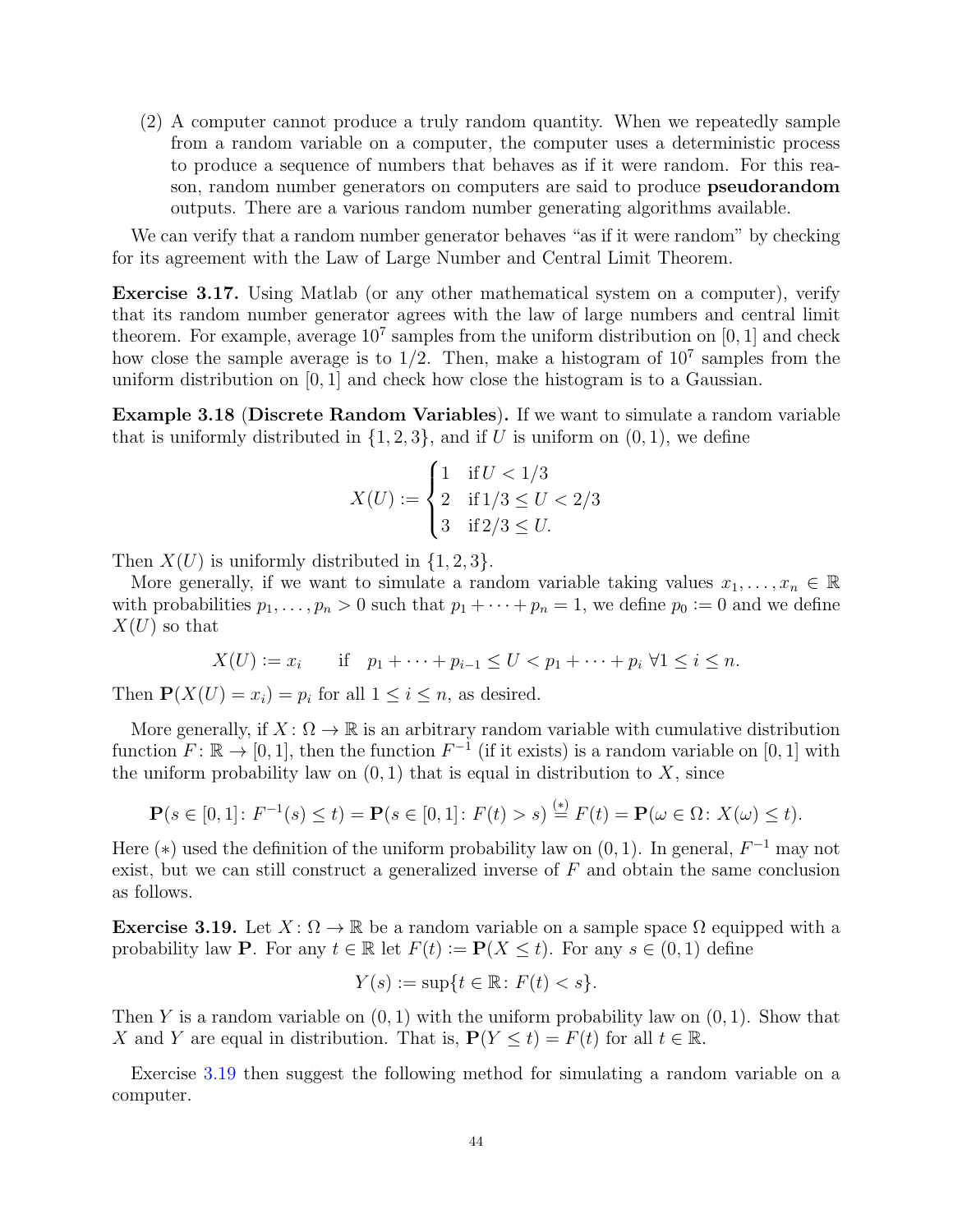(2) A computer cannot produce a truly random quantity. When we repeatedly sample from a random variable on a computer, the computer uses a deterministic process to produce a sequence of numbers that behaves as if it were random. For this reason, random number generators on computers are said to produce **pseudorandom** outputs. There are a various random number generating algorithms available.

We can verify that a random number generator behaves "as if it were random" by checking for its agreement with the Law of Large Number and Central Limit Theorem.

**Exercise 3.17.** Using Matlab (or any other mathematical system on a computer), verify that its random number generator agrees with the law of large numbers and central limit theorem. For example, average $10^7$ samples from the uniform distribution on $[0, 1]$ and check how close the sample average is to $1/2$. Then, make a histogram of $10^7$ samples from the uniform distribution on $[0, 1]$ and check how close the histogram is to a Gaussian.

**Example 3.18 (Discrete Random Variables).** If we want to simulate a random variable that is uniformly distributed in $\{1, 2, 3\}$, and if $U$ is uniform on $(0, 1)$, we define

$$X(U) := \begin{cases} 1 & \text{if}\, U < 1/3 \\ 2 & \text{if}\, 1/3 \leq U < 2/3 \\ 3 & \text{if}\, 2/3 \leq U. \end{cases}$$

Then $X(U)$ is uniformly distributed in $\{1, 2, 3\}$.

More generally, if we want to simulate a random variable taking values $x_1, \ldots, x_n \in \mathbb{R}$ with probabilities $p_1, \ldots, p_n > 0$ such that $p_1 + \cdots + p_n = 1$, we define $p_0 := 0$ and we define $X(U)$ so that

$$X(U) := x_i \qquad \text{if} \quad p_1 + \cdots + p_{i-1} \leq U < p_1 + \cdots + p_i \;\forall 1 \leq i \leq n.$$

Then $\mathbf{P}(X(U) = x_i) = p_i$ for all $1 \leq i \leq n$, as desired.

More generally, if $X : \Omega \to \mathbb{R}$ is an arbitrary random variable with cumulative distribution function $F : \mathbb{R} \to [0, 1]$, then the function $F^{-1}$ (if it exists) is a random variable on $[0, 1]$ with the uniform probability law on $(0, 1)$ that is equal in distribution to $X$, since

$$\mathbf{P}(s \in [0, 1] : F^{-1}(s) \leq t) = \mathbf{P}(s \in [0, 1] : F(t) > s) \overset{(*)}{=} F(t) = \mathbf{P}(\omega \in \Omega : X(\omega) \leq t).$$

Here $(*)$ used the definition of the uniform probability law on $(0, 1)$. In general, $F^{-1}$ may not exist, but we can still construct a generalized inverse of $F$ and obtain the same conclusion as follows.

**Exercise 3.19.** Let $X : \Omega \to \mathbb{R}$ be a random variable on a sample space $\Omega$ equipped with a probability law $\mathbf{P}$. For any $t \in \mathbb{R}$ let $F(t) := \mathbf{P}(X \leq t)$. For any $s \in (0, 1)$ define

$$Y(s) := \sup\{t \in \mathbb{R} : F(t) < s\}.$$

Then $Y$ is a random variable on $(0, 1)$ with the uniform probability law on $(0, 1)$. Show that $X$ and $Y$ are equal in distribution. That is, $\mathbf{P}(Y \leq t) = F(t)$ for all $t \in \mathbb{R}$.

Exercise 3.19 then suggest the following method for simulating a random variable on a computer.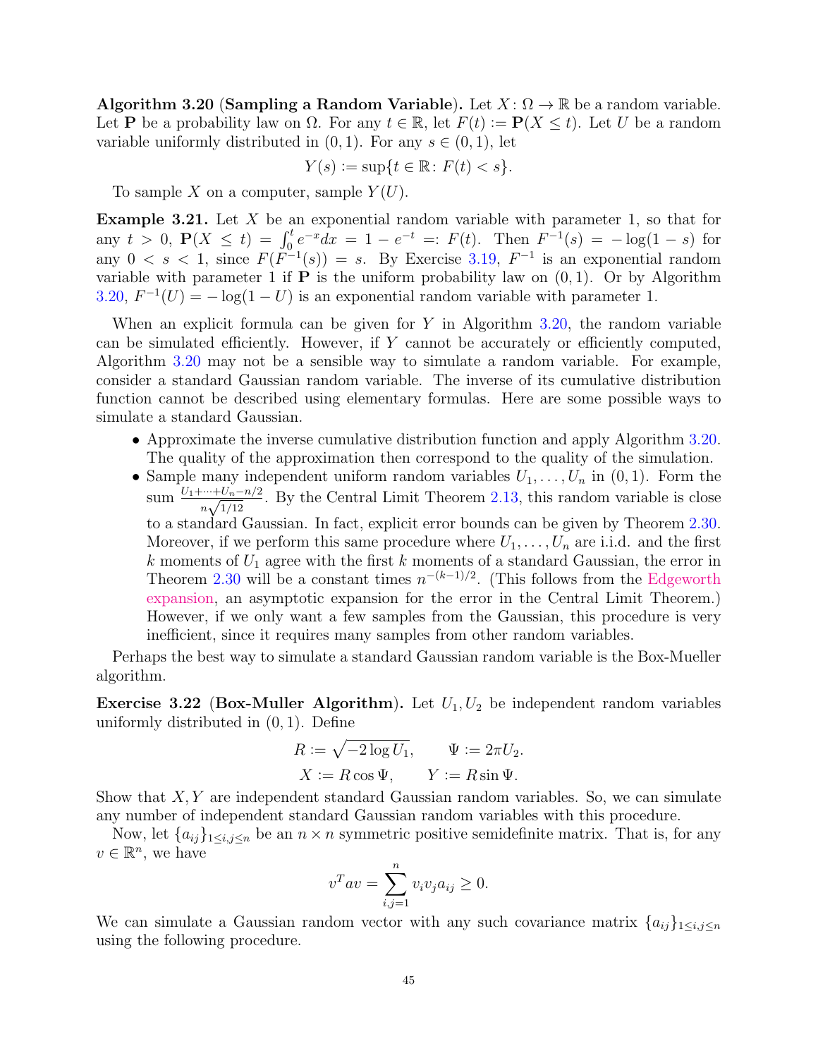**Algorithm 3.20 (Sampling a Random Variable).** Let $X\colon \Omega \to \mathbb{R}$ be a random variable. Let $\mathbf{P}$ be a probability law on $\Omega$. For any $t \in \mathbb{R}$, let $F(t) := \mathbf{P}(X \leq t)$. Let $U$ be a random variable uniformly distributed in $(0,1)$. For any $s \in (0,1)$, let

$$Y(s) := \sup\{t \in \mathbb{R} \colon F(t) < s\}.$$

To sample $X$ on a computer, sample $Y(U)$.

**Example 3.21.** Let $X$ be an exponential random variable with parameter 1, so that for any $t > 0$, $\mathbf{P}(X \leq t) = \int_0^t e^{-x}dx = 1 - e^{-t} =: F(t)$. Then $F^{-1}(s) = -\log(1-s)$ for any $0 < s < 1$, since $F(F^{-1}(s)) = s$. By Exercise 3.19, $F^{-1}$ is an exponential random variable with parameter 1 if $\mathbf{P}$ is the uniform probability law on $(0,1)$. Or by Algorithm 3.20, $F^{-1}(U) = -\log(1-U)$ is an exponential random variable with parameter 1.

When an explicit formula can be given for $Y$ in Algorithm 3.20, the random variable can be simulated efficiently. However, if $Y$ cannot be accurately or efficiently computed, Algorithm 3.20 may not be a sensible way to simulate a random variable. For example, consider a standard Gaussian random variable. The inverse of its cumulative distribution function cannot be described using elementary formulas. Here are some possible ways to simulate a standard Gaussian.

- Approximate the inverse cumulative distribution function and apply Algorithm 3.20. The quality of the approximation then correspond to the quality of the simulation.
- Sample many independent uniform random variables $U_1, \ldots, U_n$ in $(0,1)$. Form the sum $\frac{U_1+\cdots+U_n-n/2}{n\sqrt{1/12}}$. By the Central Limit Theorem 2.13, this random variable is close to a standard Gaussian. In fact, explicit error bounds can be given by Theorem 2.30. Moreover, if we perform this same procedure where $U_1, \ldots, U_n$ are i.i.d. and the first $k$ moments of $U_1$ agree with the first $k$ moments of a standard Gaussian, the error in Theorem 2.30 will be a constant times $n^{-(k-1)/2}$. (This follows from the Edgeworth expansion, an asymptotic expansion for the error in the Central Limit Theorem.) However, if we only want a few samples from the Gaussian, this procedure is very inefficient, since it requires many samples from other random variables.

Perhaps the best way to simulate a standard Gaussian random variable is the Box-Mueller algorithm.

**Exercise 3.22 (Box-Muller Algorithm).** Let $U_1, U_2$ be independent random variables uniformly distributed in $(0,1)$. Define

$$R := \sqrt{-2\log U_1}, \qquad \Psi := 2\pi U_2.$$
$$X := R\cos\Psi, \qquad Y := R\sin\Psi.$$

Show that $X, Y$ are independent standard Gaussian random variables. So, we can simulate any number of independent standard Gaussian random variables with this procedure.

Now, let $\{a_{ij}\}_{1\leq i,j\leq n}$ be an $n \times n$ symmetric positive semidefinite matrix. That is, for any $v \in \mathbb{R}^n$, we have

$$v^T a v = \sum_{i,j=1}^n v_i v_j a_{ij} \geq 0.$$

We can simulate a Gaussian random vector with any such covariance matrix $\{a_{ij}\}_{1\leq i,j\leq n}$ using the following procedure.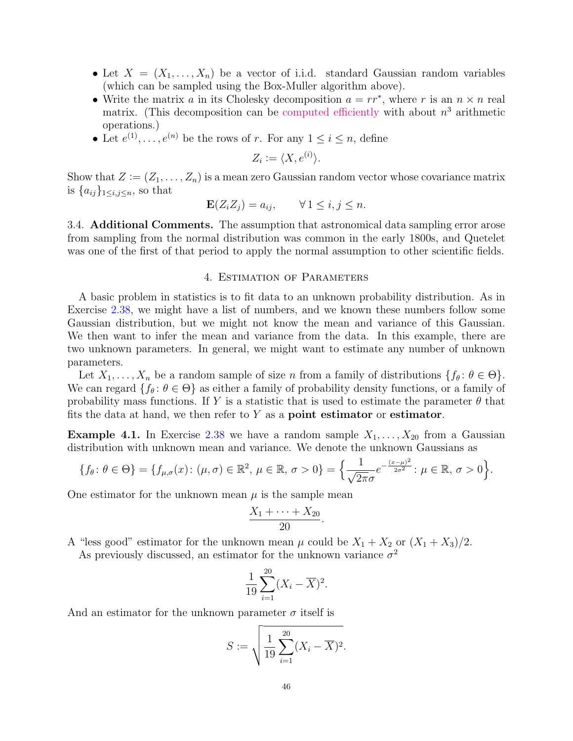- Let $X = (X_1, \ldots, X_n)$ be a vector of i.i.d. standard Gaussian random variables (which can be sampled using the Box-Muller algorithm above).
- Write the matrix $a$ in its Cholesky decomposition $a = rr^*$, where $r$ is an $n \times n$ real matrix. (This decomposition can be computed efficiently with about $n^3$ arithmetic operations.)
- Let $e^{(1)}, \ldots, e^{(n)}$ be the rows of $r$. For any $1 \leq i \leq n$, define

$$Z_i := \langle X, e^{(i)} \rangle.$$

Show that $Z := (Z_1, \ldots, Z_n)$ is a mean zero Gaussian random vector whose covariance matrix is $\{a_{ij}\}_{1 \leq i,j \leq n}$, so that

$$\mathbf{E}(Z_i Z_j) = a_{ij}, \qquad \forall\, 1 \leq i, j \leq n.$$

3.4. **Additional Comments.** The assumption that astronomical data sampling error arose from sampling from the normal distribution was common in the early 1800s, and Quetelet was one of the first of that period to apply the normal assumption to other scientific fields.

## 4. Estimation of Parameters

A basic problem in statistics is to fit data to an unknown probability distribution. As in Exercise 2.38, we might have a list of numbers, and we known these numbers follow some Gaussian distribution, but we might not know the mean and variance of this Gaussian. We then want to infer the mean and variance from the data. In this example, there are two unknown parameters. In general, we might want to estimate any number of unknown parameters.

Let $X_1, \ldots, X_n$ be a random sample of size $n$ from a family of distributions $\{f_\theta \colon \theta \in \Theta\}$. We can regard $\{f_\theta \colon \theta \in \Theta\}$ as either a family of probability density functions, or a family of probability mass functions. If $Y$ is a statistic that is used to estimate the parameter $\theta$ that fits the data at hand, we then refer to $Y$ as a **point estimator** or **estimator**.

**Example 4.1.** In Exercise 2.38 we have a random sample $X_1, \ldots, X_{20}$ from a Gaussian distribution with unknown mean and variance. We denote the unknown Gaussians as

$$\{f_\theta \colon \theta \in \Theta\} = \{f_{\mu,\sigma}(x) \colon (\mu, \sigma) \in \mathbb{R}^2,\, \mu \in \mathbb{R},\, \sigma > 0\} = \Big\{ \frac{1}{\sqrt{2\pi}\sigma} e^{-\frac{(x-\mu)^2}{2\sigma^2}} \colon \mu \in \mathbb{R},\, \sigma > 0 \Big\}.$$

One estimator for the unknown mean $\mu$ is the sample mean

$$\frac{X_1 + \cdots + X_{20}}{20}.$$

A "less good" estimator for the unknown mean $\mu$ could be $X_1 + X_2$ or $(X_1 + X_3)/2$.

As previously discussed, an estimator for the unknown variance $\sigma^2$

$$\frac{1}{19} \sum_{i=1}^{20} (X_i - \overline{X})^2.$$

And an estimator for the unknown parameter $\sigma$ itself is

$$S := \sqrt{\frac{1}{19} \sum_{i=1}^{20} (X_i - \overline{X})^2}.$$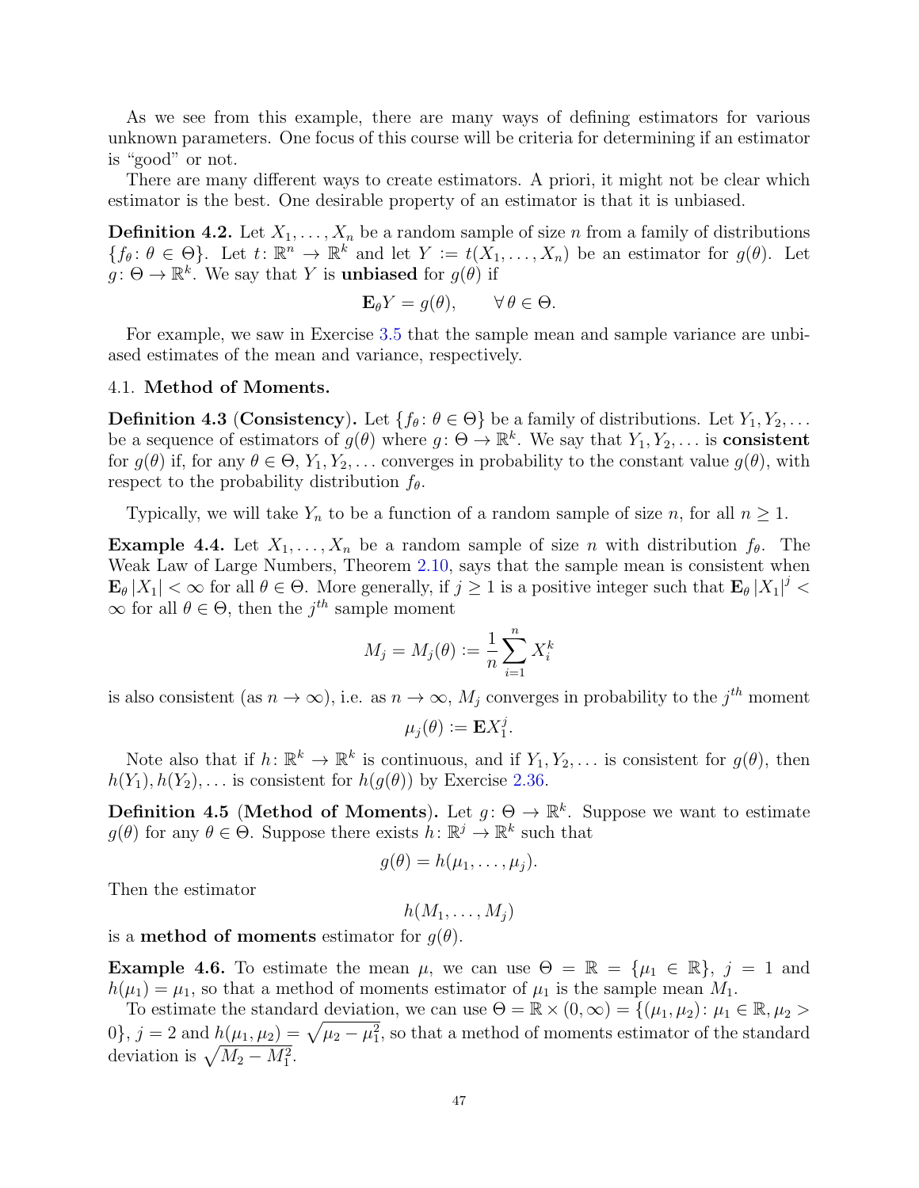As we see from this example, there are many ways of defining estimators for various unknown parameters. One focus of this course will be criteria for determining if an estimator is "good" or not.

There are many different ways to create estimators. A priori, it might not be clear which estimator is the best. One desirable property of an estimator is that it is unbiased.

**Definition 4.2.** Let $X_1, \ldots, X_n$ be a random sample of size $n$ from a family of distributions $\{f_\theta \colon \theta \in \Theta\}$. Let $t \colon \mathbb{R}^n \to \mathbb{R}^k$ and let $Y := t(X_1, \ldots, X_n)$ be an estimator for $g(\theta)$. Let $g \colon \Theta \to \mathbb{R}^k$. We say that $Y$ is **unbiased** for $g(\theta)$ if

$$\mathbf{E}_\theta Y = g(\theta), \qquad \forall\, \theta \in \Theta.$$

For example, we saw in Exercise 3.5 that the sample mean and sample variance are unbiased estimates of the mean and variance, respectively.

## 4.1. Method of Moments.

**Definition 4.3 (Consistency).** Let $\{f_\theta \colon \theta \in \Theta\}$ be a family of distributions. Let $Y_1, Y_2, \ldots$ be a sequence of estimators of $g(\theta)$ where $g \colon \Theta \to \mathbb{R}^k$. We say that $Y_1, Y_2, \ldots$ is **consistent** for $g(\theta)$ if, for any $\theta \in \Theta$, $Y_1, Y_2, \ldots$ converges in probability to the constant value $g(\theta)$, with respect to the probability distribution $f_\theta$.

Typically, we will take $Y_n$ to be a function of a random sample of size $n$, for all $n \geq 1$.

**Example 4.4.** Let $X_1, \ldots, X_n$ be a random sample of size $n$ with distribution $f_\theta$. The Weak Law of Large Numbers, Theorem 2.10, says that the sample mean is consistent when $\mathbf{E}_\theta |X_1| < \infty$ for all $\theta \in \Theta$. More generally, if $j \geq 1$ is a positive integer such that $\mathbf{E}_\theta |X_1|^j < \infty$ for all $\theta \in \Theta$, then the $j^{th}$ sample moment

$$M_j = M_j(\theta) := \frac{1}{n} \sum_{i=1}^{n} X_i^k$$

is also consistent (as $n \to \infty$), i.e. as $n \to \infty$, $M_j$ converges in probability to the $j^{th}$ moment

$$\mu_j(\theta) := \mathbf{E} X_1^j.$$

Note also that if $h \colon \mathbb{R}^k \to \mathbb{R}^k$ is continuous, and if $Y_1, Y_2, \ldots$ is consistent for $g(\theta)$, then $h(Y_1), h(Y_2), \ldots$ is consistent for $h(g(\theta))$ by Exercise 2.36.

**Definition 4.5 (Method of Moments).** Let $g \colon \Theta \to \mathbb{R}^k$. Suppose we want to estimate $g(\theta)$ for any $\theta \in \Theta$. Suppose there exists $h \colon \mathbb{R}^j \to \mathbb{R}^k$ such that

$$g(\theta) = h(\mu_1, \ldots, \mu_j).$$

Then the estimator

$$h(M_1, \ldots, M_j)$$

is a **method of moments** estimator for $g(\theta)$.

**Example 4.6.** To estimate the mean $\mu$, we can use $\Theta = \mathbb{R} = \{\mu_1 \in \mathbb{R}\}$, $j = 1$ and $h(\mu_1) = \mu_1$, so that a method of moments estimator of $\mu_1$ is the sample mean $M_1$.

To estimate the standard deviation, we can use $\Theta = \mathbb{R} \times (0, \infty) = \{(\mu_1, \mu_2) \colon \mu_1 \in \mathbb{R}, \mu_2 > 0\}$, $j = 2$ and $h(\mu_1, \mu_2) = \sqrt{\mu_2 - \mu_1^2}$, so that a method of moments estimator of the standard deviation is $\sqrt{M_2 - M_1^2}$.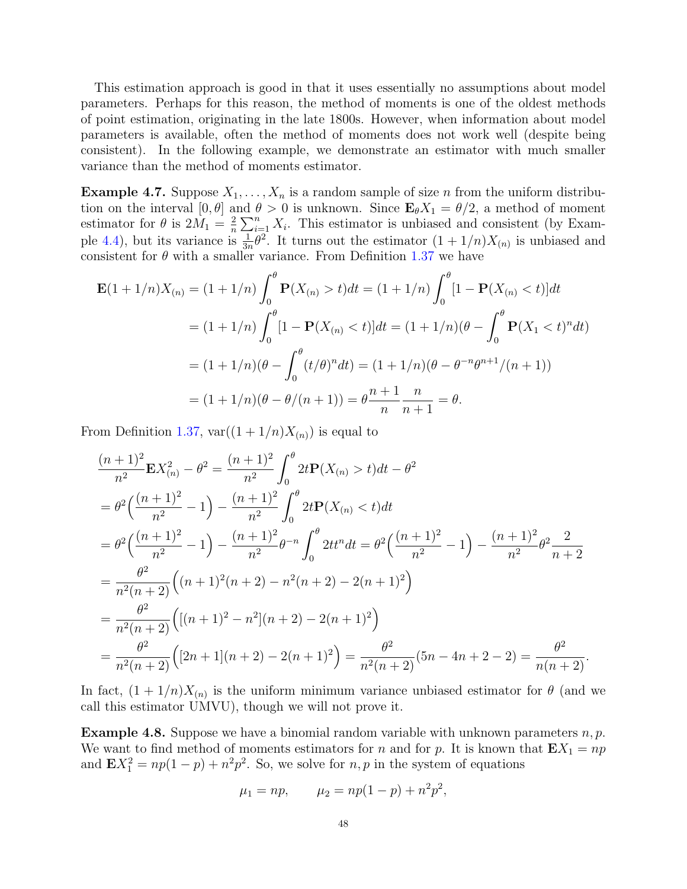This estimation approach is good in that it uses essentially no assumptions about model parameters. Perhaps for this reason, the method of moments is one of the oldest methods of point estimation, originating in the late 1800s. However, when information about model parameters is available, often the method of moments does not work well (despite being consistent). In the following example, we demonstrate an estimator with much smaller variance than the method of moments estimator.

**Example 4.7.** Suppose $X_1, \ldots, X_n$ is a random sample of size $n$ from the uniform distribution on the interval $[0, \theta]$ and $\theta > 0$ is unknown. Since $\mathbf{E}_\theta X_1 = \theta/2$, a method of moment estimator for $\theta$ is $2M_1 = \frac{2}{n}\sum_{i=1}^n X_i$. This estimator is unbiased and consistent (by Example 4.4), but its variance is $\frac{1}{3n}\theta^2$. It turns out the estimator $(1 + 1/n)X_{(n)}$ is unbiased and consistent for $\theta$ with a smaller variance. From Definition 1.37 we have

$$
\begin{aligned}
\mathbf{E}(1+1/n)X_{(n)} &= (1+1/n)\int_0^\theta \mathbf{P}(X_{(n)} > t)dt = (1+1/n)\int_0^\theta [1 - \mathbf{P}(X_{(n)} < t)]dt \\
&= (1+1/n)\int_0^\theta [1 - \mathbf{P}(X_{(n)} < t)]dt = (1+1/n)(\theta - \int_0^\theta \mathbf{P}(X_1 < t)^n dt) \\
&= (1+1/n)(\theta - \int_0^\theta (t/\theta)^n dt) = (1+1/n)(\theta - \theta^{-n}\theta^{n+1}/(n+1)) \\
&= (1+1/n)(\theta - \theta/(n+1)) = \theta\frac{n+1}{n}\frac{n}{n+1} = \theta.
\end{aligned}
$$

From Definition 1.37, $\mathrm{var}((1+1/n)X_{(n)})$ is equal to

$$
\begin{aligned}
&\frac{(n+1)^2}{n^2}\mathbf{E}X_{(n)}^2 - \theta^2 = \frac{(n+1)^2}{n^2}\int_0^\theta 2t\mathbf{P}(X_{(n)} > t)dt - \theta^2 \\
&= \theta^2\Big(\frac{(n+1)^2}{n^2} - 1\Big) - \frac{(n+1)^2}{n^2}\int_0^\theta 2t\mathbf{P}(X_{(n)} < t)dt \\
&= \theta^2\Big(\frac{(n+1)^2}{n^2} - 1\Big) - \frac{(n+1)^2}{n^2}\theta^{-n}\int_0^\theta 2tt^n dt = \theta^2\Big(\frac{(n+1)^2}{n^2} - 1\Big) - \frac{(n+1)^2}{n^2}\theta^2\frac{2}{n+2} \\
&= \frac{\theta^2}{n^2(n+2)}\Big((n+1)^2(n+2) - n^2(n+2) - 2(n+1)^2\Big) \\
&= \frac{\theta^2}{n^2(n+2)}\Big([(n+1)^2 - n^2](n+2) - 2(n+1)^2\Big) \\
&= \frac{\theta^2}{n^2(n+2)}\Big([2n+1](n+2) - 2(n+1)^2\Big) = \frac{\theta^2}{n^2(n+2)}(5n - 4n + 2 - 2) = \frac{\theta^2}{n(n+2)}.
\end{aligned}
$$

In fact, $(1 + 1/n)X_{(n)}$ is the uniform minimum variance unbiased estimator for $\theta$ (and we call this estimator UMVU), though we will not prove it.

**Example 4.8.** Suppose we have a binomial random variable with unknown parameters $n, p$. We want to find method of moments estimators for $n$ and for $p$. It is known that $\mathbf{E}X_1 = np$ and $\mathbf{E}X_1^2 = np(1-p) + n^2p^2$. So, we solve for $n, p$ in the system of equations

$$
\mu_1 = np, \qquad \mu_2 = np(1-p) + n^2p^2,
$$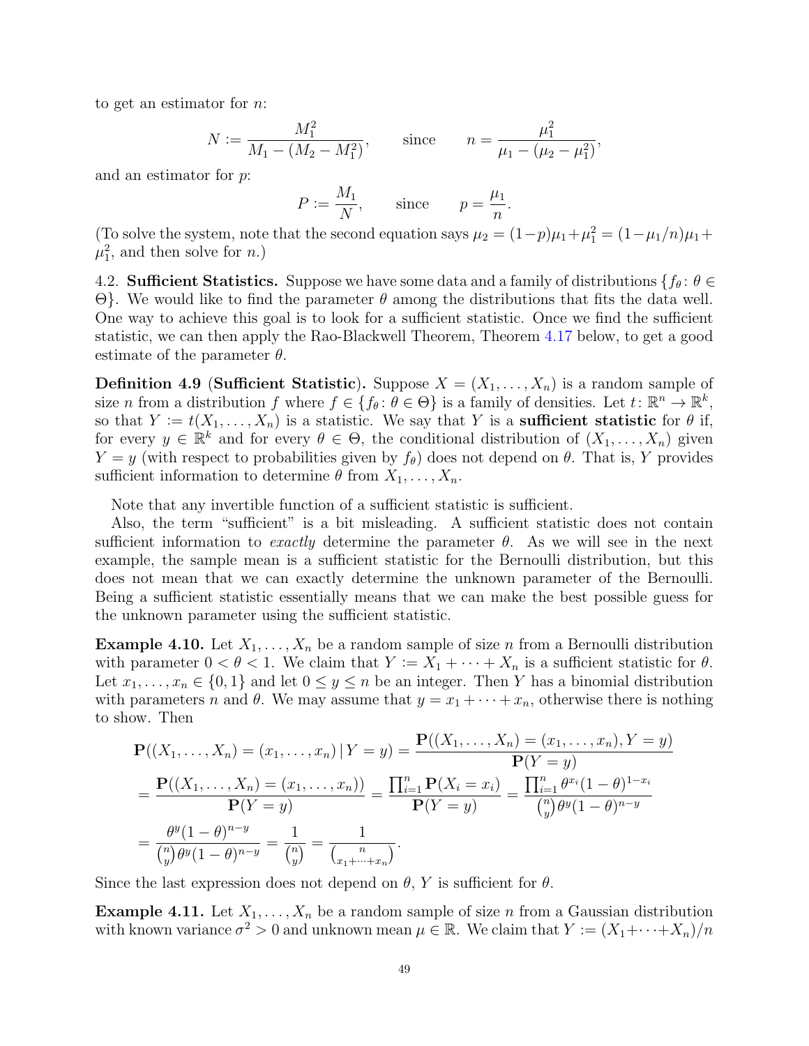to get an estimator for $n$:

$$N := \frac{M_1^2}{M_1 - (M_2 - M_1^2)}, \qquad \text{since} \qquad n = \frac{\mu_1^2}{\mu_1 - (\mu_2 - \mu_1^2)},$$

and an estimator for $p$:

$$P := \frac{M_1}{N}, \qquad \text{since} \qquad p = \frac{\mu_1}{n}.$$

(To solve the system, note that the second equation says $\mu_2 = (1-p)\mu_1 + \mu_1^2 = (1-\mu_1/n)\mu_1 + \mu_1^2$, and then solve for $n$.)

4.2. **Sufficient Statistics.** Suppose we have some data and a family of distributions $\{f_\theta : \theta \in \Theta\}$. We would like to find the parameter $\theta$ among the distributions that fits the data well. One way to achieve this goal is to look for a sufficient statistic. Once we find the sufficient statistic, we can then apply the Rao-Blackwell Theorem, Theorem 4.17 below, to get a good estimate of the parameter $\theta$.

**Definition 4.9** (**Sufficient Statistic**)**.** Suppose $X = (X_1, \ldots, X_n)$ is a random sample of size $n$ from a distribution $f$ where $f \in \{f_\theta : \theta \in \Theta\}$ is a family of densities. Let $t : \mathbb{R}^n \to \mathbb{R}^k$, so that $Y := t(X_1, \ldots, X_n)$ is a statistic. We say that $Y$ is a **sufficient statistic** for $\theta$ if, for every $y \in \mathbb{R}^k$ and for every $\theta \in \Theta$, the conditional distribution of $(X_1, \ldots, X_n)$ given $Y = y$ (with respect to probabilities given by $f_\theta$) does not depend on $\theta$. That is, $Y$ provides sufficient information to determine $\theta$ from $X_1, \ldots, X_n$.

Note that any invertible function of a sufficient statistic is sufficient.

Also, the term "sufficient" is a bit misleading. A sufficient statistic does not contain sufficient information to *exactly* determine the parameter $\theta$. As we will see in the next example, the sample mean is a sufficient statistic for the Bernoulli distribution, but this does not mean that we can exactly determine the unknown parameter of the Bernoulli. Being a sufficient statistic essentially means that we can make the best possible guess for the unknown parameter using the sufficient statistic.

**Example 4.10.** Let $X_1, \ldots, X_n$ be a random sample of size $n$ from a Bernoulli distribution with parameter $0 < \theta < 1$. We claim that $Y := X_1 + \cdots + X_n$ is a sufficient statistic for $\theta$. Let $x_1, \ldots, x_n \in \{0, 1\}$ and let $0 \leq y \leq n$ be an integer. Then $Y$ has a binomial distribution with parameters $n$ and $\theta$. We may assume that $y = x_1 + \cdots + x_n$, otherwise there is nothing to show. Then

$$\begin{aligned}
\mathbf{P}((X_1, \ldots, X_n) = (x_1, \ldots, x_n) \,|\, Y = y) &= \frac{\mathbf{P}((X_1, \ldots, X_n) = (x_1, \ldots, x_n), Y = y)}{\mathbf{P}(Y = y)} \\
= \frac{\mathbf{P}((X_1, \ldots, X_n) = (x_1, \ldots, x_n))}{\mathbf{P}(Y = y)} &= \frac{\prod_{i=1}^n \mathbf{P}(X_i = x_i)}{\mathbf{P}(Y = y)} = \frac{\prod_{i=1}^n \theta^{x_i}(1-\theta)^{1-x_i}}{\binom{n}{y}\theta^y (1-\theta)^{n-y}} \\
= \frac{\theta^y (1-\theta)^{n-y}}{\binom{n}{y}\theta^y (1-\theta)^{n-y}} &= \frac{1}{\binom{n}{y}} = \frac{1}{\binom{n}{x_1 + \cdots + x_n}}.
\end{aligned}$$

Since the last expression does not depend on $\theta$, $Y$ is sufficient for $\theta$.

**Example 4.11.** Let $X_1, \ldots, X_n$ be a random sample of size $n$ from a Gaussian distribution with known variance $\sigma^2 > 0$ and unknown mean $\mu \in \mathbb{R}$. We claim that $Y := (X_1 + \cdots + X_n)/n$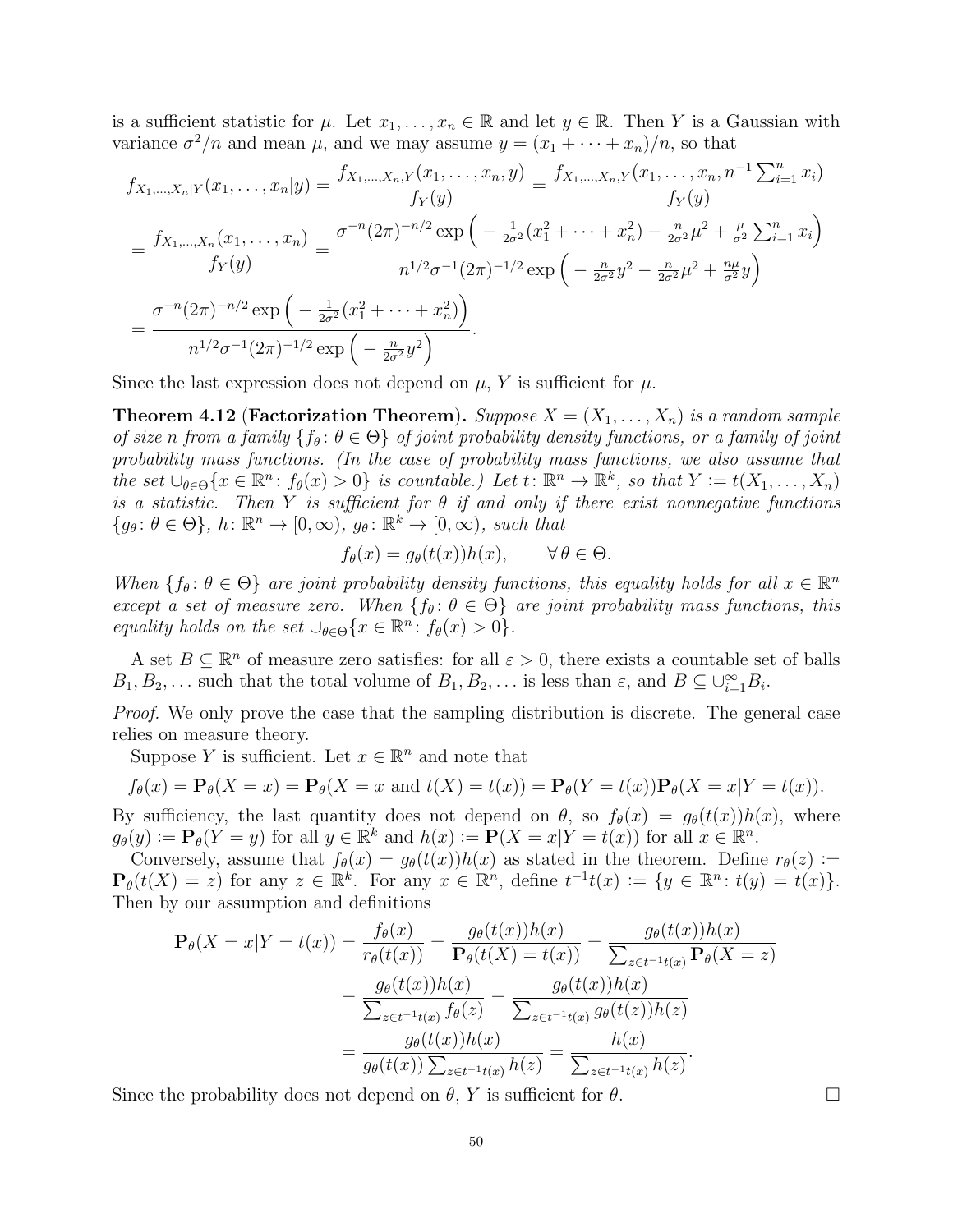is a sufficient statistic for $\mu$. Let $x_1, \ldots, x_n \in \mathbb{R}$ and let $y \in \mathbb{R}$. Then $Y$ is a Gaussian with variance $\sigma^2/n$ and mean $\mu$, and we may assume $y = (x_1 + \cdots + x_n)/n$, so that

$$
\begin{aligned}
f_{X_1,\ldots,X_n|Y}(x_1, \ldots, x_n|y) &= \frac{f_{X_1,\ldots,X_n,Y}(x_1, \ldots, x_n, y)}{f_Y(y)} = \frac{f_{X_1,\ldots,X_n,Y}(x_1, \ldots, x_n, n^{-1}\sum_{i=1}^n x_i)}{f_Y(y)} \\
&= \frac{f_{X_1,\ldots,X_n}(x_1, \ldots, x_n)}{f_Y(y)} = \frac{\sigma^{-n}(2\pi)^{-n/2}\exp\Big( -\frac{1}{2\sigma^2}(x_1^2 + \cdots + x_n^2) - \frac{n}{2\sigma^2}\mu^2 + \frac{\mu}{\sigma^2}\sum_{i=1}^n x_i\Big)}{n^{1/2}\sigma^{-1}(2\pi)^{-1/2}\exp\Big( -\frac{n}{2\sigma^2}y^2 - \frac{n}{2\sigma^2}\mu^2 + \frac{n\mu}{\sigma^2}y\Big)} \\
&= \frac{\sigma^{-n}(2\pi)^{-n/2}\exp\Big( -\frac{1}{2\sigma^2}(x_1^2 + \cdots + x_n^2)\Big)}{n^{1/2}\sigma^{-1}(2\pi)^{-1/2}\exp\Big( -\frac{n}{2\sigma^2}y^2\Big)}.
\end{aligned}
$$

Since the last expression does not depend on $\mu$, $Y$ is sufficient for $\mu$.

**Theorem 4.12 (Factorization Theorem).** *Suppose $X = (X_1, \ldots, X_n)$ is a random sample of size n from a family $\{f_\theta \colon \theta \in \Theta\}$ of joint probability density functions, or a family of joint probability mass functions. (In the case of probability mass functions, we also assume that the set $\cup_{\theta\in\Theta}\{x \in \mathbb{R}^n \colon f_\theta(x) > 0\}$ is countable.) Let $t \colon \mathbb{R}^n \to \mathbb{R}^k$, so that $Y := t(X_1, \ldots, X_n)$ is a statistic. Then $Y$ is sufficient for $\theta$ if and only if there exist nonnegative functions $\{g_\theta \colon \theta \in \Theta\}$, $h \colon \mathbb{R}^n \to [0, \infty)$, $g_\theta \colon \mathbb{R}^k \to [0, \infty)$, such that*

$$f_\theta(x) = g_\theta(t(x))h(x), \qquad \forall\, \theta \in \Theta.$$

*When $\{f_\theta \colon \theta \in \Theta\}$ are joint probability density functions, this equality holds for all $x \in \mathbb{R}^n$ except a set of measure zero. When $\{f_\theta \colon \theta \in \Theta\}$ are joint probability mass functions, this equality holds on the set $\cup_{\theta\in\Theta}\{x \in \mathbb{R}^n \colon f_\theta(x) > 0\}$.*

A set $B \subseteq \mathbb{R}^n$ of measure zero satisfies: for all $\varepsilon > 0$, there exists a countable set of balls $B_1, B_2, \ldots$ such that the total volume of $B_1, B_2, \ldots$ is less than $\varepsilon$, and $B \subseteq \cup_{i=1}^\infty B_i$.

*Proof.* We only prove the case that the sampling distribution is discrete. The general case relies on measure theory.

Suppose $Y$ is sufficient. Let $x \in \mathbb{R}^n$ and note that

$$f_\theta(x) = \mathbf{P}_\theta(X = x) = \mathbf{P}_\theta(X = x \text{ and } t(X) = t(x)) = \mathbf{P}_\theta(Y = t(x))\mathbf{P}_\theta(X = x|Y = t(x)).$$

By sufficiency, the last quantity does not depend on $\theta$, so $f_\theta(x) = g_\theta(t(x))h(x)$, where $g_\theta(y) := \mathbf{P}_\theta(Y = y)$ for all $y \in \mathbb{R}^k$ and $h(x) := \mathbf{P}(X = x|Y = t(x))$ for all $x \in \mathbb{R}^n$.

Conversely, assume that $f_\theta(x) = g_\theta(t(x))h(x)$ as stated in the theorem. Define $r_\theta(z) := \mathbf{P}_\theta(t(X) = z)$ for any $z \in \mathbb{R}^k$. For any $x \in \mathbb{R}^n$, define $t^{-1}t(x) := \{y \in \mathbb{R}^n \colon t(y) = t(x)\}$. Then by our assumption and definitions

$$
\begin{aligned}
\mathbf{P}_\theta(X = x|Y = t(x)) &= \frac{f_\theta(x)}{r_\theta(t(x))} = \frac{g_\theta(t(x))h(x)}{\mathbf{P}_\theta(t(X) = t(x))} = \frac{g_\theta(t(x))h(x)}{\sum_{z\in t^{-1}t(x)}\mathbf{P}_\theta(X = z)} \\
&= \frac{g_\theta(t(x))h(x)}{\sum_{z\in t^{-1}t(x)} f_\theta(z)} = \frac{g_\theta(t(x))h(x)}{\sum_{z\in t^{-1}t(x)} g_\theta(t(z))h(z)} \\
&= \frac{g_\theta(t(x))h(x)}{g_\theta(t(x))\sum_{z\in t^{-1}t(x)} h(z)} = \frac{h(x)}{\sum_{z\in t^{-1}t(x)} h(z)}.
\end{aligned}
$$

Since the probability does not depend on $\theta$, $Y$ is sufficient for $\theta$. $\square$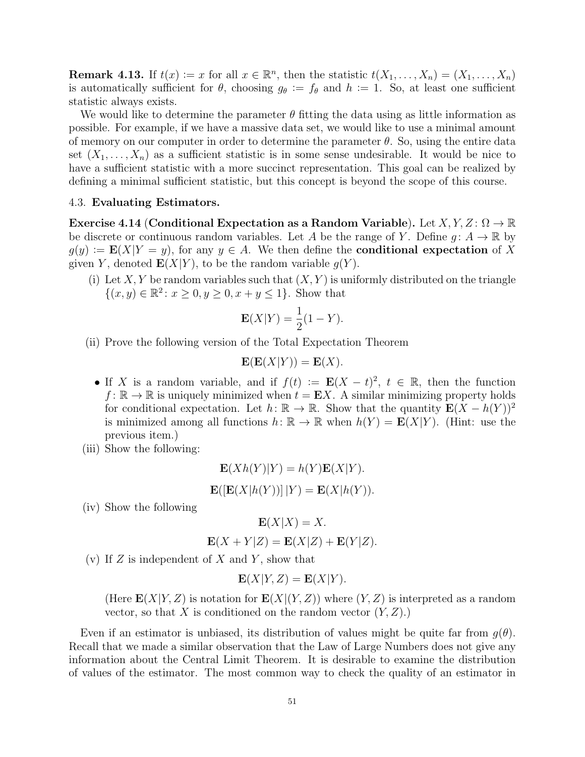**Remark 4.13.** If $t(x) := x$ for all $x \in \mathbb{R}^n$, then the statistic $t(X_1, \ldots, X_n) = (X_1, \ldots, X_n)$ is automatically sufficient for $\theta$, choosing $g_\theta := f_\theta$ and $h := 1$. So, at least one sufficient statistic always exists.

We would like to determine the parameter $\theta$ fitting the data using as little information as possible. For example, if we have a massive data set, we would like to use a minimal amount of memory on our computer in order to determine the parameter $\theta$. So, using the entire data set $(X_1, \ldots, X_n)$ as a sufficient statistic is in some sense undesirable. It would be nice to have a sufficient statistic with a more succinct representation. This goal can be realized by defining a minimal sufficient statistic, but this concept is beyond the scope of this course.

### 4.3. Evaluating Estimators.

**Exercise 4.14 (Conditional Expectation as a Random Variable).** Let $X, Y, Z : \Omega \to \mathbb{R}$ be discrete or continuous random variables. Let $A$ be the range of $Y$. Define $g : A \to \mathbb{R}$ by $g(y) := \mathbf{E}(X|Y = y)$, for any $y \in A$. We then define the **conditional expectation** of $X$ given $Y$, denoted $\mathbf{E}(X|Y)$, to be the random variable $g(Y)$.

(i) Let $X, Y$ be random variables such that $(X, Y)$ is uniformly distributed on the triangle $\{(x, y) \in \mathbb{R}^2 : x \geq 0, y \geq 0, x + y \leq 1\}$. Show that

$$\mathbf{E}(X|Y) = \frac{1}{2}(1 - Y).$$

(ii) Prove the following version of the Total Expectation Theorem

$$\mathbf{E}(\mathbf{E}(X|Y)) = \mathbf{E}(X).$$

- If $X$ is a random variable, and if $f(t) := \mathbf{E}(X - t)^2$, $t \in \mathbb{R}$, then the function $f : \mathbb{R} \to \mathbb{R}$ is uniquely minimized when $t = \mathbf{E}X$. A similar minimizing property holds for conditional expectation. Let $h : \mathbb{R} \to \mathbb{R}$. Show that the quantity $\mathbf{E}(X - h(Y))^2$ is minimized among all functions $h : \mathbb{R} \to \mathbb{R}$ when $h(Y) = \mathbf{E}(X|Y)$. (Hint: use the previous item.)

(iii) Show the following:

$$\mathbf{E}(Xh(Y)|Y) = h(Y)\mathbf{E}(X|Y).$$

$$\mathbf{E}([\mathbf{E}(X|h(Y))]\,|Y) = \mathbf{E}(X|h(Y)).$$

(iv) Show the following

$$\mathbf{E}(X|X) = X.$$

$$\mathbf{E}(X + Y|Z) = \mathbf{E}(X|Z) + \mathbf{E}(Y|Z).$$

(v) If $Z$ is independent of $X$ and $Y$, show that

$$\mathbf{E}(X|Y, Z) = \mathbf{E}(X|Y).$$

(Here $\mathbf{E}(X|Y, Z)$ is notation for $\mathbf{E}(X|(Y, Z))$ where $(Y, Z)$ is interpreted as a random vector, so that $X$ is conditioned on the random vector $(Y, Z)$.)

Even if an estimator is unbiased, its distribution of values might be quite far from $g(\theta)$. Recall that we made a similar observation that the Law of Large Numbers does not give any information about the Central Limit Theorem. It is desirable to examine the distribution of values of the estimator. The most common way to check the quality of an estimator in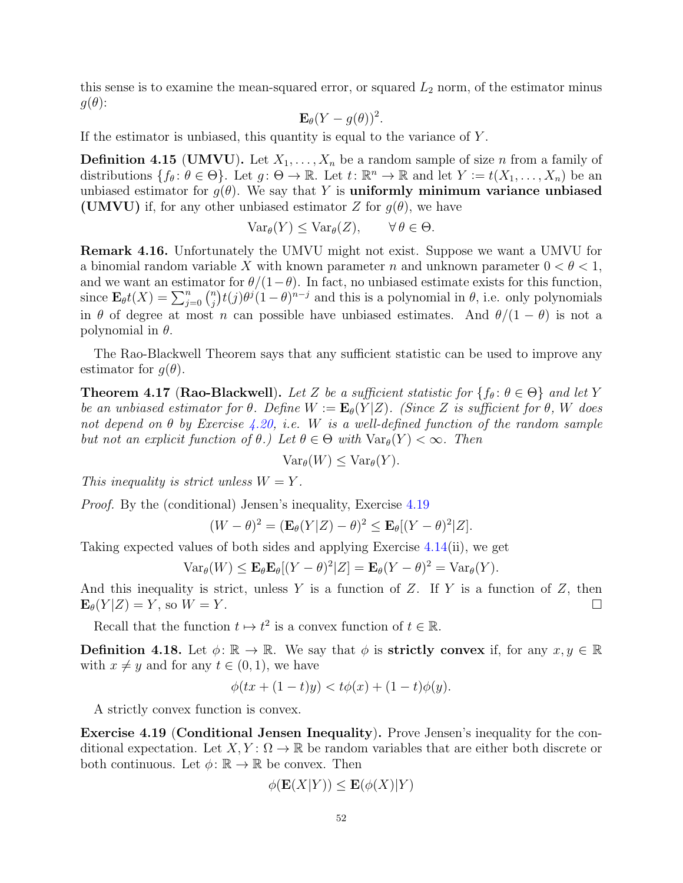this sense is to examine the mean-squared error, or squared $L_2$ norm, of the estimator minus $g(\theta)$:

$$\mathbf{E}_\theta(Y - g(\theta))^2.$$

If the estimator is unbiased, this quantity is equal to the variance of $Y$.

**Definition 4.15 (UMVU).** Let $X_1, \ldots, X_n$ be a random sample of size $n$ from a family of distributions $\{f_\theta : \theta \in \Theta\}$. Let $g : \Theta \to \mathbb{R}$. Let $t : \mathbb{R}^n \to \mathbb{R}$ and let $Y := t(X_1, \ldots, X_n)$ be an unbiased estimator for $g(\theta)$. We say that $Y$ is **uniformly minimum variance unbiased (UMVU)** if, for any other unbiased estimator $Z$ for $g(\theta)$, we have

$$\mathrm{Var}_\theta(Y) \leq \mathrm{Var}_\theta(Z), \qquad \forall\, \theta \in \Theta.$$

**Remark 4.16.** Unfortunately the UMVU might not exist. Suppose we want a UMVU for a binomial random variable $X$ with known parameter $n$ and unknown parameter $0 < \theta < 1$, and we want an estimator for $\theta/(1-\theta)$. In fact, no unbiased estimate exists for this function, since $\mathbf{E}_\theta t(X) = \sum_{j=0}^{n} \binom{n}{j} t(j) \theta^j (1-\theta)^{n-j}$ and this is a polynomial in $\theta$, i.e. only polynomials in $\theta$ of degree at most $n$ can possible have unbiased estimates. And $\theta/(1-\theta)$ is not a polynomial in $\theta$.

The Rao-Blackwell Theorem says that any sufficient statistic can be used to improve any estimator for $g(\theta)$.

**Theorem 4.17 (Rao-Blackwell).** *Let $Z$ be a sufficient statistic for $\{f_\theta : \theta \in \Theta\}$ and let $Y$ be an unbiased estimator for $\theta$. Define $W := \mathbf{E}_\theta(Y|Z)$. (Since $Z$ is sufficient for $\theta$, $W$ does not depend on $\theta$ by Exercise 4.20, i.e. $W$ is a well-defined function of the random sample but not an explicit function of $\theta$.) Let $\theta \in \Theta$ with $\mathrm{Var}_\theta(Y) < \infty$. Then*

$$\mathrm{Var}_\theta(W) \leq \mathrm{Var}_\theta(Y).$$

*This inequality is strict unless $W = Y$.*

*Proof.* By the (conditional) Jensen's inequality, Exercise 4.19

$$(W - \theta)^2 = (\mathbf{E}_\theta(Y|Z) - \theta)^2 \leq \mathbf{E}_\theta[(Y - \theta)^2 | Z].$$

Taking expected values of both sides and applying Exercise 4.14(ii), we get

$$\mathrm{Var}_\theta(W) \leq \mathbf{E}_\theta \mathbf{E}_\theta[(Y - \theta)^2 | Z] = \mathbf{E}_\theta (Y - \theta)^2 = \mathrm{Var}_\theta(Y).$$

And this inequality is strict, unless $Y$ is a function of $Z$. If $Y$ is a function of $Z$, then $\mathbf{E}_\theta(Y|Z) = Y$, so $W = Y$. □

Recall that the function $t \mapsto t^2$ is a convex function of $t \in \mathbb{R}$.

**Definition 4.18.** Let $\phi : \mathbb{R} \to \mathbb{R}$. We say that $\phi$ is **strictly convex** if, for any $x, y \in \mathbb{R}$ with $x \neq y$ and for any $t \in (0,1)$, we have

$$\phi(tx + (1-t)y) < t\phi(x) + (1-t)\phi(y).$$

A strictly convex function is convex.

**Exercise 4.19 (Conditional Jensen Inequality).** Prove Jensen's inequality for the conditional expectation. Let $X, Y : \Omega \to \mathbb{R}$ be random variables that are either both discrete or both continuous. Let $\phi : \mathbb{R} \to \mathbb{R}$ be convex. Then

$$\phi(\mathbf{E}(X|Y)) \leq \mathbf{E}(\phi(X)|Y)$$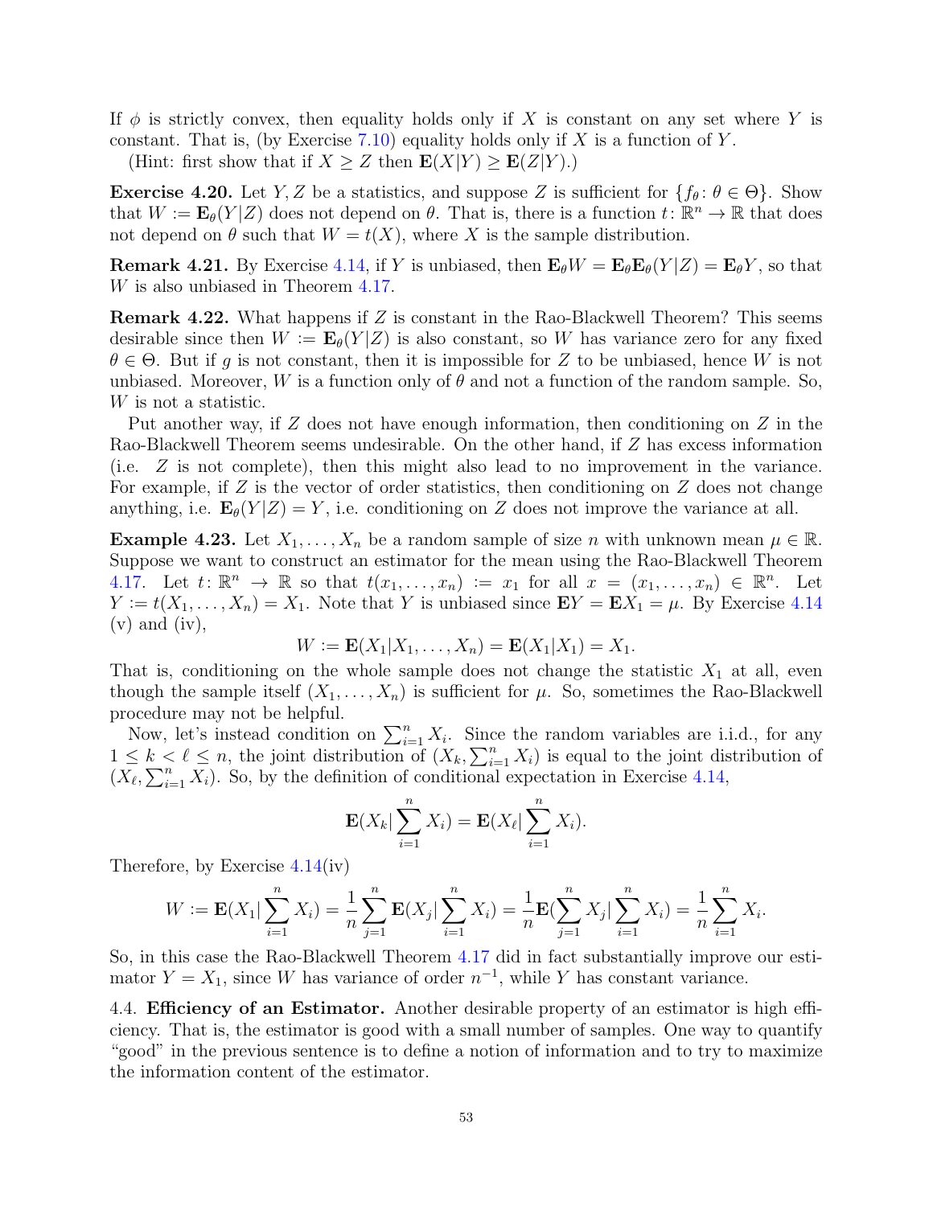If $\phi$ is strictly convex, then equality holds only if $X$ is constant on any set where $Y$ is constant. That is, (by Exercise 7.10) equality holds only if $X$ is a function of $Y$.

(Hint: first show that if $X \geq Z$ then $\mathbf{E}(X|Y) \geq \mathbf{E}(Z|Y)$.)

**Exercise 4.20.** Let $Y, Z$ be a statistics, and suppose $Z$ is sufficient for $\{f_\theta : \theta \in \Theta\}$. Show that $W := \mathbf{E}_\theta(Y|Z)$ does not depend on $\theta$. That is, there is a function $t: \mathbb{R}^n \to \mathbb{R}$ that does not depend on $\theta$ such that $W = t(X)$, where $X$ is the sample distribution.

**Remark 4.21.** By Exercise 4.14, if $Y$ is unbiased, then $\mathbf{E}_\theta W = \mathbf{E}_\theta \mathbf{E}_\theta(Y|Z) = \mathbf{E}_\theta Y$, so that $W$ is also unbiased in Theorem 4.17.

**Remark 4.22.** What happens if $Z$ is constant in the Rao-Blackwell Theorem? This seems desirable since then $W := \mathbf{E}_\theta(Y|Z)$ is also constant, so $W$ has variance zero for any fixed $\theta \in \Theta$. But if $g$ is not constant, then it is impossible for $Z$ to be unbiased, hence $W$ is not unbiased. Moreover, $W$ is a function only of $\theta$ and not a function of the random sample. So, $W$ is not a statistic.

Put another way, if $Z$ does not have enough information, then conditioning on $Z$ in the Rao-Blackwell Theorem seems undesirable. On the other hand, if $Z$ has excess information (i.e. $Z$ is not complete), then this might also lead to no improvement in the variance. For example, if $Z$ is the vector of order statistics, then conditioning on $Z$ does not change anything, i.e. $\mathbf{E}_\theta(Y|Z) = Y$, i.e. conditioning on $Z$ does not improve the variance at all.

**Example 4.23.** Let $X_1, \ldots, X_n$ be a random sample of size $n$ with unknown mean $\mu \in \mathbb{R}$. Suppose we want to construct an estimator for the mean using the Rao-Blackwell Theorem 4.17. Let $t: \mathbb{R}^n \to \mathbb{R}$ so that $t(x_1, \ldots, x_n) := x_1$ for all $x = (x_1, \ldots, x_n) \in \mathbb{R}^n$. Let $Y := t(X_1, \ldots, X_n) = X_1$. Note that $Y$ is unbiased since $\mathbf{E}Y = \mathbf{E}X_1 = \mu$. By Exercise 4.14 (v) and (iv),

$$W := \mathbf{E}(X_1|X_1, \ldots, X_n) = \mathbf{E}(X_1|X_1) = X_1.$$

That is, conditioning on the whole sample does not change the statistic $X_1$ at all, even though the sample itself $(X_1, \ldots, X_n)$ is sufficient for $\mu$. So, sometimes the Rao-Blackwell procedure may not be helpful.

Now, let's instead condition on $\sum_{i=1}^n X_i$. Since the random variables are i.i.d., for any $1 \leq k < \ell \leq n$, the joint distribution of $(X_k, \sum_{i=1}^n X_i)$ is equal to the joint distribution of $(X_\ell, \sum_{i=1}^n X_i)$. So, by the definition of conditional expectation in Exercise 4.14,

$$\mathbf{E}(X_k | \sum_{i=1}^n X_i) = \mathbf{E}(X_\ell | \sum_{i=1}^n X_i).$$

Therefore, by Exercise 4.14(iv)

$$W := \mathbf{E}(X_1 | \sum_{i=1}^n X_i) = \frac{1}{n} \sum_{j=1}^n \mathbf{E}(X_j | \sum_{i=1}^n X_i) = \frac{1}{n} \mathbf{E}(\sum_{j=1}^n X_j | \sum_{i=1}^n X_i) = \frac{1}{n} \sum_{i=1}^n X_i.$$

So, in this case the Rao-Blackwell Theorem 4.17 did in fact substantially improve our estimator $Y = X_1$, since $W$ has variance of order $n^{-1}$, while $Y$ has constant variance.

4.4. **Efficiency of an Estimator.** Another desirable property of an estimator is high efficiency. That is, the estimator is good with a small number of samples. One way to quantify "good" in the previous sentence is to define a notion of information and to try to maximize the information content of the estimator.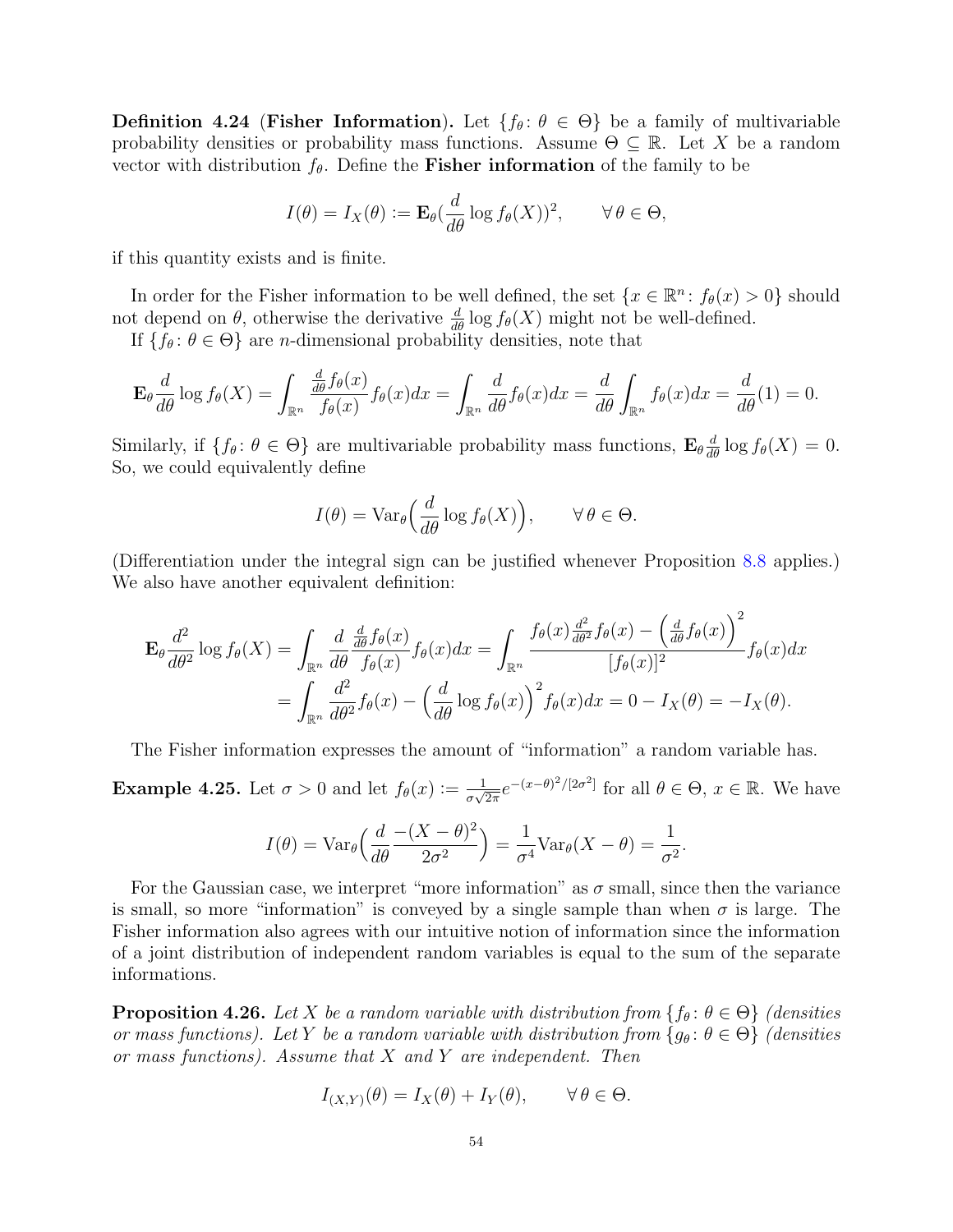**Definition 4.24** (**Fisher Information**). Let $\{f_\theta \colon \theta \in \Theta\}$ be a family of multivariable probability densities or probability mass functions. Assume $\Theta \subseteq \mathbb{R}$. Let $X$ be a random vector with distribution $f_\theta$. Define the **Fisher information** of the family to be

$$I(\theta) = I_X(\theta) := \mathbf{E}_\theta\Big(\frac{d}{d\theta}\log f_\theta(X)\Big)^2, \qquad \forall\, \theta \in \Theta,$$

if this quantity exists and is finite.

In order for the Fisher information to be well defined, the set $\{x \in \mathbb{R}^n \colon f_\theta(x) > 0\}$ should not depend on $\theta$, otherwise the derivative $\frac{d}{d\theta}\log f_\theta(X)$ might not be well-defined.

If $\{f_\theta \colon \theta \in \Theta\}$ are $n$-dimensional probability densities, note that

$$\mathbf{E}_\theta \frac{d}{d\theta}\log f_\theta(X) = \int_{\mathbb{R}^n} \frac{\frac{d}{d\theta}f_\theta(x)}{f_\theta(x)} f_\theta(x)dx = \int_{\mathbb{R}^n} \frac{d}{d\theta}f_\theta(x)dx = \frac{d}{d\theta}\int_{\mathbb{R}^n} f_\theta(x)dx = \frac{d}{d\theta}(1) = 0.$$

Similarly, if $\{f_\theta \colon \theta \in \Theta\}$ are multivariable probability mass functions, $\mathbf{E}_\theta \frac{d}{d\theta}\log f_\theta(X) = 0$. So, we could equivalently define

$$I(\theta) = \mathrm{Var}_\theta\Big(\frac{d}{d\theta}\log f_\theta(X)\Big), \qquad \forall\, \theta \in \Theta.$$

(Differentiation under the integral sign can be justified whenever Proposition 8.8 applies.) We also have another equivalent definition:

$$\begin{aligned}
\mathbf{E}_\theta \frac{d^2}{d\theta^2}\log f_\theta(X) &= \int_{\mathbb{R}^n} \frac{d}{d\theta}\frac{\frac{d}{d\theta}f_\theta(x)}{f_\theta(x)} f_\theta(x)dx = \int_{\mathbb{R}^n} \frac{f_\theta(x)\frac{d^2}{d\theta^2}f_\theta(x) - \Big(\frac{d}{d\theta}f_\theta(x)\Big)^2}{[f_\theta(x)]^2} f_\theta(x)dx \\
&= \int_{\mathbb{R}^n} \frac{d^2}{d\theta^2}f_\theta(x) - \Big(\frac{d}{d\theta}\log f_\theta(x)\Big)^2 f_\theta(x)dx = 0 - I_X(\theta) = -I_X(\theta).
\end{aligned}$$

The Fisher information expresses the amount of "information" a random variable has.

**Example 4.25.** Let $\sigma > 0$ and let $f_\theta(x) := \frac{1}{\sigma\sqrt{2\pi}}e^{-(x-\theta)^2/[2\sigma^2]}$ for all $\theta \in \Theta$, $x \in \mathbb{R}$. We have

$$I(\theta) = \mathrm{Var}_\theta\Big(\frac{d}{d\theta}\frac{-(X-\theta)^2}{2\sigma^2}\Big) = \frac{1}{\sigma^4}\mathrm{Var}_\theta(X-\theta) = \frac{1}{\sigma^2}.$$

For the Gaussian case, we interpret "more information" as $\sigma$ small, since then the variance is small, so more "information" is conveyed by a single sample than when $\sigma$ is large. The Fisher information also agrees with our intuitive notion of information since the information of a joint distribution of independent random variables is equal to the sum of the separate informations.

**Proposition 4.26.** *Let $X$ be a random variable with distribution from $\{f_\theta \colon \theta \in \Theta\}$ (densities or mass functions). Let $Y$ be a random variable with distribution from $\{g_\theta \colon \theta \in \Theta\}$ (densities or mass functions). Assume that $X$ and $Y$ are independent. Then*

$$I_{(X,Y)}(\theta) = I_X(\theta) + I_Y(\theta), \qquad \forall\, \theta \in \Theta.$$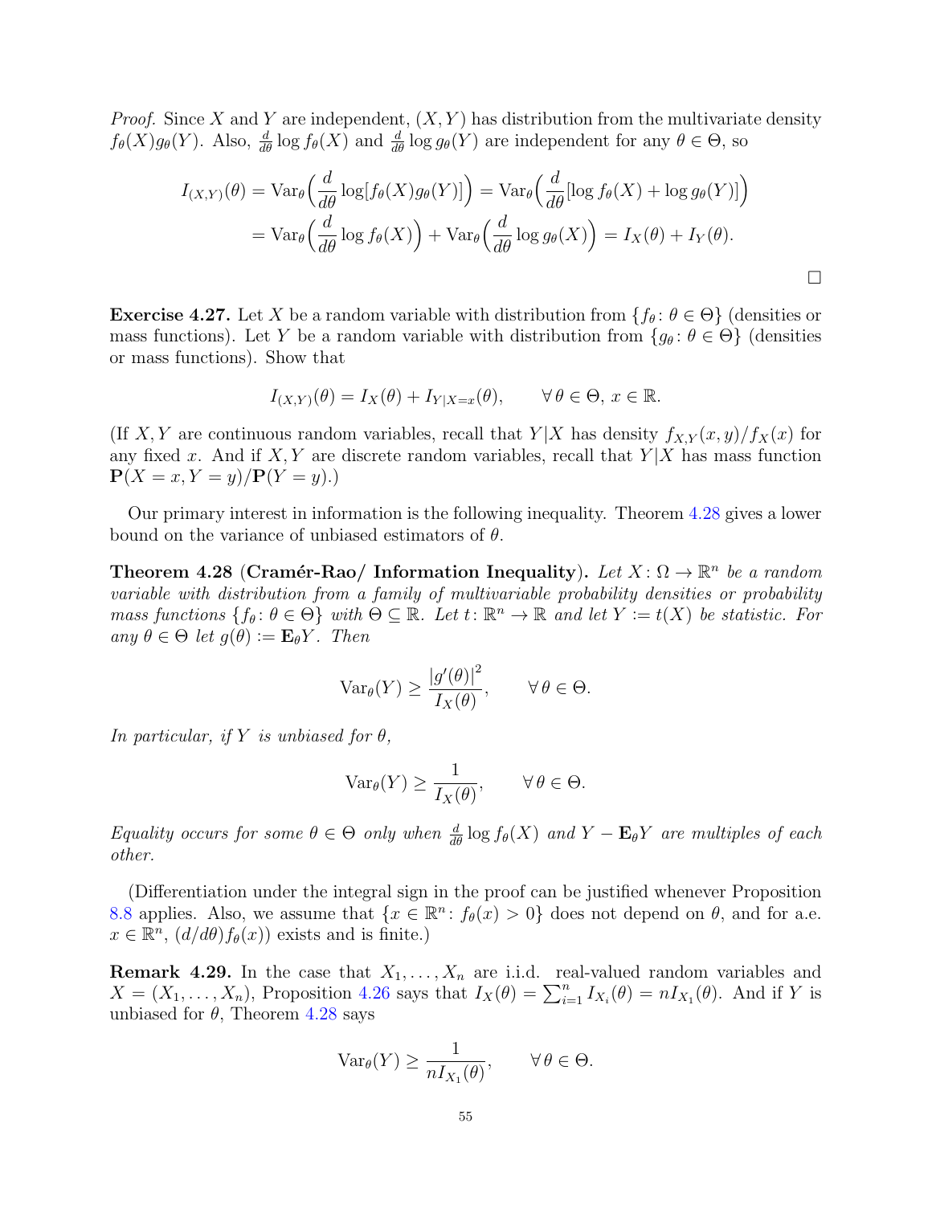*Proof.* Since $X$ and $Y$ are independent, $(X,Y)$ has distribution from the multivariate density $f_\theta(X)g_\theta(Y)$. Also, $\frac{d}{d\theta}\log f_\theta(X)$ and $\frac{d}{d\theta}\log g_\theta(Y)$ are independent for any $\theta\in\Theta$, so

$$
\begin{aligned}
I_{(X,Y)}(\theta) &= \mathrm{Var}_\theta\Big(\frac{d}{d\theta}\log[f_\theta(X)g_\theta(Y)]\Big) = \mathrm{Var}_\theta\Big(\frac{d}{d\theta}[\log f_\theta(X) + \log g_\theta(Y)]\Big)\\
&= \mathrm{Var}_\theta\Big(\frac{d}{d\theta}\log f_\theta(X)\Big) + \mathrm{Var}_\theta\Big(\frac{d}{d\theta}\log g_\theta(X)\Big) = I_X(\theta) + I_Y(\theta).
\end{aligned}
$$

□

**Exercise 4.27.** Let $X$ be a random variable with distribution from $\{f_\theta\colon \theta\in\Theta\}$ (densities or mass functions). Let $Y$ be a random variable with distribution from $\{g_\theta\colon \theta\in\Theta\}$ (densities or mass functions). Show that

$$
I_{(X,Y)}(\theta) = I_X(\theta) + I_{Y|X=x}(\theta), \qquad \forall\,\theta\in\Theta,\ x\in\mathbb{R}.
$$

(If $X,Y$ are continuous random variables, recall that $Y|X$ has density $f_{X,Y}(x,y)/f_X(x)$ for any fixed $x$. And if $X,Y$ are discrete random variables, recall that $Y|X$ has mass function $\mathbf{P}(X=x,Y=y)/\mathbf{P}(Y=y)$.)

Our primary interest in information is the following inequality. Theorem 4.28 gives a lower bound on the variance of unbiased estimators of $\theta$.

**Theorem 4.28** (**Cramér-Rao/ Information Inequality**). *Let $X\colon\Omega\to\mathbb{R}^n$ be a random variable with distribution from a family of multivariable probability densities or probability mass functions $\{f_\theta\colon\theta\in\Theta\}$ with $\Theta\subseteq\mathbb{R}$. Let $t\colon\mathbb{R}^n\to\mathbb{R}$ and let $Y := t(X)$ be statistic. For any $\theta\in\Theta$ let $g(\theta) := \mathbf{E}_\theta Y$. Then*

$$
\mathrm{Var}_\theta(Y) \geq \frac{|g'(\theta)|^2}{I_X(\theta)}, \qquad \forall\,\theta\in\Theta.
$$

*In particular, if $Y$ is unbiased for $\theta$,*

$$
\mathrm{Var}_\theta(Y) \geq \frac{1}{I_X(\theta)}, \qquad \forall\,\theta\in\Theta.
$$

*Equality occurs for some $\theta\in\Theta$ only when $\frac{d}{d\theta}\log f_\theta(X)$ and $Y-\mathbf{E}_\theta Y$ are multiples of each other.*

(Differentiation under the integral sign in the proof can be justified whenever Proposition 8.8 applies. Also, we assume that $\{x\in\mathbb{R}^n\colon f_\theta(x)>0\}$ does not depend on $\theta$, and for a.e. $x\in\mathbb{R}^n$, $(d/d\theta)f_\theta(x))$ exists and is finite.)

**Remark 4.29.** In the case that $X_1,\ldots,X_n$ are i.i.d. real-valued random variables and $X=(X_1,\ldots,X_n)$, Proposition 4.26 says that $I_X(\theta)=\sum_{i=1}^n I_{X_i}(\theta) = nI_{X_1}(\theta)$. And if $Y$ is unbiased for $\theta$, Theorem 4.28 says

$$
\mathrm{Var}_\theta(Y) \geq \frac{1}{nI_{X_1}(\theta)}, \qquad \forall\,\theta\in\Theta.
$$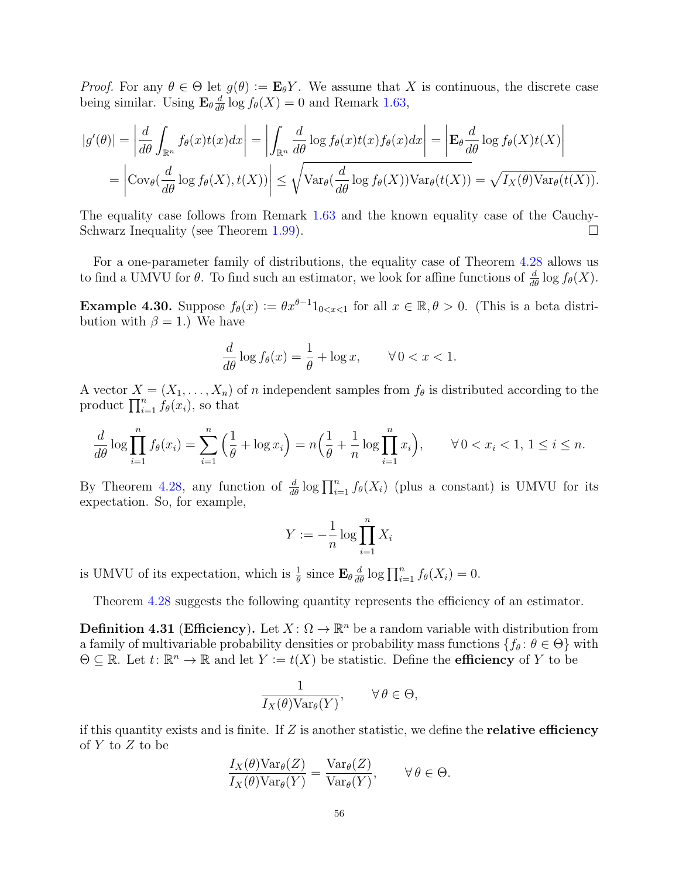*Proof.* For any $\theta \in \Theta$ let $g(\theta) := \mathbf{E}_\theta Y$. We assume that $X$ is continuous, the discrete case being similar. Using $\mathbf{E}_\theta \frac{d}{d\theta} \log f_\theta(X) = 0$ and Remark 1.63,

$$
\begin{aligned}
|g'(\theta)| &= \left| \frac{d}{d\theta} \int_{\mathbb{R}^n} f_\theta(x) t(x) dx \right| = \left| \int_{\mathbb{R}^n} \frac{d}{d\theta} \log f_\theta(x) t(x) f_\theta(x) dx \right| = \left| \mathbf{E}_\theta \frac{d}{d\theta} \log f_\theta(X) t(X) \right| \\
&= \left| \mathrm{Cov}_\theta(\frac{d}{d\theta} \log f_\theta(X), t(X)) \right| \leq \sqrt{\mathrm{Var}_\theta(\frac{d}{d\theta} \log f_\theta(X)) \mathrm{Var}_\theta(t(X))} = \sqrt{I_X(\theta) \mathrm{Var}_\theta(t(X))}.
\end{aligned}
$$

The equality case follows from Remark 1.63 and the known equality case of the Cauchy-Schwarz Inequality (see Theorem 1.99). $\square$

For a one-parameter family of distributions, the equality case of Theorem 4.28 allows us to find a UMVU for $\theta$. To find such an estimator, we look for affine functions of $\frac{d}{d\theta} \log f_\theta(X)$.

**Example 4.30.** Suppose $f_\theta(x) := \theta x^{\theta-1} 1_{0<x<1}$ for all $x \in \mathbb{R}, \theta > 0$. (This is a beta distribution with $\beta = 1$.) We have

$$
\frac{d}{d\theta} \log f_\theta(x) = \frac{1}{\theta} + \log x, \qquad \forall\, 0 < x < 1.
$$

A vector $X = (X_1, \ldots, X_n)$ of $n$ independent samples from $f_\theta$ is distributed according to the product $\prod_{i=1}^n f_\theta(x_i)$, so that

$$
\frac{d}{d\theta} \log \prod_{i=1}^n f_\theta(x_i) = \sum_{i=1}^n \left( \frac{1}{\theta} + \log x_i \right) = n \Big( \frac{1}{\theta} + \frac{1}{n} \log \prod_{i=1}^n x_i \Big), \qquad \forall\, 0 < x_i < 1,\, 1 \leq i \leq n.
$$

By Theorem 4.28, any function of $\frac{d}{d\theta} \log \prod_{i=1}^n f_\theta(X_i)$ (plus a constant) is UMVU for its expectation. So, for example,

$$
Y := -\frac{1}{n} \log \prod_{i=1}^n X_i
$$

is UMVU of its expectation, which is $\frac{1}{\theta}$ since $\mathbf{E}_\theta \frac{d}{d\theta} \log \prod_{i=1}^n f_\theta(X_i) = 0$.

Theorem 4.28 suggests the following quantity represents the efficiency of an estimator.

**Definition 4.31** (**Efficiency**)**.** Let $X : \Omega \to \mathbb{R}^n$ be a random variable with distribution from a family of multivariable probability densities or probability mass functions $\{f_\theta : \theta \in \Theta\}$ with $\Theta \subseteq \mathbb{R}$. Let $t : \mathbb{R}^n \to \mathbb{R}$ and let $Y := t(X)$ be statistic. Define the **efficiency** of $Y$ to be

$$
\frac{1}{I_X(\theta) \mathrm{Var}_\theta(Y)}, \qquad \forall\, \theta \in \Theta,
$$

if this quantity exists and is finite. If $Z$ is another statistic, we define the **relative efficiency** of $Y$ to $Z$ to be

$$
\frac{I_X(\theta) \mathrm{Var}_\theta(Z)}{I_X(\theta) \mathrm{Var}_\theta(Y)} = \frac{\mathrm{Var}_\theta(Z)}{\mathrm{Var}_\theta(Y)}, \qquad \forall\, \theta \in \Theta.
$$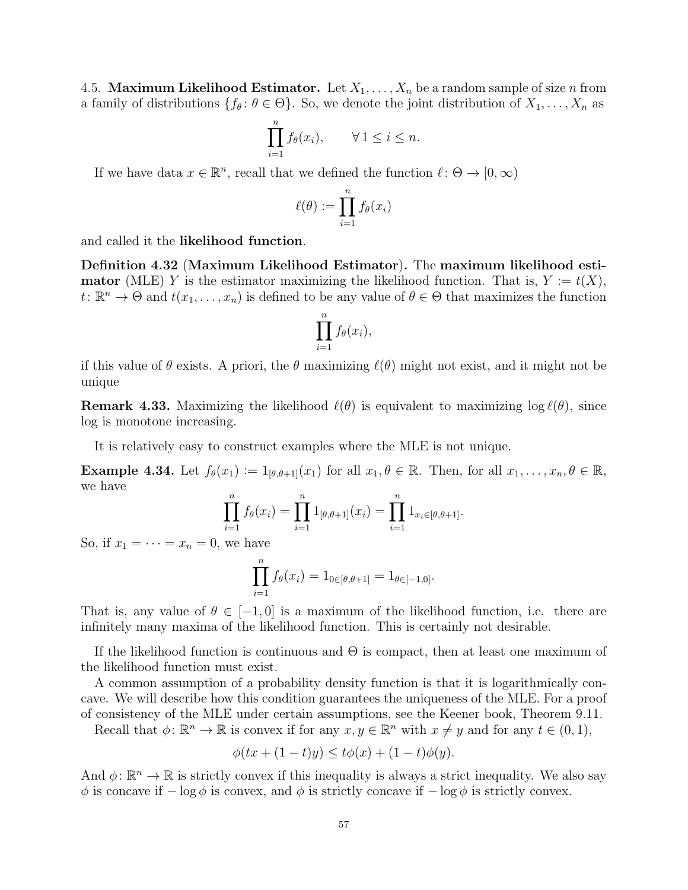4.5. **Maximum Likelihood Estimator.** Let $X_1, \ldots, X_n$ be a random sample of size $n$ from a family of distributions $\{f_\theta : \theta \in \Theta\}$. So, we denote the joint distribution of $X_1, \ldots, X_n$ as

$$\prod_{i=1}^{n} f_\theta(x_i), \qquad \forall\, 1 \leq i \leq n.$$

If we have data $x \in \mathbb{R}^n$, recall that we defined the function $\ell \colon \Theta \to [0, \infty)$

$$\ell(\theta) := \prod_{i=1}^{n} f_\theta(x_i)$$

and called it the **likelihood function**.

**Definition 4.32** (**Maximum Likelihood Estimator**)**.** The **maximum likelihood estimator** (MLE) $Y$ is the estimator maximizing the likelihood function. That is, $Y := t(X)$, $t \colon \mathbb{R}^n \to \Theta$ and $t(x_1, \ldots, x_n)$ is defined to be any value of $\theta \in \Theta$ that maximizes the function

$$\prod_{i=1}^{n} f_\theta(x_i),$$

if this value of $\theta$ exists. A priori, the $\theta$ maximizing $\ell(\theta)$ might not exist, and it might not be unique

**Remark 4.33.** Maximizing the likelihood $\ell(\theta)$ is equivalent to maximizing $\log \ell(\theta)$, since log is monotone increasing.

It is relatively easy to construct examples where the MLE is not unique.

**Example 4.34.** Let $f_\theta(x_1) := 1_{[\theta, \theta+1]}(x_1)$ for all $x_1, \theta \in \mathbb{R}$. Then, for all $x_1, \ldots, x_n, \theta \in \mathbb{R}$, we have

$$\prod_{i=1}^{n} f_\theta(x_i) = \prod_{i=1}^{n} 1_{[\theta, \theta+1]}(x_i) = \prod_{i=1}^{n} 1_{x_i \in [\theta, \theta+1]}.$$

So, if $x_1 = \cdots = x_n = 0$, we have

$$\prod_{i=1}^{n} f_\theta(x_i) = 1_{0 \in [\theta, \theta+1]} = 1_{\theta \in [-1, 0]}.$$

That is, any value of $\theta \in [-1, 0]$ is a maximum of the likelihood function, i.e. there are infinitely many maxima of the likelihood function. This is certainly not desirable.

If the likelihood function is continuous and $\Theta$ is compact, then at least one maximum of the likelihood function must exist.

A common assumption of a probability density function is that it is logarithmically concave. We will describe how this condition guarantees the uniqueness of the MLE. For a proof of consistency of the MLE under certain assumptions, see the Keener book, Theorem 9.11.

Recall that $\phi \colon \mathbb{R}^n \to \mathbb{R}$ is convex if for any $x, y \in \mathbb{R}^n$ with $x \neq y$ and for any $t \in (0, 1)$,

$$\phi(tx + (1-t)y) \leq t\phi(x) + (1-t)\phi(y).$$

And $\phi \colon \mathbb{R}^n \to \mathbb{R}$ is strictly convex if this inequality is always a strict inequality. We also say $\phi$ is concave if $-\log \phi$ is convex, and $\phi$ is strictly concave if $-\log \phi$ is strictly convex.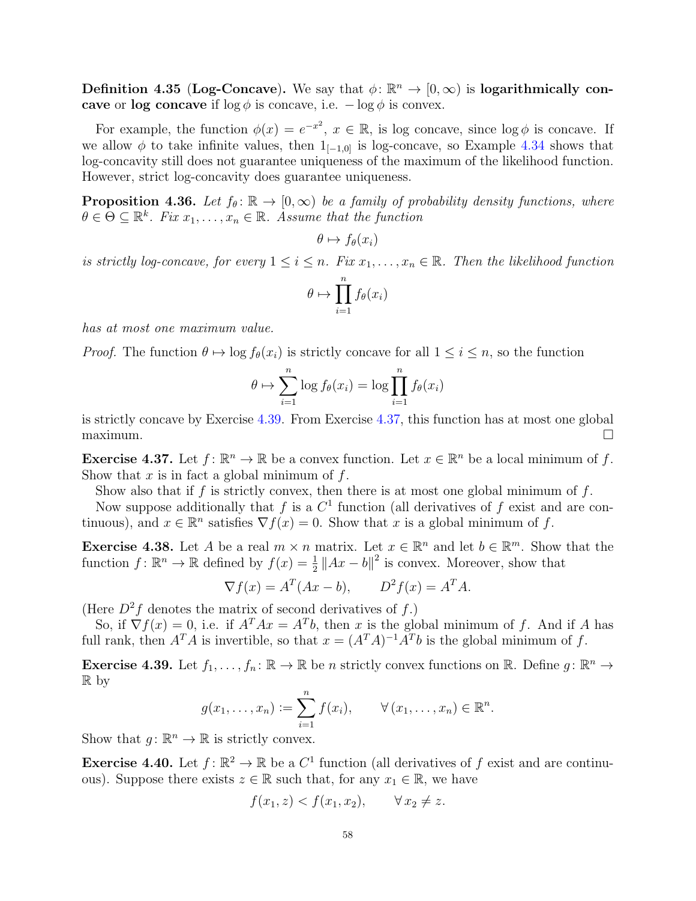**Definition 4.35 (Log-Concave).** We say that $\phi\colon \mathbb{R}^n \to [0,\infty)$ is **logarithmically concave** or **log concave** if $\log \phi$ is concave, i.e. $-\log \phi$ is convex.

For example, the function $\phi(x) = e^{-x^2}$, $x \in \mathbb{R}$, is log concave, since $\log \phi$ is concave. If we allow $\phi$ to take infinite values, then $1_{[-1,0]}$ is log-concave, so Example 4.34 shows that log-concavity still does not guarantee uniqueness of the maximum of the likelihood function. However, strict log-concavity does guarantee uniqueness.

**Proposition 4.36.** *Let $f_\theta\colon \mathbb{R} \to [0,\infty)$ be a family of probability density functions, where $\theta \in \Theta \subseteq \mathbb{R}^k$. Fix $x_1, \ldots, x_n \in \mathbb{R}$. Assume that the function*

$$\theta \mapsto f_\theta(x_i)$$

*is strictly log-concave, for every $1 \leq i \leq n$. Fix $x_1, \ldots, x_n \in \mathbb{R}$. Then the likelihood function*

$$\theta \mapsto \prod_{i=1}^{n} f_\theta(x_i)$$

*has at most one maximum value.*

*Proof.* The function $\theta \mapsto \log f_\theta(x_i)$ is strictly concave for all $1 \leq i \leq n$, so the function

$$\theta \mapsto \sum_{i=1}^{n} \log f_\theta(x_i) = \log \prod_{i=1}^{n} f_\theta(x_i)$$

is strictly concave by Exercise 4.39. From Exercise 4.37, this function has at most one global maximum. $\square$

**Exercise 4.37.** Let $f\colon \mathbb{R}^n \to \mathbb{R}$ be a convex function. Let $x \in \mathbb{R}^n$ be a local minimum of $f$. Show that $x$ is in fact a global minimum of $f$.

Show also that if $f$ is strictly convex, then there is at most one global minimum of $f$.

Now suppose additionally that $f$ is a $C^1$ function (all derivatives of $f$ exist and are continuous), and $x \in \mathbb{R}^n$ satisfies $\nabla f(x) = 0$. Show that $x$ is a global minimum of $f$.

**Exercise 4.38.** Let $A$ be a real $m \times n$ matrix. Let $x \in \mathbb{R}^n$ and let $b \in \mathbb{R}^m$. Show that the function $f\colon \mathbb{R}^n \to \mathbb{R}$ defined by $f(x) = \frac{1}{2}\|Ax - b\|^2$ is convex. Moreover, show that

$$\nabla f(x) = A^T(Ax - b), \qquad D^2 f(x) = A^T A.$$

(Here $D^2 f$ denotes the matrix of second derivatives of $f$.)

So, if $\nabla f(x) = 0$, i.e. if $A^T A x = A^T b$, then $x$ is the global minimum of $f$. And if $A$ has full rank, then $A^T A$ is invertible, so that $x = (A^T A)^{-1} A^T b$ is the global minimum of $f$.

**Exercise 4.39.** Let $f_1, \ldots, f_n\colon \mathbb{R} \to \mathbb{R}$ be $n$ strictly convex functions on $\mathbb{R}$. Define $g\colon \mathbb{R}^n \to \mathbb{R}$ by

$$g(x_1, \ldots, x_n) := \sum_{i=1}^{n} f(x_i), \qquad \forall\, (x_1, \ldots, x_n) \in \mathbb{R}^n.$$

Show that $g\colon \mathbb{R}^n \to \mathbb{R}$ is strictly convex.

**Exercise 4.40.** Let $f\colon \mathbb{R}^2 \to \mathbb{R}$ be a $C^1$ function (all derivatives of $f$ exist and are continuous). Suppose there exists $z \in \mathbb{R}$ such that, for any $x_1 \in \mathbb{R}$, we have

$$f(x_1, z) < f(x_1, x_2), \qquad \forall\, x_2 \neq z.$$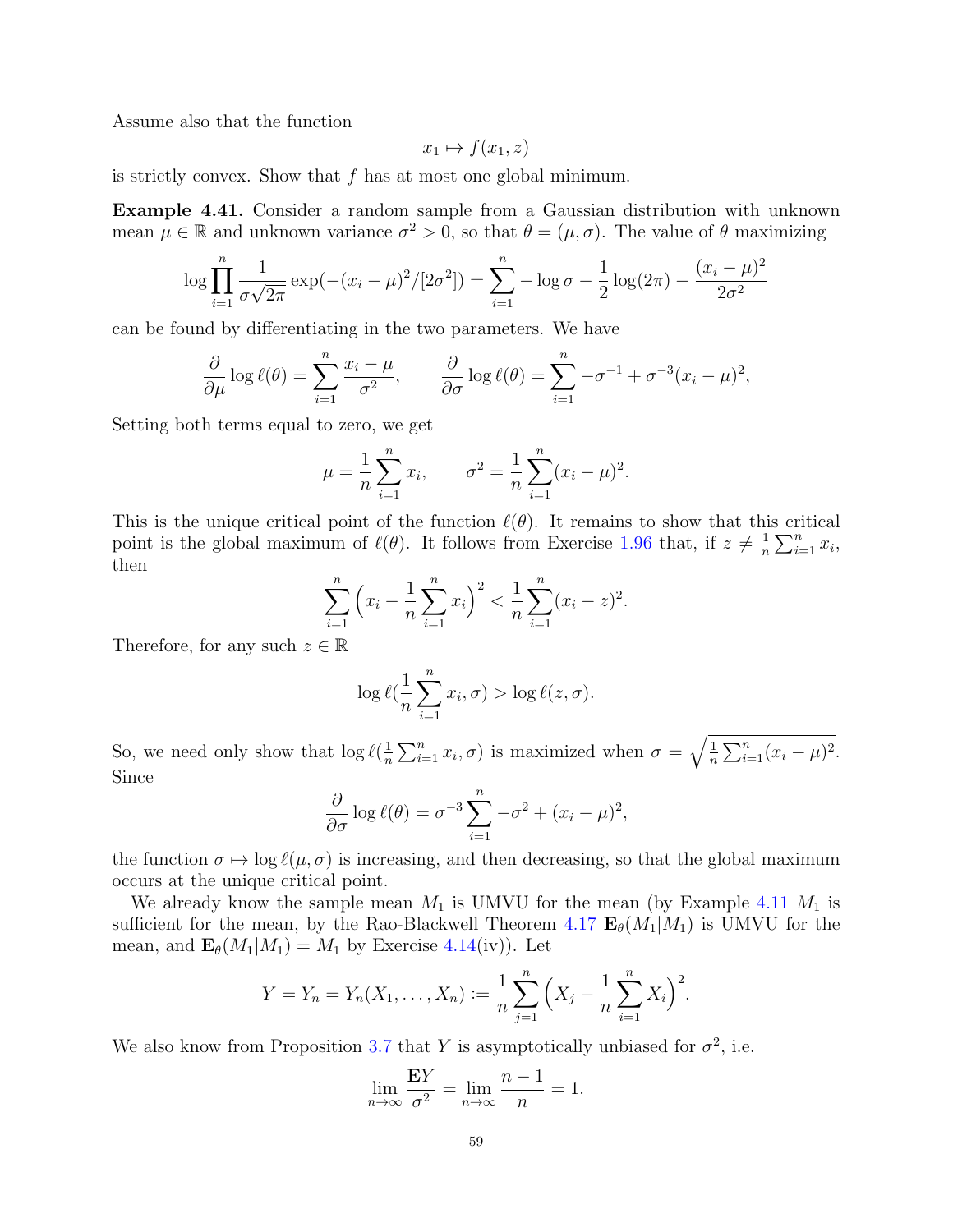Assume also that the function

$$x_1 \mapsto f(x_1, z)$$

is strictly convex. Show that $f$ has at most one global minimum.

**Example 4.41.** Consider a random sample from a Gaussian distribution with unknown mean $\mu \in \mathbb{R}$ and unknown variance $\sigma^2 > 0$, so that $\theta = (\mu, \sigma)$. The value of $\theta$ maximizing

$$\log \prod_{i=1}^{n} \frac{1}{\sigma\sqrt{2\pi}} \exp(-(x_i - \mu)^2/[2\sigma^2]) = \sum_{i=1}^{n} -\log\sigma - \frac{1}{2}\log(2\pi) - \frac{(x_i - \mu)^2}{2\sigma^2}$$

can be found by differentiating in the two parameters. We have

$$\frac{\partial}{\partial\mu}\log\ell(\theta) = \sum_{i=1}^{n} \frac{x_i - \mu}{\sigma^2}, \qquad \frac{\partial}{\partial\sigma}\log\ell(\theta) = \sum_{i=1}^{n} -\sigma^{-1} + \sigma^{-3}(x_i - \mu)^2,$$

Setting both terms equal to zero, we get

$$\mu = \frac{1}{n}\sum_{i=1}^{n} x_i, \qquad \sigma^2 = \frac{1}{n}\sum_{i=1}^{n}(x_i - \mu)^2.$$

This is the unique critical point of the function $\ell(\theta)$. It remains to show that this critical point is the global maximum of $\ell(\theta)$. It follows from Exercise 1.96 that, if $z \neq \frac{1}{n}\sum_{i=1}^{n} x_i$, then

$$\sum_{i=1}^{n}\Big(x_i - \frac{1}{n}\sum_{i=1}^{n} x_i\Big)^2 < \frac{1}{n}\sum_{i=1}^{n}(x_i - z)^2.$$

Therefore, for any such $z \in \mathbb{R}$

$$\log\ell(\frac{1}{n}\sum_{i=1}^{n} x_i, \sigma) > \log\ell(z, \sigma).$$

So, we need only show that $\log\ell(\frac{1}{n}\sum_{i=1}^{n} x_i, \sigma)$ is maximized when $\sigma = \sqrt{\frac{1}{n}\sum_{i=1}^{n}(x_i - \mu)^2}$. Since

$$\frac{\partial}{\partial\sigma}\log\ell(\theta) = \sigma^{-3}\sum_{i=1}^{n} -\sigma^2 + (x_i - \mu)^2,$$

the function $\sigma \mapsto \log\ell(\mu, \sigma)$ is increasing, and then decreasing, so that the global maximum occurs at the unique critical point.

We already know the sample mean $M_1$ is UMVU for the mean (by Example 4.11 $M_1$ is sufficient for the mean, by the Rao-Blackwell Theorem 4.17 $\mathbf{E}_\theta(M_1|M_1)$ is UMVU for the mean, and $\mathbf{E}_\theta(M_1|M_1) = M_1$ by Exercise 4.14(iv)). Let

$$Y = Y_n = Y_n(X_1, \ldots, X_n) := \frac{1}{n}\sum_{j=1}^{n}\Big(X_j - \frac{1}{n}\sum_{i=1}^{n} X_i\Big)^2.$$

We also know from Proposition 3.7 that $Y$ is asymptotically unbiased for $\sigma^2$, i.e.

$$\lim_{n\to\infty}\frac{\mathbf{E}Y}{\sigma^2} = \lim_{n\to\infty}\frac{n-1}{n} = 1.$$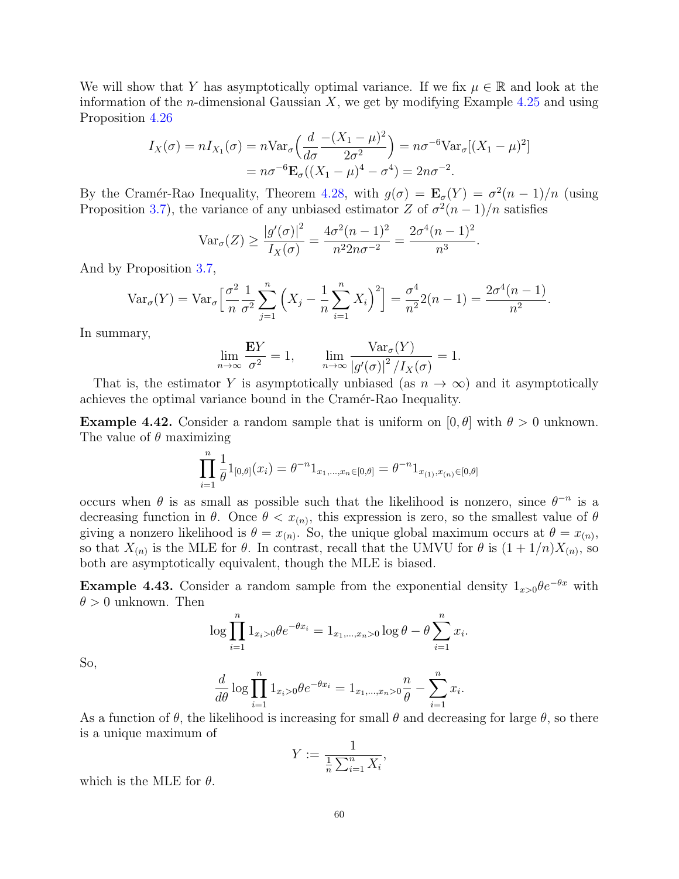We will show that $Y$ has asymptotically optimal variance. If we fix $\mu \in \mathbb{R}$ and look at the information of the $n$-dimensional Gaussian $X$, we get by modifying Example 4.25 and using Proposition 4.26

$$
\begin{aligned}
I_X(\sigma) = nI_{X_1}(\sigma) &= n\mathrm{Var}_\sigma\Big(\frac{d}{d\sigma}\frac{-(X_1-\mu)^2}{2\sigma^2}\Big) = n\sigma^{-6}\mathrm{Var}_\sigma[(X_1-\mu)^2] \\
&= n\sigma^{-6}\mathbf{E}_\sigma((X_1-\mu)^4 - \sigma^4) = 2n\sigma^{-2}.
\end{aligned}
$$

By the Cramér-Rao Inequality, Theorem 4.28, with $g(\sigma) = \mathbf{E}_\sigma(Y) = \sigma^2(n-1)/n$ (using Proposition 3.7), the variance of any unbiased estimator $Z$ of $\sigma^2(n-1)/n$ satisfies

$$
\mathrm{Var}_\sigma(Z) \geq \frac{|g'(\sigma)|^2}{I_X(\sigma)} = \frac{4\sigma^2(n-1)^2}{n^2 2n\sigma^{-2}} = \frac{2\sigma^4(n-1)^2}{n^3}.
$$

And by Proposition 3.7,

$$
\mathrm{Var}_\sigma(Y) = \mathrm{Var}_\sigma\Big[\frac{\sigma^2}{n}\frac{1}{\sigma^2}\sum_{j=1}^n\Big(X_j - \frac{1}{n}\sum_{i=1}^n X_i\Big)^2\Big] = \frac{\sigma^4}{n^2}2(n-1) = \frac{2\sigma^4(n-1)}{n^2}.
$$

In summary,

$$
\lim_{n\to\infty}\frac{\mathbf{E}Y}{\sigma^2} = 1, \qquad \lim_{n\to\infty}\frac{\mathrm{Var}_\sigma(Y)}{|g'(\sigma)|^2/I_X(\sigma)} = 1.
$$

That is, the estimator $Y$ is asymptotically unbiased (as $n \to \infty$) and it asymptotically achieves the optimal variance bound in the Cramér-Rao Inequality.

**Example 4.42.** Consider a random sample that is uniform on $[0,\theta]$ with $\theta > 0$ unknown. The value of $\theta$ maximizing

$$
\prod_{i=1}^n \frac{1}{\theta}1_{[0,\theta]}(x_i) = \theta^{-n}1_{x_1,\ldots,x_n\in[0,\theta]} = \theta^{-n}1_{x_{(1)},x_{(n)}\in[0,\theta]}
$$

occurs when $\theta$ is as small as possible such that the likelihood is nonzero, since $\theta^{-n}$ is a decreasing function in $\theta$. Once $\theta < x_{(n)}$, this expression is zero, so the smallest value of $\theta$ giving a nonzero likelihood is $\theta = x_{(n)}$. So, the unique global maximum occurs at $\theta = x_{(n)}$, so that $X_{(n)}$ is the MLE for $\theta$. In contrast, recall that the UMVU for $\theta$ is $(1+1/n)X_{(n)}$, so both are asymptotically equivalent, though the MLE is biased.

**Example 4.43.** Consider a random sample from the exponential density $1_{x>0}\theta e^{-\theta x}$ with $\theta > 0$ unknown. Then

$$
\log\prod_{i=1}^n 1_{x_i>0}\theta e^{-\theta x_i} = 1_{x_1,\ldots,x_n>0}\log\theta - \theta\sum_{i=1}^n x_i.
$$

So,

$$
\frac{d}{d\theta}\log\prod_{i=1}^n 1_{x_i>0}\theta e^{-\theta x_i} = 1_{x_1,\ldots,x_n>0}\frac{n}{\theta} - \sum_{i=1}^n x_i.
$$

As a function of $\theta$, the likelihood is increasing for small $\theta$ and decreasing for large $\theta$, so there is a unique maximum of

$$
Y := \frac{1}{\frac{1}{n}\sum_{i=1}^n X_i},
$$

which is the MLE for $\theta$.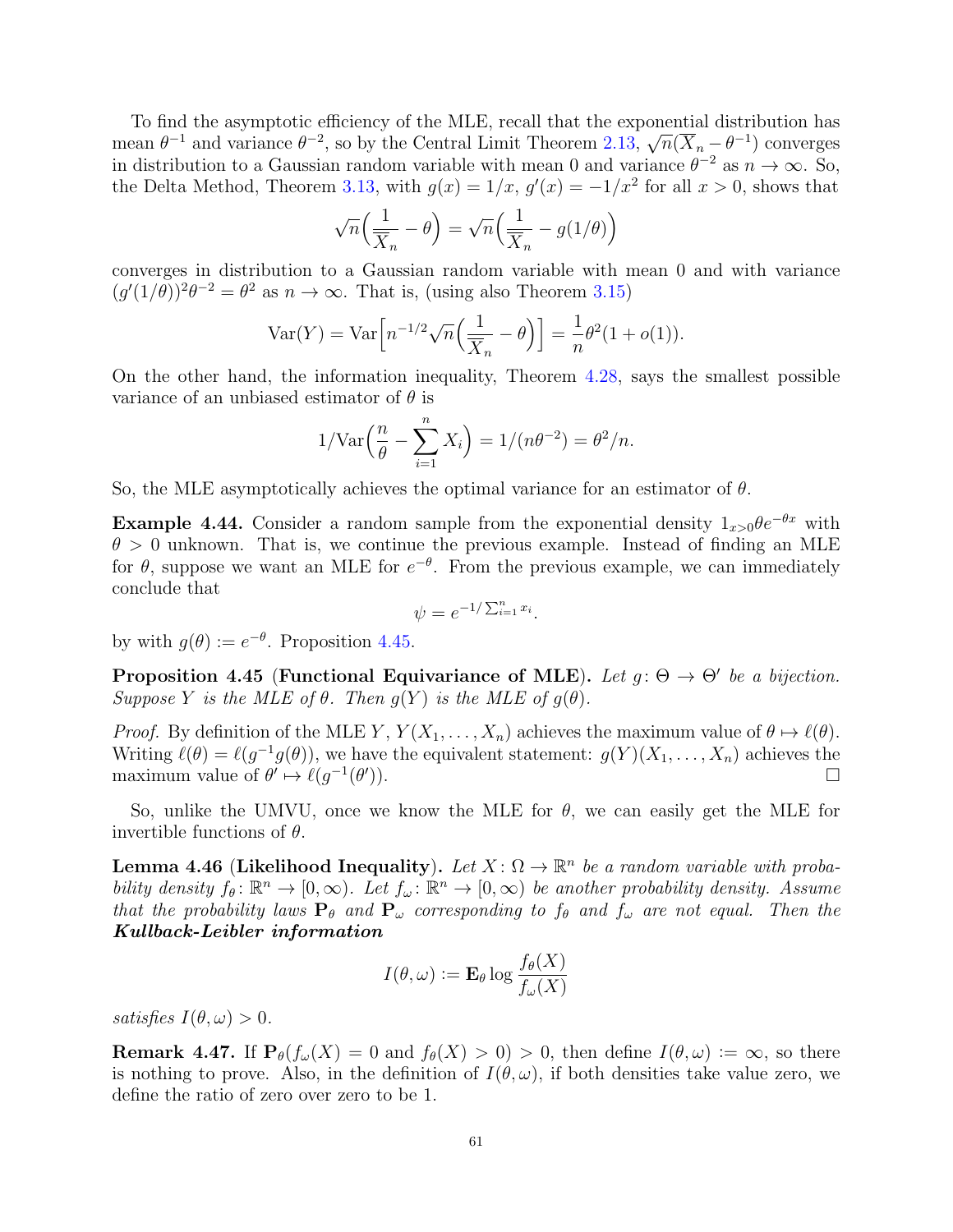To find the asymptotic efficiency of the MLE, recall that the exponential distribution has mean $\theta^{-1}$ and variance $\theta^{-2}$, so by the Central Limit Theorem 2.13, $\sqrt{n}(\overline{X}_n - \theta^{-1})$ converges in distribution to a Gaussian random variable with mean 0 and variance $\theta^{-2}$ as $n \to \infty$. So, the Delta Method, Theorem 3.13, with $g(x) = 1/x$, $g'(x) = -1/x^2$ for all $x > 0$, shows that

$$\sqrt{n}\Big(\frac{1}{\overline{X}_n} - \theta\Big) = \sqrt{n}\Big(\frac{1}{\overline{X}_n} - g(1/\theta)\Big)$$

converges in distribution to a Gaussian random variable with mean 0 and with variance $(g'(1/\theta))^2\theta^{-2} = \theta^2$ as $n \to \infty$. That is, (using also Theorem 3.15)

$$\mathrm{Var}(Y) = \mathrm{Var}\Big[n^{-1/2}\sqrt{n}\Big(\frac{1}{\overline{X}_n} - \theta\Big)\Big] = \frac{1}{n}\theta^2(1 + o(1)).$$

On the other hand, the information inequality, Theorem 4.28, says the smallest possible variance of an unbiased estimator of $\theta$ is

$$1/\mathrm{Var}\Big(\frac{n}{\theta} - \sum_{i=1}^{n} X_i\Big) = 1/(n\theta^{-2}) = \theta^2/n.$$

So, the MLE asymptotically achieves the optimal variance for an estimator of $\theta$.

**Example 4.44.** Consider a random sample from the exponential density $1_{x>0}\theta e^{-\theta x}$ with $\theta > 0$ unknown. That is, we continue the previous example. Instead of finding an MLE for $\theta$, suppose we want an MLE for $e^{-\theta}$. From the previous example, we can immediately conclude that

$$\psi = e^{-1/\sum_{i=1}^{n} x_i}.$$

by with $g(\theta) := e^{-\theta}$. Proposition 4.45.

**Proposition 4.45** (**Functional Equivariance of MLE**). *Let $g\colon \Theta \to \Theta'$ be a bijection. Suppose $Y$ is the MLE of $\theta$. Then $g(Y)$ is the MLE of $g(\theta)$.*

*Proof.* By definition of the MLE $Y$, $Y(X_1, \ldots, X_n)$ achieves the maximum value of $\theta \mapsto \ell(\theta)$. Writing $\ell(\theta) = \ell(g^{-1}g(\theta))$, we have the equivalent statement: $g(Y)(X_1, \ldots, X_n)$ achieves the maximum value of $\theta' \mapsto \ell(g^{-1}(\theta'))$. $\square$

So, unlike the UMVU, once we know the MLE for $\theta$, we can easily get the MLE for invertible functions of $\theta$.

**Lemma 4.46** (**Likelihood Inequality**). *Let $X\colon \Omega \to \mathbb{R}^n$ be a random variable with probability density $f_\theta\colon \mathbb{R}^n \to [0, \infty)$. Let $f_\omega\colon \mathbb{R}^n \to [0, \infty)$ be another probability density. Assume that the probability laws $\mathbf{P}_\theta$ and $\mathbf{P}_\omega$ corresponding to $f_\theta$ and $f_\omega$ are not equal. Then the* ***Kullback-Leibler information***

$$I(\theta, \omega) := \mathbf{E}_\theta \log \frac{f_\theta(X)}{f_\omega(X)}$$

*satisfies $I(\theta, \omega) > 0$.*

**Remark 4.47.** If $\mathbf{P}_\theta(f_\omega(X) = 0 \text{ and } f_\theta(X) > 0) > 0$, then define $I(\theta, \omega) := \infty$, so there is nothing to prove. Also, in the definition of $I(\theta, \omega)$, if both densities take value zero, we define the ratio of zero over zero to be 1.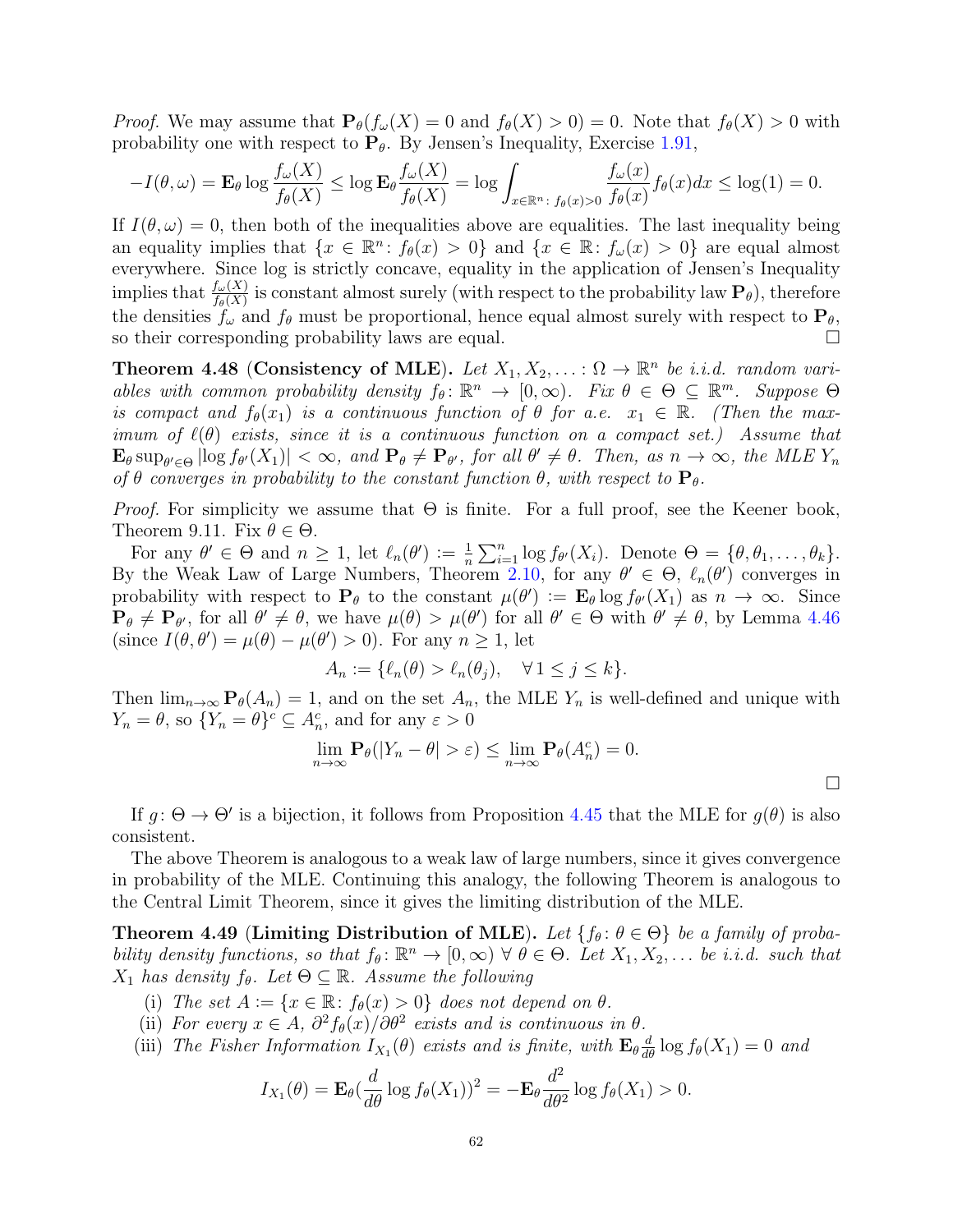*Proof.* We may assume that $\mathbf{P}_\theta(f_\omega(X) = 0 \text{ and } f_\theta(X) > 0) = 0$. Note that $f_\theta(X) > 0$ with probability one with respect to $\mathbf{P}_\theta$. By Jensen's Inequality, Exercise 1.91,

$$-I(\theta, \omega) = \mathbf{E}_\theta \log \frac{f_\omega(X)}{f_\theta(X)} \le \log \mathbf{E}_\theta \frac{f_\omega(X)}{f_\theta(X)} = \log \int_{x \in \mathbb{R}^n :\, f_\theta(x) > 0} \frac{f_\omega(x)}{f_\theta(x)} f_\theta(x) dx \le \log(1) = 0.$$

If $I(\theta, \omega) = 0$, then both of the inequalities above are equalities. The last inequality being an equality implies that $\{x \in \mathbb{R}^n : f_\theta(x) > 0\}$ and $\{x \in \mathbb{R} : f_\omega(x) > 0\}$ are equal almost everywhere. Since log is strictly concave, equality in the application of Jensen's Inequality implies that $\frac{f_\omega(X)}{f_\theta(X)}$ is constant almost surely (with respect to the probability law $\mathbf{P}_\theta$), therefore the densities $f_\omega$ and $f_\theta$ must be proportional, hence equal almost surely with respect to $\mathbf{P}_\theta$, so their corresponding probability laws are equal. $\square$

**Theorem 4.48 (Consistency of MLE).** *Let $X_1, X_2, \ldots : \Omega \to \mathbb{R}^n$ be i.i.d. random variables with common probability density $f_\theta : \mathbb{R}^n \to [0, \infty)$. Fix $\theta \in \Theta \subseteq \mathbb{R}^m$. Suppose $\Theta$ is compact and $f_\theta(x_1)$ is a continuous function of $\theta$ for a.e. $x_1 \in \mathbb{R}$. (Then the maximum of $\ell(\theta)$ exists, since it is a continuous function on a compact set.) Assume that $\mathbf{E}_\theta \sup_{\theta' \in \Theta} |\log f_{\theta'}(X_1)| < \infty$, and $\mathbf{P}_\theta \ne \mathbf{P}_{\theta'}$, for all $\theta' \ne \theta$. Then, as $n \to \infty$, the MLE $Y_n$ of $\theta$ converges in probability to the constant function $\theta$, with respect to $\mathbf{P}_\theta$.*

*Proof.* For simplicity we assume that $\Theta$ is finite. For a full proof, see the Keener book, Theorem 9.11. Fix $\theta \in \Theta$.

For any $\theta' \in \Theta$ and $n \ge 1$, let $\ell_n(\theta') := \frac{1}{n} \sum_{i=1}^n \log f_{\theta'}(X_i)$. Denote $\Theta = \{\theta, \theta_1, \ldots, \theta_k\}$. By the Weak Law of Large Numbers, Theorem 2.10, for any $\theta' \in \Theta$, $\ell_n(\theta')$ converges in probability with respect to $\mathbf{P}_\theta$ to the constant $\mu(\theta') := \mathbf{E}_\theta \log f_{\theta'}(X_1)$ as $n \to \infty$. Since $\mathbf{P}_\theta \ne \mathbf{P}_{\theta'}$, for all $\theta' \ne \theta$, we have $\mu(\theta) > \mu(\theta')$ for all $\theta' \in \Theta$ with $\theta' \ne \theta$, by Lemma 4.46 (since $I(\theta, \theta') = \mu(\theta) - \mu(\theta') > 0$). For any $n \ge 1$, let

$$A_n := \{\ell_n(\theta) > \ell_n(\theta_j), \quad \forall\, 1 \le j \le k\}.$$

Then $\lim_{n\to\infty} \mathbf{P}_\theta(A_n) = 1$, and on the set $A_n$, the MLE $Y_n$ is well-defined and unique with $Y_n = \theta$, so $\{Y_n = \theta\}^c \subseteq A_n^c$, and for any $\varepsilon > 0$

$$\lim_{n\to\infty} \mathbf{P}_\theta(|Y_n - \theta| > \varepsilon) \le \lim_{n\to\infty} \mathbf{P}_\theta(A_n^c) = 0.$$

$\square$

If $g : \Theta \to \Theta'$ is a bijection, it follows from Proposition 4.45 that the MLE for $g(\theta)$ is also consistent.

The above Theorem is analogous to a weak law of large numbers, since it gives convergence in probability of the MLE. Continuing this analogy, the following Theorem is analogous to the Central Limit Theorem, since it gives the limiting distribution of the MLE.

**Theorem 4.49 (Limiting Distribution of MLE).** *Let $\{f_\theta : \theta \in \Theta\}$ be a family of probability density functions, so that $f_\theta : \mathbb{R}^n \to [0, \infty)$ $\forall\, \theta \in \Theta$. Let $X_1, X_2, \ldots$ be i.i.d. such that $X_1$ has density $f_\theta$. Let $\Theta \subseteq \mathbb{R}$. Assume the following*

(i) *The set $A := \{x \in \mathbb{R} : f_\theta(x) > 0\}$ does not depend on $\theta$.*
(ii) *For every $x \in A$, $\partial^2 f_\theta(x)/\partial\theta^2$ exists and is continuous in $\theta$.*
(iii) *The Fisher Information $I_{X_1}(\theta)$ exists and is finite, with $\mathbf{E}_\theta \frac{d}{d\theta} \log f_\theta(X_1) = 0$ and*

$$I_{X_1}(\theta) = \mathbf{E}_\theta \Big(\frac{d}{d\theta} \log f_\theta(X_1)\Big)^2 = -\mathbf{E}_\theta \frac{d^2}{d\theta^2} \log f_\theta(X_1) > 0.$$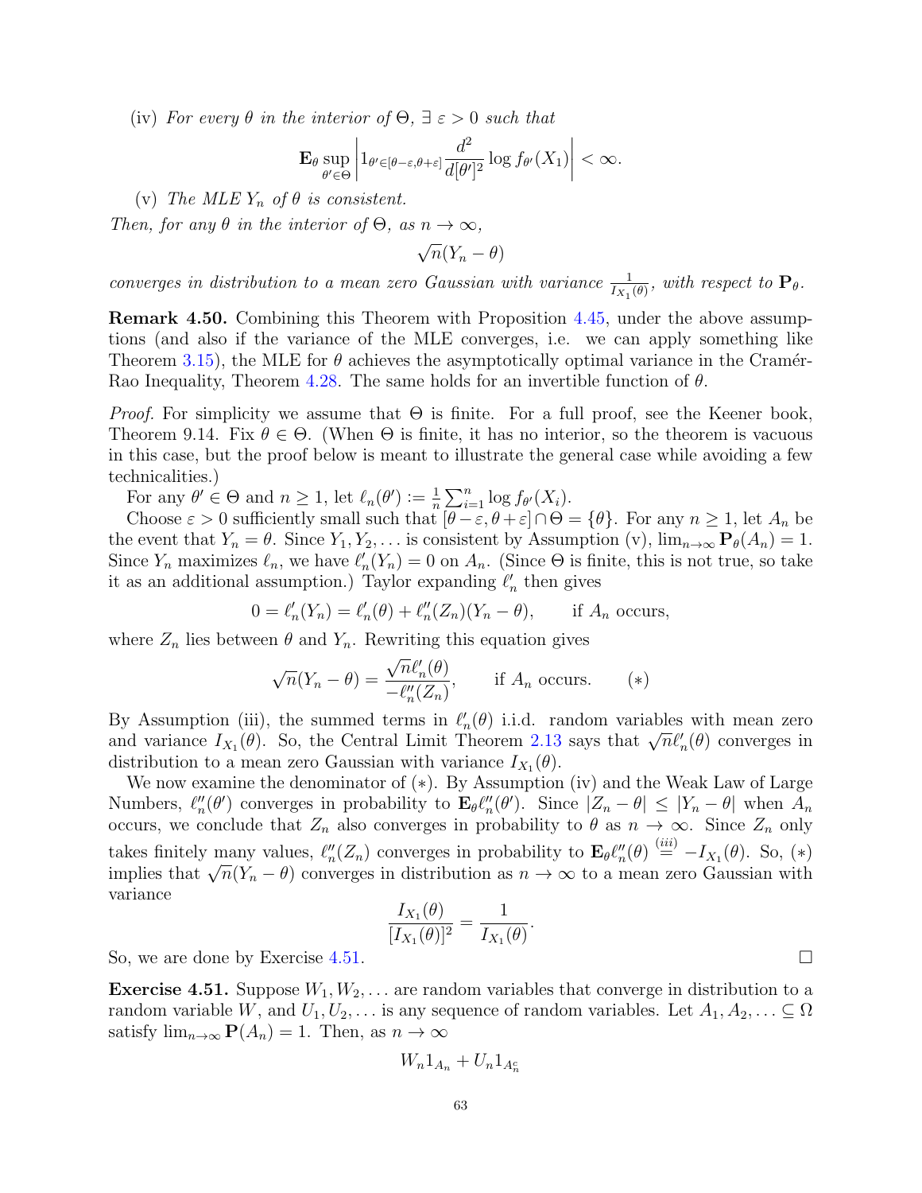(iv) *For every $\theta$ in the interior of $\Theta$, $\exists\ \varepsilon > 0$ such that*

$$\mathbf{E}_\theta \sup_{\theta' \in \Theta} \left| 1_{\theta' \in [\theta-\varepsilon, \theta+\varepsilon]} \frac{d^2}{d[\theta']^2} \log f_{\theta'}(X_1) \right| < \infty.$$

(v) *The MLE $Y_n$ of $\theta$ is consistent.*

*Then, for any $\theta$ in the interior of $\Theta$, as $n \to \infty$,*

$$\sqrt{n}(Y_n - \theta)$$

*converges in distribution to a mean zero Gaussian with variance $\frac{1}{I_{X_1}(\theta)}$, with respect to $\mathbf{P}_\theta$.*

**Remark 4.50.** Combining this Theorem with Proposition 4.45, under the above assumptions (and also if the variance of the MLE converges, i.e. we can apply something like Theorem 3.15), the MLE for $\theta$ achieves the asymptotically optimal variance in the Cramér-Rao Inequality, Theorem 4.28. The same holds for an invertible function of $\theta$.

*Proof.* For simplicity we assume that $\Theta$ is finite. For a full proof, see the Keener book, Theorem 9.14. Fix $\theta \in \Theta$. (When $\Theta$ is finite, it has no interior, so the theorem is vacuous in this case, but the proof below is meant to illustrate the general case while avoiding a few technicalities.)

For any $\theta' \in \Theta$ and $n \geq 1$, let $\ell_n(\theta') := \frac{1}{n}\sum_{i=1}^n \log f_{\theta'}(X_i)$.

Choose $\varepsilon > 0$ sufficiently small such that $[\theta - \varepsilon, \theta + \varepsilon] \cap \Theta = \{\theta\}$. For any $n \geq 1$, let $A_n$ be the event that $Y_n = \theta$. Since $Y_1, Y_2, \ldots$ is consistent by Assumption (v), $\lim_{n\to\infty} \mathbf{P}_\theta(A_n) = 1$. Since $Y_n$ maximizes $\ell_n$, we have $\ell_n'(Y_n) = 0$ on $A_n$. (Since $\Theta$ is finite, this is not true, so take it as an additional assumption.) Taylor expanding $\ell_n'$ then gives

$$0 = \ell_n'(Y_n) = \ell_n'(\theta) + \ell_n''(Z_n)(Y_n - \theta), \qquad \text{if } A_n \text{ occurs},$$

where $Z_n$ lies between $\theta$ and $Y_n$. Rewriting this equation gives

$$\sqrt{n}(Y_n - \theta) = \frac{\sqrt{n}\ell_n'(\theta)}{-\ell_n''(Z_n)}, \qquad \text{if } A_n \text{ occurs.} \qquad (*)$$

By Assumption (iii), the summed terms in $\ell_n'(\theta)$ i.i.d. random variables with mean zero and variance $I_{X_1}(\theta)$. So, the Central Limit Theorem 2.13 says that $\sqrt{n}\ell_n'(\theta)$ converges in distribution to a mean zero Gaussian with variance $I_{X_1}(\theta)$.

We now examine the denominator of $(*)$. By Assumption (iv) and the Weak Law of Large Numbers, $\ell_n''(\theta')$ converges in probability to $\mathbf{E}_\theta \ell_n''(\theta')$. Since $|Z_n - \theta| \leq |Y_n - \theta|$ when $A_n$ occurs, we conclude that $Z_n$ also converges in probability to $\theta$ as $n \to \infty$. Since $Z_n$ only takes finitely many values, $\ell_n''(Z_n)$ converges in probability to $\mathbf{E}_\theta \ell_n''(\theta) \stackrel{(iii)}{=} -I_{X_1}(\theta)$. So, $(*)$ implies that $\sqrt{n}(Y_n - \theta)$ converges in distribution as $n \to \infty$ to a mean zero Gaussian with variance

$$\frac{I_{X_1}(\theta)}{[I_{X_1}(\theta)]^2} = \frac{1}{I_{X_1}(\theta)}.$$

So, we are done by Exercise 4.51. $\square$

**Exercise 4.51.** Suppose $W_1, W_2, \ldots$ are random variables that converge in distribution to a random variable $W$, and $U_1, U_2, \ldots$ is any sequence of random variables. Let $A_1, A_2, \ldots \subseteq \Omega$ satisfy $\lim_{n\to\infty} \mathbf{P}(A_n) = 1$. Then, as $n \to \infty$

$$W_n 1_{A_n} + U_n 1_{A_n^c}$$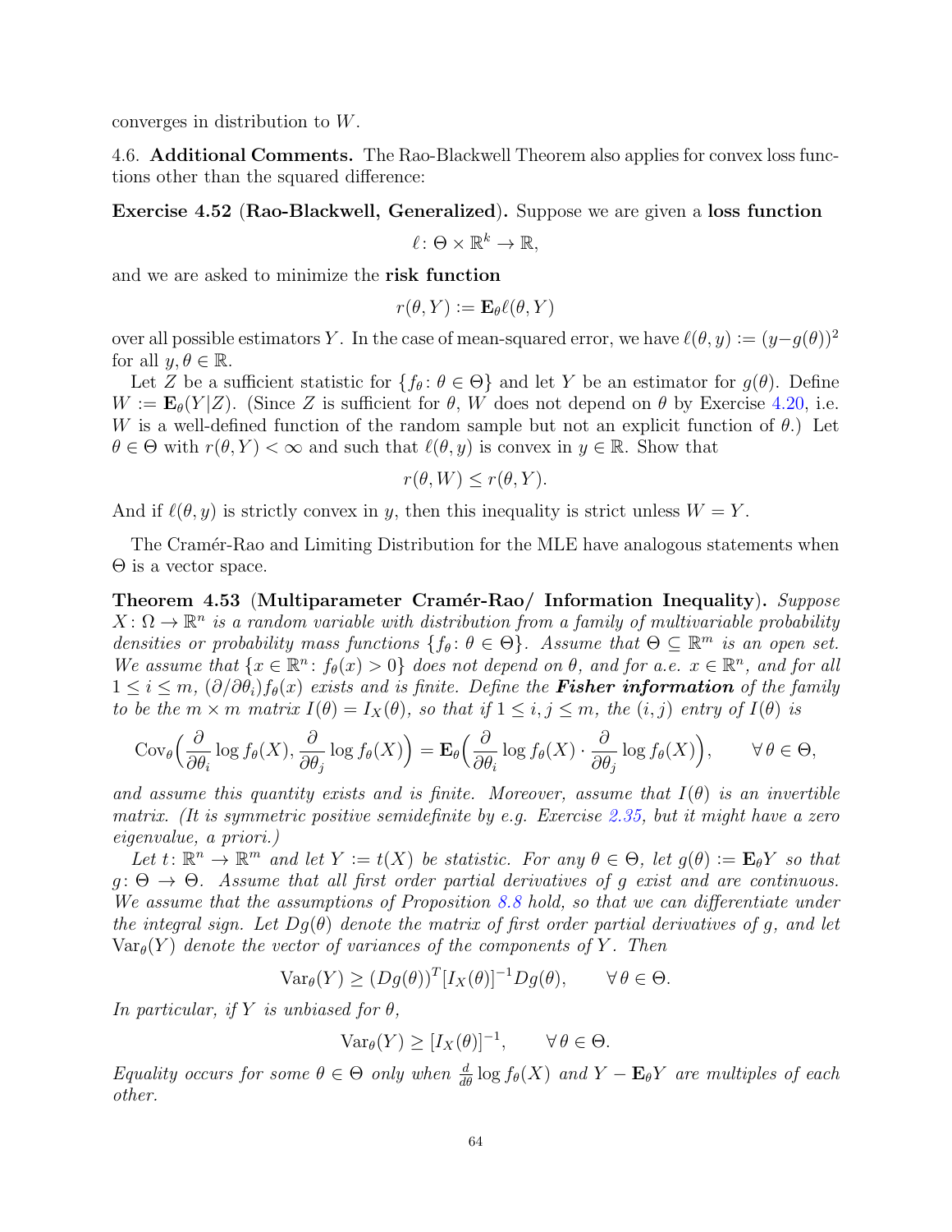converges in distribution to $W$.

4.6. **Additional Comments.** The Rao-Blackwell Theorem also applies for convex loss functions other than the squared difference:

**Exercise 4.52** (**Rao-Blackwell, Generalized**)**.** Suppose we are given a **loss function**

$$\ell\colon \Theta \times \mathbb{R}^k \to \mathbb{R},$$

and we are asked to minimize the **risk function**

$$r(\theta, Y) := \mathbf{E}_\theta \ell(\theta, Y)$$

over all possible estimators $Y$. In the case of mean-squared error, we have $\ell(\theta, y) := (y - g(\theta))^2$ for all $y, \theta \in \mathbb{R}$.

Let $Z$ be a sufficient statistic for $\{f_\theta \colon \theta \in \Theta\}$ and let $Y$ be an estimator for $g(\theta)$. Define $W := \mathbf{E}_\theta(Y|Z)$. (Since $Z$ is sufficient for $\theta$, $W$ does not depend on $\theta$ by Exercise 4.20, i.e. $W$ is a well-defined function of the random sample but not an explicit function of $\theta$.) Let $\theta \in \Theta$ with $r(\theta, Y) < \infty$ and such that $\ell(\theta, y)$ is convex in $y \in \mathbb{R}$. Show that

$$r(\theta, W) \leq r(\theta, Y).$$

And if $\ell(\theta, y)$ is strictly convex in $y$, then this inequality is strict unless $W = Y$.

The Cramér-Rao and Limiting Distribution for the MLE have analogous statements when $\Theta$ is a vector space.

**Theorem 4.53** (**Multiparameter Cramér-Rao/ Information Inequality**)**.** *Suppose $X \colon \Omega \to \mathbb{R}^n$ is a random variable with distribution from a family of multivariable probability densities or probability mass functions $\{f_\theta \colon \theta \in \Theta\}$. Assume that $\Theta \subseteq \mathbb{R}^m$ is an open set. We assume that $\{x \in \mathbb{R}^n \colon f_\theta(x) > 0\}$ does not depend on $\theta$, and for a.e. $x \in \mathbb{R}^n$, and for all $1 \leq i \leq m$, $(\partial/\partial\theta_i) f_\theta(x)$ exists and is finite. Define the **Fisher information** of the family to be the $m \times m$ matrix $I(\theta) = I_X(\theta)$, so that if $1 \leq i, j \leq m$, the $(i, j)$ entry of $I(\theta)$ is*

$$\mathrm{Cov}_\theta\Big(\frac{\partial}{\partial\theta_i} \log f_\theta(X), \frac{\partial}{\partial\theta_j} \log f_\theta(X)\Big) = \mathbf{E}_\theta\Big(\frac{\partial}{\partial\theta_i} \log f_\theta(X) \cdot \frac{\partial}{\partial\theta_j} \log f_\theta(X)\Big), \qquad \forall\, \theta \in \Theta,$$

*and assume this quantity exists and is finite. Moreover, assume that $I(\theta)$ is an invertible matrix. (It is symmetric positive semidefinite by e.g. Exercise 2.35, but it might have a zero eigenvalue, a priori.)*

*Let $t \colon \mathbb{R}^n \to \mathbb{R}^m$ and let $Y := t(X)$ be statistic. For any $\theta \in \Theta$, let $g(\theta) := \mathbf{E}_\theta Y$ so that $g \colon \Theta \to \Theta$. Assume that all first order partial derivatives of $g$ exist and are continuous. We assume that the assumptions of Proposition 8.8 hold, so that we can differentiate under the integral sign. Let $Dg(\theta)$ denote the matrix of first order partial derivatives of $g$, and let $\mathrm{Var}_\theta(Y)$ denote the vector of variances of the components of $Y$. Then*

$$\mathrm{Var}_\theta(Y) \geq (Dg(\theta))^T [I_X(\theta)]^{-1} Dg(\theta), \qquad \forall\, \theta \in \Theta.$$

*In particular, if $Y$ is unbiased for $\theta$,*

$$\mathrm{Var}_\theta(Y) \geq [I_X(\theta)]^{-1}, \qquad \forall\, \theta \in \Theta.$$

*Equality occurs for some $\theta \in \Theta$ only when $\frac{d}{d\theta} \log f_\theta(X)$ and $Y - \mathbf{E}_\theta Y$ are multiples of each other.*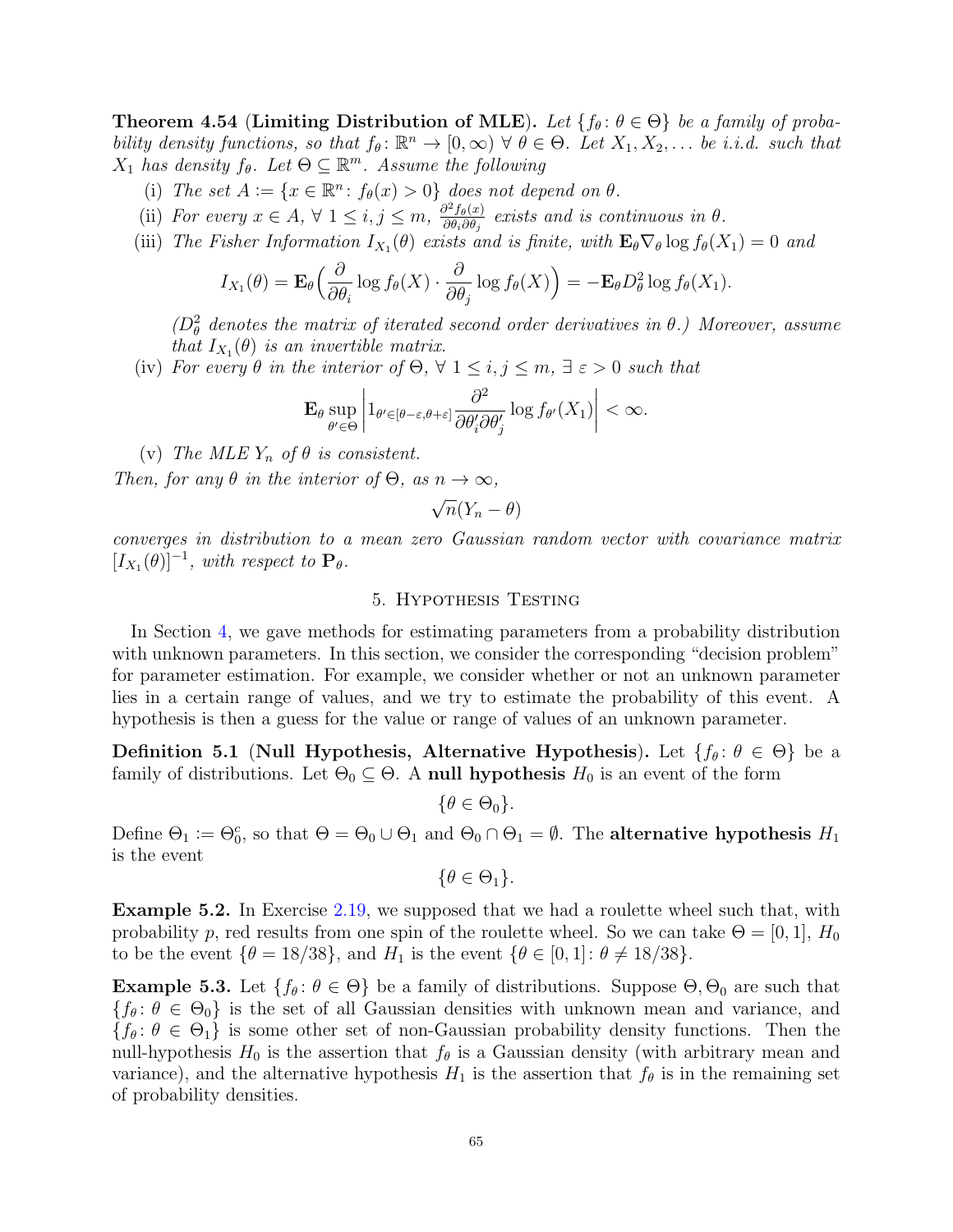**Theorem 4.54** (**Limiting Distribution of MLE**). *Let $\{f_\theta \colon \theta \in \Theta\}$ be a family of probability density functions, so that $f_\theta \colon \mathbb{R}^n \to [0, \infty)$ $\forall$ $\theta \in \Theta$. Let $X_1, X_2, \ldots$ be i.i.d. such that $X_1$ has density $f_\theta$. Let $\Theta \subseteq \mathbb{R}^m$. Assume the following*

(i) *The set $A := \{x \in \mathbb{R}^n \colon f_\theta(x) > 0\}$ does not depend on $\theta$.*

(ii) *For every $x \in A$, $\forall$ $1 \leq i, j \leq m$, $\frac{\partial^2 f_\theta(x)}{\partial \theta_i \partial \theta_j}$ exists and is continuous in $\theta$.*

(iii) *The Fisher Information $I_{X_1}(\theta)$ exists and is finite, with $\mathbf{E}_\theta \nabla_\theta \log f_\theta(X_1) = 0$ and*

$$I_{X_1}(\theta) = \mathbf{E}_\theta\Big(\frac{\partial}{\partial \theta_i} \log f_\theta(X) \cdot \frac{\partial}{\partial \theta_j} \log f_\theta(X)\Big) = -\mathbf{E}_\theta D_\theta^2 \log f_\theta(X_1).$$

*($D_\theta^2$ denotes the matrix of iterated second order derivatives in $\theta$.) Moreover, assume that $I_{X_1}(\theta)$ is an invertible matrix.*

(iv) *For every $\theta$ in the interior of $\Theta$, $\forall$ $1 \leq i, j \leq m$, $\exists$ $\varepsilon > 0$ such that*

$$\mathbf{E}_\theta \sup_{\theta' \in \Theta} \left| 1_{\theta' \in [\theta - \varepsilon, \theta + \varepsilon]} \frac{\partial^2}{\partial \theta'_i \partial \theta'_j} \log f_{\theta'}(X_1) \right| < \infty.$$

(v) *The MLE $Y_n$ of $\theta$ is consistent.*

*Then, for any $\theta$ in the interior of $\Theta$, as $n \to \infty$,*

$$\sqrt{n}(Y_n - \theta)$$

*converges in distribution to a mean zero Gaussian random vector with covariance matrix $[I_{X_1}(\theta)]^{-1}$, with respect to $\mathbf{P}_\theta$.*

## 5. Hypothesis Testing

In Section 4, we gave methods for estimating parameters from a probability distribution with unknown parameters. In this section, we consider the corresponding "decision problem" for parameter estimation. For example, we consider whether or not an unknown parameter lies in a certain range of values, and we try to estimate the probability of this event. A hypothesis is then a guess for the value or range of values of an unknown parameter.

**Definition 5.1** (**Null Hypothesis, Alternative Hypothesis**). Let $\{f_\theta \colon \theta \in \Theta\}$ be a family of distributions. Let $\Theta_0 \subseteq \Theta$. A **null hypothesis** $H_0$ is an event of the form

$$\{\theta \in \Theta_0\}.$$

Define $\Theta_1 := \Theta_0^c$, so that $\Theta = \Theta_0 \cup \Theta_1$ and $\Theta_0 \cap \Theta_1 = \emptyset$. The **alternative hypothesis** $H_1$ is the event

$$\{\theta \in \Theta_1\}.$$

**Example 5.2.** In Exercise 2.19, we supposed that we had a roulette wheel such that, with probability $p$, red results from one spin of the roulette wheel. So we can take $\Theta = [0, 1]$, $H_0$ to be the event $\{\theta = 18/38\}$, and $H_1$ is the event $\{\theta \in [0, 1] \colon \theta \neq 18/38\}$.

**Example 5.3.** Let $\{f_\theta \colon \theta \in \Theta\}$ be a family of distributions. Suppose $\Theta, \Theta_0$ are such that $\{f_\theta \colon \theta \in \Theta_0\}$ is the set of all Gaussian densities with unknown mean and variance, and $\{f_\theta \colon \theta \in \Theta_1\}$ is some other set of non-Gaussian probability density functions. Then the null-hypothesis $H_0$ is the assertion that $f_\theta$ is a Gaussian density (with arbitrary mean and variance), and the alternative hypothesis $H_1$ is the assertion that $f_\theta$ is in the remaining set of probability densities.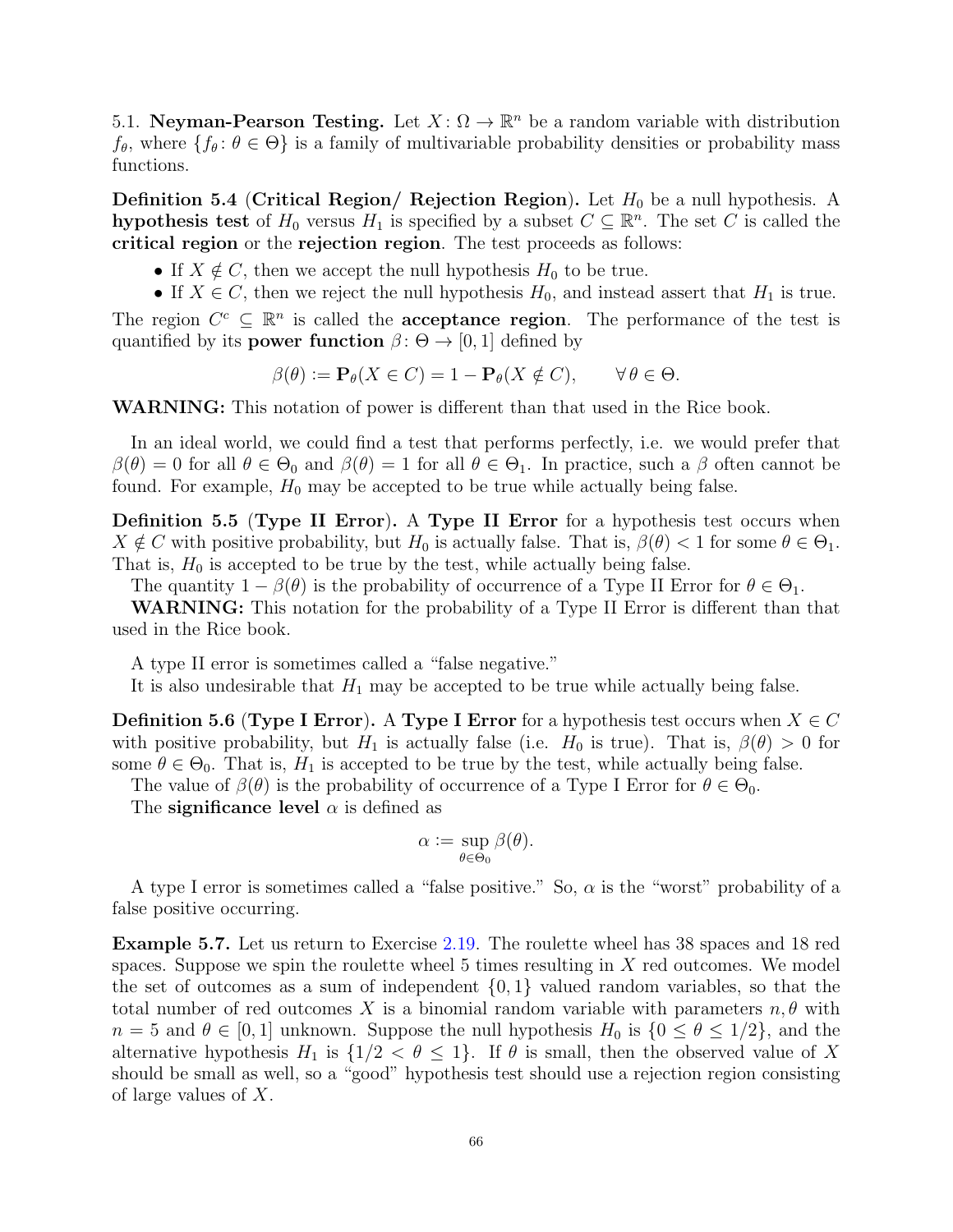5.1. **Neyman-Pearson Testing.** Let $X\colon \Omega \to \mathbb{R}^n$ be a random variable with distribution $f_\theta$, where $\{f_\theta\colon \theta \in \Theta\}$ is a family of multivariable probability densities or probability mass functions.

**Definition 5.4** (**Critical Region/ Rejection Region**)**.** Let $H_0$ be a null hypothesis. A **hypothesis test** of $H_0$ versus $H_1$ is specified by a subset $C \subseteq \mathbb{R}^n$. The set $C$ is called the **critical region** or the **rejection region**. The test proceeds as follows:

- If $X \notin C$, then we accept the null hypothesis $H_0$ to be true.
- If $X \in C$, then we reject the null hypothesis $H_0$, and instead assert that $H_1$ is true.

The region $C^c \subseteq \mathbb{R}^n$ is called the **acceptance region**. The performance of the test is quantified by its **power function** $\beta\colon \Theta \to [0,1]$ defined by

$$\beta(\theta) := \mathbf{P}_\theta(X \in C) = 1 - \mathbf{P}_\theta(X \notin C), \qquad \forall\, \theta \in \Theta.$$

**WARNING:** This notation of power is different than that used in the Rice book.

In an ideal world, we could find a test that performs perfectly, i.e. we would prefer that $\beta(\theta) = 0$ for all $\theta \in \Theta_0$ and $\beta(\theta) = 1$ for all $\theta \in \Theta_1$. In practice, such a $\beta$ often cannot be found. For example, $H_0$ may be accepted to be true while actually being false.

**Definition 5.5** (**Type II Error**)**.** A **Type II Error** for a hypothesis test occurs when $X \notin C$ with positive probability, but $H_0$ is actually false. That is, $\beta(\theta) < 1$ for some $\theta \in \Theta_1$. That is, $H_0$ is accepted to be true by the test, while actually being false.

The quantity $1 - \beta(\theta)$ is the probability of occurrence of a Type II Error for $\theta \in \Theta_1$.

**WARNING:** This notation for the probability of a Type II Error is different than that used in the Rice book.

A type II error is sometimes called a "false negative."

It is also undesirable that $H_1$ may be accepted to be true while actually being false.

**Definition 5.6** (**Type I Error**)**.** A **Type I Error** for a hypothesis test occurs when $X \in C$ with positive probability, but $H_1$ is actually false (i.e. $H_0$ is true). That is, $\beta(\theta) > 0$ for some $\theta \in \Theta_0$. That is, $H_1$ is accepted to be true by the test, while actually being false.

The value of $\beta(\theta)$ is the probability of occurrence of a Type I Error for $\theta \in \Theta_0$.

The **significance level** $\alpha$ is defined as

$$\alpha := \sup_{\theta \in \Theta_0} \beta(\theta).$$

A type I error is sometimes called a "false positive." So, $\alpha$ is the "worst" probability of a false positive occurring.

**Example 5.7.** Let us return to Exercise 2.19. The roulette wheel has 38 spaces and 18 red spaces. Suppose we spin the roulette wheel 5 times resulting in $X$ red outcomes. We model the set of outcomes as a sum of independent $\{0,1\}$ valued random variables, so that the total number of red outcomes $X$ is a binomial random variable with parameters $n, \theta$ with $n = 5$ and $\theta \in [0,1]$ unknown. Suppose the null hypothesis $H_0$ is $\{0 \leq \theta \leq 1/2\}$, and the alternative hypothesis $H_1$ is $\{1/2 < \theta \leq 1\}$. If $\theta$ is small, then the observed value of $X$ should be small as well, so a "good" hypothesis test should use a rejection region consisting of large values of $X$.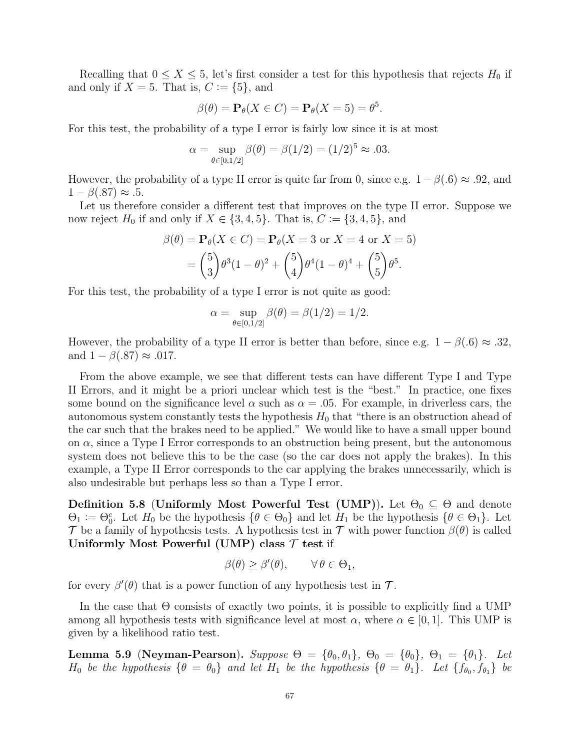Recalling that $0 \leq X \leq 5$, let's first consider a test for this hypothesis that rejects $H_0$ if and only if $X = 5$. That is, $C := \{5\}$, and

$$\beta(\theta) = \mathbf{P}_\theta(X \in C) = \mathbf{P}_\theta(X = 5) = \theta^5.$$

For this test, the probability of a type I error is fairly low since it is at most

$$\alpha = \sup_{\theta \in [0,1/2]} \beta(\theta) = \beta(1/2) = (1/2)^5 \approx .03.$$

However, the probability of a type II error is quite far from 0, since e.g. $1 - \beta(.6) \approx .92$, and $1 - \beta(.87) \approx .5$.

Let us therefore consider a different test that improves on the type II error. Suppose we now reject $H_0$ if and only if $X \in \{3, 4, 5\}$. That is, $C := \{3, 4, 5\}$, and

$$\begin{aligned}
\beta(\theta) &= \mathbf{P}_\theta(X \in C) = \mathbf{P}_\theta(X = 3 \text{ or } X = 4 \text{ or } X = 5) \\
&= \binom{5}{3}\theta^3(1-\theta)^2 + \binom{5}{4}\theta^4(1-\theta)^4 + \binom{5}{5}\theta^5.
\end{aligned}$$

For this test, the probability of a type I error is not quite as good:

$$\alpha = \sup_{\theta \in [0,1/2]} \beta(\theta) = \beta(1/2) = 1/2.$$

However, the probability of a type II error is better than before, since e.g. $1 - \beta(.6) \approx .32$, and $1 - \beta(.87) \approx .017$.

From the above example, we see that different tests can have different Type I and Type II Errors, and it might be a priori unclear which test is the "best." In practice, one fixes some bound on the significance level $\alpha$ such as $\alpha = .05$. For example, in driverless cars, the autonomous system constantly tests the hypothesis $H_0$ that "there is an obstruction ahead of the car such that the brakes need to be applied." We would like to have a small upper bound on $\alpha$, since a Type I Error corresponds to an obstruction being present, but the autonomous system does not believe this to be the case (so the car does not apply the brakes). In this example, a Type II Error corresponds to the car applying the brakes unnecessarily, which is also undesirable but perhaps less so than a Type I error.

**Definition 5.8 (Uniformly Most Powerful Test (UMP)).** Let $\Theta_0 \subseteq \Theta$ and denote $\Theta_1 := \Theta_0^c$. Let $H_0$ be the hypothesis $\{\theta \in \Theta_0\}$ and let $H_1$ be the hypothesis $\{\theta \in \Theta_1\}$. Let $\mathcal{T}$ be a family of hypothesis tests. A hypothesis test in $\mathcal{T}$ with power function $\beta(\theta)$ is called **Uniformly Most Powerful (UMP) class $\mathcal{T}$ test** if

$$\beta(\theta) \geq \beta'(\theta), \qquad \forall\, \theta \in \Theta_1,$$

for every $\beta'(\theta)$ that is a power function of any hypothesis test in $\mathcal{T}$.

In the case that $\Theta$ consists of exactly two points, it is possible to explicitly find a UMP among all hypothesis tests with significance level at most $\alpha$, where $\alpha \in [0, 1]$. This UMP is given by a likelihood ratio test.

**Lemma 5.9 (Neyman-Pearson).** *Suppose $\Theta = \{\theta_0, \theta_1\}$, $\Theta_0 = \{\theta_0\}$, $\Theta_1 = \{\theta_1\}$. Let $H_0$ be the hypothesis $\{\theta = \theta_0\}$ and let $H_1$ be the hypothesis $\{\theta = \theta_1\}$. Let $\{f_{\theta_0}, f_{\theta_1}\}$ be*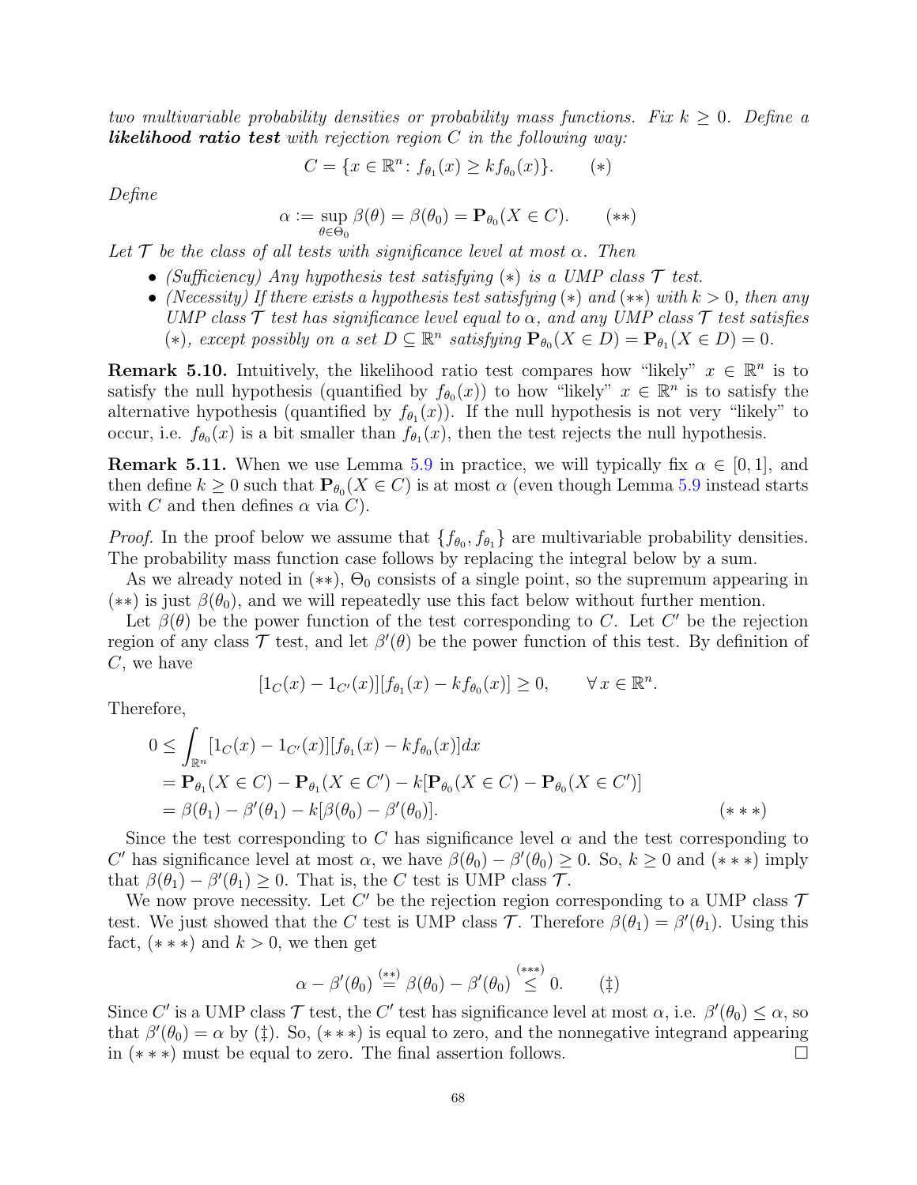*two multivariable probability densities or probability mass functions. Fix $k \geq 0$. Define a **likelihood ratio test** with rejection region $C$ in the following way:*

$$C = \{x \in \mathbb{R}^n : f_{\theta_1}(x) \geq k f_{\theta_0}(x)\}. \qquad (*)$$

*Define*

$$\alpha := \sup_{\theta \in \Theta_0} \beta(\theta) = \beta(\theta_0) = \mathbf{P}_{\theta_0}(X \in C). \qquad (**)$$

*Let $\mathcal{T}$ be the class of all tests with significance level at most $\alpha$. Then*

- *(Sufficiency) Any hypothesis test satisfying $(*)$ is a UMP class $\mathcal{T}$ test.*
- *(Necessity) If there exists a hypothesis test satisfying $(*)$ and $(**)$ with $k > 0$, then any UMP class $\mathcal{T}$ test has significance level equal to $\alpha$, and any UMP class $\mathcal{T}$ test satisfies $(*)$, except possibly on a set $D \subseteq \mathbb{R}^n$ satisfying $\mathbf{P}_{\theta_0}(X \in D) = \mathbf{P}_{\theta_1}(X \in D) = 0$.*

**Remark 5.10.** Intuitively, the likelihood ratio test compares how "likely" $x \in \mathbb{R}^n$ is to satisfy the null hypothesis (quantified by $f_{\theta_0}(x)$) to how "likely" $x \in \mathbb{R}^n$ is to satisfy the alternative hypothesis (quantified by $f_{\theta_1}(x)$). If the null hypothesis is not very "likely" to occur, i.e. $f_{\theta_0}(x)$ is a bit smaller than $f_{\theta_1}(x)$, then the test rejects the null hypothesis.

**Remark 5.11.** When we use Lemma 5.9 in practice, we will typically fix $\alpha \in [0, 1]$, and then define $k \geq 0$ such that $\mathbf{P}_{\theta_0}(X \in C)$ is at most $\alpha$ (even though Lemma 5.9 instead starts with $C$ and then defines $\alpha$ via $C$).

*Proof.* In the proof below we assume that $\{f_{\theta_0}, f_{\theta_1}\}$ are multivariable probability densities. The probability mass function case follows by replacing the integral below by a sum.

As we already noted in $(**)$, $\Theta_0$ consists of a single point, so the supremum appearing in $(**)$ is just $\beta(\theta_0)$, and we will repeatedly use this fact below without further mention.

Let $\beta(\theta)$ be the power function of the test corresponding to $C$. Let $C'$ be the rejection region of any class $\mathcal{T}$ test, and let $\beta'(\theta)$ be the power function of this test. By definition of $C$, we have

$$[1_C(x) - 1_{C'}(x)][f_{\theta_1}(x) - k f_{\theta_0}(x)] \geq 0, \qquad \forall\, x \in \mathbb{R}^n.$$

Therefore,

$$\begin{aligned}
0 &\leq \int_{\mathbb{R}^n} [1_C(x) - 1_{C'}(x)][f_{\theta_1}(x) - k f_{\theta_0}(x)] dx \\
&= \mathbf{P}_{\theta_1}(X \in C) - \mathbf{P}_{\theta_1}(X \in C') - k[\mathbf{P}_{\theta_0}(X \in C) - \mathbf{P}_{\theta_0}(X \in C')] \\
&= \beta(\theta_1) - \beta'(\theta_1) - k[\beta(\theta_0) - \beta'(\theta_0)]. \qquad (***)
\end{aligned}$$

Since the test corresponding to $C$ has significance level $\alpha$ and the test corresponding to $C'$ has significance level at most $\alpha$, we have $\beta(\theta_0) - \beta'(\theta_0) \geq 0$. So, $k \geq 0$ and $(***)$ imply that $\beta(\theta_1) - \beta'(\theta_1) \geq 0$. That is, the $C$ test is UMP class $\mathcal{T}$.

We now prove necessity. Let $C'$ be the rejection region corresponding to a UMP class $\mathcal{T}$ test. We just showed that the $C$ test is UMP class $\mathcal{T}$. Therefore $\beta(\theta_1) = \beta'(\theta_1)$. Using this fact, $(***)$ and $k > 0$, we then get

$$\alpha - \beta'(\theta_0) \stackrel{(**)}{=} \beta(\theta_0) - \beta'(\theta_0) \stackrel{(***)}{\leq} 0. \qquad (\ddagger)$$

Since $C'$ is a UMP class $\mathcal{T}$ test, the $C'$ test has significance level at most $\alpha$, i.e. $\beta'(\theta_0) \leq \alpha$, so that $\beta'(\theta_0) = \alpha$ by $(\ddagger)$. So, $(***)$ is equal to zero, and the nonnegative integrand appearing in $(***)$ must be equal to zero. The final assertion follows. $\square$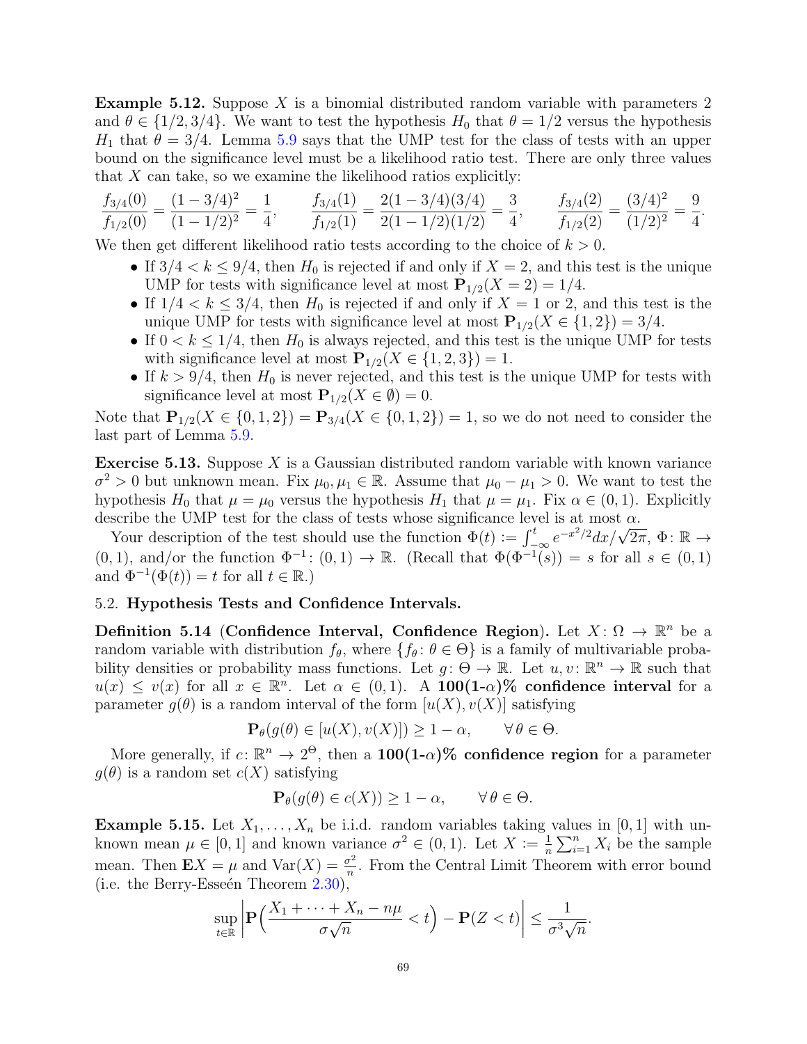**Example 5.12.** Suppose $X$ is a binomial distributed random variable with parameters 2 and $\theta \in \{1/2, 3/4\}$. We want to test the hypothesis $H_0$ that $\theta = 1/2$ versus the hypothesis $H_1$ that $\theta = 3/4$. Lemma 5.9 says that the UMP test for the class of tests with an upper bound on the significance level must be a likelihood ratio test. There are only three values that $X$ can take, so we examine the likelihood ratios explicitly:

$$\frac{f_{3/4}(0)}{f_{1/2}(0)} = \frac{(1-3/4)^2}{(1-1/2)^2} = \frac{1}{4}, \qquad \frac{f_{3/4}(1)}{f_{1/2}(1)} = \frac{2(1-3/4)(3/4)}{2(1-1/2)(1/2)} = \frac{3}{4}, \qquad \frac{f_{3/4}(2)}{f_{1/2}(2)} = \frac{(3/4)^2}{(1/2)^2} = \frac{9}{4}.$$

We then get different likelihood ratio tests according to the choice of $k > 0$.

- If $3/4 < k \leq 9/4$, then $H_0$ is rejected if and only if $X = 2$, and this test is the unique UMP for tests with significance level at most $\mathbf{P}_{1/2}(X = 2) = 1/4$.
- If $1/4 < k \leq 3/4$, then $H_0$ is rejected if and only if $X = 1$ or 2, and this test is the unique UMP for tests with significance level at most $\mathbf{P}_{1/2}(X \in \{1, 2\}) = 3/4$.
- If $0 < k \leq 1/4$, then $H_0$ is always rejected, and this test is the unique UMP for tests with significance level at most $\mathbf{P}_{1/2}(X \in \{1, 2, 3\}) = 1$.
- If $k > 9/4$, then $H_0$ is never rejected, and this test is the unique UMP for tests with significance level at most $\mathbf{P}_{1/2}(X \in \emptyset) = 0$.

Note that $\mathbf{P}_{1/2}(X \in \{0, 1, 2\}) = \mathbf{P}_{3/4}(X \in \{0, 1, 2\}) = 1$, so we do not need to consider the last part of Lemma 5.9.

**Exercise 5.13.** Suppose $X$ is a Gaussian distributed random variable with known variance $\sigma^2 > 0$ but unknown mean. Fix $\mu_0, \mu_1 \in \mathbb{R}$. Assume that $\mu_0 - \mu_1 > 0$. We want to test the hypothesis $H_0$ that $\mu = \mu_0$ versus the hypothesis $H_1$ that $\mu = \mu_1$. Fix $\alpha \in (0, 1)$. Explicitly describe the UMP test for the class of tests whose significance level is at most $\alpha$.

Your description of the test should use the function $\Phi(t) := \int_{-\infty}^{t} e^{-x^2/2} dx / \sqrt{2\pi}$, $\Phi \colon \mathbb{R} \to (0, 1)$, and/or the function $\Phi^{-1} \colon (0, 1) \to \mathbb{R}$. (Recall that $\Phi(\Phi^{-1}(s)) = s$ for all $s \in (0, 1)$ and $\Phi^{-1}(\Phi(t)) = t$ for all $t \in \mathbb{R}$.)

## 5.2. Hypothesis Tests and Confidence Intervals.

**Definition 5.14** (**Confidence Interval, Confidence Region**). Let $X \colon \Omega \to \mathbb{R}^n$ be a random variable with distribution $f_\theta$, where $\{f_\theta \colon \theta \in \Theta\}$ is a family of multivariable probability densities or probability mass functions. Let $g \colon \Theta \to \mathbb{R}$. Let $u, v \colon \mathbb{R}^n \to \mathbb{R}$ such that $u(x) \leq v(x)$ for all $x \in \mathbb{R}^n$. Let $\alpha \in (0, 1)$. A **100(1-$\alpha$)% confidence interval** for a parameter $g(\theta)$ is a random interval of the form $[u(X), v(X)]$ satisfying

$$\mathbf{P}_\theta(g(\theta) \in [u(X), v(X)]) \geq 1 - \alpha, \qquad \forall\, \theta \in \Theta.$$

More generally, if $c \colon \mathbb{R}^n \to 2^\Theta$, then a **100(1-$\alpha$)% confidence region** for a parameter $g(\theta)$ is a random set $c(X)$ satisfying

$$\mathbf{P}_\theta(g(\theta) \in c(X)) \geq 1 - \alpha, \qquad \forall\, \theta \in \Theta.$$

**Example 5.15.** Let $X_1, \ldots, X_n$ be i.i.d. random variables taking values in $[0, 1]$ with unknown mean $\mu \in [0, 1]$ and known variance $\sigma^2 \in (0, 1)$. Let $X := \frac{1}{n} \sum_{i=1}^{n} X_i$ be the sample mean. Then $\mathbf{E}X = \mu$ and $\mathrm{Var}(X) = \frac{\sigma^2}{n}$. From the Central Limit Theorem with error bound (i.e. the Berry-Esseén Theorem 2.30),

$$\sup_{t \in \mathbb{R}} \left| \mathbf{P}\Big( \frac{X_1 + \cdots + X_n - n\mu}{\sigma\sqrt{n}} < t \Big) - \mathbf{P}(Z < t) \right| \leq \frac{1}{\sigma^3 \sqrt{n}}.$$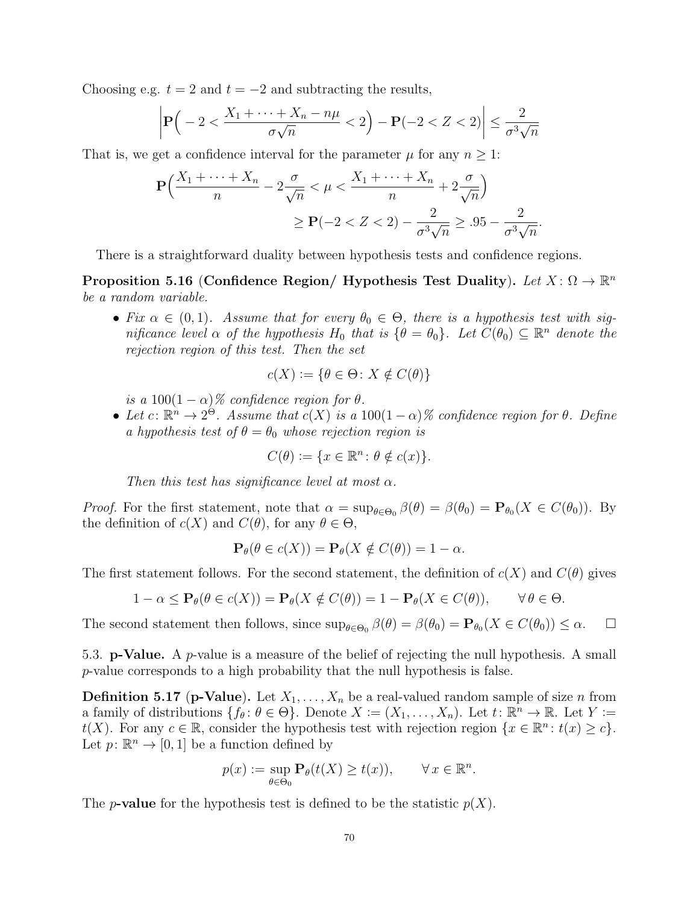Choosing e.g. $t = 2$ and $t = -2$ and subtracting the results,

$$\left|\mathbf{P}\Big(-2 < \frac{X_1 + \cdots + X_n - n\mu}{\sigma\sqrt{n}} < 2\Big) - \mathbf{P}(-2 < Z < 2)\right| \leq \frac{2}{\sigma^3\sqrt{n}}$$

That is, we get a confidence interval for the parameter $\mu$ for any $n \geq 1$:

$$\begin{aligned}\mathbf{P}\Big(\frac{X_1 + \cdots + X_n}{n} - 2\frac{\sigma}{\sqrt{n}} < \mu < \frac{X_1 + \cdots + X_n}{n} + 2\frac{\sigma}{\sqrt{n}}\Big)& \\ \geq \mathbf{P}(-2 < Z < 2) - \frac{2}{\sigma^3\sqrt{n}} \geq .95 - \frac{2}{\sigma^3\sqrt{n}}&.\end{aligned}$$

There is a straightforward duality between hypothesis tests and confidence regions.

**Proposition 5.16** (**Confidence Region/ Hypothesis Test Duality**)**.** *Let $X : \Omega \to \mathbb{R}^n$ be a random variable.*

- *Fix $\alpha \in (0, 1)$. Assume that for every $\theta_0 \in \Theta$, there is a hypothesis test with significance level $\alpha$ of the hypothesis $H_0$ that is $\{\theta = \theta_0\}$. Let $C(\theta_0) \subseteq \mathbb{R}^n$ denote the rejection region of this test. Then the set*

$$c(X) := \{\theta \in \Theta : X \notin C(\theta)\}$$

  *is a $100(1 - \alpha)\%$ confidence region for $\theta$.*
- *Let $c : \mathbb{R}^n \to 2^{\Theta}$. Assume that $c(X)$ is a $100(1 - \alpha)\%$ confidence region for $\theta$. Define a hypothesis test of $\theta = \theta_0$ whose rejection region is*

$$C(\theta) := \{x \in \mathbb{R}^n : \theta \notin c(x)\}.$$

  *Then this test has significance level at most $\alpha$.*

*Proof.* For the first statement, note that $\alpha = \sup_{\theta \in \Theta_0} \beta(\theta) = \beta(\theta_0) = \mathbf{P}_{\theta_0}(X \in C(\theta_0))$. By the definition of $c(X)$ and $C(\theta)$, for any $\theta \in \Theta$,

$$\mathbf{P}_\theta(\theta \in c(X)) = \mathbf{P}_\theta(X \notin C(\theta)) = 1 - \alpha.$$

The first statement follows. For the second statement, the definition of $c(X)$ and $C(\theta)$ gives

$$1 - \alpha \leq \mathbf{P}_\theta(\theta \in c(X)) = \mathbf{P}_\theta(X \notin C(\theta)) = 1 - \mathbf{P}_\theta(X \in C(\theta)), \qquad \forall\, \theta \in \Theta.$$

The second statement then follows, since $\sup_{\theta \in \Theta_0} \beta(\theta) = \beta(\theta_0) = \mathbf{P}_{\theta_0}(X \in C(\theta_0)) \leq \alpha$. $\square$

5.3. **p-Value.** A $p$-value is a measure of the belief of rejecting the null hypothesis. A small $p$-value corresponds to a high probability that the null hypothesis is false.

**Definition 5.17** (**p-Value**)**.** Let $X_1, \ldots, X_n$ be a real-valued random sample of size $n$ from a family of distributions $\{f_\theta : \theta \in \Theta\}$. Denote $X := (X_1, \ldots, X_n)$. Let $t : \mathbb{R}^n \to \mathbb{R}$. Let $Y := t(X)$. For any $c \in \mathbb{R}$, consider the hypothesis test with rejection region $\{x \in \mathbb{R}^n : t(x) \geq c\}$. Let $p : \mathbb{R}^n \to [0, 1]$ be a function defined by

$$p(x) := \sup_{\theta \in \Theta_0} \mathbf{P}_\theta(t(X) \geq t(x)), \qquad \forall\, x \in \mathbb{R}^n.$$

The $p$**-value** for the hypothesis test is defined to be the statistic $p(X)$.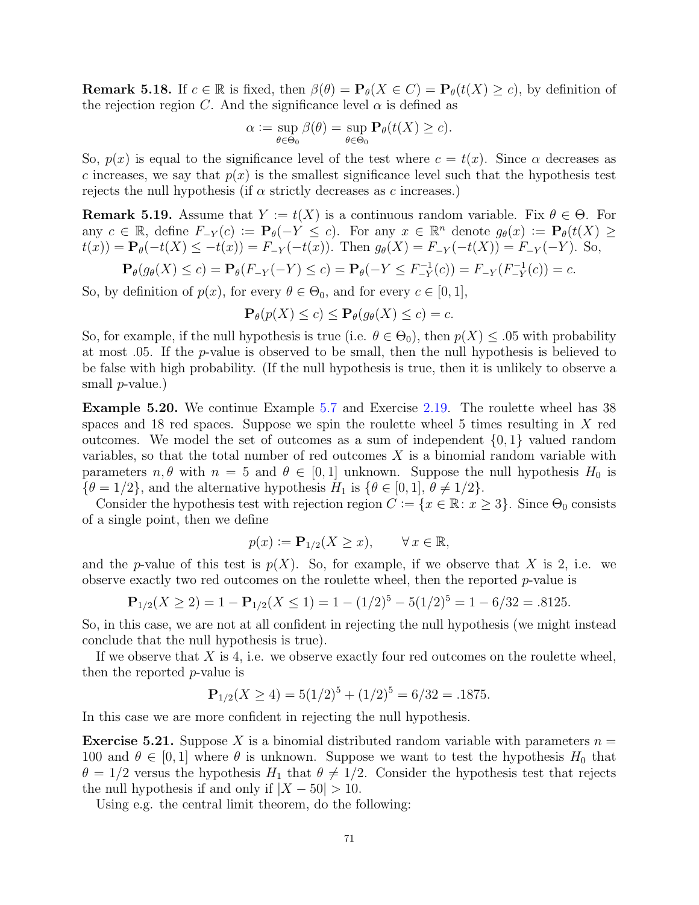**Remark 5.18.** If $c \in \mathbb{R}$ is fixed, then $\beta(\theta) = \mathbf{P}_\theta(X \in C) = \mathbf{P}_\theta(t(X) \geq c)$, by definition of the rejection region $C$. And the significance level $\alpha$ is defined as

$$\alpha := \sup_{\theta \in \Theta_0} \beta(\theta) = \sup_{\theta \in \Theta_0} \mathbf{P}_\theta(t(X) \geq c).$$

So, $p(x)$ is equal to the significance level of the test where $c = t(x)$. Since $\alpha$ decreases as $c$ increases, we say that $p(x)$ is the smallest significance level such that the hypothesis test rejects the null hypothesis (if $\alpha$ strictly decreases as $c$ increases.)

**Remark 5.19.** Assume that $Y := t(X)$ is a continuous random variable. Fix $\theta \in \Theta$. For any $c \in \mathbb{R}$, define $F_{-Y}(c) := \mathbf{P}_\theta(-Y \leq c)$. For any $x \in \mathbb{R}^n$ denote $g_\theta(x) := \mathbf{P}_\theta(t(X) \geq t(x)) = \mathbf{P}_\theta(-t(X) \leq -t(x)) = F_{-Y}(-t(x))$. Then $g_\theta(X) = F_{-Y}(-t(X)) = F_{-Y}(-Y)$. So,

$$\mathbf{P}_\theta(g_\theta(X) \leq c) = \mathbf{P}_\theta(F_{-Y}(-Y) \leq c) = \mathbf{P}_\theta(-Y \leq F_{-Y}^{-1}(c)) = F_{-Y}(F_{-Y}^{-1}(c)) = c.$$

So, by definition of $p(x)$, for every $\theta \in \Theta_0$, and for every $c \in [0, 1]$,

$$\mathbf{P}_\theta(p(X) \leq c) \leq \mathbf{P}_\theta(g_\theta(X) \leq c) = c.$$

So, for example, if the null hypothesis is true (i.e. $\theta \in \Theta_0$), then $p(X) \leq .05$ with probability at most .05. If the $p$-value is observed to be small, then the null hypothesis is believed to be false with high probability. (If the null hypothesis is true, then it is unlikely to observe a small $p$-value.)

**Example 5.20.** We continue Example 5.7 and Exercise 2.19. The roulette wheel has 38 spaces and 18 red spaces. Suppose we spin the roulette wheel 5 times resulting in $X$ red outcomes. We model the set of outcomes as a sum of independent $\{0, 1\}$ valued random variables, so that the total number of red outcomes $X$ is a binomial random variable with parameters $n, \theta$ with $n = 5$ and $\theta \in [0, 1]$ unknown. Suppose the null hypothesis $H_0$ is $\{\theta = 1/2\}$, and the alternative hypothesis $H_1$ is $\{\theta \in [0, 1],\ \theta \neq 1/2\}$.

Consider the hypothesis test with rejection region $C := \{x \in \mathbb{R} \colon x \geq 3\}$. Since $\Theta_0$ consists of a single point, then we define

$$p(x) := \mathbf{P}_{1/2}(X \geq x), \qquad \forall\, x \in \mathbb{R},$$

and the $p$-value of this test is $p(X)$. So, for example, if we observe that $X$ is 2, i.e. we observe exactly two red outcomes on the roulette wheel, then the reported $p$-value is

$$\mathbf{P}_{1/2}(X \geq 2) = 1 - \mathbf{P}_{1/2}(X \leq 1) = 1 - (1/2)^5 - 5(1/2)^5 = 1 - 6/32 = .8125.$$

So, in this case, we are not at all confident in rejecting the null hypothesis (we might instead conclude that the null hypothesis is true).

If we observe that $X$ is 4, i.e. we observe exactly four red outcomes on the roulette wheel, then the reported $p$-value is

$$\mathbf{P}_{1/2}(X \geq 4) = 5(1/2)^5 + (1/2)^5 = 6/32 = .1875.$$

In this case we are more confident in rejecting the null hypothesis.

**Exercise 5.21.** Suppose $X$ is a binomial distributed random variable with parameters $n = 100$ and $\theta \in [0, 1]$ where $\theta$ is unknown. Suppose we want to test the hypothesis $H_0$ that $\theta = 1/2$ versus the hypothesis $H_1$ that $\theta \neq 1/2$. Consider the hypothesis test that rejects the null hypothesis if and only if $|X - 50| > 10$.

Using e.g. the central limit theorem, do the following: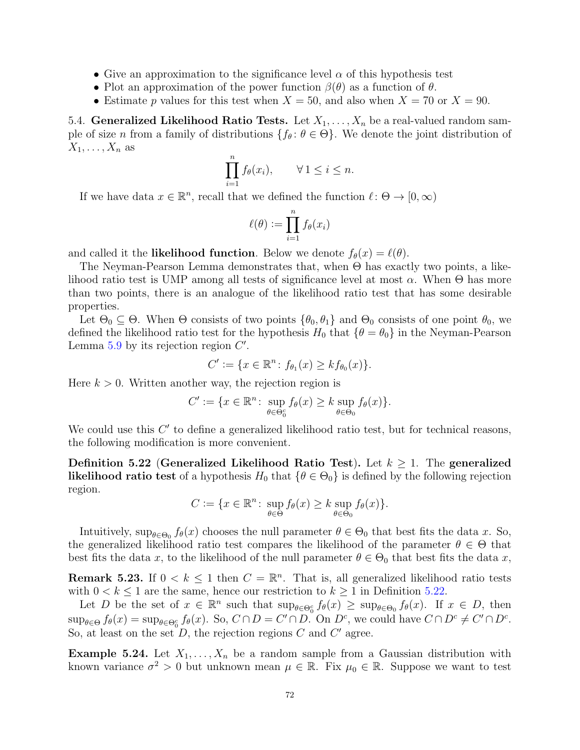- Give an approximation to the significance level $\alpha$ of this hypothesis test
- Plot an approximation of the power function $\beta(\theta)$ as a function of $\theta$.
- Estimate $p$ values for this test when $X = 50$, and also when $X = 70$ or $X = 90$.

5.4. **Generalized Likelihood Ratio Tests.** Let $X_1, \ldots, X_n$ be a real-valued random sample of size $n$ from a family of distributions $\{f_\theta \colon \theta \in \Theta\}$. We denote the joint distribution of $X_1, \ldots, X_n$ as

$$\prod_{i=1}^{n} f_\theta(x_i), \qquad \forall\, 1 \leq i \leq n.$$

If we have data $x \in \mathbb{R}^n$, recall that we defined the function $\ell \colon \Theta \to [0, \infty)$

$$\ell(\theta) := \prod_{i=1}^{n} f_\theta(x_i)$$

and called it the **likelihood function**. Below we denote $f_\theta(x) = \ell(\theta)$.

The Neyman-Pearson Lemma demonstrates that, when $\Theta$ has exactly two points, a likelihood ratio test is UMP among all tests of significance level at most $\alpha$. When $\Theta$ has more than two points, there is an analogue of the likelihood ratio test that has some desirable properties.

Let $\Theta_0 \subseteq \Theta$. When $\Theta$ consists of two points $\{\theta_0, \theta_1\}$ and $\Theta_0$ consists of one point $\theta_0$, we defined the likelihood ratio test for the hypothesis $H_0$ that $\{\theta = \theta_0\}$ in the Neyman-Pearson Lemma 5.9 by its rejection region $C'$.

$$C' := \{x \in \mathbb{R}^n \colon f_{\theta_1}(x) \geq k f_{\theta_0}(x)\}.$$

Here $k > 0$. Written another way, the rejection region is

$$C' := \{x \in \mathbb{R}^n \colon \sup_{\theta \in \Theta_0^c} f_\theta(x) \geq k \sup_{\theta \in \Theta_0} f_\theta(x)\}.$$

We could use this $C'$ to define a generalized likelihood ratio test, but for technical reasons, the following modification is more convenient.

**Definition 5.22** (**Generalized Likelihood Ratio Test**)**.** Let $k \geq 1$. The **generalized likelihood ratio test** of a hypothesis $H_0$ that $\{\theta \in \Theta_0\}$ is defined by the following rejection region.

$$C := \{x \in \mathbb{R}^n \colon \sup_{\theta \in \Theta} f_\theta(x) \geq k \sup_{\theta \in \Theta_0} f_\theta(x)\}.$$

Intuitively, $\sup_{\theta \in \Theta_0} f_\theta(x)$ chooses the null parameter $\theta \in \Theta_0$ that best fits the data $x$. So, the generalized likelihood ratio test compares the likelihood of the parameter $\theta \in \Theta$ that best fits the data $x$, to the likelihood of the null parameter $\theta \in \Theta_0$ that best fits the data $x$,

**Remark 5.23.** If $0 < k \leq 1$ then $C = \mathbb{R}^n$. That is, all generalized likelihood ratio tests with $0 < k \leq 1$ are the same, hence our restriction to $k \geq 1$ in Definition 5.22.

Let $D$ be the set of $x \in \mathbb{R}^n$ such that $\sup_{\theta \in \Theta_0^c} f_\theta(x) \geq \sup_{\theta \in \Theta_0} f_\theta(x)$. If $x \in D$, then $\sup_{\theta \in \Theta} f_\theta(x) = \sup_{\theta \in \Theta_0^c} f_\theta(x)$. So, $C \cap D = C' \cap D$. On $D^c$, we could have $C \cap D^c \neq C' \cap D^c$. So, at least on the set $D$, the rejection regions $C$ and $C'$ agree.

**Example 5.24.** Let $X_1, \ldots, X_n$ be a random sample from a Gaussian distribution with known variance $\sigma^2 > 0$ but unknown mean $\mu \in \mathbb{R}$. Fix $\mu_0 \in \mathbb{R}$. Suppose we want to test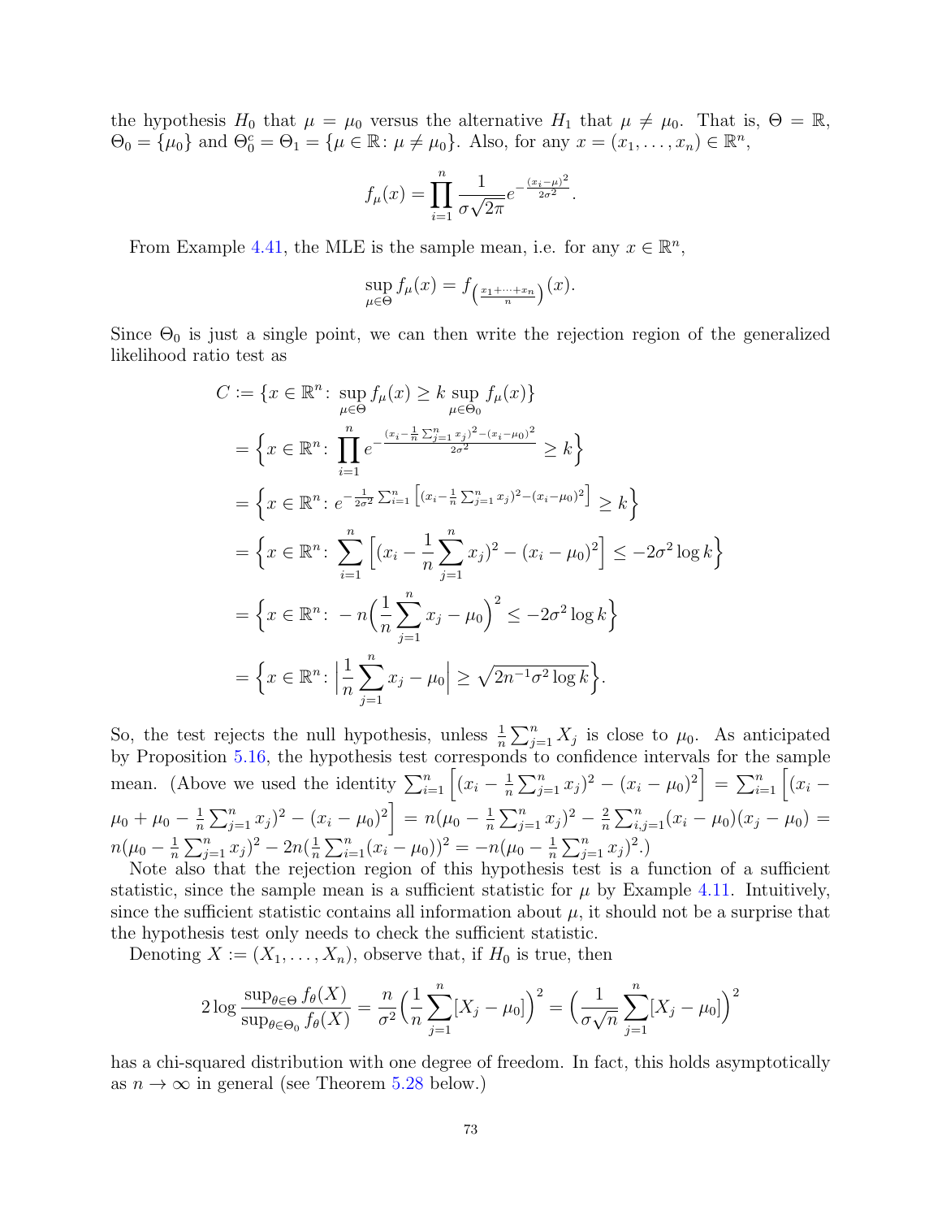the hypothesis $H_0$ that $\mu = \mu_0$ versus the alternative $H_1$ that $\mu \neq \mu_0$. That is, $\Theta = \mathbb{R}$, $\Theta_0 = \{\mu_0\}$ and $\Theta_0^c = \Theta_1 = \{\mu \in \mathbb{R}\colon \mu \neq \mu_0\}$. Also, for any $x = (x_1, \ldots, x_n) \in \mathbb{R}^n$,

$$f_\mu(x) = \prod_{i=1}^{n} \frac{1}{\sigma\sqrt{2\pi}} e^{-\frac{(x_i-\mu)^2}{2\sigma^2}}.$$

From Example 4.41, the MLE is the sample mean, i.e. for any $x \in \mathbb{R}^n$,

$$\sup_{\mu\in\Theta} f_\mu(x) = f_{\left(\frac{x_1+\cdots+x_n}{n}\right)}(x).$$

Since $\Theta_0$ is just a single point, we can then write the rejection region of the generalized likelihood ratio test as

$$\begin{aligned}
C &:= \{x \in \mathbb{R}^n \colon \sup_{\mu\in\Theta} f_\mu(x) \geq k \sup_{\mu\in\Theta_0} f_\mu(x)\} \\
&= \Big\{x \in \mathbb{R}^n \colon \prod_{i=1}^{n} e^{-\frac{(x_i - \frac{1}{n}\sum_{j=1}^n x_j)^2 - (x_i-\mu_0)^2}{2\sigma^2}} \geq k\Big\} \\
&= \Big\{x \in \mathbb{R}^n \colon e^{-\frac{1}{2\sigma^2}\sum_{i=1}^n \left[(x_i - \frac{1}{n}\sum_{j=1}^n x_j)^2 - (x_i-\mu_0)^2\right]} \geq k\Big\} \\
&= \Big\{x \in \mathbb{R}^n \colon \sum_{i=1}^n \Big[(x_i - \frac{1}{n}\sum_{j=1}^n x_j)^2 - (x_i-\mu_0)^2\Big] \leq -2\sigma^2 \log k\Big\} \\
&= \Big\{x \in \mathbb{R}^n \colon -n\Big(\frac{1}{n}\sum_{j=1}^n x_j - \mu_0\Big)^2 \leq -2\sigma^2 \log k\Big\} \\
&= \Big\{x \in \mathbb{R}^n \colon \Big|\frac{1}{n}\sum_{j=1}^n x_j - \mu_0\Big| \geq \sqrt{2n^{-1}\sigma^2 \log k}\Big\}.
\end{aligned}$$

So, the test rejects the null hypothesis, unless $\frac{1}{n}\sum_{j=1}^n X_j$ is close to $\mu_0$. As anticipated by Proposition 5.16, the hypothesis test corresponds to confidence intervals for the sample mean. (Above we used the identity $\sum_{i=1}^n \Big[(x_i - \frac{1}{n}\sum_{j=1}^n x_j)^2 - (x_i-\mu_0)^2\Big] = \sum_{i=1}^n \Big[(x_i - \mu_0 + \mu_0 - \frac{1}{n}\sum_{j=1}^n x_j)^2 - (x_i-\mu_0)^2\Big] = n(\mu_0 - \frac{1}{n}\sum_{j=1}^n x_j)^2 - \frac{2}{n}\sum_{i,j=1}^n (x_i - \mu_0)(x_j-\mu_0) = n(\mu_0 - \frac{1}{n}\sum_{j=1}^n x_j)^2 - 2n(\frac{1}{n}\sum_{i=1}^n (x_i - \mu_0))^2 = -n(\mu_0 - \frac{1}{n}\sum_{j=1}^n x_j)^2$.)

Note also that the rejection region of this hypothesis test is a function of a sufficient statistic, since the sample mean is a sufficient statistic for $\mu$ by Example 4.11. Intuitively, since the sufficient statistic contains all information about $\mu$, it should not be a surprise that the hypothesis test only needs to check the sufficient statistic.

Denoting $X := (X_1, \ldots, X_n)$, observe that, if $H_0$ is true, then

$$2\log\frac{\sup_{\theta\in\Theta} f_\theta(X)}{\sup_{\theta\in\Theta_0} f_\theta(X)} = \frac{n}{\sigma^2}\Big(\frac{1}{n}\sum_{j=1}^n [X_j - \mu_0]\Big)^2 = \Big(\frac{1}{\sigma\sqrt{n}}\sum_{j=1}^n [X_j - \mu_0]\Big)^2$$

has a chi-squared distribution with one degree of freedom. In fact, this holds asymptotically as $n \to \infty$ in general (see Theorem 5.28 below.)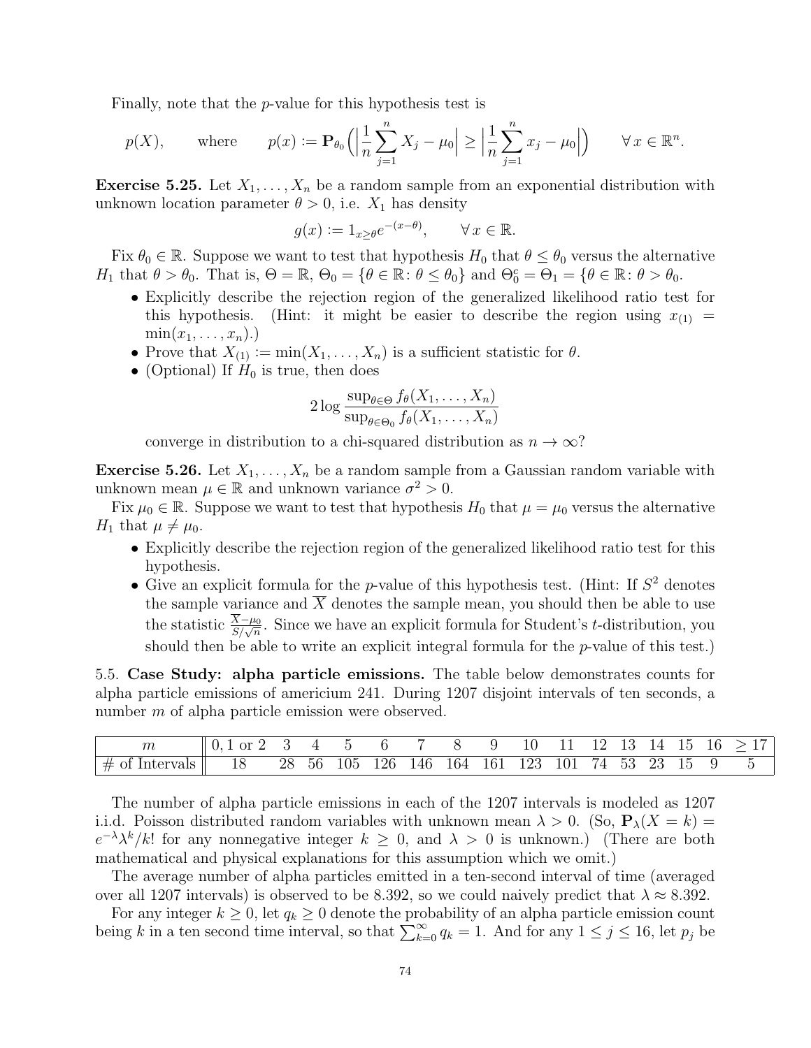Finally, note that the $p$-value for this hypothesis test is

$$p(X), \qquad \text{where} \qquad p(x) := \mathbf{P}_{\theta_0}\Big(\Big|\frac{1}{n}\sum_{j=1}^{n} X_j - \mu_0\Big| \geq \Big|\frac{1}{n}\sum_{j=1}^{n} x_j - \mu_0\Big|\Big) \qquad \forall\, x \in \mathbb{R}^n.$$

**Exercise 5.25.** Let $X_1, \ldots, X_n$ be a random sample from an exponential distribution with unknown location parameter $\theta > 0$, i.e. $X_1$ has density

$$g(x) := 1_{x \geq \theta} e^{-(x-\theta)}, \qquad \forall\, x \in \mathbb{R}.$$

Fix $\theta_0 \in \mathbb{R}$. Suppose we want to test that hypothesis $H_0$ that $\theta \leq \theta_0$ versus the alternative $H_1$ that $\theta > \theta_0$. That is, $\Theta = \mathbb{R}$, $\Theta_0 = \{\theta \in \mathbb{R} : \theta \leq \theta_0\}$ and $\Theta_0^c = \Theta_1 = \{\theta \in \mathbb{R} : \theta > \theta_0$.

- Explicitly describe the rejection region of the generalized likelihood ratio test for this hypothesis. (Hint: it might be easier to describe the region using $x_{(1)} = \min(x_1, \ldots, x_n)$.)
- Prove that $X_{(1)} := \min(X_1, \ldots, X_n)$ is a sufficient statistic for $\theta$.
- (Optional) If $H_0$ is true, then does

$$2 \log \frac{\sup_{\theta \in \Theta} f_\theta(X_1, \ldots, X_n)}{\sup_{\theta \in \Theta_0} f_\theta(X_1, \ldots, X_n)}$$

converge in distribution to a chi-squared distribution as $n \to \infty$?

**Exercise 5.26.** Let $X_1, \ldots, X_n$ be a random sample from a Gaussian random variable with unknown mean $\mu \in \mathbb{R}$ and unknown variance $\sigma^2 > 0$.

Fix $\mu_0 \in \mathbb{R}$. Suppose we want to test that hypothesis $H_0$ that $\mu = \mu_0$ versus the alternative $H_1$ that $\mu \neq \mu_0$.

- Explicitly describe the rejection region of the generalized likelihood ratio test for this hypothesis.
- Give an explicit formula for the $p$-value of this hypothesis test. (Hint: If $S^2$ denotes the sample variance and $\overline{X}$ denotes the sample mean, you should then be able to use the statistic $\frac{\overline{X} - \mu_0}{S/\sqrt{n}}$. Since we have an explicit formula for Student's $t$-distribution, you should then be able to write an explicit integral formula for the $p$-value of this test.)

5.5. **Case Study: alpha particle emissions.** The table below demonstrates counts for alpha particle emissions of americium 241. During 1207 disjoint intervals of ten seconds, a number $m$ of alpha particle emission were observed.

| $m$ | 0, 1 or 2 | 3 | 4 | 5 | 6 | 7 | 8 | 9 | 10 | 11 | 12 | 13 | 14 | 15 | 16 | $\geq 17$ |
|---|---|---|---|---|---|---|---|---|---|---|---|---|---|---|---|---|
| # of Intervals | 18 | 28 | 56 | 105 | 126 | 146 | 164 | 161 | 123 | 101 | 74 | 53 | 23 | 15 | 9 | 5 |

The number of alpha particle emissions in each of the 1207 intervals is modeled as 1207 i.i.d. Poisson distributed random variables with unknown mean $\lambda > 0$. (So, $\mathbf{P}_\lambda(X = k) = e^{-\lambda}\lambda^k/k!$ for any nonnegative integer $k \geq 0$, and $\lambda > 0$ is unknown.) (There are both mathematical and physical explanations for this assumption which we omit.)

The average number of alpha particles emitted in a ten-second interval of time (averaged over all 1207 intervals) is observed to be 8.392, so we could naively predict that $\lambda \approx 8.392$.

For any integer $k \geq 0$, let $q_k \geq 0$ denote the probability of an alpha particle emission count being $k$ in a ten second time interval, so that $\sum_{k=0}^{\infty} q_k = 1$. And for any $1 \leq j \leq 16$, let $p_j$ be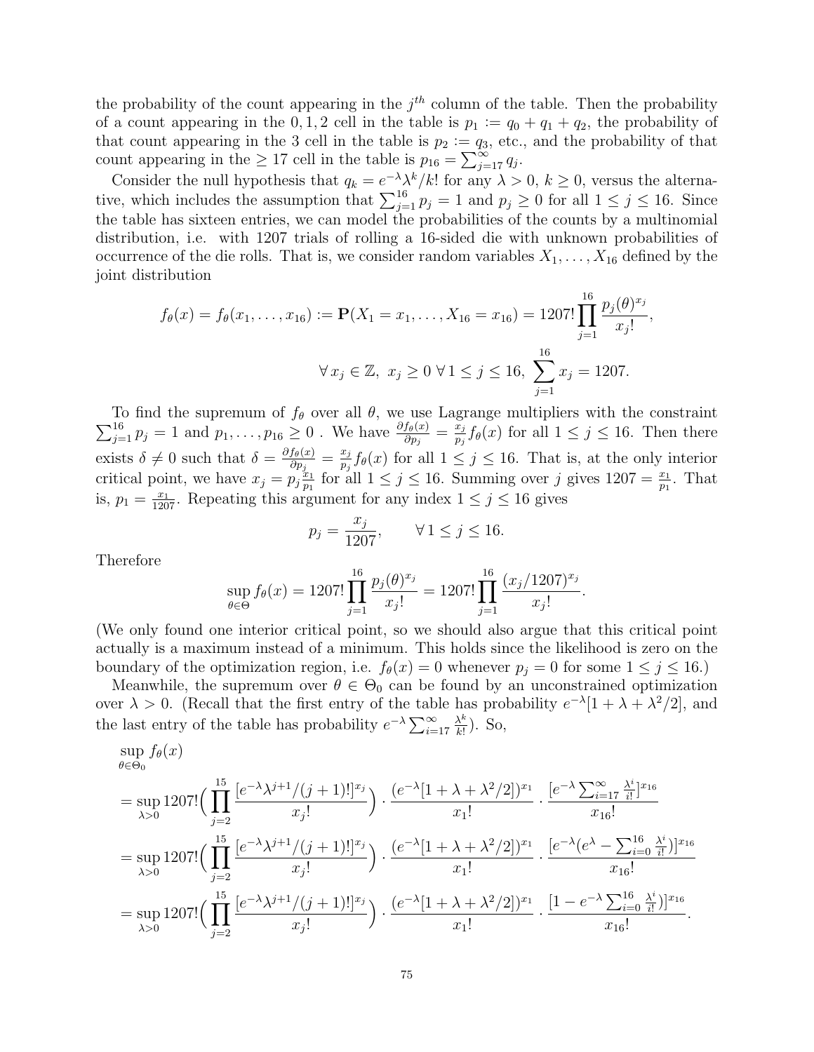the probability of the count appearing in the $j^{th}$ column of the table. Then the probability of a count appearing in the $0, 1, 2$ cell in the table is $p_1 := q_0 + q_1 + q_2$, the probability of that count appearing in the 3 cell in the table is $p_2 := q_3$, etc., and the probability of that count appearing in the $\geq 17$ cell in the table is $p_{16} = \sum_{j=17}^{\infty} q_j$.

Consider the null hypothesis that $q_k = e^{-\lambda}\lambda^k/k!$ for any $\lambda > 0$, $k \geq 0$, versus the alternative, which includes the assumption that $\sum_{j=1}^{16} p_j = 1$ and $p_j \geq 0$ for all $1 \leq j \leq 16$. Since the table has sixteen entries, we can model the probabilities of the counts by a multinomial distribution, i.e. with 1207 trials of rolling a 16-sided die with unknown probabilities of occurrence of the die rolls. That is, we consider random variables $X_1, \ldots, X_{16}$ defined by the joint distribution

$$f_\theta(x) = f_\theta(x_1, \ldots, x_{16}) := \mathbf{P}(X_1 = x_1, \ldots, X_{16} = x_{16}) = 1207! \prod_{j=1}^{16} \frac{p_j(\theta)^{x_j}}{x_j!},$$

$$\forall\, x_j \in \mathbb{Z},\ x_j \geq 0\ \forall\, 1 \leq j \leq 16,\ \sum_{j=1}^{16} x_j = 1207.$$

To find the supremum of $f_\theta$ over all $\theta$, we use Lagrange multipliers with the constraint $\sum_{j=1}^{16} p_j = 1$ and $p_1, \ldots, p_{16} \geq 0$ . We have $\frac{\partial f_\theta(x)}{\partial p_j} = \frac{x_j}{p_j} f_\theta(x)$ for all $1 \leq j \leq 16$. Then there exists $\delta \neq 0$ such that $\delta = \frac{\partial f_\theta(x)}{\partial p_j} = \frac{x_j}{p_j} f_\theta(x)$ for all $1 \leq j \leq 16$. That is, at the only interior critical point, we have $x_j = p_j \frac{x_1}{p_1}$ for all $1 \leq j \leq 16$. Summing over $j$ gives $1207 = \frac{x_1}{p_1}$. That is, $p_1 = \frac{x_1}{1207}$. Repeating this argument for any index $1 \leq j \leq 16$ gives

$$p_j = \frac{x_j}{1207}, \qquad \forall\, 1 \leq j \leq 16.$$

Therefore

$$\sup_{\theta \in \Theta} f_\theta(x) = 1207! \prod_{j=1}^{16} \frac{p_j(\theta)^{x_j}}{x_j!} = 1207! \prod_{j=1}^{16} \frac{(x_j/1207)^{x_j}}{x_j!}.$$

(We only found one interior critical point, so we should also argue that this critical point actually is a maximum instead of a minimum. This holds since the likelihood is zero on the boundary of the optimization region, i.e. $f_\theta(x) = 0$ whenever $p_j = 0$ for some $1 \leq j \leq 16$.)

Meanwhile, the supremum over $\theta \in \Theta_0$ can be found by an unconstrained optimization over $\lambda > 0$. (Recall that the first entry of the table has probability $e^{-\lambda}[1 + \lambda + \lambda^2/2]$, and the last entry of the table has probability $e^{-\lambda}\sum_{i=17}^{\infty} \frac{\lambda^k}{k!}$). So,

$$\begin{aligned}
&\sup_{\theta \in \Theta_0} f_\theta(x) \\
&= \sup_{\lambda > 0} 1207! \Big( \prod_{j=2}^{15} \frac{[e^{-\lambda}\lambda^{j+1}/(j+1)!]^{x_j}}{x_j!} \Big) \cdot \frac{(e^{-\lambda}[1 + \lambda + \lambda^2/2])^{x_1}}{x_1!} \cdot \frac{[e^{-\lambda}\sum_{i=17}^{\infty} \frac{\lambda^i}{i!}]^{x_{16}}}{x_{16}!} \\
&= \sup_{\lambda > 0} 1207! \Big( \prod_{j=2}^{15} \frac{[e^{-\lambda}\lambda^{j+1}/(j+1)!]^{x_j}}{x_j!} \Big) \cdot \frac{(e^{-\lambda}[1 + \lambda + \lambda^2/2])^{x_1}}{x_1!} \cdot \frac{[e^{-\lambda}(e^{\lambda} - \sum_{i=0}^{16} \frac{\lambda^i}{i!})]^{x_{16}}}{x_{16}!} \\
&= \sup_{\lambda > 0} 1207! \Big( \prod_{j=2}^{15} \frac{[e^{-\lambda}\lambda^{j+1}/(j+1)!]^{x_j}}{x_j!} \Big) \cdot \frac{(e^{-\lambda}[1 + \lambda + \lambda^2/2])^{x_1}}{x_1!} \cdot \frac{[1 - e^{-\lambda}\sum_{i=0}^{16} \frac{\lambda^i}{i!})]^{x_{16}}}{x_{16}!}.
\end{aligned}$$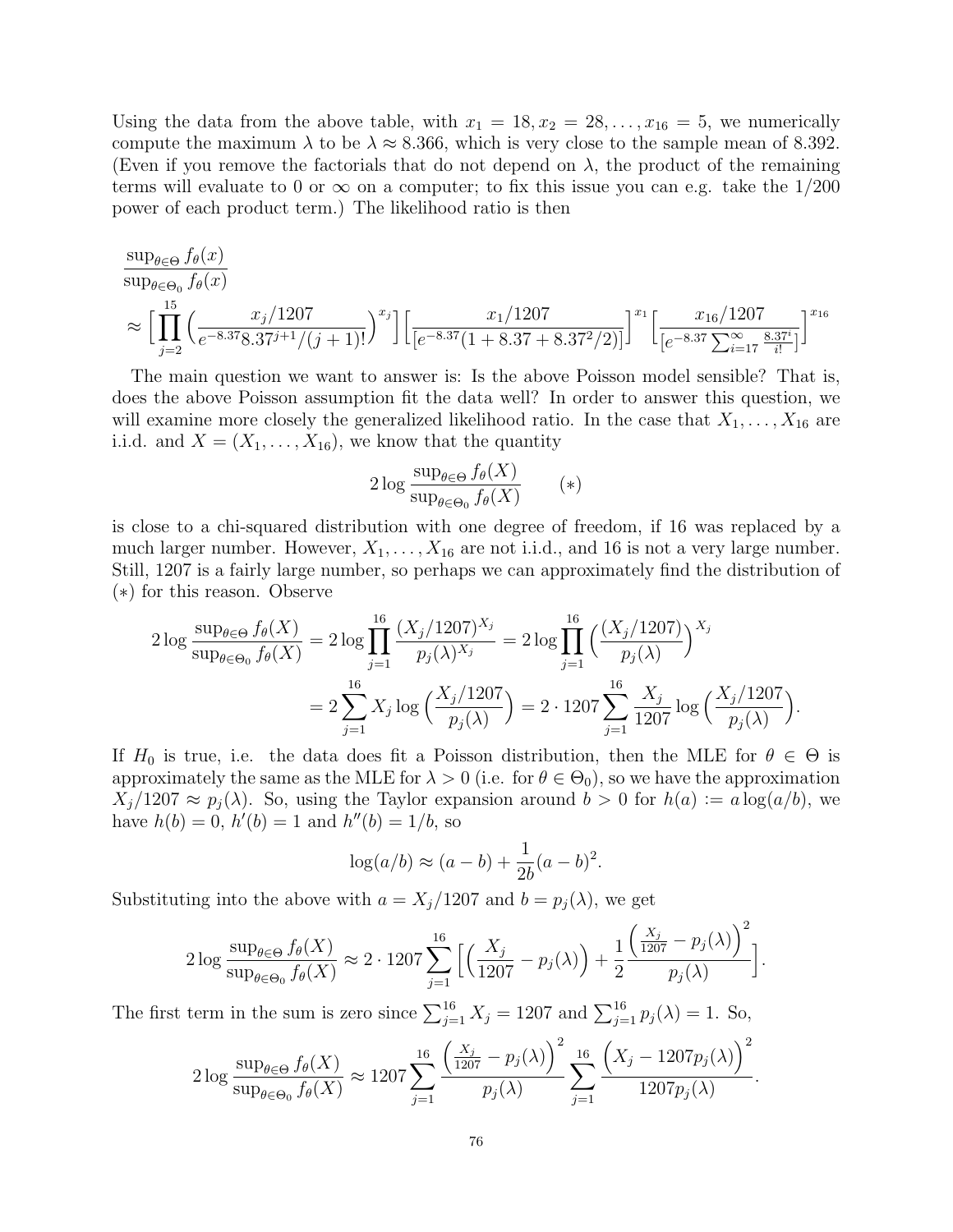Using the data from the above table, with $x_1 = 18, x_2 = 28, \ldots, x_{16} = 5$, we numerically compute the maximum $\lambda$ to be $\lambda \approx 8.366$, which is very close to the sample mean of 8.392. (Even if you remove the factorials that do not depend on $\lambda$, the product of the remaining terms will evaluate to 0 or $\infty$ on a computer; to fix this issue you can e.g. take the 1/200 power of each product term.) The likelihood ratio is then

$$
\begin{aligned}
&\frac{\sup_{\theta\in\Theta} f_\theta(x)}{\sup_{\theta\in\Theta_0} f_\theta(x)} \\
&\approx \Big[\prod_{j=2}^{15}\Big(\frac{x_j/1207}{e^{-8.37}8.37^{j+1}/(j+1)!}\Big)^{x_j}\Big]\Big[\frac{x_1/1207}{[e^{-8.37}(1+8.37+8.37^2/2)]}\Big]^{x_1}\Big[\frac{x_{16}/1207}{[e^{-8.37}\sum_{i=17}^{\infty}\frac{8.37^i}{i!}]}\Big]^{x_{16}}
\end{aligned}
$$

The main question we want to answer is: Is the above Poisson model sensible? That is, does the above Poisson assumption fit the data well? In order to answer this question, we will examine more closely the generalized likelihood ratio. In the case that $X_1, \ldots, X_{16}$ are i.i.d. and $X = (X_1, \ldots, X_{16})$, we know that the quantity

$$
2\log\frac{\sup_{\theta\in\Theta} f_\theta(X)}{\sup_{\theta\in\Theta_0} f_\theta(X)} \qquad (*)
$$

is close to a chi-squared distribution with one degree of freedom, if 16 was replaced by a much larger number. However, $X_1, \ldots, X_{16}$ are not i.i.d., and 16 is not a very large number. Still, 1207 is a fairly large number, so perhaps we can approximately find the distribution of $(*)$ for this reason. Observe

$$
\begin{aligned}
2\log\frac{\sup_{\theta\in\Theta} f_\theta(X)}{\sup_{\theta\in\Theta_0} f_\theta(X)} &= 2\log\prod_{j=1}^{16}\frac{(X_j/1207)^{X_j}}{p_j(\lambda)^{X_j}} = 2\log\prod_{j=1}^{16}\Big(\frac{(X_j/1207)}{p_j(\lambda)}\Big)^{X_j} \\
&= 2\sum_{j=1}^{16} X_j \log\Big(\frac{X_j/1207}{p_j(\lambda)}\Big) = 2\cdot 1207\sum_{j=1}^{16}\frac{X_j}{1207}\log\Big(\frac{X_j/1207}{p_j(\lambda)}\Big).
\end{aligned}
$$

If $H_0$ is true, i.e. the data does fit a Poisson distribution, then the MLE for $\theta \in \Theta$ is approximately the same as the MLE for $\lambda > 0$ (i.e. for $\theta \in \Theta_0$), so we have the approximation $X_j/1207 \approx p_j(\lambda)$. So, using the Taylor expansion around $b > 0$ for $h(a) := a\log(a/b)$, we have $h(b) = 0$, $h'(b) = 1$ and $h''(b) = 1/b$, so

$$
\log(a/b) \approx (a-b) + \frac{1}{2b}(a-b)^2.
$$

Substituting into the above with $a = X_j/1207$ and $b = p_j(\lambda)$, we get

$$
2\log\frac{\sup_{\theta\in\Theta} f_\theta(X)}{\sup_{\theta\in\Theta_0} f_\theta(X)} \approx 2\cdot 1207\sum_{j=1}^{16}\Big[\Big(\frac{X_j}{1207} - p_j(\lambda)\Big) + \frac{1}{2}\frac{\Big(\frac{X_j}{1207} - p_j(\lambda)\Big)^2}{p_j(\lambda)}\Big].
$$

The first term in the sum is zero since $\sum_{j=1}^{16} X_j = 1207$ and $\sum_{j=1}^{16} p_j(\lambda) = 1$. So,

$$
2\log\frac{\sup_{\theta\in\Theta} f_\theta(X)}{\sup_{\theta\in\Theta_0} f_\theta(X)} \approx 1207\sum_{j=1}^{16}\frac{\Big(\frac{X_j}{1207} - p_j(\lambda)\Big)^2}{p_j(\lambda)} \sum_{j=1}^{16}\frac{\Big(X_j - 1207p_j(\lambda)\Big)^2}{1207p_j(\lambda)}.
$$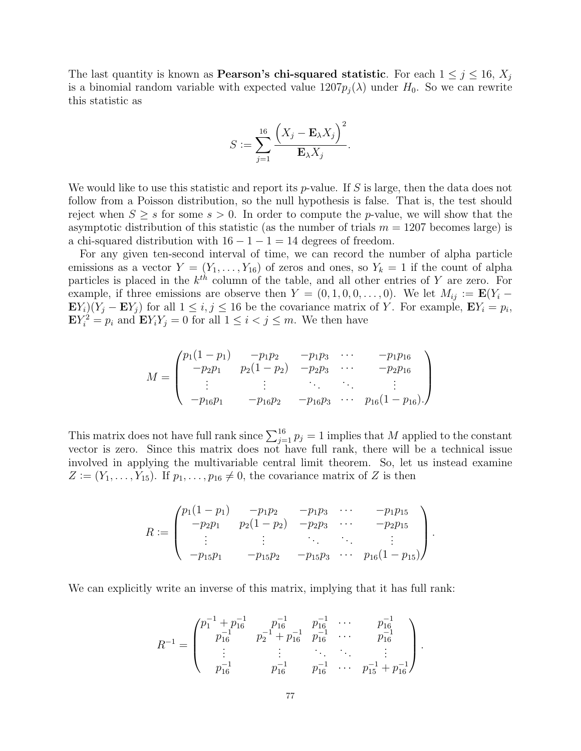The last quantity is known as **Pearson's chi-squared statistic**. For each $1 \leq j \leq 16$, $X_j$ is a binomial random variable with expected value $1207p_j(\lambda)$ under $H_0$. So we can rewrite this statistic as

$$S := \sum_{j=1}^{16} \frac{\Big(X_j - \mathbf{E}_\lambda X_j\Big)^2}{\mathbf{E}_\lambda X_j}.$$

We would like to use this statistic and report its $p$-value. If $S$ is large, then the data does not follow from a Poisson distribution, so the null hypothesis is false. That is, the test should reject when $S \geq s$ for some $s > 0$. In order to compute the $p$-value, we will show that the asymptotic distribution of this statistic (as the number of trials $m = 1207$ becomes large) is a chi-squared distribution with $16 - 1 - 1 = 14$ degrees of freedom.

For any given ten-second interval of time, we can record the number of alpha particle emissions as a vector $Y = (Y_1, \ldots, Y_{16})$ of zeros and ones, so $Y_k = 1$ if the count of alpha particles is placed in the $k^{th}$ column of the table, and all other entries of $Y$ are zero. For example, if three emissions are observe then $Y = (0, 1, 0, 0, \ldots, 0)$. We let $M_{ij} := \mathbf{E}(Y_i - \mathbf{E}Y_i)(Y_j - \mathbf{E}Y_j)$ for all $1 \leq i, j \leq 16$ be the covariance matrix of $Y$. For example, $\mathbf{E}Y_i = p_i$, $\mathbf{E}Y_i^2 = p_i$ and $\mathbf{E}Y_iY_j = 0$ for all $1 \leq i < j \leq m$. We then have

$$M = \begin{pmatrix} p_1(1-p_1) & -p_1p_2 & -p_1p_3 & \cdots & -p_1p_{16} \\ -p_2p_1 & p_2(1-p_2) & -p_2p_3 & \cdots & -p_2p_{16} \\ \vdots & \vdots & \ddots & \ddots & \vdots \\ -p_{16}p_1 & -p_{16}p_2 & -p_{16}p_3 & \cdots & p_{16}(1-p_{16}). \end{pmatrix}$$

This matrix does not have full rank since $\sum_{j=1}^{16} p_j = 1$ implies that $M$ applied to the constant vector is zero. Since this matrix does not have full rank, there will be a technical issue involved in applying the multivariable central limit theorem. So, let us instead examine $Z := (Y_1, \ldots, Y_{15})$. If $p_1, \ldots, p_{16} \neq 0$, the covariance matrix of $Z$ is then

$$R := \begin{pmatrix} p_1(1-p_1) & -p_1p_2 & -p_1p_3 & \cdots & -p_1p_{15} \\ -p_2p_1 & p_2(1-p_2) & -p_2p_3 & \cdots & -p_2p_{15} \\ \vdots & \vdots & \ddots & \ddots & \vdots \\ -p_{15}p_1 & -p_{15}p_2 & -p_{15}p_3 & \cdots & p_{16}(1-p_{15}) \end{pmatrix}.$$

We can explicitly write an inverse of this matrix, implying that it has full rank:

$$R^{-1} = \begin{pmatrix} p_1^{-1} + p_{16}^{-1} & p_{16}^{-1} & p_{16}^{-1} & \cdots & p_{16}^{-1} \\ p_{16}^{-1} & p_2^{-1} + p_{16}^{-1} & p_{16}^{-1} & \cdots & p_{16}^{-1} \\ \vdots & \vdots & \ddots & \ddots & \vdots \\ p_{16}^{-1} & p_{16}^{-1} & p_{16}^{-1} & \cdots & p_{15}^{-1} + p_{16}^{-1} \end{pmatrix}.$$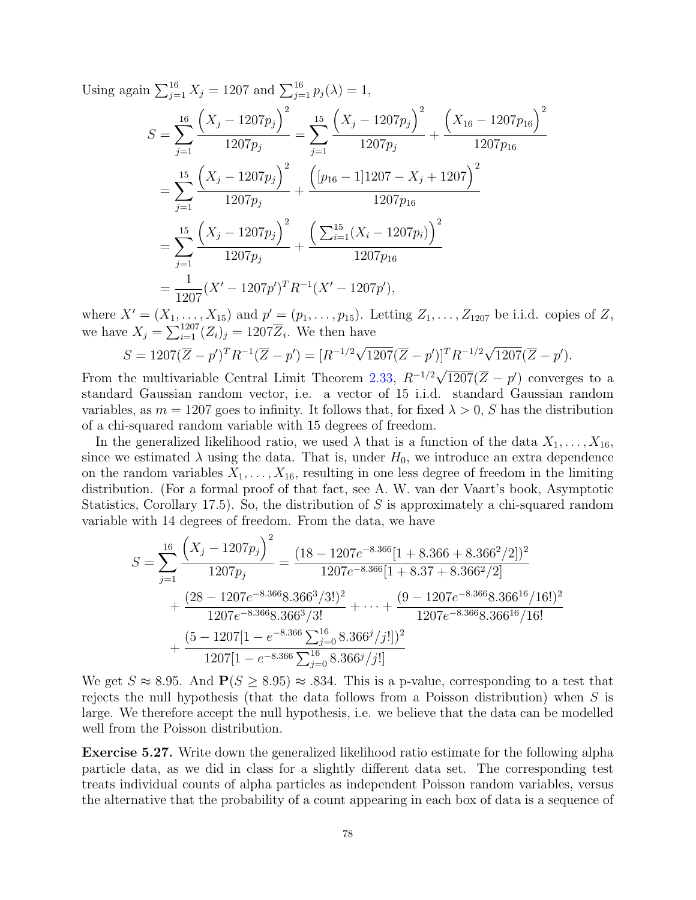Using again $\sum_{j=1}^{16} X_j = 1207$ and $\sum_{j=1}^{16} p_j(\lambda) = 1$,

$$
\begin{aligned}
S &= \sum_{j=1}^{16} \frac{\Big(X_j - 1207p_j\Big)^2}{1207p_j} = \sum_{j=1}^{15} \frac{\Big(X_j - 1207p_j\Big)^2}{1207p_j} + \frac{\Big(X_{16} - 1207p_{16}\Big)^2}{1207p_{16}} \\
&= \sum_{j=1}^{15} \frac{\Big(X_j - 1207p_j\Big)^2}{1207p_j} + \frac{\Big([p_{16} - 1]1207 - X_j + 1207\Big)^2}{1207p_{16}} \\
&= \sum_{j=1}^{15} \frac{\Big(X_j - 1207p_j\Big)^2}{1207p_j} + \frac{\Big(\sum_{i=1}^{15}(X_i - 1207p_i)\Big)^2}{1207p_{16}} \\
&= \frac{1}{1207}(X' - 1207p')^T R^{-1}(X' - 1207p'),
\end{aligned}
$$

where $X' = (X_1, \ldots, X_{15})$ and $p' = (p_1, \ldots, p_{15})$. Letting $Z_1, \ldots, Z_{1207}$ be i.i.d. copies of $Z$, we have $X_j = \sum_{i=1}^{1207}(Z_i)_j = 1207\overline{Z}_i$. We then have

$$
S = 1207(\overline{Z} - p')^T R^{-1}(\overline{Z} - p') = [R^{-1/2}\sqrt{1207}(\overline{Z} - p')]^T R^{-1/2}\sqrt{1207}(\overline{Z} - p').
$$

From the multivariable Central Limit Theorem 2.33, $R^{-1/2}\sqrt{1207}(\overline{Z} - p')$ converges to a standard Gaussian random vector, i.e. a vector of 15 i.i.d. standard Gaussian random variables, as $m = 1207$ goes to infinity. It follows that, for fixed $\lambda > 0$, $S$ has the distribution of a chi-squared random variable with 15 degrees of freedom.

In the generalized likelihood ratio, we used $\lambda$ that is a function of the data $X_1, \ldots, X_{16}$, since we estimated $\lambda$ using the data. That is, under $H_0$, we introduce an extra dependence on the random variables $X_1, \ldots, X_{16}$, resulting in one less degree of freedom in the limiting distribution. (For a formal proof of that fact, see A. W. van der Vaart's book, Asymptotic Statistics, Corollary 17.5). So, the distribution of $S$ is approximately a chi-squared random variable with 14 degrees of freedom. From the data, we have

$$
\begin{aligned}
S = \sum_{j=1}^{16} \frac{\Big(X_j - 1207p_j\Big)^2}{1207p_j} &= \frac{(18 - 1207e^{-8.366}[1 + 8.366 + 8.366^2/2])^2}{1207e^{-8.366}[1 + 8.37 + 8.366^2/2]} \\
&\quad + \frac{(28 - 1207e^{-8.366}8.366^3/3!)^2}{1207e^{-8.366}8.366^3/3!} + \cdots + \frac{(9 - 1207e^{-8.366}8.366^{16}/16!)^2}{1207e^{-8.366}8.366^{16}/16!} \\
&\quad + \frac{(5 - 1207[1 - e^{-8.366}\sum_{j=0}^{16} 8.366^j/j!])^2}{1207[1 - e^{-8.366}\sum_{j=0}^{16} 8.366^j/j!]}
\end{aligned}
$$

We get $S \approx 8.95$. And $\mathbf{P}(S \geq 8.95) \approx .834$. This is a p-value, corresponding to a test that rejects the null hypothesis (that the data follows from a Poisson distribution) when $S$ is large. We therefore accept the null hypothesis, i.e. we believe that the data can be modelled well from the Poisson distribution.

**Exercise 5.27.** Write down the generalized likelihood ratio estimate for the following alpha particle data, as we did in class for a slightly different data set. The corresponding test treats individual counts of alpha particles as independent Poisson random variables, versus the alternative that the probability of a count appearing in each box of data is a sequence of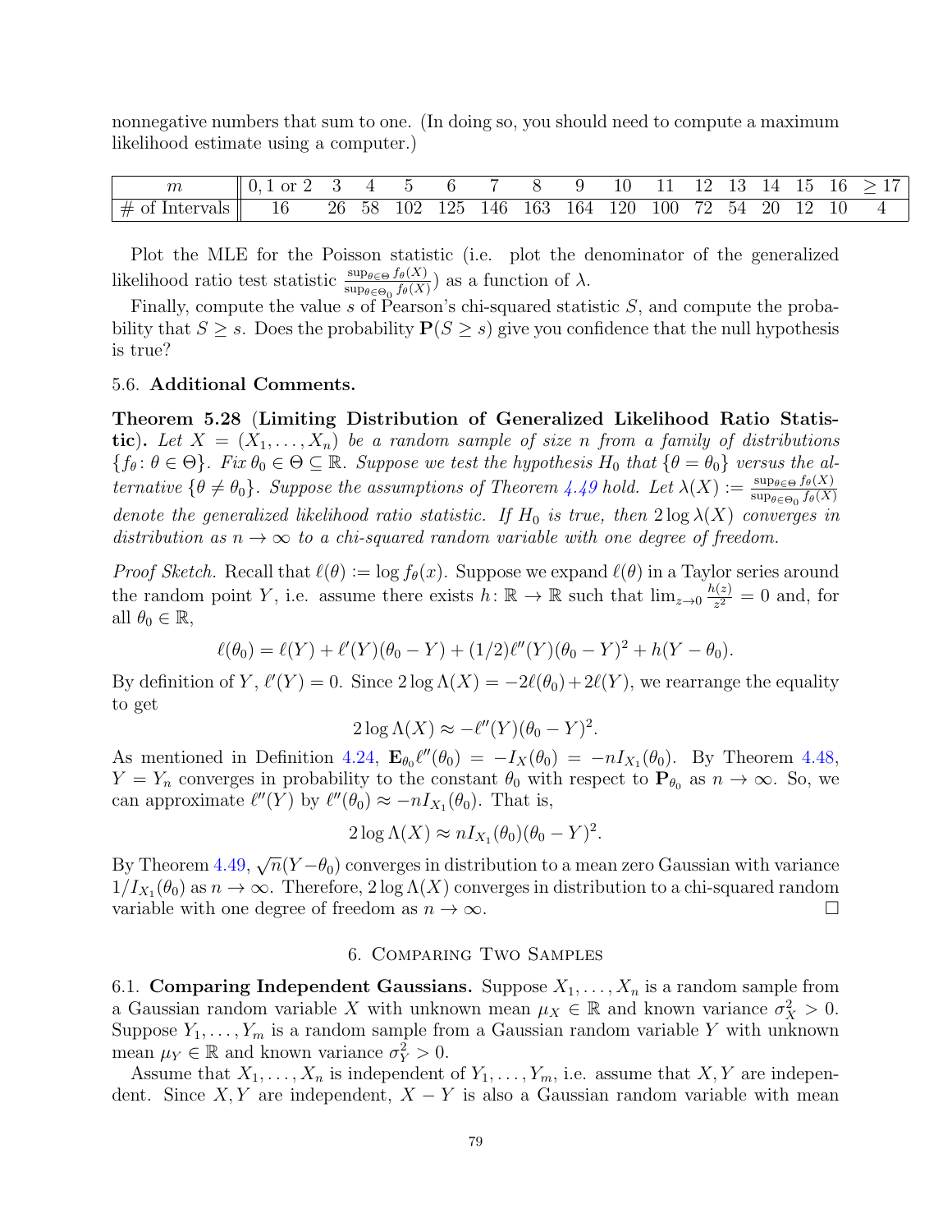nonnegative numbers that sum to one. (In doing so, you should need to compute a maximum likelihood estimate using a computer.)

| $m$ | 0, 1 or 2 | 3 | 4 | 5 | 6 | 7 | 8 | 9 | 10 | 11 | 12 | 13 | 14 | 15 | 16 | $\geq 17$ |
|---|---|---|---|---|---|---|---|---|---|---|---|---|---|---|---|---|
| # of Intervals | 16 | 26 | 58 | 102 | 125 | 146 | 163 | 164 | 120 | 100 | 72 | 54 | 20 | 12 | 10 | 4 |

Plot the MLE for the Poisson statistic (i.e. plot the denominator of the generalized likelihood ratio test statistic $\frac{\sup_{\theta\in\Theta} f_\theta(X)}{\sup_{\theta\in\Theta_0} f_\theta(X)}$) as a function of $\lambda$.

Finally, compute the value $s$ of Pearson's chi-squared statistic $S$, and compute the probability that $S \geq s$. Does the probability $\mathbf{P}(S \geq s)$ give you confidence that the null hypothesis is true?

### 5.6. Additional Comments.

**Theorem 5.28** (**Limiting Distribution of Generalized Likelihood Ratio Statistic**). *Let $X = (X_1, \ldots, X_n)$ be a random sample of size $n$ from a family of distributions $\{f_\theta : \theta \in \Theta\}$. Fix $\theta_0 \in \Theta \subseteq \mathbb{R}$. Suppose we test the hypothesis $H_0$ that $\{\theta = \theta_0\}$ versus the alternative $\{\theta \neq \theta_0\}$. Suppose the assumptions of Theorem 4.49 hold. Let $\lambda(X) := \frac{\sup_{\theta\in\Theta} f_\theta(X)}{\sup_{\theta\in\Theta_0} f_\theta(X)}$ denote the generalized likelihood ratio statistic. If $H_0$ is true, then $2\log\lambda(X)$ converges in distribution as $n \to \infty$ to a chi-squared random variable with one degree of freedom.*

*Proof Sketch.* Recall that $\ell(\theta) := \log f_\theta(x)$. Suppose we expand $\ell(\theta)$ in a Taylor series around the random point $Y$, i.e. assume there exists $h : \mathbb{R} \to \mathbb{R}$ such that $\lim_{z\to 0} \frac{h(z)}{z^2} = 0$ and, for all $\theta_0 \in \mathbb{R}$,

$$\ell(\theta_0) = \ell(Y) + \ell'(Y)(\theta_0 - Y) + (1/2)\ell''(Y)(\theta_0 - Y)^2 + h(Y - \theta_0).$$

By definition of $Y$, $\ell'(Y) = 0$. Since $2\log\Lambda(X) = -2\ell(\theta_0) + 2\ell(Y)$, we rearrange the equality to get

$$2\log\Lambda(X) \approx -\ell''(Y)(\theta_0 - Y)^2.$$

As mentioned in Definition 4.24, $\mathbf{E}_{\theta_0}\ell''(\theta_0) = -I_X(\theta_0) = -nI_{X_1}(\theta_0)$. By Theorem 4.48, $Y = Y_n$ converges in probability to the constant $\theta_0$ with respect to $\mathbf{P}_{\theta_0}$ as $n \to \infty$. So, we can approximate $\ell''(Y)$ by $\ell''(\theta_0) \approx -nI_{X_1}(\theta_0)$. That is,

$$2\log\Lambda(X) \approx nI_{X_1}(\theta_0)(\theta_0 - Y)^2.$$

By Theorem 4.49, $\sqrt{n}(Y - \theta_0)$ converges in distribution to a mean zero Gaussian with variance $1/I_{X_1}(\theta_0)$ as $n \to \infty$. Therefore, $2\log\Lambda(X)$ converges in distribution to a chi-squared random variable with one degree of freedom as $n \to \infty$. □

## 6. Comparing Two Samples

### 6.1. Comparing Independent Gaussians.

Suppose $X_1, \ldots, X_n$ is a random sample from a Gaussian random variable $X$ with unknown mean $\mu_X \in \mathbb{R}$ and known variance $\sigma_X^2 > 0$. Suppose $Y_1, \ldots, Y_m$ is a random sample from a Gaussian random variable $Y$ with unknown mean $\mu_Y \in \mathbb{R}$ and known variance $\sigma_Y^2 > 0$.

Assume that $X_1, \ldots, X_n$ is independent of $Y_1, \ldots, Y_m$, i.e. assume that $X, Y$ are independent. Since $X, Y$ are independent, $X - Y$ is also a Gaussian random variable with mean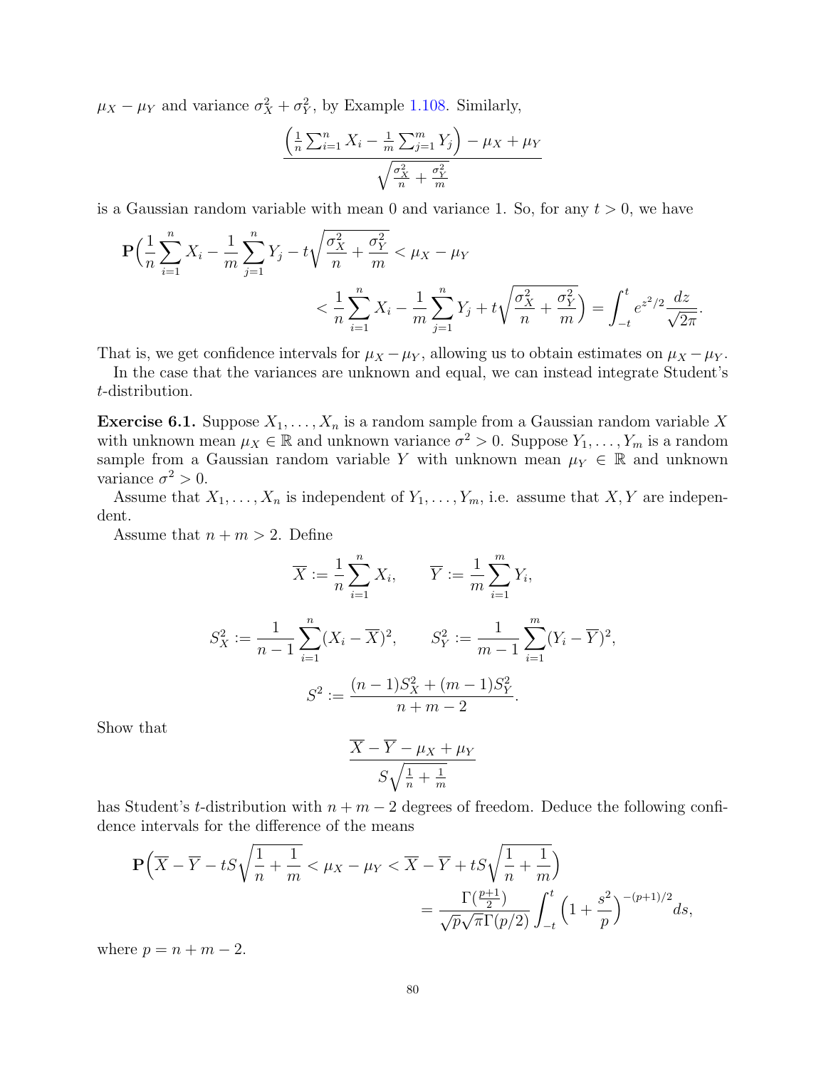$\mu_X - \mu_Y$ and variance $\sigma_X^2 + \sigma_Y^2$, by Example 1.108. Similarly,

$$\frac{\left(\frac{1}{n}\sum_{i=1}^n X_i - \frac{1}{m}\sum_{j=1}^m Y_j\right) - \mu_X + \mu_Y}{\sqrt{\frac{\sigma_X^2}{n} + \frac{\sigma_Y^2}{m}}}$$

is a Gaussian random variable with mean 0 and variance 1. So, for any $t > 0$, we have

$$\mathbf{P}\Big(\frac{1}{n}\sum_{i=1}^n X_i - \frac{1}{m}\sum_{j=1}^n Y_j - t\sqrt{\frac{\sigma_X^2}{n} + \frac{\sigma_Y^2}{m}} < \mu_X - \mu_Y < \frac{1}{n}\sum_{i=1}^n X_i - \frac{1}{m}\sum_{j=1}^n Y_j + t\sqrt{\frac{\sigma_X^2}{n} + \frac{\sigma_Y^2}{m}}\Big) = \int_{-t}^t e^{z^2/2}\frac{dz}{\sqrt{2\pi}}.$$

That is, we get confidence intervals for $\mu_X - \mu_Y$, allowing us to obtain estimates on $\mu_X - \mu_Y$.

In the case that the variances are unknown and equal, we can instead integrate Student's $t$-distribution.

**Exercise 6.1.** Suppose $X_1, \ldots, X_n$ is a random sample from a Gaussian random variable $X$ with unknown mean $\mu_X \in \mathbb{R}$ and unknown variance $\sigma^2 > 0$. Suppose $Y_1, \ldots, Y_m$ is a random sample from a Gaussian random variable $Y$ with unknown mean $\mu_Y \in \mathbb{R}$ and unknown variance $\sigma^2 > 0$.

Assume that $X_1, \ldots, X_n$ is independent of $Y_1, \ldots, Y_m$, i.e. assume that $X, Y$ are independent.

Assume that $n + m > 2$. Define

$$\overline{X} := \frac{1}{n}\sum_{i=1}^n X_i, \qquad \overline{Y} := \frac{1}{m}\sum_{i=1}^m Y_i,$$

$$S_X^2 := \frac{1}{n-1}\sum_{i=1}^n (X_i - \overline{X})^2, \qquad S_Y^2 := \frac{1}{m-1}\sum_{i=1}^m (Y_i - \overline{Y})^2,$$

$$S^2 := \frac{(n-1)S_X^2 + (m-1)S_Y^2}{n+m-2}.$$

Show that

$$\frac{\overline{X} - \overline{Y} - \mu_X + \mu_Y}{S\sqrt{\frac{1}{n} + \frac{1}{m}}}$$

has Student's $t$-distribution with $n + m - 2$ degrees of freedom. Deduce the following confidence intervals for the difference of the means

$$\mathbf{P}\Big(\overline{X} - \overline{Y} - tS\sqrt{\frac{1}{n} + \frac{1}{m}} < \mu_X - \mu_Y < \overline{X} - \overline{Y} + tS\sqrt{\frac{1}{n} + \frac{1}{m}}\Big) = \frac{\Gamma(\frac{p+1}{2})}{\sqrt{p}\sqrt{\pi}\Gamma(p/2)}\int_{-t}^t \Big(1 + \frac{s^2}{p}\Big)^{-(p+1)/2} ds,$$

where $p = n + m - 2$.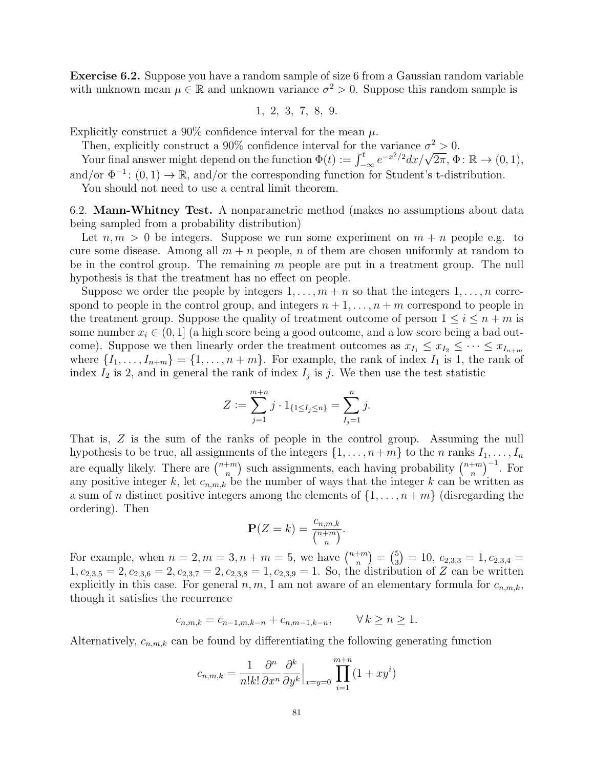**Exercise 6.2.** Suppose you have a random sample of size 6 from a Gaussian random variable with unknown mean $\mu \in \mathbb{R}$ and unknown variance $\sigma^2 > 0$. Suppose this random sample is

$$1,\ 2,\ 3,\ 7,\ 8,\ 9.$$

Explicitly construct a 90% confidence interval for the mean $\mu$.

Then, explicitly construct a 90% confidence interval for the variance $\sigma^2 > 0$.

Your final answer might depend on the function $\Phi(t) := \int_{-\infty}^{t} e^{-x^2/2}dx/\sqrt{2\pi}$, $\Phi\colon \mathbb{R} \to (0,1)$, and/or $\Phi^{-1}\colon (0,1) \to \mathbb{R}$, and/or the corresponding function for Student's t-distribution.

You should not need to use a central limit theorem.

6.2. **Mann-Whitney Test.** A nonparametric method (makes no assumptions about data being sampled from a probability distribution)

Let $n, m > 0$ be integers. Suppose we run some experiment on $m + n$ people e.g. to cure some disease. Among all $m + n$ people, $n$ of them are chosen uniformly at random to be in the control group. The remaining $m$ people are put in a treatment group. The null hypothesis is that the treatment has no effect on people.

Suppose we order the people by integers $1, \ldots, m + n$ so that the integers $1, \ldots, n$ correspond to people in the control group, and integers $n + 1, \ldots, n + m$ correspond to people in the treatment group. Suppose the quality of treatment outcome of person $1 \leq i \leq n + m$ is some number $x_i \in (0, 1]$ (a high score being a good outcome, and a low score being a bad outcome). Suppose we then linearly order the treatment outcomes as $x_{I_1} \leq x_{I_2} \leq \cdots \leq x_{I_{n+m}}$ where $\{I_1, \ldots, I_{n+m}\} = \{1, \ldots, n + m\}$. For example, the rank of index $I_1$ is 1, the rank of index $I_2$ is 2, and in general the rank of index $I_j$ is $j$. We then use the test statistic

$$Z := \sum_{j=1}^{m+n} j \cdot 1_{\{1 \leq I_j \leq n\}} = \sum_{I_j=1}^{n} j.$$

That is, $Z$ is the sum of the ranks of people in the control group. Assuming the null hypothesis to be true, all assignments of the integers $\{1, \ldots, n+m\}$ to the $n$ ranks $I_1, \ldots, I_n$ are equally likely. There are $\binom{n+m}{n}$ such assignments, each having probability $\binom{n+m}{n}^{-1}$. For any positive integer $k$, let $c_{n,m,k}$ be the number of ways that the integer $k$ can be written as a sum of $n$ distinct positive integers among the elements of $\{1, \ldots, n + m\}$ (disregarding the ordering). Then

$$\mathbf{P}(Z = k) = \frac{c_{n,m,k}}{\binom{n+m}{n}}.$$

For example, when $n = 2, m = 3, n + m = 5$, we have $\binom{n+m}{n} = \binom{5}{3} = 10$, $c_{2,3,3} = 1, c_{2,3,4} = 1, c_{2,3,5} = 2, c_{2,3,6} = 2, c_{2,3,7} = 2, c_{2,3,8} = 1, c_{2,3,9} = 1$. So, the distribution of $Z$ can be written explicitly in this case. For general $n, m$, I am not aware of an elementary formula for $c_{n,m,k}$, though it satisfies the recurrence

$$c_{n,m,k} = c_{n-1,m,k-n} + c_{n,m-1,k-n}, \qquad \forall\, k \geq n \geq 1.$$

Alternatively, $c_{n,m,k}$ can be found by differentiating the following generating function

$$c_{n,m,k} = \frac{1}{n!k!} \frac{\partial^n}{\partial x^n} \frac{\partial^k}{\partial y^k}\Big|_{x=y=0} \prod_{i=1}^{m+n} (1 + xy^i)$$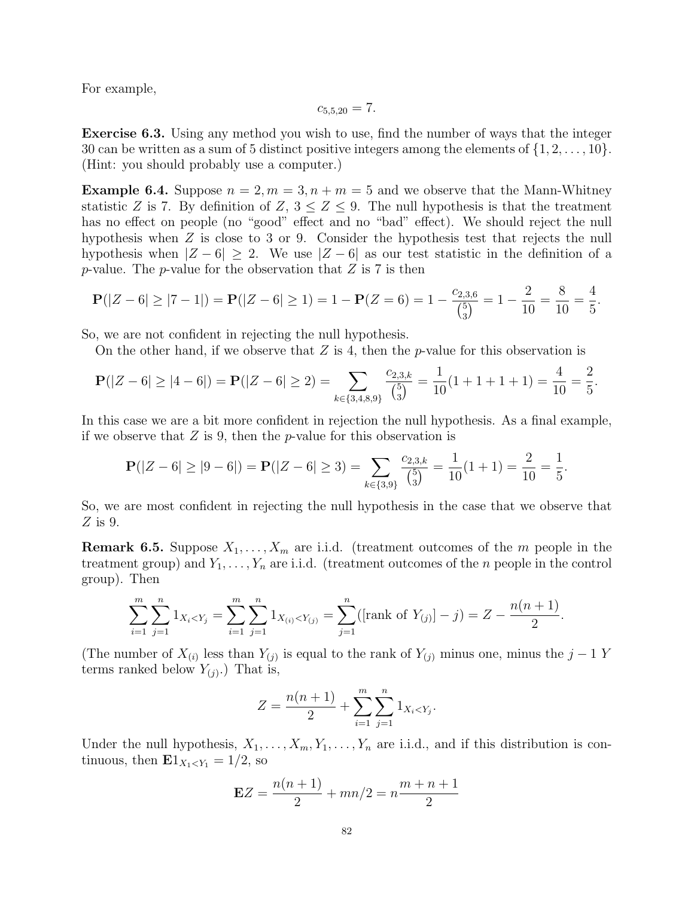For example,

$$c_{5,5,20} = 7.$$

**Exercise 6.3.** Using any method you wish to use, find the number of ways that the integer 30 can be written as a sum of 5 distinct positive integers among the elements of $\{1, 2, \ldots, 10\}$. (Hint: you should probably use a computer.)

**Example 6.4.** Suppose $n = 2, m = 3, n + m = 5$ and we observe that the Mann-Whitney statistic $Z$ is 7. By definition of $Z$, $3 \leq Z \leq 9$. The null hypothesis is that the treatment has no effect on people (no "good" effect and no "bad" effect). We should reject the null hypothesis when $Z$ is close to 3 or 9. Consider the hypothesis test that rejects the null hypothesis when $|Z - 6| \geq 2$. We use $|Z - 6|$ as our test statistic in the definition of a $p$-value. The $p$-value for the observation that $Z$ is 7 is then

$$\mathbf{P}(|Z - 6| \geq |7 - 1|) = \mathbf{P}(|Z - 6| \geq 1) = 1 - \mathbf{P}(Z = 6) = 1 - \frac{c_{2,3,6}}{\binom{5}{3}} = 1 - \frac{2}{10} = \frac{8}{10} = \frac{4}{5}.$$

So, we are not confident in rejecting the null hypothesis.

On the other hand, if we observe that $Z$ is 4, then the $p$-value for this observation is

$$\mathbf{P}(|Z - 6| \geq |4 - 6|) = \mathbf{P}(|Z - 6| \geq 2) = \sum_{k \in \{3,4,8,9\}} \frac{c_{2,3,k}}{\binom{5}{3}} = \frac{1}{10}(1 + 1 + 1 + 1) = \frac{4}{10} = \frac{2}{5}.$$

In this case we are a bit more confident in rejection the null hypothesis. As a final example, if we observe that $Z$ is 9, then the $p$-value for this observation is

$$\mathbf{P}(|Z - 6| \geq |9 - 6|) = \mathbf{P}(|Z - 6| \geq 3) = \sum_{k \in \{3,9\}} \frac{c_{2,3,k}}{\binom{5}{3}} = \frac{1}{10}(1 + 1) = \frac{2}{10} = \frac{1}{5}.$$

So, we are most confident in rejecting the null hypothesis in the case that we observe that $Z$ is 9.

**Remark 6.5.** Suppose $X_1, \ldots, X_m$ are i.i.d. (treatment outcomes of the $m$ people in the treatment group) and $Y_1, \ldots, Y_n$ are i.i.d. (treatment outcomes of the $n$ people in the control group). Then

$$\sum_{i=1}^{m} \sum_{j=1}^{n} 1_{X_i < Y_j} = \sum_{i=1}^{m} \sum_{j=1}^{n} 1_{X_{(i)} < Y_{(j)}} = \sum_{j=1}^{n} ([\text{rank of } Y_{(j)}] - j) = Z - \frac{n(n+1)}{2}.$$

(The number of $X_{(i)}$ less than $Y_{(j)}$ is equal to the rank of $Y_{(j)}$ minus one, minus the $j - 1$ $Y$ terms ranked below $Y_{(j)}$.) That is,

$$Z = \frac{n(n+1)}{2} + \sum_{i=1}^{m} \sum_{j=1}^{n} 1_{X_i < Y_j}.$$

Under the null hypothesis, $X_1, \ldots, X_m, Y_1, \ldots, Y_n$ are i.i.d., and if this distribution is continuous, then $\mathbf{E}1_{X_1 < Y_1} = 1/2$, so

$$\mathbf{E}Z = \frac{n(n+1)}{2} + mn/2 = n\frac{m + n + 1}{2}$$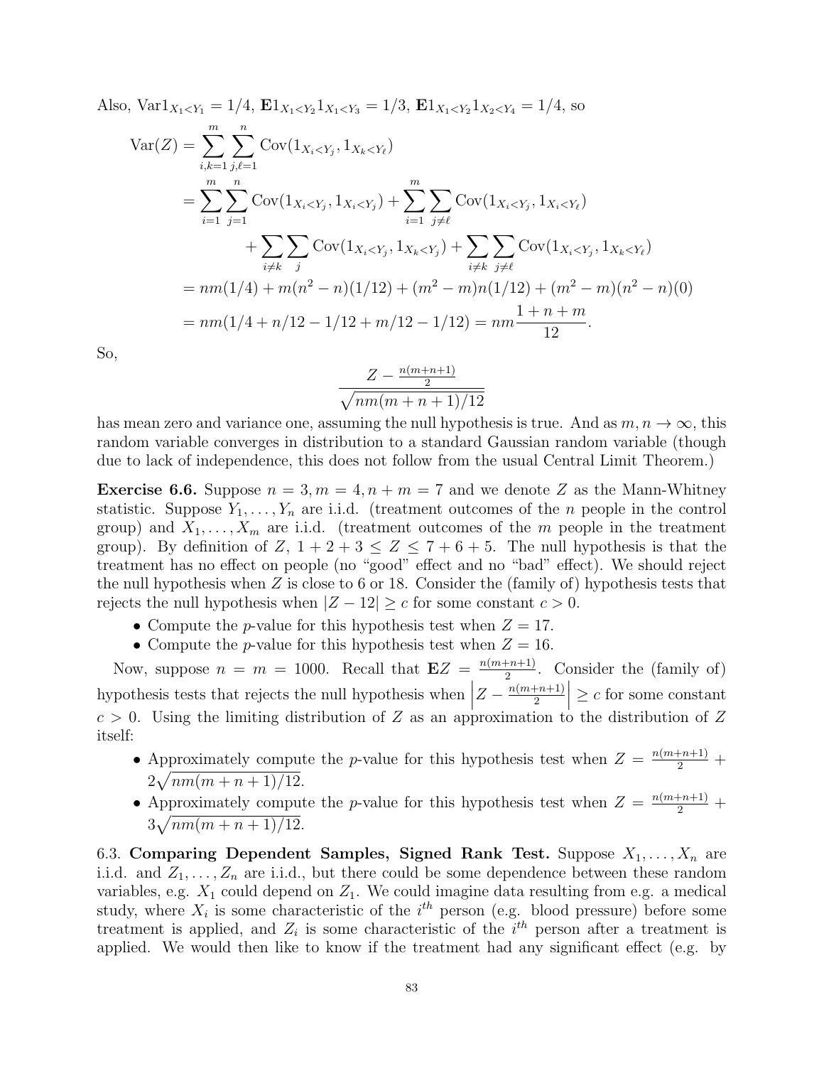Also, $\mathrm{Var}1_{X_1<Y_1} = 1/4$, $\mathbf{E}1_{X_1<Y_2}1_{X_1<Y_3} = 1/3$, $\mathbf{E}1_{X_1<Y_2}1_{X_2<Y_4} = 1/4$, so

$$
\begin{aligned}
\mathrm{Var}(Z) &= \sum_{i,k=1}^{m}\sum_{j,\ell=1}^{n} \mathrm{Cov}(1_{X_i<Y_j}, 1_{X_k<Y_\ell}) \\
&= \sum_{i=1}^{m}\sum_{j=1}^{n} \mathrm{Cov}(1_{X_i<Y_j}, 1_{X_i<Y_j}) + \sum_{i=1}^{m}\sum_{j\neq\ell} \mathrm{Cov}(1_{X_i<Y_j}, 1_{X_i<Y_\ell}) \\
&\qquad + \sum_{i\neq k}\sum_{j} \mathrm{Cov}(1_{X_i<Y_j}, 1_{X_k<Y_j}) + \sum_{i\neq k}\sum_{j\neq\ell} \mathrm{Cov}(1_{X_i<Y_j}, 1_{X_k<Y_\ell}) \\
&= nm(1/4) + m(n^2-n)(1/12) + (m^2-m)n(1/12) + (m^2-m)(n^2-n)(0) \\
&= nm(1/4 + n/12 - 1/12 + m/12 - 1/12) = nm\frac{1+n+m}{12}.
\end{aligned}
$$

So,

$$
\frac{Z - \frac{n(m+n+1)}{2}}{\sqrt{nm(m+n+1)/12}}
$$

has mean zero and variance one, assuming the null hypothesis is true. And as $m, n \to \infty$, this random variable converges in distribution to a standard Gaussian random variable (though due to lack of independence, this does not follow from the usual Central Limit Theorem.)

**Exercise 6.6.** Suppose $n = 3, m = 4, n + m = 7$ and we denote $Z$ as the Mann-Whitney statistic. Suppose $Y_1, \ldots, Y_n$ are i.i.d. (treatment outcomes of the $n$ people in the control group) and $X_1, \ldots, X_m$ are i.i.d. (treatment outcomes of the $m$ people in the treatment group). By definition of $Z$, $1 + 2 + 3 \leq Z \leq 7 + 6 + 5$. The null hypothesis is that the treatment has no effect on people (no "good" effect and no "bad" effect). We should reject the null hypothesis when $Z$ is close to 6 or 18. Consider the (family of) hypothesis tests that rejects the null hypothesis when $|Z - 12| \geq c$ for some constant $c > 0$.

- Compute the $p$-value for this hypothesis test when $Z = 17$.
- Compute the $p$-value for this hypothesis test when $Z = 16$.

Now, suppose $n = m = 1000$. Recall that $\mathbf{E}Z = \frac{n(m+n+1)}{2}$. Consider the (family of) hypothesis tests that rejects the null hypothesis when $\left|Z - \frac{n(m+n+1)}{2}\right| \geq c$ for some constant $c > 0$. Using the limiting distribution of $Z$ as an approximation to the distribution of $Z$ itself:

- Approximately compute the $p$-value for this hypothesis test when $Z = \frac{n(m+n+1)}{2} + 2\sqrt{nm(m+n+1)/12}$.
- Approximately compute the $p$-value for this hypothesis test when $Z = \frac{n(m+n+1)}{2} + 3\sqrt{nm(m+n+1)/12}$.

6.3. **Comparing Dependent Samples, Signed Rank Test.** Suppose $X_1, \ldots, X_n$ are i.i.d. and $Z_1, \ldots, Z_n$ are i.i.d., but there could be some dependence between these random variables, e.g. $X_1$ could depend on $Z_1$. We could imagine data resulting from e.g. a medical study, where $X_i$ is some characteristic of the $i^{th}$ person (e.g. blood pressure) before some treatment is applied, and $Z_i$ is some characteristic of the $i^{th}$ person after a treatment is applied. We would then like to know if the treatment had any significant effect (e.g. by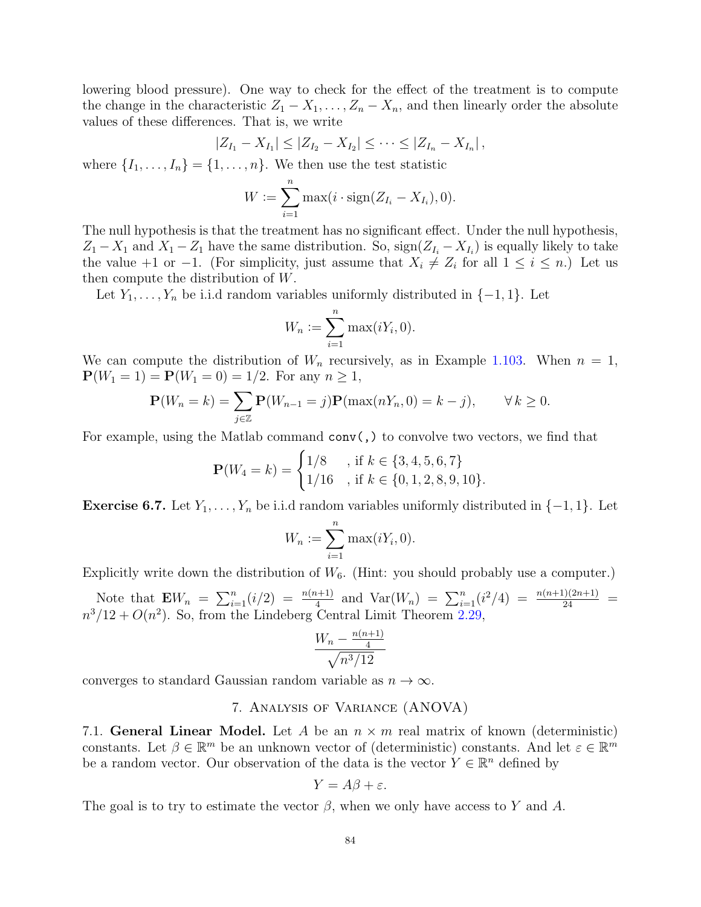lowering blood pressure). One way to check for the effect of the treatment is to compute the change in the characteristic $Z_1 - X_1, \ldots, Z_n - X_n$, and then linearly order the absolute values of these differences. That is, we write

$$|Z_{I_1} - X_{I_1}| \leq |Z_{I_2} - X_{I_2}| \leq \cdots \leq |Z_{I_n} - X_{I_n}|,$$

where $\{I_1, \ldots, I_n\} = \{1, \ldots, n\}$. We then use the test statistic

$$W := \sum_{i=1}^{n} \max(i \cdot \mathrm{sign}(Z_{I_i} - X_{I_i}), 0).$$

The null hypothesis is that the treatment has no significant effect. Under the null hypothesis, $Z_1 - X_1$ and $X_1 - Z_1$ have the same distribution. So, $\mathrm{sign}(Z_{I_i} - X_{I_i})$ is equally likely to take the value $+1$ or $-1$. (For simplicity, just assume that $X_i \neq Z_i$ for all $1 \leq i \leq n$.) Let us then compute the distribution of $W$.

Let $Y_1, \ldots, Y_n$ be i.i.d random variables uniformly distributed in $\{-1, 1\}$. Let

$$W_n := \sum_{i=1}^{n} \max(iY_i, 0).$$

We can compute the distribution of $W_n$ recursively, as in Example 1.103. When $n = 1$, $\mathbf{P}(W_1 = 1) = \mathbf{P}(W_1 = 0) = 1/2$. For any $n \geq 1$,

$$\mathbf{P}(W_n = k) = \sum_{j \in \mathbb{Z}} \mathbf{P}(W_{n-1} = j)\mathbf{P}(\max(nY_n, 0) = k - j), \qquad \forall\, k \geq 0.$$

For example, using the Matlab command `conv(,)` to convolve two vectors, we find that

$$\mathbf{P}(W_4 = k) = \begin{cases} 1/8 & , \text{if } k \in \{3, 4, 5, 6, 7\} \\ 1/16 & , \text{if } k \in \{0, 1, 2, 8, 9, 10\}. \end{cases}$$

**Exercise 6.7.** Let $Y_1, \ldots, Y_n$ be i.i.d random variables uniformly distributed in $\{-1, 1\}$. Let

$$W_n := \sum_{i=1}^{n} \max(iY_i, 0).$$

Explicitly write down the distribution of $W_6$. (Hint: you should probably use a computer.)

Note that $\mathbf{E}W_n = \sum_{i=1}^{n} (i/2) = \frac{n(n+1)}{4}$ and $\mathrm{Var}(W_n) = \sum_{i=1}^{n} (i^2/4) = \frac{n(n+1)(2n+1)}{24} = n^3/12 + O(n^2)$. So, from the Lindeberg Central Limit Theorem 2.29,

$$\frac{W_n - \frac{n(n+1)}{4}}{\sqrt{n^3/12}}$$

converges to standard Gaussian random variable as $n \to \infty$.

## 7. Analysis of Variance (ANOVA)

7.1. **General Linear Model.** Let $A$ be an $n \times m$ real matrix of known (deterministic) constants. Let $\beta \in \mathbb{R}^m$ be an unknown vector of (deterministic) constants. And let $\varepsilon \in \mathbb{R}^m$ be a random vector. Our observation of the data is the vector $Y \in \mathbb{R}^n$ defined by

$$Y = A\beta + \varepsilon.$$

The goal is to try to estimate the vector $\beta$, when we only have access to $Y$ and $A$.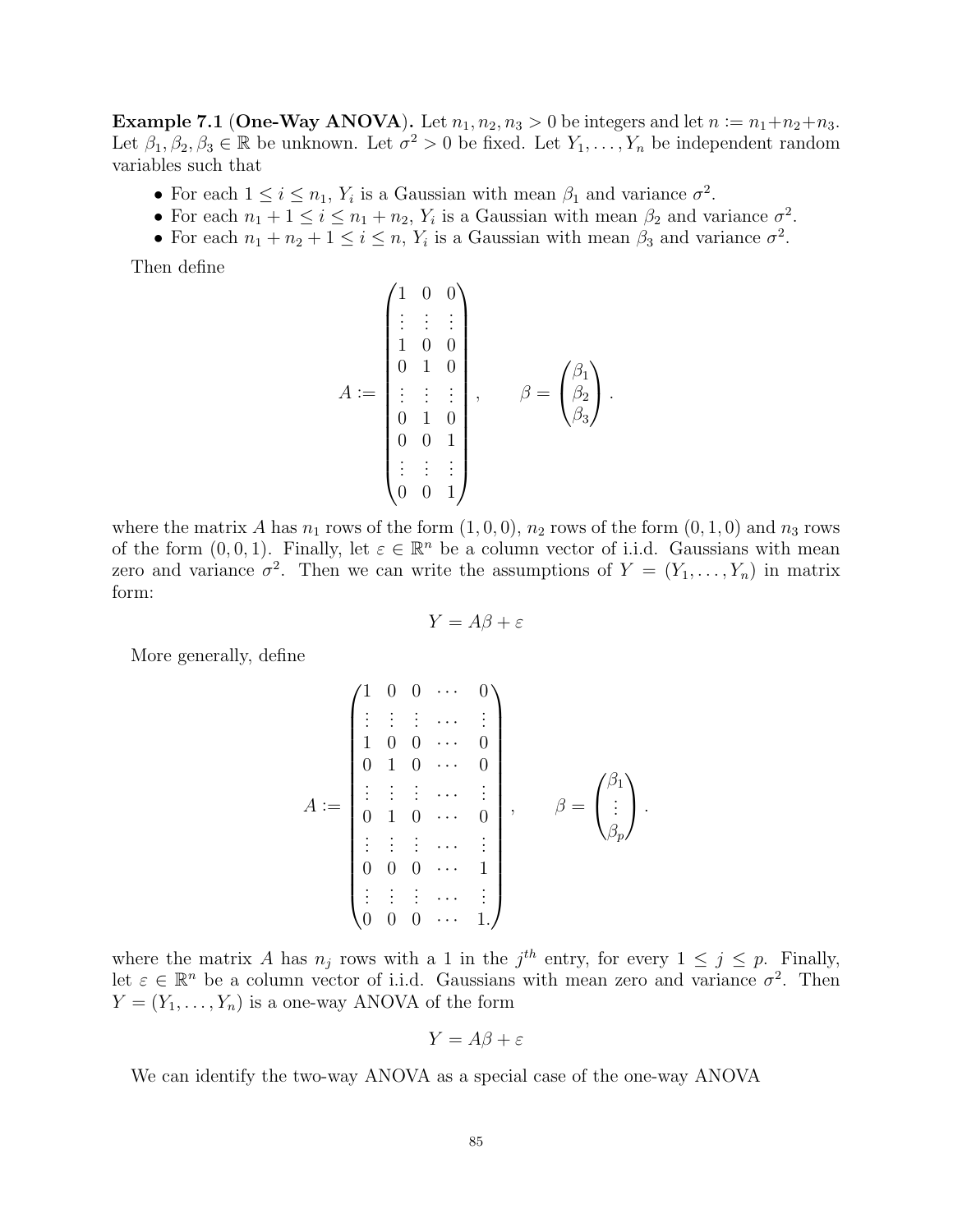**Example 7.1 (One-Way ANOVA).** Let $n_1, n_2, n_3 > 0$ be integers and let $n := n_1+n_2+n_3$. Let $\beta_1, \beta_2, \beta_3 \in \mathbb{R}$ be unknown. Let $\sigma^2 > 0$ be fixed. Let $Y_1, \ldots, Y_n$ be independent random variables such that

- For each $1 \leq i \leq n_1$, $Y_i$ is a Gaussian with mean $\beta_1$ and variance $\sigma^2$.
- For each $n_1 + 1 \leq i \leq n_1 + n_2$, $Y_i$ is a Gaussian with mean $\beta_2$ and variance $\sigma^2$.
- For each $n_1 + n_2 + 1 \leq i \leq n$, $Y_i$ is a Gaussian with mean $\beta_3$ and variance $\sigma^2$.

Then define

$$A := \begin{pmatrix} 1 & 0 & 0 \\ \vdots & \vdots & \vdots \\ 1 & 0 & 0 \\ 0 & 1 & 0 \\ \vdots & \vdots & \vdots \\ 0 & 1 & 0 \\ 0 & 0 & 1 \\ \vdots & \vdots & \vdots \\ 0 & 0 & 1 \end{pmatrix}, \qquad \beta = \begin{pmatrix} \beta_1 \\ \beta_2 \\ \beta_3 \end{pmatrix}.$$

where the matrix $A$ has $n_1$ rows of the form $(1, 0, 0)$, $n_2$ rows of the form $(0, 1, 0)$ and $n_3$ rows of the form $(0, 0, 1)$. Finally, let $\varepsilon \in \mathbb{R}^n$ be a column vector of i.i.d. Gaussians with mean zero and variance $\sigma^2$. Then we can write the assumptions of $Y = (Y_1, \ldots, Y_n)$ in matrix form:

$$Y = A\beta + \varepsilon$$

More generally, define

$$A := \begin{pmatrix} 1 & 0 & 0 & \cdots & 0 \\ \vdots & \vdots & \vdots & \cdots & \vdots \\ 1 & 0 & 0 & \cdots & 0 \\ 0 & 1 & 0 & \cdots & 0 \\ \vdots & \vdots & \vdots & \cdots & \vdots \\ 0 & 1 & 0 & \cdots & 0 \\ \vdots & \vdots & \vdots & \cdots & \vdots \\ 0 & 0 & 0 & \cdots & 1 \\ \vdots & \vdots & \vdots & \cdots & \vdots \\ 0 & 0 & 0 & \cdots & 1. \end{pmatrix}, \qquad \beta = \begin{pmatrix} \beta_1 \\ \vdots \\ \beta_p \end{pmatrix}.$$

where the matrix $A$ has $n_j$ rows with a 1 in the $j^{th}$ entry, for every $1 \leq j \leq p$. Finally, let $\varepsilon \in \mathbb{R}^n$ be a column vector of i.i.d. Gaussians with mean zero and variance $\sigma^2$. Then $Y = (Y_1, \ldots, Y_n)$ is a one-way ANOVA of the form

$$Y = A\beta + \varepsilon$$

We can identify the two-way ANOVA as a special case of the one-way ANOVA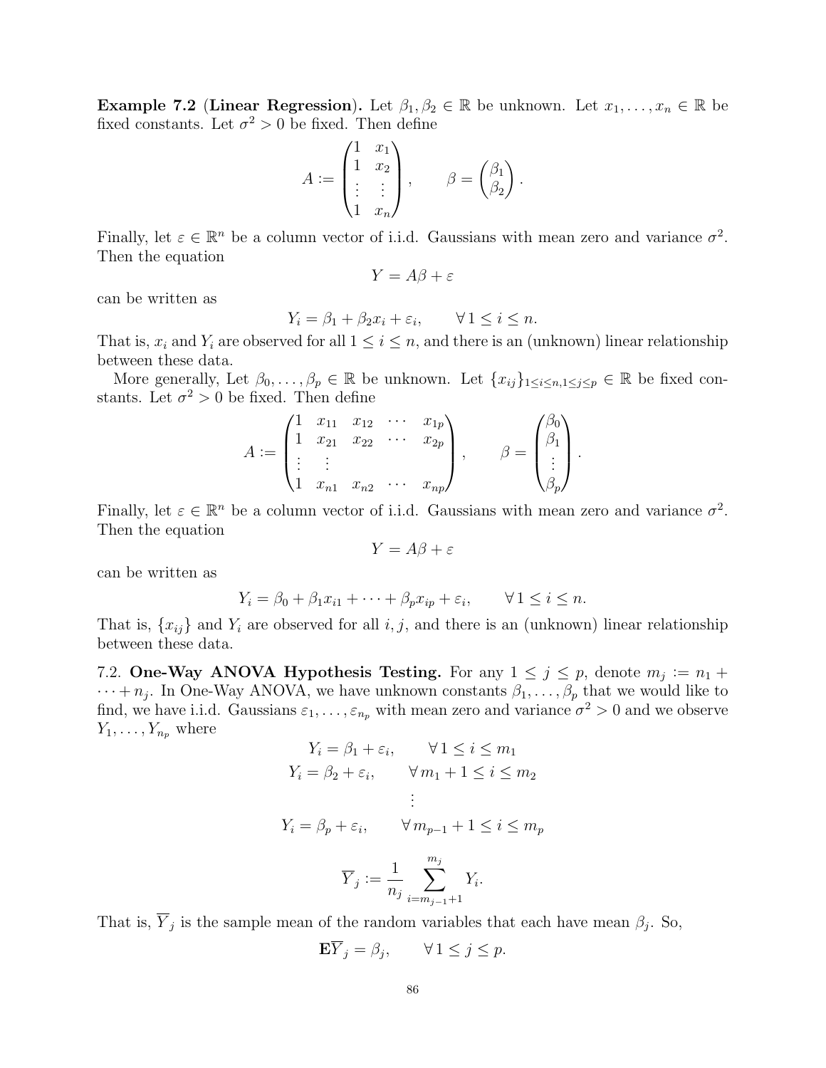**Example 7.2 (Linear Regression).** Let $\beta_1, \beta_2 \in \mathbb{R}$ be unknown. Let $x_1, \ldots, x_n \in \mathbb{R}$ be fixed constants. Let $\sigma^2 > 0$ be fixed. Then define

$$A := \begin{pmatrix} 1 & x_1 \\ 1 & x_2 \\ \vdots & \vdots \\ 1 & x_n \end{pmatrix}, \qquad \beta = \begin{pmatrix} \beta_1 \\ \beta_2 \end{pmatrix}.$$

Finally, let $\varepsilon \in \mathbb{R}^n$ be a column vector of i.i.d. Gaussians with mean zero and variance $\sigma^2$. Then the equation

$$Y = A\beta + \varepsilon$$

can be written as

$$Y_i = \beta_1 + \beta_2 x_i + \varepsilon_i, \qquad \forall\, 1 \leq i \leq n.$$

That is, $x_i$ and $Y_i$ are observed for all $1 \leq i \leq n$, and there is an (unknown) linear relationship between these data.

More generally, Let $\beta_0, \ldots, \beta_p \in \mathbb{R}$ be unknown. Let $\{x_{ij}\}_{1 \leq i \leq n, 1 \leq j \leq p} \in \mathbb{R}$ be fixed constants. Let $\sigma^2 > 0$ be fixed. Then define

$$A := \begin{pmatrix} 1 & x_{11} & x_{12} & \cdots & x_{1p} \\ 1 & x_{21} & x_{22} & \cdots & x_{2p} \\ \vdots & \vdots & & & \\ 1 & x_{n1} & x_{n2} & \cdots & x_{np} \end{pmatrix}, \qquad \beta = \begin{pmatrix} \beta_0 \\ \beta_1 \\ \vdots \\ \beta_p \end{pmatrix}.$$

Finally, let $\varepsilon \in \mathbb{R}^n$ be a column vector of i.i.d. Gaussians with mean zero and variance $\sigma^2$. Then the equation

$$Y = A\beta + \varepsilon$$

can be written as

$$Y_i = \beta_0 + \beta_1 x_{i1} + \cdots + \beta_p x_{ip} + \varepsilon_i, \qquad \forall\, 1 \leq i \leq n.$$

That is, $\{x_{ij}\}$ and $Y_i$ are observed for all $i, j$, and there is an (unknown) linear relationship between these data.

7.2. **One-Way ANOVA Hypothesis Testing.** For any $1 \leq j \leq p$, denote $m_j := n_1 + \cdots + n_j$. In One-Way ANOVA, we have unknown constants $\beta_1, \ldots, \beta_p$ that we would like to find, we have i.i.d. Gaussians $\varepsilon_1, \ldots, \varepsilon_{n_p}$ with mean zero and variance $\sigma^2 > 0$ and we observe $Y_1, \ldots, Y_{n_p}$ where

$$\begin{aligned} Y_i &= \beta_1 + \varepsilon_i, \qquad \forall\, 1 \leq i \leq m_1 \\ Y_i &= \beta_2 + \varepsilon_i, \qquad \forall\, m_1 + 1 \leq i \leq m_2 \\ &\vdots \\ Y_i &= \beta_p + \varepsilon_i, \qquad \forall\, m_{p-1} + 1 \leq i \leq m_p \end{aligned}$$

$$\overline{Y}_j := \frac{1}{n_j} \sum_{i=m_{j-1}+1}^{m_j} Y_i.$$

That is, $\overline{Y}_j$ is the sample mean of the random variables that each have mean $\beta_j$. So,

$$\mathbf{E}\overline{Y}_j = \beta_j, \qquad \forall\, 1 \leq j \leq p.$$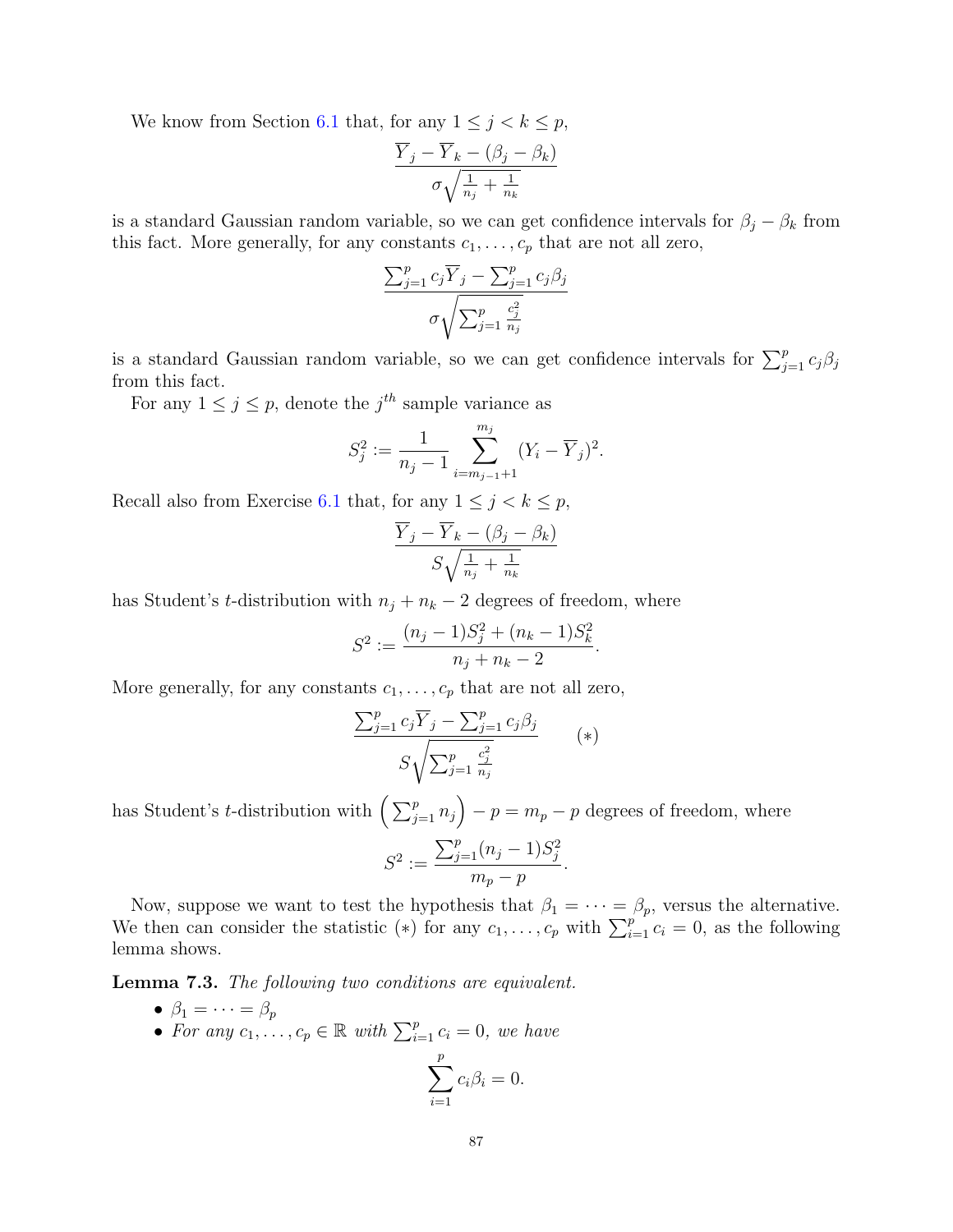We know from Section 6.1 that, for any $1 \leq j < k \leq p$,

$$\frac{\overline{Y}_j - \overline{Y}_k - (\beta_j - \beta_k)}{\sigma\sqrt{\frac{1}{n_j} + \frac{1}{n_k}}}$$

is a standard Gaussian random variable, so we can get confidence intervals for $\beta_j - \beta_k$ from this fact. More generally, for any constants $c_1, \ldots, c_p$ that are not all zero,

$$\frac{\sum_{j=1}^p c_j \overline{Y}_j - \sum_{j=1}^p c_j \beta_j}{\sigma\sqrt{\sum_{j=1}^p \frac{c_j^2}{n_j}}}$$

is a standard Gaussian random variable, so we can get confidence intervals for $\sum_{j=1}^p c_j \beta_j$ from this fact.

For any $1 \leq j \leq p$, denote the $j^{th}$ sample variance as

$$S_j^2 := \frac{1}{n_j - 1} \sum_{i=m_{j-1}+1}^{m_j} (Y_i - \overline{Y}_j)^2.$$

Recall also from Exercise 6.1 that, for any $1 \leq j < k \leq p$,

$$\frac{\overline{Y}_j - \overline{Y}_k - (\beta_j - \beta_k)}{S\sqrt{\frac{1}{n_j} + \frac{1}{n_k}}}$$

has Student's $t$-distribution with $n_j + n_k - 2$ degrees of freedom, where

$$S^2 := \frac{(n_j - 1)S_j^2 + (n_k - 1)S_k^2}{n_j + n_k - 2}.$$

More generally, for any constants $c_1, \ldots, c_p$ that are not all zero,

$$\frac{\sum_{j=1}^p c_j \overline{Y}_j - \sum_{j=1}^p c_j \beta_j}{S\sqrt{\sum_{j=1}^p \frac{c_j^2}{n_j}}} \qquad (*)$$

has Student's $t$-distribution with $\left(\sum_{j=1}^p n_j\right) - p = m_p - p$ degrees of freedom, where

$$S^2 := \frac{\sum_{j=1}^p (n_j - 1)S_j^2}{m_p - p}.$$

Now, suppose we want to test the hypothesis that $\beta_1 = \cdots = \beta_p$, versus the alternative. We then can consider the statistic $(*)$ for any $c_1, \ldots, c_p$ with $\sum_{i=1}^p c_i = 0$, as the following lemma shows.

**Lemma 7.3.** *The following two conditions are equivalent.*

- $\beta_1 = \cdots = \beta_p$
- *For any* $c_1, \ldots, c_p \in \mathbb{R}$ *with* $\sum_{i=1}^p c_i = 0$, *we have*

$$\sum_{i=1}^p c_i \beta_i = 0.$$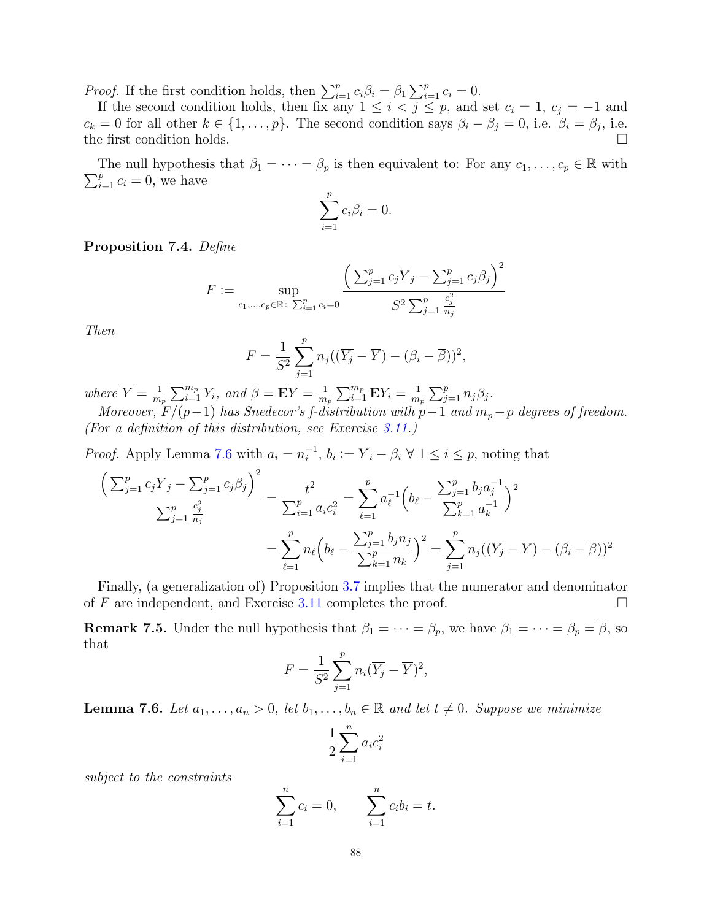*Proof.* If the first condition holds, then $\sum_{i=1}^{p} c_i\beta_i = \beta_1 \sum_{i=1}^{p} c_i = 0$.

If the second condition holds, then fix any $1 \leq i < j \leq p$, and set $c_i = 1$, $c_j = -1$ and $c_k = 0$ for all other $k \in \{1, \ldots, p\}$. The second condition says $\beta_i - \beta_j = 0$, i.e. $\beta_i = \beta_j$, i.e. the first condition holds. $\square$

The null hypothesis that $\beta_1 = \cdots = \beta_p$ is then equivalent to: For any $c_1, \ldots, c_p \in \mathbb{R}$ with $\sum_{i=1}^{p} c_i = 0$, we have

$$\sum_{i=1}^{p} c_i\beta_i = 0.$$

**Proposition 7.4.** *Define*

$$F := \sup_{c_1,\ldots,c_p \in \mathbb{R}:\ \sum_{i=1}^{p} c_i = 0} \frac{\Big(\sum_{j=1}^{p} c_j\overline{Y}_j - \sum_{j=1}^{p} c_j\beta_j\Big)^2}{S^2 \sum_{j=1}^{p} \frac{c_j^2}{n_j}}$$

*Then*

$$F = \frac{1}{S^2}\sum_{j=1}^{p} n_j((\overline{Y_j} - \overline{Y}) - (\beta_i - \overline{\beta}))^2,$$

*where* $\overline{Y} = \frac{1}{m_p}\sum_{i=1}^{m_p} Y_i$*, and* $\overline{\beta} = \mathbf{E}\overline{Y} = \frac{1}{m_p}\sum_{i=1}^{m_p} \mathbf{E}Y_i = \frac{1}{m_p}\sum_{j=1}^{p} n_j\beta_j$.

*Moreover,* $F/(p-1)$ *has Snedecor's f-distribution with* $p-1$ *and* $m_p - p$ *degrees of freedom. (For a definition of this distribution, see Exercise 3.11.)*

*Proof.* Apply Lemma 7.6 with $a_i = n_i^{-1}$, $b_i := \overline{Y}_i - \beta_i\ \forall\ 1 \leq i \leq p$, noting that

$$\frac{\Big(\sum_{j=1}^{p} c_j\overline{Y}_j - \sum_{j=1}^{p} c_j\beta_j\Big)^2}{\sum_{j=1}^{p} \frac{c_j^2}{n_j}} = \frac{t^2}{\sum_{i=1}^{p} a_i c_i^2} = \sum_{\ell=1}^{p} a_\ell^{-1}\Big(b_\ell - \frac{\sum_{j=1}^{p} b_j a_j^{-1}}{\sum_{k=1}^{p} a_k^{-1}}\Big)^2$$

$$= \sum_{\ell=1}^{p} n_\ell\Big(b_\ell - \frac{\sum_{j=1}^{p} b_j n_j}{\sum_{k=1}^{p} n_k}\Big)^2 = \sum_{j=1}^{p} n_j((\overline{Y_j} - \overline{Y}) - (\beta_i - \overline{\beta}))^2$$

Finally, (a generalization of) Proposition 3.7 implies that the numerator and denominator of $F$ are independent, and Exercise 3.11 completes the proof. $\square$

**Remark 7.5.** Under the null hypothesis that $\beta_1 = \cdots = \beta_p$, we have $\beta_1 = \cdots = \beta_p = \overline{\beta}$, so that

$$F = \frac{1}{S^2}\sum_{j=1}^{p} n_i(\overline{Y_j} - \overline{Y})^2,$$

**Lemma 7.6.** *Let* $a_1, \ldots, a_n > 0$*, let* $b_1, \ldots, b_n \in \mathbb{R}$ *and let* $t \neq 0$*. Suppose we minimize*

$$\frac{1}{2}\sum_{i=1}^{n} a_i c_i^2$$

*subject to the constraints*

$$\sum_{i=1}^{n} c_i = 0, \qquad \sum_{i=1}^{n} c_i b_i = t.$$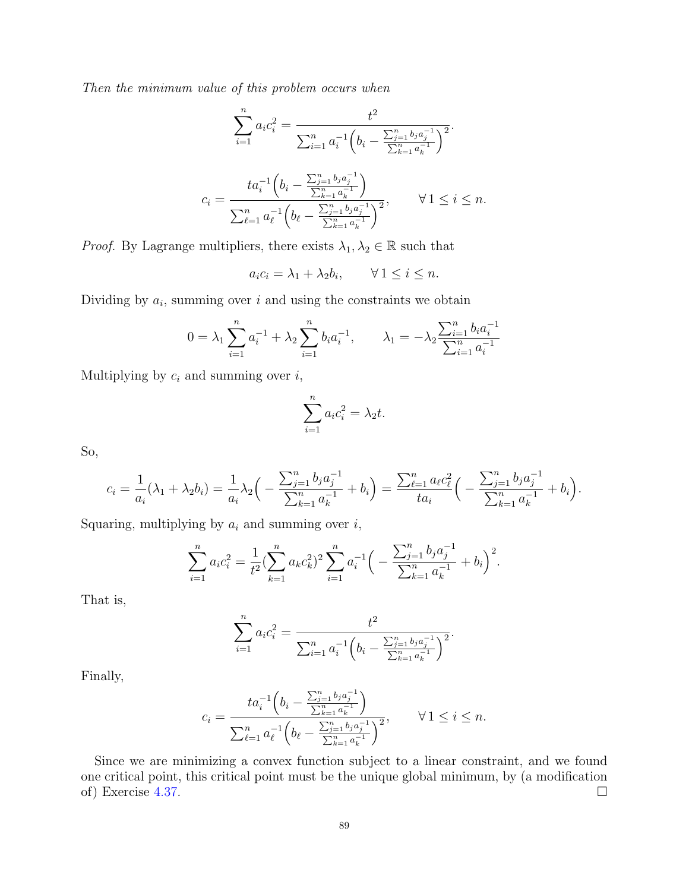*Then the minimum value of this problem occurs when*

$$\sum_{i=1}^{n} a_i c_i^2 = \frac{t^2}{\sum_{i=1}^{n} a_i^{-1}\Big(b_i - \frac{\sum_{j=1}^{n} b_j a_j^{-1}}{\sum_{k=1}^{n} a_k^{-1}}\Big)^2}.$$

$$c_i = \frac{t a_i^{-1}\Big(b_i - \frac{\sum_{j=1}^{n} b_j a_j^{-1}}{\sum_{k=1}^{n} a_k^{-1}}\Big)}{\sum_{\ell=1}^{n} a_\ell^{-1}\Big(b_\ell - \frac{\sum_{j=1}^{n} b_j a_j^{-1}}{\sum_{k=1}^{n} a_k^{-1}}\Big)^2}, \qquad \forall\, 1 \leq i \leq n.$$

*Proof.* By Lagrange multipliers, there exists $\lambda_1, \lambda_2 \in \mathbb{R}$ such that

$$a_i c_i = \lambda_1 + \lambda_2 b_i, \qquad \forall\, 1 \leq i \leq n.$$

Dividing by $a_i$, summing over $i$ and using the constraints we obtain

$$0 = \lambda_1 \sum_{i=1}^{n} a_i^{-1} + \lambda_2 \sum_{i=1}^{n} b_i a_i^{-1}, \qquad \lambda_1 = -\lambda_2 \frac{\sum_{i=1}^{n} b_i a_i^{-1}}{\sum_{i=1}^{n} a_i^{-1}}$$

Multiplying by $c_i$ and summing over $i$,

$$\sum_{i=1}^{n} a_i c_i^2 = \lambda_2 t.$$

So,

$$c_i = \frac{1}{a_i}(\lambda_1 + \lambda_2 b_i) = \frac{1}{a_i}\lambda_2\Big(-\frac{\sum_{j=1}^{n} b_j a_j^{-1}}{\sum_{k=1}^{n} a_k^{-1}} + b_i\Big) = \frac{\sum_{\ell=1}^{n} a_\ell c_\ell^2}{t a_i}\Big(-\frac{\sum_{j=1}^{n} b_j a_j^{-1}}{\sum_{k=1}^{n} a_k^{-1}} + b_i\Big).$$

Squaring, multiplying by $a_i$ and summing over $i$,

$$\sum_{i=1}^{n} a_i c_i^2 = \frac{1}{t^2}\Big(\sum_{k=1}^{n} a_k c_k^2\Big)^2 \sum_{i=1}^{n} a_i^{-1}\Big(-\frac{\sum_{j=1}^{n} b_j a_j^{-1}}{\sum_{k=1}^{n} a_k^{-1}} + b_i\Big)^2.$$

That is,

$$\sum_{i=1}^{n} a_i c_i^2 = \frac{t^2}{\sum_{i=1}^{n} a_i^{-1}\Big(b_i - \frac{\sum_{j=1}^{n} b_j a_j^{-1}}{\sum_{k=1}^{n} a_k^{-1}}\Big)^2}.$$

Finally,

$$c_i = \frac{t a_i^{-1}\Big(b_i - \frac{\sum_{j=1}^{n} b_j a_j^{-1}}{\sum_{k=1}^{n} a_k^{-1}}\Big)}{\sum_{\ell=1}^{n} a_\ell^{-1}\Big(b_\ell - \frac{\sum_{j=1}^{n} b_j a_j^{-1}}{\sum_{k=1}^{n} a_k^{-1}}\Big)^2}, \qquad \forall\, 1 \leq i \leq n.$$

Since we are minimizing a convex function subject to a linear constraint, and we found one critical point, this critical point must be the unique global minimum, by (a modification of) Exercise 4.37. □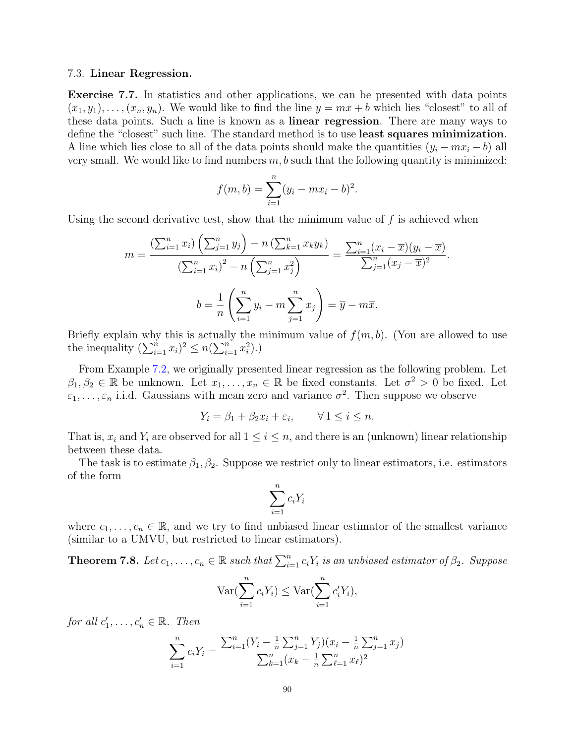### 7.3. **Linear Regression.**

**Exercise 7.7.** In statistics and other applications, we can be presented with data points $(x_1, y_1), \ldots, (x_n, y_n)$. We would like to find the line $y = mx + b$ which lies "closest" to all of these data points. Such a line is known as a **linear regression**. There are many ways to define the "closest" such line. The standard method is to use **least squares minimization**. A line which lies close to all of the data points should make the quantities $(y_i - mx_i - b)$ all very small. We would like to find numbers $m, b$ such that the following quantity is minimized:

$$f(m,b) = \sum_{i=1}^{n} (y_i - mx_i - b)^2.$$

Using the second derivative test, show that the minimum value of $f$ is achieved when

$$m = \frac{\left(\sum_{i=1}^{n} x_i\right)\left(\sum_{j=1}^{n} y_j\right) - n\left(\sum_{k=1}^{n} x_k y_k\right)}{\left(\sum_{i=1}^{n} x_i\right)^2 - n\left(\sum_{j=1}^{n} x_j^2\right)} = \frac{\sum_{i=1}^{n}(x_i - \overline{x})(y_i - \overline{x})}{\sum_{j=1}^{n}(x_j - \overline{x})^2}.$$

$$b = \frac{1}{n}\left(\sum_{i=1}^{n} y_i - m\sum_{j=1}^{n} x_j\right) = \overline{y} - m\overline{x}.$$

Briefly explain why this is actually the minimum value of $f(m,b)$. (You are allowed to use the inequality $(\sum_{i=1}^{n} x_i)^2 \leq n(\sum_{i=1}^{n} x_i^2)$.)

From Example 7.2, we originally presented linear regression as the following problem. Let $\beta_1, \beta_2 \in \mathbb{R}$ be unknown. Let $x_1, \ldots, x_n \in \mathbb{R}$ be fixed constants. Let $\sigma^2 > 0$ be fixed. Let $\varepsilon_1, \ldots, \varepsilon_n$ i.i.d. Gaussians with mean zero and variance $\sigma^2$. Then suppose we observe

$$Y_i = \beta_1 + \beta_2 x_i + \varepsilon_i, \qquad \forall\, 1 \leq i \leq n.$$

That is, $x_i$ and $Y_i$ are observed for all $1 \leq i \leq n$, and there is an (unknown) linear relationship between these data.

The task is to estimate $\beta_1, \beta_2$. Suppose we restrict only to linear estimators, i.e. estimators of the form

$$\sum_{i=1}^{n} c_i Y_i$$

where $c_1, \ldots, c_n \in \mathbb{R}$, and we try to find unbiased linear estimator of the smallest variance (similar to a UMVU, but restricted to linear estimators).

**Theorem 7.8.** *Let $c_1, \ldots, c_n \in \mathbb{R}$ such that $\sum_{i=1}^{n} c_i Y_i$ is an unbiased estimator of $\beta_2$. Suppose*

$$\mathrm{Var}(\sum_{i=1}^{n} c_i Y_i) \leq \mathrm{Var}(\sum_{i=1}^{n} c_i' Y_i),$$

*for all $c_1', \ldots, c_n' \in \mathbb{R}$. Then*

$$\sum_{i=1}^{n} c_i Y_i = \frac{\sum_{i=1}^{n}(Y_i - \frac{1}{n}\sum_{j=1}^{n} Y_j)(x_i - \frac{1}{n}\sum_{j=1}^{n} x_j)}{\sum_{k=1}^{n}(x_k - \frac{1}{n}\sum_{\ell=1}^{n} x_\ell)^2}$$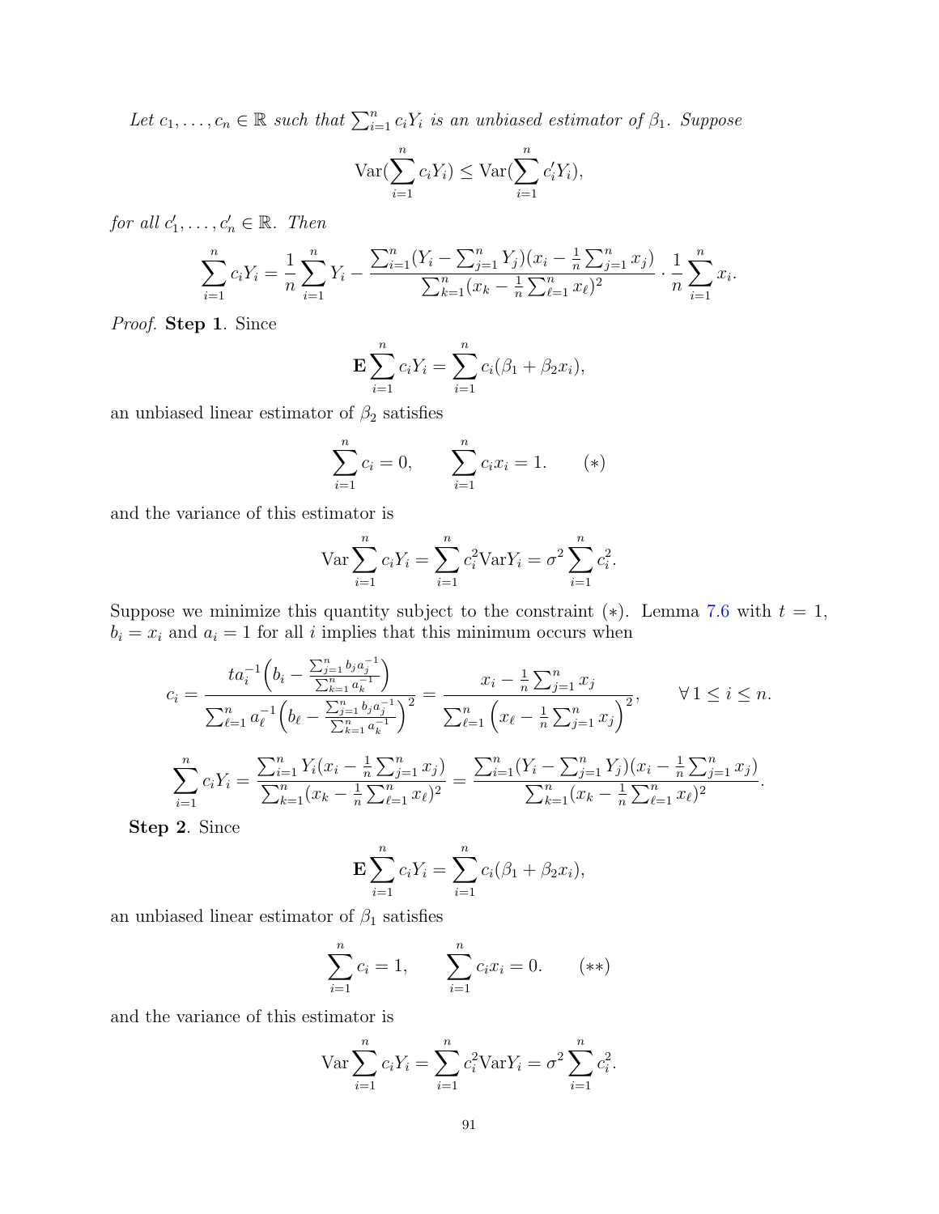*Let $c_1, \ldots, c_n \in \mathbb{R}$ such that $\sum_{i=1}^n c_i Y_i$ is an unbiased estimator of $\beta_1$. Suppose*

$$\mathrm{Var}(\sum_{i=1}^n c_i Y_i) \leq \mathrm{Var}(\sum_{i=1}^n c_i' Y_i),$$

*for all $c_1', \ldots, c_n' \in \mathbb{R}$. Then*

$$\sum_{i=1}^n c_i Y_i = \frac{1}{n}\sum_{i=1}^n Y_i - \frac{\sum_{i=1}^n (Y_i - \sum_{j=1}^n Y_j)(x_i - \frac{1}{n}\sum_{j=1}^n x_j)}{\sum_{k=1}^n (x_k - \frac{1}{n}\sum_{\ell=1}^n x_\ell)^2} \cdot \frac{1}{n}\sum_{i=1}^n x_i.$$

*Proof.* **Step 1**. Since

$$\mathbf{E}\sum_{i=1}^n c_i Y_i = \sum_{i=1}^n c_i(\beta_1 + \beta_2 x_i),$$

an unbiased linear estimator of $\beta_2$ satisfies

$$\sum_{i=1}^n c_i = 0, \qquad \sum_{i=1}^n c_i x_i = 1. \qquad (*)$$

and the variance of this estimator is

$$\mathrm{Var}\sum_{i=1}^n c_i Y_i = \sum_{i=1}^n c_i^2 \mathrm{Var} Y_i = \sigma^2 \sum_{i=1}^n c_i^2.$$

Suppose we minimize this quantity subject to the constraint $(*)$. Lemma 7.6 with $t = 1$, $b_i = x_i$ and $a_i = 1$ for all $i$ implies that this minimum occurs when

$$c_i = \frac{t a_i^{-1}\Big(b_i - \frac{\sum_{j=1}^n b_j a_j^{-1}}{\sum_{k=1}^n a_k^{-1}}\Big)}{\sum_{\ell=1}^n a_\ell^{-1}\Big(b_\ell - \frac{\sum_{j=1}^n b_j a_j^{-1}}{\sum_{k=1}^n a_k^{-1}}\Big)^2} = \frac{x_i - \frac{1}{n}\sum_{j=1}^n x_j}{\sum_{\ell=1}^n \Big(x_\ell - \frac{1}{n}\sum_{j=1}^n x_j\Big)^2}, \qquad \forall\, 1 \leq i \leq n.$$

$$\sum_{i=1}^n c_i Y_i = \frac{\sum_{i=1}^n Y_i(x_i - \frac{1}{n}\sum_{j=1}^n x_j)}{\sum_{k=1}^n (x_k - \frac{1}{n}\sum_{\ell=1}^n x_\ell)^2} = \frac{\sum_{i=1}^n (Y_i - \sum_{j=1}^n Y_j)(x_i - \frac{1}{n}\sum_{j=1}^n x_j)}{\sum_{k=1}^n (x_k - \frac{1}{n}\sum_{\ell=1}^n x_\ell)^2}.$$

**Step 2**. Since

$$\mathbf{E}\sum_{i=1}^n c_i Y_i = \sum_{i=1}^n c_i(\beta_1 + \beta_2 x_i),$$

an unbiased linear estimator of $\beta_1$ satisfies

$$\sum_{i=1}^n c_i = 1, \qquad \sum_{i=1}^n c_i x_i = 0. \qquad (**)$$

and the variance of this estimator is

$$\mathrm{Var}\sum_{i=1}^n c_i Y_i = \sum_{i=1}^n c_i^2 \mathrm{Var} Y_i = \sigma^2 \sum_{i=1}^n c_i^2.$$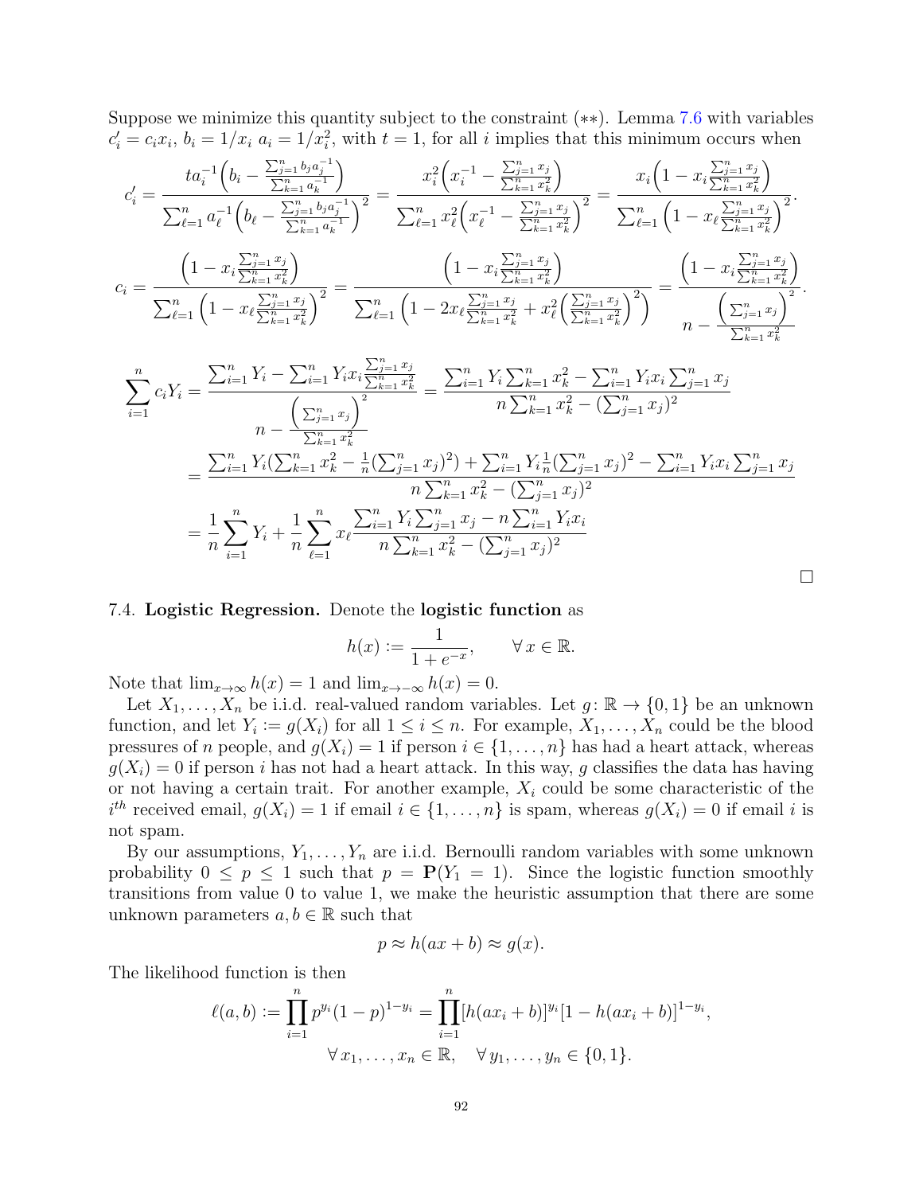Suppose we minimize this quantity subject to the constraint $(**)$. Lemma 7.6 with variables $c_i' = c_i x_i$, $b_i = 1/x_i$ $a_i = 1/x_i^2$, with $t = 1$, for all $i$ implies that this minimum occurs when

$$c_i' = \frac{t a_i^{-1}\Big(b_i - \frac{\sum_{j=1}^n b_j a_j^{-1}}{\sum_{k=1}^n a_k^{-1}}\Big)}{\sum_{\ell=1}^n a_\ell^{-1}\Big(b_\ell - \frac{\sum_{j=1}^n b_j a_j^{-1}}{\sum_{k=1}^n a_k^{-1}}\Big)^2} = \frac{x_i^2\Big(x_i^{-1} - \frac{\sum_{j=1}^n x_j}{\sum_{k=1}^n x_k^2}\Big)}{\sum_{\ell=1}^n x_\ell^2\Big(x_\ell^{-1} - \frac{\sum_{j=1}^n x_j}{\sum_{k=1}^n x_k^2}\Big)^2} = \frac{x_i\Big(1 - x_i\frac{\sum_{j=1}^n x_j}{\sum_{k=1}^n x_k^2}\Big)}{\sum_{\ell=1}^n \Big(1 - x_\ell\frac{\sum_{j=1}^n x_j}{\sum_{k=1}^n x_k^2}\Big)^2}.$$

$$c_i = \frac{\Big(1 - x_i\frac{\sum_{j=1}^n x_j}{\sum_{k=1}^n x_k^2}\Big)}{\sum_{\ell=1}^n \Big(1 - x_\ell\frac{\sum_{j=1}^n x_j}{\sum_{k=1}^n x_k^2}\Big)^2} = \frac{\Big(1 - x_i\frac{\sum_{j=1}^n x_j}{\sum_{k=1}^n x_k^2}\Big)}{\sum_{\ell=1}^n \Big(1 - 2x_\ell\frac{\sum_{j=1}^n x_j}{\sum_{k=1}^n x_k^2} + x_\ell^2\Big(\frac{\sum_{j=1}^n x_j}{\sum_{k=1}^n x_k^2}\Big)^2\Big)} = \frac{\Big(1 - x_i\frac{\sum_{j=1}^n x_j}{\sum_{k=1}^n x_k^2}\Big)}{n - \frac{\Big(\sum_{j=1}^n x_j\Big)^2}{\sum_{k=1}^n x_k^2}}.$$

$$\begin{aligned}
\sum_{i=1}^n c_i Y_i &= \frac{\sum_{i=1}^n Y_i - \sum_{i=1}^n Y_i x_i \frac{\sum_{j=1}^n x_j}{\sum_{k=1}^n x_k^2}}{n - \frac{\Big(\sum_{j=1}^n x_j\Big)^2}{\sum_{k=1}^n x_k^2}} = \frac{\sum_{i=1}^n Y_i \sum_{k=1}^n x_k^2 - \sum_{i=1}^n Y_i x_i \sum_{j=1}^n x_j}{n\sum_{k=1}^n x_k^2 - (\sum_{j=1}^n x_j)^2} \\
&= \frac{\sum_{i=1}^n Y_i(\sum_{k=1}^n x_k^2 - \frac{1}{n}(\sum_{j=1}^n x_j)^2) + \sum_{i=1}^n Y_i \frac{1}{n}(\sum_{j=1}^n x_j)^2 - \sum_{i=1}^n Y_i x_i \sum_{j=1}^n x_j}{n\sum_{k=1}^n x_k^2 - (\sum_{j=1}^n x_j)^2} \\
&= \frac{1}{n}\sum_{i=1}^n Y_i + \frac{1}{n}\sum_{\ell=1}^n x_\ell \frac{\sum_{i=1}^n Y_i \sum_{j=1}^n x_j - n\sum_{i=1}^n Y_i x_i}{n\sum_{k=1}^n x_k^2 - (\sum_{j=1}^n x_j)^2}
\end{aligned}$$

□

7.4. **Logistic Regression.** Denote the **logistic function** as

$$h(x) := \frac{1}{1 + e^{-x}}, \qquad \forall\, x \in \mathbb{R}.$$

Note that $\lim_{x\to\infty} h(x) = 1$ and $\lim_{x\to-\infty} h(x) = 0$.

Let $X_1, \ldots, X_n$ be i.i.d. real-valued random variables. Let $g\colon \mathbb{R} \to \{0,1\}$ be an unknown function, and let $Y_i := g(X_i)$ for all $1 \leq i \leq n$. For example, $X_1, \ldots, X_n$ could be the blood pressures of $n$ people, and $g(X_i) = 1$ if person $i \in \{1, \ldots, n\}$ has had a heart attack, whereas $g(X_i) = 0$ if person $i$ has not had a heart attack. In this way, $g$ classifies the data has having or not having a certain trait. For another example, $X_i$ could be some characteristic of the $i^{th}$ received email, $g(X_i) = 1$ if email $i \in \{1, \ldots, n\}$ is spam, whereas $g(X_i) = 0$ if email $i$ is not spam.

By our assumptions, $Y_1, \ldots, Y_n$ are i.i.d. Bernoulli random variables with some unknown probability $0 \leq p \leq 1$ such that $p = \mathbf{P}(Y_1 = 1)$. Since the logistic function smoothly transitions from value 0 to value 1, we make the heuristic assumption that there are some unknown parameters $a, b \in \mathbb{R}$ such that

$$p \approx h(ax + b) \approx g(x).$$

The likelihood function is then

$$\ell(a,b) := \prod_{i=1}^n p^{y_i}(1-p)^{1-y_i} = \prod_{i=1}^n [h(ax_i + b)]^{y_i}[1 - h(ax_i + b)]^{1-y_i},$$
$$\forall\, x_1, \ldots, x_n \in \mathbb{R}, \quad \forall\, y_1, \ldots, y_n \in \{0,1\}.$$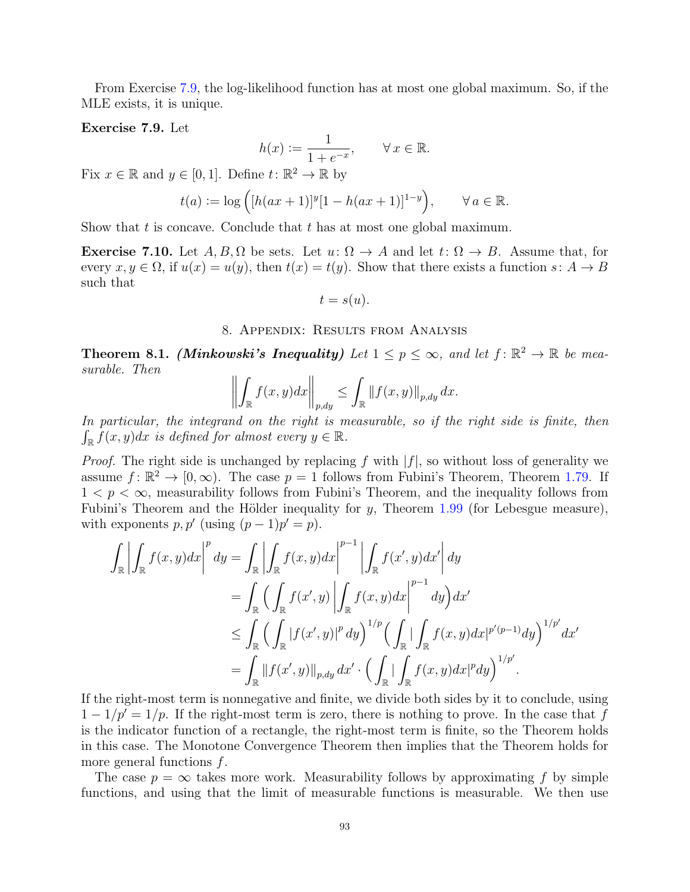From Exercise 7.9, the log-likelihood function has at most one global maximum. So, if the MLE exists, it is unique.

**Exercise 7.9.** Let

$$h(x) := \frac{1}{1+e^{-x}}, \qquad \forall\, x \in \mathbb{R}.$$

Fix $x \in \mathbb{R}$ and $y \in [0,1]$. Define $t\colon \mathbb{R}^2 \to \mathbb{R}$ by

$$t(a) := \log\Big([h(ax+1)]^y[1-h(ax+1)]^{1-y}\Big), \qquad \forall\, a \in \mathbb{R}.$$

Show that $t$ is concave. Conclude that $t$ has at most one global maximum.

**Exercise 7.10.** Let $A, B, \Omega$ be sets. Let $u\colon \Omega \to A$ and let $t\colon \Omega \to B$. Assume that, for every $x, y \in \Omega$, if $u(x) = u(y)$, then $t(x) = t(y)$. Show that there exists a function $s\colon A \to B$ such that

$$t = s(u).$$

## 8. Appendix: Results from Analysis

**Theorem 8.1.** ***(Minkowski's Inequality)*** *Let $1 \leq p \leq \infty$, and let $f\colon \mathbb{R}^2 \to \mathbb{R}$ be measurable. Then*

$$\left\|\int_{\mathbb{R}} f(x,y)dx\right\|_{p,dy} \leq \int_{\mathbb{R}} \|f(x,y)\|_{p,dy}\, dx.$$

*In particular, the integrand on the right is measurable, so if the right side is finite, then $\int_{\mathbb{R}} f(x,y)dx$ is defined for almost every $y \in \mathbb{R}$.*

*Proof.* The right side is unchanged by replacing $f$ with $|f|$, so without loss of generality we assume $f\colon \mathbb{R}^2 \to [0,\infty)$. The case $p=1$ follows from Fubini's Theorem, Theorem 1.79. If $1 < p < \infty$, measurability follows from Fubini's Theorem, and the inequality follows from Fubini's Theorem and the Hölder inequality for $y$, Theorem 1.99 (for Lebesgue measure), with exponents $p, p'$ (using $(p-1)p' = p$).

$$\begin{aligned}
\int_{\mathbb{R}} \left|\int_{\mathbb{R}} f(x,y)dx\right|^p dy &= \int_{\mathbb{R}} \left|\int_{\mathbb{R}} f(x,y)dx\right|^{p-1} \left|\int_{\mathbb{R}} f(x',y)dx'\right| dy \\
&= \int_{\mathbb{R}} \Big(\int_{\mathbb{R}} f(x',y) \left|\int_{\mathbb{R}} f(x,y)dx\right|^{p-1} dy\Big) dx' \\
&\leq \int_{\mathbb{R}} \Big(\int_{\mathbb{R}} |f(x',y)|^p\, dy\Big)^{1/p} \Big(\int_{\mathbb{R}} |\int_{\mathbb{R}} f(x,y)dx|^{p'(p-1)} dy\Big)^{1/p'} dx' \\
&= \int_{\mathbb{R}} \|f(x',y)\|_{p,dy}\, dx' \cdot \Big(\int_{\mathbb{R}} |\int_{\mathbb{R}} f(x,y)dx|^p dy\Big)^{1/p'}.
\end{aligned}$$

If the right-most term is nonnegative and finite, we divide both sides by it to conclude, using $1 - 1/p' = 1/p$. If the right-most term is zero, there is nothing to prove. In the case that $f$ is the indicator function of a rectangle, the right-most term is finite, so the Theorem holds in this case. The Monotone Convergence Theorem then implies that the Theorem holds for more general functions $f$.

The case $p = \infty$ takes more work. Measurability follows by approximating $f$ by simple functions, and using that the limit of measurable functions is measurable. We then use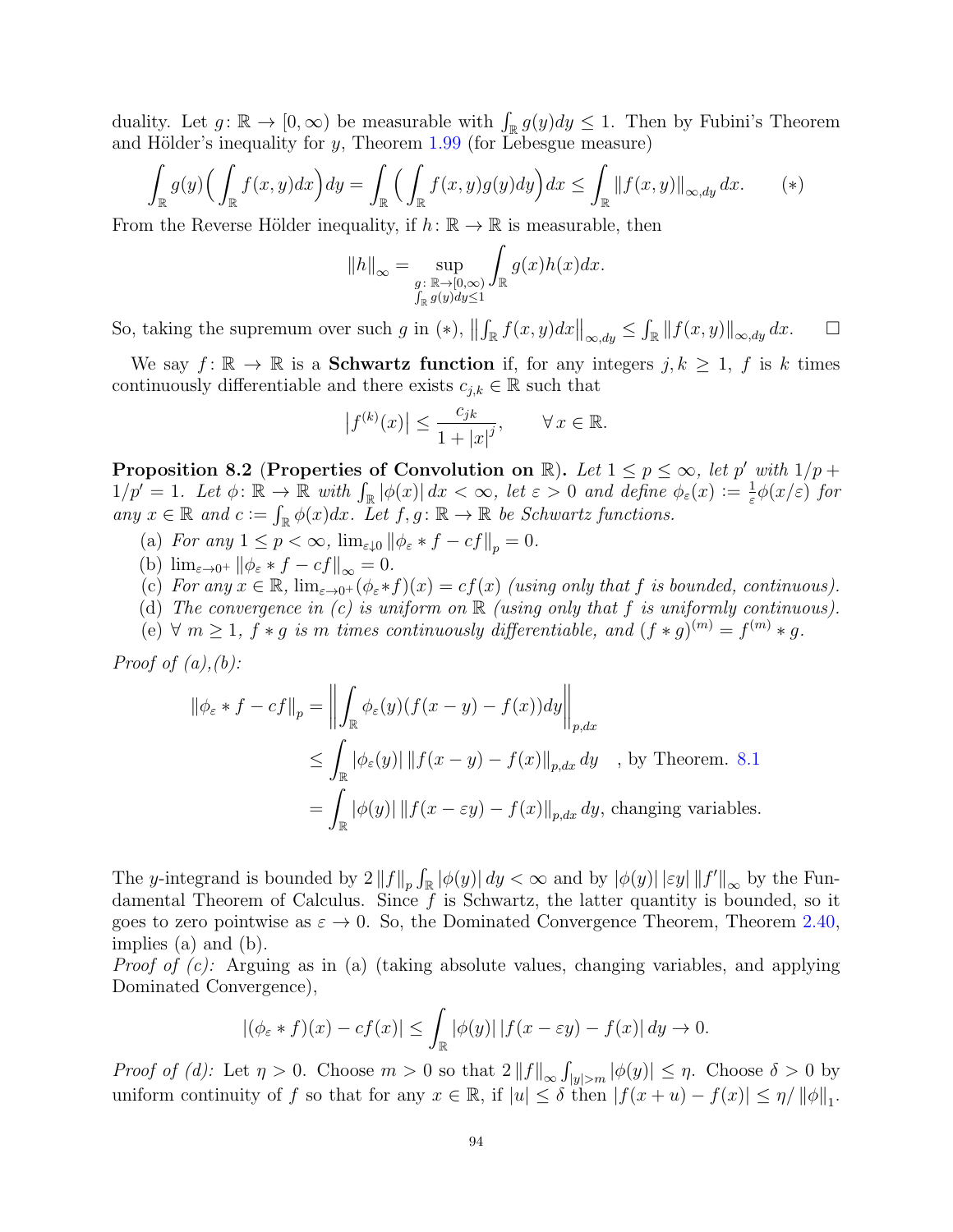duality. Let $g\colon \mathbb{R} \to [0,\infty)$ be measurable with $\int_{\mathbb{R}} g(y)dy \leq 1$. Then by Fubini's Theorem and Hölder's inequality for $y$, Theorem 1.99 (for Lebesgue measure)

$$\int_{\mathbb{R}} g(y)\Big(\int_{\mathbb{R}} f(x,y)dx\Big)dy = \int_{\mathbb{R}} \Big(\int_{\mathbb{R}} f(x,y)g(y)dy\Big)dx \leq \int_{\mathbb{R}} \|f(x,y)\|_{\infty,dy}\, dx. \qquad (*)$$

From the Reverse Hölder inequality, if $h\colon \mathbb{R} \to \mathbb{R}$ is measurable, then

$$\|h\|_{\infty} = \sup_{\substack{g\colon \mathbb{R}\to[0,\infty) \\ \int_{\mathbb{R}} g(y)dy\leq 1}} \int_{\mathbb{R}} g(x)h(x)dx.$$

So, taking the supremum over such $g$ in $(*)$, $\left\|\int_{\mathbb{R}} f(x,y)dx\right\|_{\infty,dy} \leq \int_{\mathbb{R}} \|f(x,y)\|_{\infty,dy}\, dx$. $\square$

We say $f\colon \mathbb{R} \to \mathbb{R}$ is a **Schwartz function** if, for any integers $j,k \geq 1$, $f$ is $k$ times continuously differentiable and there exists $c_{j,k} \in \mathbb{R}$ such that

$$\left|f^{(k)}(x)\right| \leq \frac{c_{jk}}{1+|x|^j}, \qquad \forall\, x \in \mathbb{R}.$$

**Proposition 8.2** (**Properties of Convolution on** $\mathbb{R}$)**.** *Let $1 \leq p \leq \infty$, let $p'$ with $1/p + 1/p' = 1$. Let $\phi\colon \mathbb{R} \to \mathbb{R}$ with $\int_{\mathbb{R}} |\phi(x)|\, dx < \infty$, let $\varepsilon > 0$ and define $\phi_\varepsilon(x) := \frac{1}{\varepsilon}\phi(x/\varepsilon)$ for any $x \in \mathbb{R}$ and $c := \int_{\mathbb{R}} \phi(x)dx$. Let $f,g\colon \mathbb{R} \to \mathbb{R}$ be Schwartz functions.*

- (a) *For any $1 \leq p < \infty$, $\lim_{\varepsilon\downarrow 0} \|\phi_\varepsilon * f - cf\|_p = 0$.*
- (b) *$\lim_{\varepsilon\to 0^+} \|\phi_\varepsilon * f - cf\|_\infty = 0$.*
- (c) *For any $x \in \mathbb{R}$, $\lim_{\varepsilon\to 0^+}(\phi_\varepsilon * f)(x) = cf(x)$ (using only that $f$ is bounded, continuous).*
- (d) *The convergence in (c) is uniform on $\mathbb{R}$ (using only that $f$ is uniformly continuous).*
- (e) *$\forall\, m \geq 1$, $f * g$ is $m$ times continuously differentiable, and $(f*g)^{(m)} = f^{(m)} * g$.*

*Proof of (a),(b):*

$$\begin{aligned}
\|\phi_\varepsilon * f - cf\|_p &= \left\|\int_{\mathbb{R}} \phi_\varepsilon(y)(f(x-y) - f(x))dy\right\|_{p,dx} \\
&\leq \int_{\mathbb{R}} |\phi_\varepsilon(y)|\, \|f(x-y) - f(x)\|_{p,dx}\, dy \quad \text{, by Theorem. 8.1} \\
&= \int_{\mathbb{R}} |\phi(y)|\, \|f(x-\varepsilon y) - f(x)\|_{p,dx}\, dy, \text{ changing variables.}
\end{aligned}$$

The $y$-integrand is bounded by $2\|f\|_p \int_{\mathbb{R}} |\phi(y)|\, dy < \infty$ and by $|\phi(y)|\, |\varepsilon y|\, \|f'\|_\infty$ by the Fundamental Theorem of Calculus. Since $f$ is Schwartz, the latter quantity is bounded, so it goes to zero pointwise as $\varepsilon \to 0$. So, the Dominated Convergence Theorem, Theorem 2.40, implies (a) and (b).

*Proof of (c):* Arguing as in (a) (taking absolute values, changing variables, and applying Dominated Convergence),

$$|(\phi_\varepsilon * f)(x) - cf(x)| \leq \int_{\mathbb{R}} |\phi(y)|\, |f(x-\varepsilon y) - f(x)|\, dy \to 0.$$

*Proof of (d):* Let $\eta > 0$. Choose $m > 0$ so that $2\|f\|_\infty \int_{|y|>m} |\phi(y)| \leq \eta$. Choose $\delta > 0$ by uniform continuity of $f$ so that for any $x \in \mathbb{R}$, if $|u| \leq \delta$ then $|f(x+u) - f(x)| \leq \eta / \|\phi\|_1$.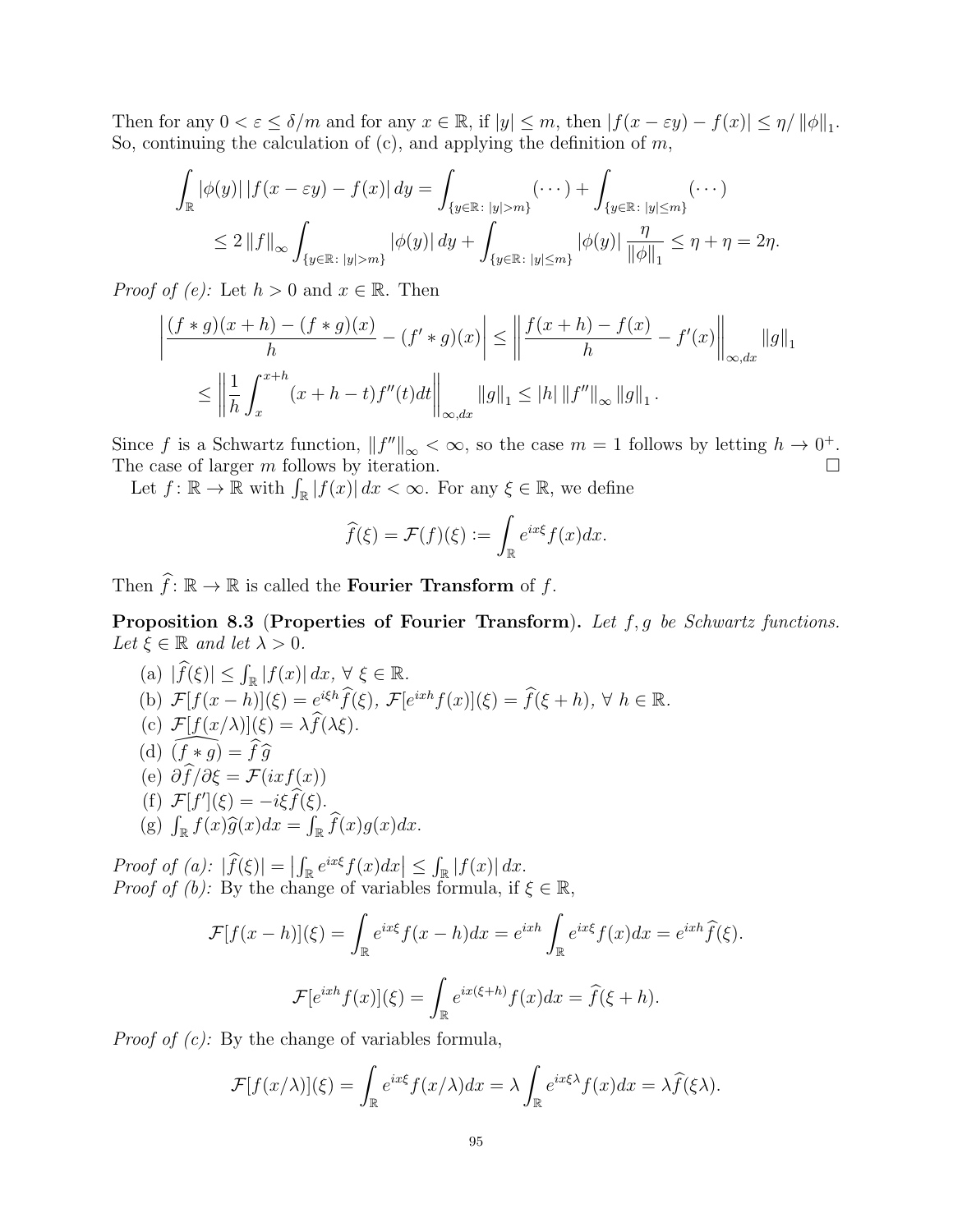Then for any $0 < \varepsilon \leq \delta/m$ and for any $x \in \mathbb{R}$, if $|y| \leq m$, then $|f(x - \varepsilon y) - f(x)| \leq \eta / \|\phi\|_1$. So, continuing the calculation of (c), and applying the definition of $m$,

$$\int_{\mathbb{R}} |\phi(y)| \, |f(x - \varepsilon y) - f(x)| \, dy = \int_{\{y \in \mathbb{R} \colon |y| > m\}} (\cdots) + \int_{\{y \in \mathbb{R} \colon |y| \leq m\}} (\cdots)$$
$$\leq 2 \|f\|_\infty \int_{\{y \in \mathbb{R} \colon |y| > m\}} |\phi(y)| \, dy + \int_{\{y \in \mathbb{R} \colon |y| \leq m\}} |\phi(y)| \frac{\eta}{\|\phi\|_1} \leq \eta + \eta = 2\eta.$$

*Proof of (e):* Let $h > 0$ and $x \in \mathbb{R}$. Then

$$\left| \frac{(f * g)(x + h) - (f * g)(x)}{h} - (f' * g)(x) \right| \leq \left\| \frac{f(x + h) - f(x)}{h} - f'(x) \right\|_{\infty, dx} \|g\|_1$$
$$\leq \left\| \frac{1}{h} \int_x^{x+h} (x + h - t) f''(t) dt \right\|_{\infty, dx} \|g\|_1 \leq |h| \, \|f''\|_\infty \, \|g\|_1 \, .$$

Since $f$ is a Schwartz function, $\|f''\|_\infty < \infty$, so the case $m = 1$ follows by letting $h \to 0^+$. The case of larger $m$ follows by iteration. $\square$

Let $f \colon \mathbb{R} \to \mathbb{R}$ with $\int_{\mathbb{R}} |f(x)| \, dx < \infty$. For any $\xi \in \mathbb{R}$, we define

$$\widehat{f}(\xi) = \mathcal{F}(f)(\xi) := \int_{\mathbb{R}} e^{ix\xi} f(x) dx.$$

Then $\widehat{f} \colon \mathbb{R} \to \mathbb{R}$ is called the **Fourier Transform** of $f$.

**Proposition 8.3** (**Properties of Fourier Transform**). *Let $f, g$ be Schwartz functions. Let $\xi \in \mathbb{R}$ and let $\lambda > 0$.*

(a) $|\widehat{f}(\xi)| \leq \int_{\mathbb{R}} |f(x)| \, dx$, $\forall \; \xi \in \mathbb{R}$.
(b) $\mathcal{F}[f(x - h)](\xi) = e^{i\xi h} \widehat{f}(\xi)$, $\mathcal{F}[e^{ixh} f(x)](\xi) = \widehat{f}(\xi + h)$, $\forall \; h \in \mathbb{R}$.
(c) $\mathcal{F}[f(x/\lambda)](\xi) = \lambda \widehat{f}(\lambda \xi)$.
(d) $\widehat{(f * g)} = \widehat{f} \, \widehat{g}$
(e) $\partial \widehat{f} / \partial \xi = \mathcal{F}(ixf(x))$
(f) $\mathcal{F}[f'](\xi) = -i\xi \widehat{f}(\xi)$.
(g) $\int_{\mathbb{R}} f(x) \widehat{g}(x) dx = \int_{\mathbb{R}} \widehat{f}(x) g(x) dx$.

*Proof of (a):* $|\widehat{f}(\xi)| = \left| \int_{\mathbb{R}} e^{ix\xi} f(x) dx \right| \leq \int_{\mathbb{R}} |f(x)| \, dx$.
*Proof of (b):* By the change of variables formula, if $\xi \in \mathbb{R}$,

$$\mathcal{F}[f(x - h)](\xi) = \int_{\mathbb{R}} e^{ix\xi} f(x - h) dx = e^{ixh} \int_{\mathbb{R}} e^{ix\xi} f(x) dx = e^{ixh} \widehat{f}(\xi).$$

$$\mathcal{F}[e^{ixh} f(x)](\xi) = \int_{\mathbb{R}} e^{ix(\xi + h)} f(x) dx = \widehat{f}(\xi + h).$$

*Proof of (c):* By the change of variables formula,

$$\mathcal{F}[f(x/\lambda)](\xi) = \int_{\mathbb{R}} e^{ix\xi} f(x/\lambda) dx = \lambda \int_{\mathbb{R}} e^{ix\xi\lambda} f(x) dx = \lambda \widehat{f}(\xi\lambda).$$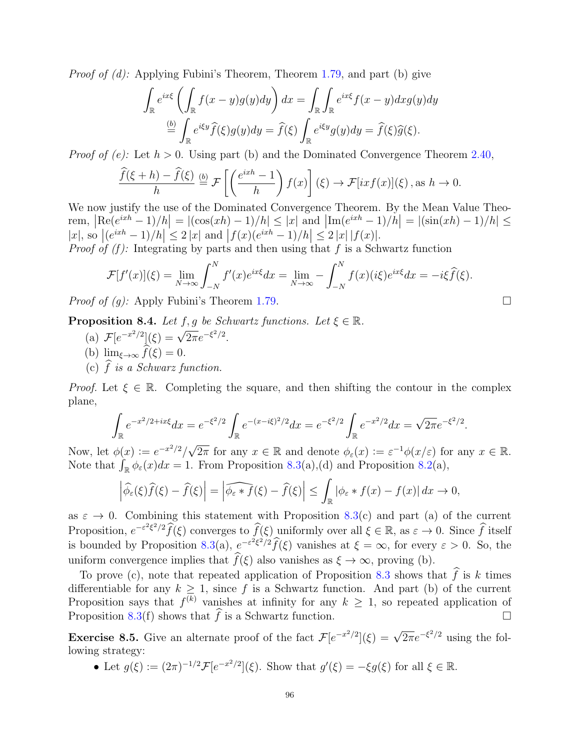*Proof of (d):* Applying Fubini's Theorem, Theorem 1.79, and part (b) give

$$\int_{\mathbb{R}} e^{ix\xi}\left(\int_{\mathbb{R}} f(x-y)g(y)dy\right)dx = \int_{\mathbb{R}}\int_{\mathbb{R}} e^{ix\xi} f(x-y)dxg(y)dy$$
$$\overset{(b)}{=} \int_{\mathbb{R}} e^{i\xi y}\widehat{f}(\xi)g(y)dy = \widehat{f}(\xi)\int_{\mathbb{R}} e^{i\xi y}g(y)dy = \widehat{f}(\xi)\widehat{g}(\xi).$$

*Proof of (e):* Let $h > 0$. Using part (b) and the Dominated Convergence Theorem 2.40,

$$\frac{\widehat{f}(\xi+h)-\widehat{f}(\xi)}{h} \overset{(b)}{=} \mathcal{F}\left[\left(\frac{e^{ixh}-1}{h}\right)f(x)\right](\xi) \to \mathcal{F}[ixf(x)](\xi)\,, \text{as } h\to 0.$$

We now justify the use of the Dominated Convergence Theorem. By the Mean Value Theorem, $\left|\mathrm{Re}(e^{ixh}-1)/h\right| = \left|(\cos(xh)-1)/h\right| \leq |x|$ and $\left|\mathrm{Im}(e^{ixh}-1)/h\right| = \left|(\sin(xh)-1)/h\right| \leq |x|$, so $\left|(e^{ixh}-1)/h\right| \leq 2\,|x|$ and $\left|f(x)(e^{ixh}-1)/h\right| \leq 2\,|x|\,|f(x)|$.

*Proof of (f):* Integrating by parts and then using that $f$ is a Schwartz function

$$\mathcal{F}[f'(x)](\xi) = \lim_{N\to\infty}\int_{-N}^{N} f'(x)e^{ix\xi}dx = \lim_{N\to\infty} -\int_{-N}^{N} f(x)(i\xi)e^{ix\xi}dx = -i\xi\widehat{f}(\xi).$$

*Proof of (g):* Apply Fubini's Theorem 1.79. □

**Proposition 8.4.** *Let $f, g$ be Schwartz functions. Let $\xi \in \mathbb{R}$.*

(a) $\mathcal{F}[e^{-x^2/2}](\xi) = \sqrt{2\pi}e^{-\xi^2/2}$.

(b) $\lim_{\xi\to\infty}\widehat{f}(\xi) = 0$.

(c) *$\widehat{f}$ is a Schwarz function.*

*Proof.* Let $\xi \in \mathbb{R}$. Completing the square, and then shifting the contour in the complex plane,

$$\int_{\mathbb{R}} e^{-x^2/2+ix\xi}dx = e^{-\xi^2/2}\int_{\mathbb{R}} e^{-(x-i\xi)^2/2}dx = e^{-\xi^2/2}\int_{\mathbb{R}} e^{-x^2/2}dx = \sqrt{2\pi}e^{-\xi^2/2}.$$

Now, let $\phi(x) := e^{-x^2/2}/\sqrt{2\pi}$ for any $x \in \mathbb{R}$ and denote $\phi_\varepsilon(x) := \varepsilon^{-1}\phi(x/\varepsilon)$ for any $x \in \mathbb{R}$. Note that $\int_{\mathbb{R}}\phi_\varepsilon(x)dx = 1$. From Proposition 8.3(a),(d) and Proposition 8.2(a),

$$\left|\widehat{\phi_\varepsilon}(\xi)\widehat{f}(\xi) - \widehat{f}(\xi)\right| = \left|\widehat{\phi_\varepsilon * f}(\xi) - \widehat{f}(\xi)\right| \leq \int_{\mathbb{R}}\left|\phi_\varepsilon * f(x) - f(x)\right|dx \to 0,$$

as $\varepsilon \to 0$. Combining this statement with Proposition 8.3(c) and part (a) of the current Proposition, $e^{-\varepsilon^2\xi^2/2}\widehat{f}(\xi)$ converges to $\widehat{f}(\xi)$ uniformly over all $\xi \in \mathbb{R}$, as $\varepsilon \to 0$. Since $\widehat{f}$ itself is bounded by Proposition 8.3(a), $e^{-\varepsilon^2\xi^2/2}\widehat{f}(\xi)$ vanishes at $\xi = \infty$, for every $\varepsilon > 0$. So, the uniform convergence implies that $\widehat{f}(\xi)$ also vanishes as $\xi \to \infty$, proving (b).

To prove (c), note that repeated application of Proposition 8.3 shows that $\widehat{f}$ is $k$ times differentiable for any $k \geq 1$, since $f$ is a Schwartz function. And part (b) of the current Proposition says that $f^{(k)}$ vanishes at infinity for any $k \geq 1$, so repeated application of Proposition 8.3(f) shows that $\widehat{f}$ is a Schwartz function. □

**Exercise 8.5.** Give an alternate proof of the fact $\mathcal{F}[e^{-x^2/2}](\xi) = \sqrt{2\pi}e^{-\xi^2/2}$ using the following strategy:

- Let $g(\xi) := (2\pi)^{-1/2}\mathcal{F}[e^{-x^2/2}](\xi)$. Show that $g'(\xi) = -\xi g(\xi)$ for all $\xi \in \mathbb{R}$.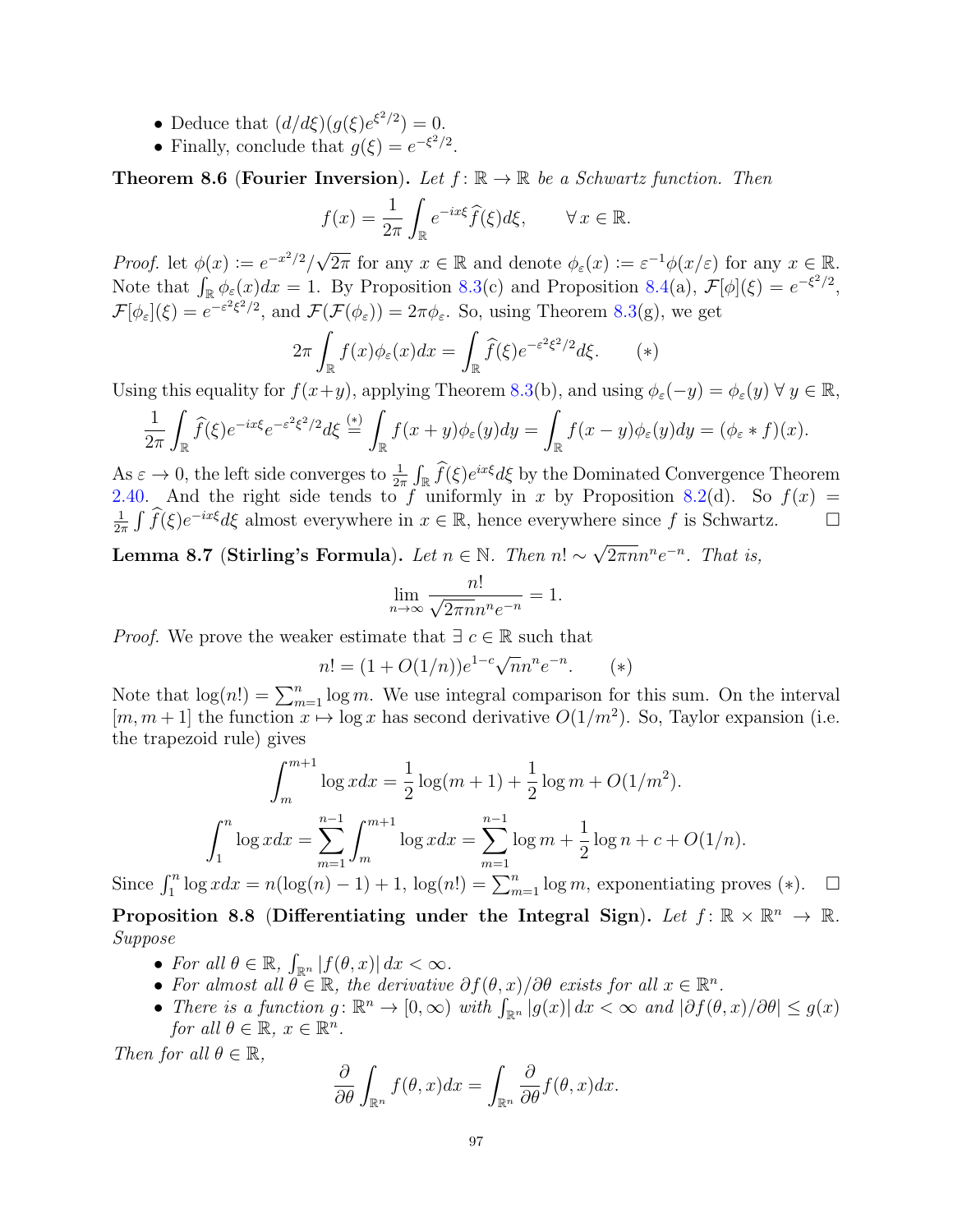- Deduce that $(d/d\xi)(g(\xi)e^{\xi^2/2}) = 0$.
- Finally, conclude that $g(\xi) = e^{-\xi^2/2}$.

**Theorem 8.6** (**Fourier Inversion**). *Let $f\colon \mathbb{R} \to \mathbb{R}$ be a Schwartz function. Then*

$$f(x) = \frac{1}{2\pi}\int_{\mathbb{R}} e^{-ix\xi}\widehat{f}(\xi)d\xi, \qquad \forall\, x \in \mathbb{R}.$$

*Proof.* let $\phi(x) := e^{-x^2/2}/\sqrt{2\pi}$ for any $x \in \mathbb{R}$ and denote $\phi_\varepsilon(x) := \varepsilon^{-1}\phi(x/\varepsilon)$ for any $x \in \mathbb{R}$. Note that $\int_{\mathbb{R}} \phi_\varepsilon(x)dx = 1$. By Proposition 8.3(c) and Proposition 8.4(a), $\mathcal{F}[\phi](\xi) = e^{-\xi^2/2}$, $\mathcal{F}[\phi_\varepsilon](\xi) = e^{-\varepsilon^2\xi^2/2}$, and $\mathcal{F}(\mathcal{F}(\phi_\varepsilon)) = 2\pi\phi_\varepsilon$. So, using Theorem 8.3(g), we get

$$2\pi\int_{\mathbb{R}} f(x)\phi_\varepsilon(x)dx = \int_{\mathbb{R}} \widehat{f}(\xi)e^{-\varepsilon^2\xi^2/2}d\xi. \qquad (*)$$

Using this equality for $f(x+y)$, applying Theorem 8.3(b), and using $\phi_\varepsilon(-y) = \phi_\varepsilon(y)\ \forall\, y \in \mathbb{R}$,

$$\frac{1}{2\pi}\int_{\mathbb{R}} \widehat{f}(\xi)e^{-ix\xi}e^{-\varepsilon^2\xi^2/2}d\xi \overset{(*)}{=} \int_{\mathbb{R}} f(x+y)\phi_\varepsilon(y)dy = \int_{\mathbb{R}} f(x-y)\phi_\varepsilon(y)dy = (\phi_\varepsilon * f)(x).$$

As $\varepsilon \to 0$, the left side converges to $\frac{1}{2\pi}\int_{\mathbb{R}} \widehat{f}(\xi)e^{ix\xi}d\xi$ by the Dominated Convergence Theorem 2.40. And the right side tends to $f$ uniformly in $x$ by Proposition 8.2(d). So $f(x) = \frac{1}{2\pi}\int \widehat{f}(\xi)e^{-ix\xi}d\xi$ almost everywhere in $x \in \mathbb{R}$, hence everywhere since $f$ is Schwartz. □

**Lemma 8.7** (**Stirling's Formula**). *Let $n \in \mathbb{N}$. Then $n! \sim \sqrt{2\pi n}n^ne^{-n}$. That is,*

$$\lim_{n\to\infty} \frac{n!}{\sqrt{2\pi n}n^ne^{-n}} = 1.$$

*Proof.* We prove the weaker estimate that $\exists\, c \in \mathbb{R}$ such that

$$n! = (1 + O(1/n))e^{1-c}\sqrt{n}n^ne^{-n}. \qquad (*)$$

Note that $\log(n!) = \sum_{m=1}^n \log m$. We use integral comparison for this sum. On the interval $[m, m+1]$ the function $x \mapsto \log x$ has second derivative $O(1/m^2)$. So, Taylor expansion (i.e. the trapezoid rule) gives

$$\int_m^{m+1} \log x dx = \frac{1}{2}\log(m+1) + \frac{1}{2}\log m + O(1/m^2).$$

$$\int_1^n \log x dx = \sum_{m=1}^{n-1}\int_m^{m+1} \log x dx = \sum_{m=1}^{n-1} \log m + \frac{1}{2}\log n + c + O(1/n).$$

Since $\int_1^n \log x dx = n(\log(n) - 1) + 1$, $\log(n!) = \sum_{m=1}^n \log m$, exponentiating proves $(*)$. □

**Proposition 8.8** (**Differentiating under the Integral Sign**). *Let $f\colon \mathbb{R} \times \mathbb{R}^n \to \mathbb{R}$. Suppose*

- *For all $\theta \in \mathbb{R}$, $\int_{\mathbb{R}^n} |f(\theta, x)|\, dx < \infty$.*
- *For almost all $\theta \in \mathbb{R}$, the derivative $\partial f(\theta, x)/\partial\theta$ exists for all $x \in \mathbb{R}^n$.*
- *There is a function $g\colon \mathbb{R}^n \to [0, \infty)$ with $\int_{\mathbb{R}^n} |g(x)|\, dx < \infty$ and $|\partial f(\theta, x)/\partial\theta| \le g(x)$ for all $\theta \in \mathbb{R}$, $x \in \mathbb{R}^n$.*

*Then for all $\theta \in \mathbb{R}$,*

$$\frac{\partial}{\partial\theta}\int_{\mathbb{R}^n} f(\theta, x)dx = \int_{\mathbb{R}^n} \frac{\partial}{\partial\theta} f(\theta, x)dx.$$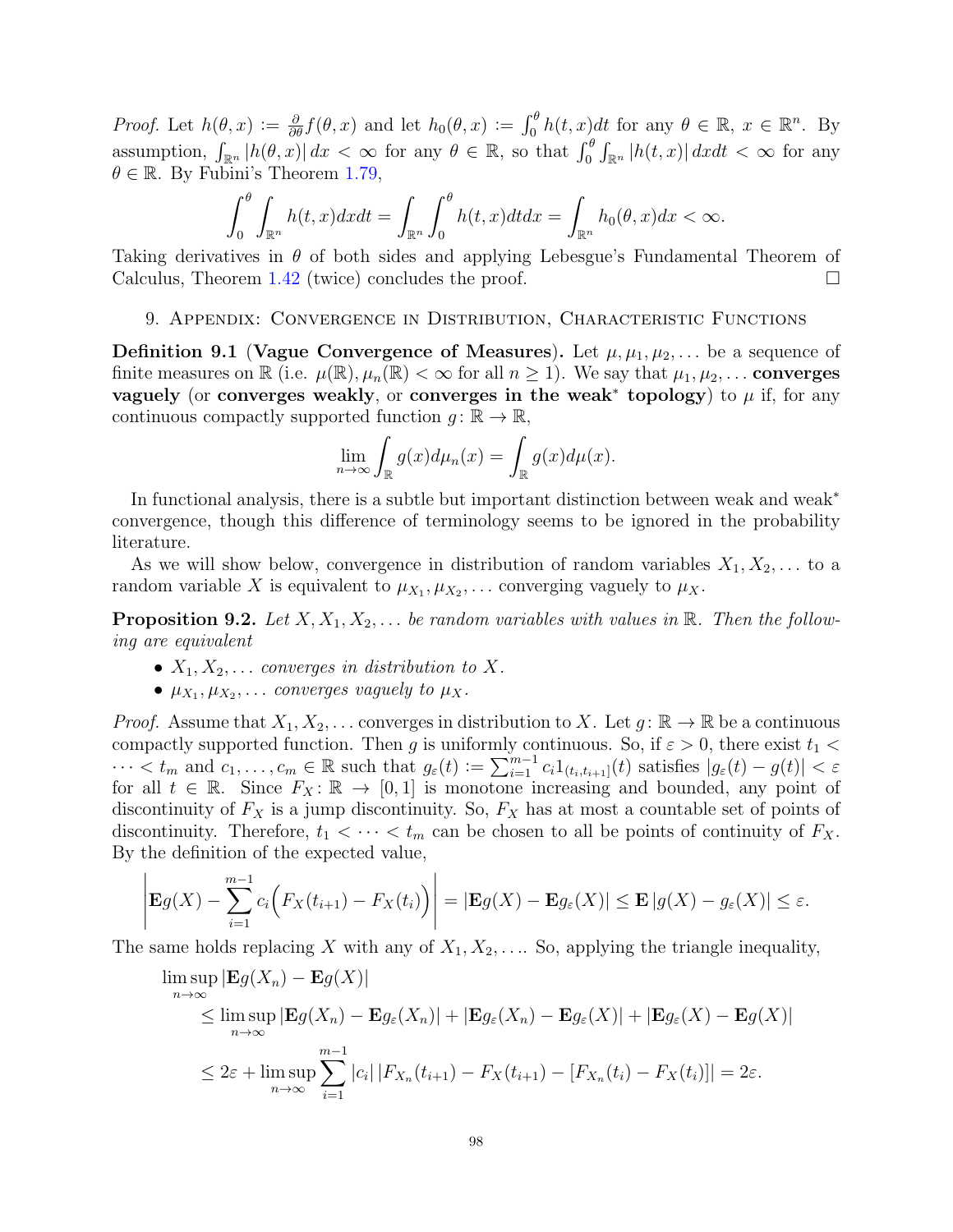*Proof.* Let $h(\theta, x) := \frac{\partial}{\partial\theta} f(\theta, x)$ and let $h_0(\theta, x) := \int_0^\theta h(t, x)dt$ for any $\theta \in \mathbb{R}$, $x \in \mathbb{R}^n$. By assumption, $\int_{\mathbb{R}^n} |h(\theta, x)| dx < \infty$ for any $\theta \in \mathbb{R}$, so that $\int_0^\theta \int_{\mathbb{R}^n} |h(t, x)| dxdt < \infty$ for any $\theta \in \mathbb{R}$. By Fubini's Theorem 1.79,

$$\int_0^\theta \int_{\mathbb{R}^n} h(t, x)dxdt = \int_{\mathbb{R}^n} \int_0^\theta h(t, x)dtdx = \int_{\mathbb{R}^n} h_0(\theta, x)dx < \infty.$$

Taking derivatives in $\theta$ of both sides and applying Lebesgue's Fundamental Theorem of Calculus, Theorem 1.42 (twice) concludes the proof. □

## 9. Appendix: Convergence in Distribution, Characteristic Functions

**Definition 9.1** (**Vague Convergence of Measures**)**.** Let $\mu, \mu_1, \mu_2, \ldots$ be a sequence of finite measures on $\mathbb{R}$ (i.e. $\mu(\mathbb{R}), \mu_n(\mathbb{R}) < \infty$ for all $n \geq 1$). We say that $\mu_1, \mu_2, \ldots$ **converges vaguely** (or **converges weakly**, or **converges in the weak$^*$ topology**) to $\mu$ if, for any continuous compactly supported function $g \colon \mathbb{R} \to \mathbb{R}$,

$$\lim_{n\to\infty} \int_{\mathbb{R}} g(x)d\mu_n(x) = \int_{\mathbb{R}} g(x)d\mu(x).$$

In functional analysis, there is a subtle but important distinction between weak and weak$^*$ convergence, though this difference of terminology seems to be ignored in the probability literature.

As we will show below, convergence in distribution of random variables $X_1, X_2, \ldots$ to a random variable $X$ is equivalent to $\mu_{X_1}, \mu_{X_2}, \ldots$ converging vaguely to $\mu_X$.

**Proposition 9.2.** *Let $X, X_1, X_2, \ldots$ be random variables with values in $\mathbb{R}$. Then the following are equivalent*

- *$X_1, X_2, \ldots$ converges in distribution to $X$.*
- *$\mu_{X_1}, \mu_{X_2}, \ldots$ converges vaguely to $\mu_X$.*

*Proof.* Assume that $X_1, X_2, \ldots$ converges in distribution to $X$. Let $g \colon \mathbb{R} \to \mathbb{R}$ be a continuous compactly supported function. Then $g$ is uniformly continuous. So, if $\varepsilon > 0$, there exist $t_1 < \cdots < t_m$ and $c_1, \ldots, c_m \in \mathbb{R}$ such that $g_\varepsilon(t) := \sum_{i=1}^{m-1} c_i 1_{(t_i, t_{i+1}]}(t)$ satisfies $|g_\varepsilon(t) - g(t)| < \varepsilon$ for all $t \in \mathbb{R}$. Since $F_X \colon \mathbb{R} \to [0, 1]$ is monotone increasing and bounded, any point of discontinuity of $F_X$ is a jump discontinuity. So, $F_X$ has at most a countable set of points of discontinuity. Therefore, $t_1 < \cdots < t_m$ can be chosen to all be points of continuity of $F_X$. By the definition of the expected value,

$$\left| \mathbf{E}g(X) - \sum_{i=1}^{m-1} c_i \Big( F_X(t_{i+1}) - F_X(t_i) \Big) \right| = |\mathbf{E}g(X) - \mathbf{E}g_\varepsilon(X)| \leq \mathbf{E}\,|g(X) - g_\varepsilon(X)| \leq \varepsilon.$$

The same holds replacing $X$ with any of $X_1, X_2, \ldots$. So, applying the triangle inequality,

$$\begin{aligned}
&\limsup_{n\to\infty} |\mathbf{E}g(X_n) - \mathbf{E}g(X)| \\
&\quad\leq \limsup_{n\to\infty} |\mathbf{E}g(X_n) - \mathbf{E}g_\varepsilon(X_n)| + |\mathbf{E}g_\varepsilon(X_n) - \mathbf{E}g_\varepsilon(X)| + |\mathbf{E}g_\varepsilon(X) - \mathbf{E}g(X)| \\
&\quad\leq 2\varepsilon + \limsup_{n\to\infty} \sum_{i=1}^{m-1} |c_i| \left| F_{X_n}(t_{i+1}) - F_X(t_{i+1}) - [F_{X_n}(t_i) - F_X(t_i)] \right| = 2\varepsilon.
\end{aligned}$$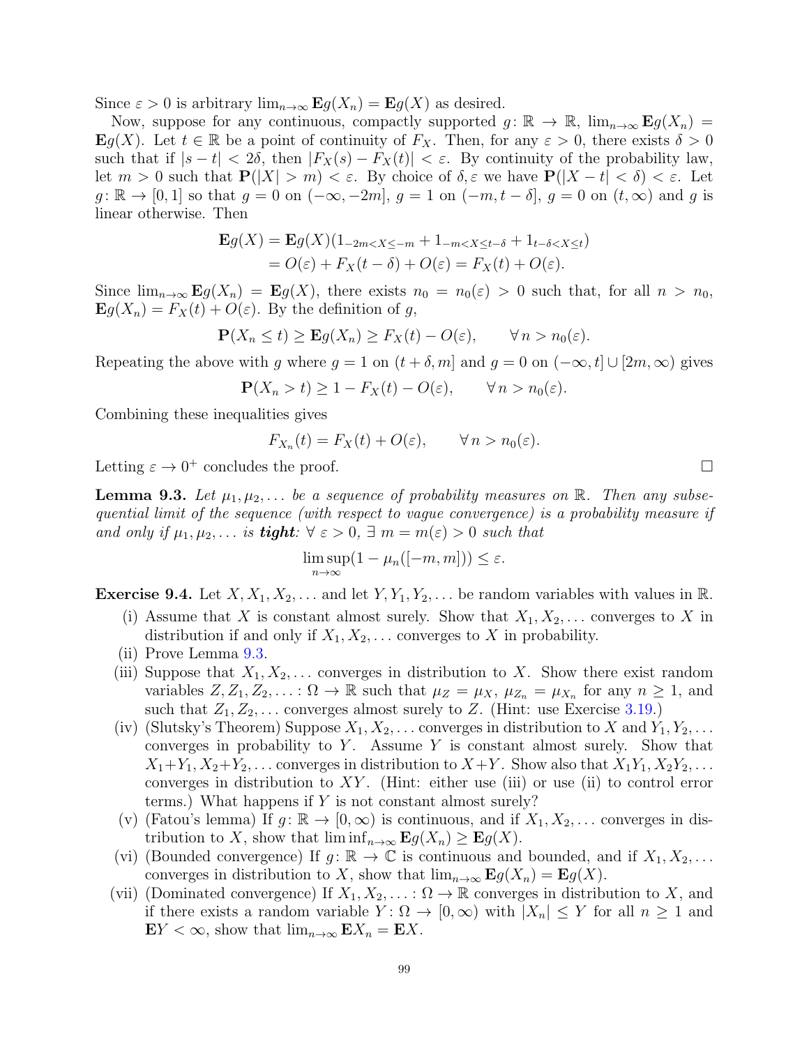Since $\varepsilon > 0$ is arbitrary $\lim_{n\to\infty} \mathbf{E}g(X_n) = \mathbf{E}g(X)$ as desired.

Now, suppose for any continuous, compactly supported $g\colon \mathbb{R} \to \mathbb{R}$, $\lim_{n\to\infty} \mathbf{E}g(X_n) = \mathbf{E}g(X)$. Let $t \in \mathbb{R}$ be a point of continuity of $F_X$. Then, for any $\varepsilon > 0$, there exists $\delta > 0$ such that if $|s - t| < 2\delta$, then $|F_X(s) - F_X(t)| < \varepsilon$. By continuity of the probability law, let $m > 0$ such that $\mathbf{P}(|X| > m) < \varepsilon$. By choice of $\delta, \varepsilon$ we have $\mathbf{P}(|X - t| < \delta) < \varepsilon$. Let $g\colon \mathbb{R} \to [0, 1]$ so that $g = 0$ on $(-\infty, -2m]$, $g = 1$ on $(-m, t - \delta]$, $g = 0$ on $(t, \infty)$ and $g$ is linear otherwise. Then

$$
\begin{aligned}
\mathbf{E}g(X) &= \mathbf{E}g(X)(1_{-2m<X\leq -m} + 1_{-m<X\leq t-\delta} + 1_{t-\delta<X\leq t}) \\
&= O(\varepsilon) + F_X(t - \delta) + O(\varepsilon) = F_X(t) + O(\varepsilon).
\end{aligned}
$$

Since $\lim_{n\to\infty} \mathbf{E}g(X_n) = \mathbf{E}g(X)$, there exists $n_0 = n_0(\varepsilon) > 0$ such that, for all $n > n_0$, $\mathbf{E}g(X_n) = F_X(t) + O(\varepsilon)$. By the definition of $g$,

$$
\mathbf{P}(X_n \leq t) \geq \mathbf{E}g(X_n) \geq F_X(t) - O(\varepsilon), \qquad \forall\, n > n_0(\varepsilon).
$$

Repeating the above with $g$ where $g = 1$ on $(t + \delta, m]$ and $g = 0$ on $(-\infty, t] \cup [2m, \infty)$ gives

$$
\mathbf{P}(X_n > t) \geq 1 - F_X(t) - O(\varepsilon), \qquad \forall\, n > n_0(\varepsilon).
$$

Combining these inequalities gives

$$
F_{X_n}(t) = F_X(t) + O(\varepsilon), \qquad \forall\, n > n_0(\varepsilon).
$$

Letting $\varepsilon \to 0^+$ concludes the proof. $\square$

**Lemma 9.3.** *Let $\mu_1, \mu_2, \ldots$ be a sequence of probability measures on $\mathbb{R}$. Then any subsequential limit of the sequence (with respect to vague convergence) is a probability measure if and only if $\mu_1, \mu_2, \ldots$ is **tight**: $\forall\ \varepsilon > 0$, $\exists\ m = m(\varepsilon) > 0$ such that*

$$
\limsup_{n\to\infty} (1 - \mu_n([-m, m])) \leq \varepsilon.
$$

**Exercise 9.4.** Let $X, X_1, X_2, \ldots$ and let $Y, Y_1, Y_2, \ldots$ be random variables with values in $\mathbb{R}$.

- (i) Assume that $X$ is constant almost surely. Show that $X_1, X_2, \ldots$ converges to $X$ in distribution if and only if $X_1, X_2, \ldots$ converges to $X$ in probability.
- (ii) Prove Lemma 9.3.
- (iii) Suppose that $X_1, X_2, \ldots$ converges in distribution to $X$. Show there exist random variables $Z, Z_1, Z_2, \ldots\colon \Omega \to \mathbb{R}$ such that $\mu_Z = \mu_X$, $\mu_{Z_n} = \mu_{X_n}$ for any $n \geq 1$, and such that $Z_1, Z_2, \ldots$ converges almost surely to $Z$. (Hint: use Exercise 3.19.)
- (iv) (Slutsky's Theorem) Suppose $X_1, X_2, \ldots$ converges in distribution to $X$ and $Y_1, Y_2, \ldots$ converges in probability to $Y$. Assume $Y$ is constant almost surely. Show that $X_1+Y_1, X_2+Y_2, \ldots$ converges in distribution to $X+Y$. Show also that $X_1Y_1, X_2Y_2, \ldots$ converges in distribution to $XY$. (Hint: either use (iii) or use (ii) to control error terms.) What happens if $Y$ is not constant almost surely?
- (v) (Fatou's lemma) If $g\colon \mathbb{R} \to [0, \infty)$ is continuous, and if $X_1, X_2, \ldots$ converges in distribution to $X$, show that $\liminf_{n\to\infty} \mathbf{E}g(X_n) \geq \mathbf{E}g(X)$.
- (vi) (Bounded convergence) If $g\colon \mathbb{R} \to \mathbb{C}$ is continuous and bounded, and if $X_1, X_2, \ldots$ converges in distribution to $X$, show that $\lim_{n\to\infty} \mathbf{E}g(X_n) = \mathbf{E}g(X)$.
- (vii) (Dominated convergence) If $X_1, X_2, \ldots\colon \Omega \to \mathbb{R}$ converges in distribution to $X$, and if there exists a random variable $Y\colon \Omega \to [0, \infty)$ with $|X_n| \leq Y$ for all $n \geq 1$ and $\mathbf{E}Y < \infty$, show that $\lim_{n\to\infty} \mathbf{E}X_n = \mathbf{E}X$.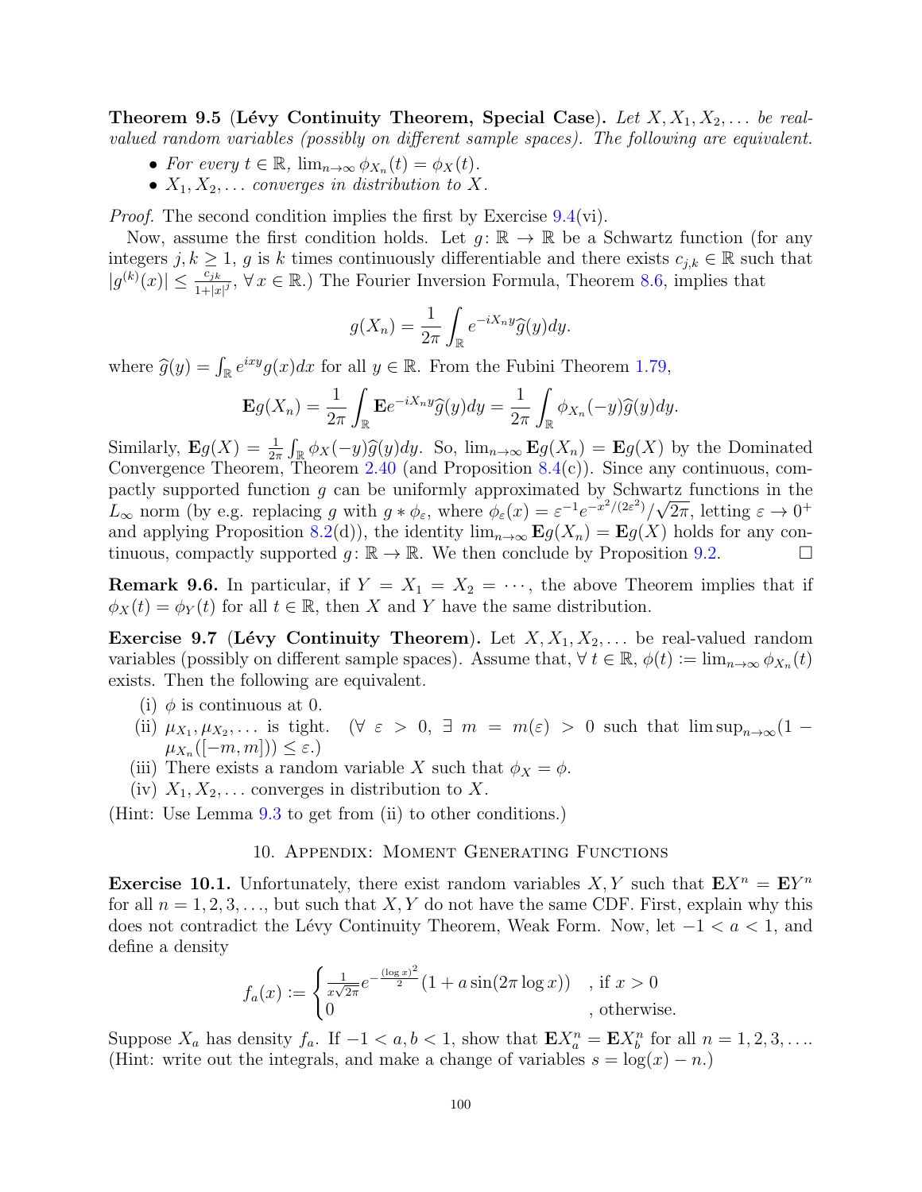**Theorem 9.5** (**Lévy Continuity Theorem, Special Case**). *Let $X, X_1, X_2, \ldots$ be real-valued random variables (possibly on different sample spaces). The following are equivalent.*

- *For every $t \in \mathbb{R}$, $\lim_{n\to\infty} \phi_{X_n}(t) = \phi_X(t)$.*
- *$X_1, X_2, \ldots$ converges in distribution to $X$.*

*Proof.* The second condition implies the first by Exercise 9.4(vi).

Now, assume the first condition holds. Let $g\colon \mathbb{R} \to \mathbb{R}$ be a Schwartz function (for any integers $j, k \geq 1$, $g$ is $k$ times continuously differentiable and there exists $c_{j,k} \in \mathbb{R}$ such that $|g^{(k)}(x)| \leq \frac{c_{jk}}{1+|x|^j}$, $\forall\, x \in \mathbb{R}$.) The Fourier Inversion Formula, Theorem 8.6, implies that

$$g(X_n) = \frac{1}{2\pi} \int_{\mathbb{R}} e^{-iX_n y} \widehat{g}(y) dy.$$

where $\widehat{g}(y) = \int_{\mathbb{R}} e^{ixy} g(x) dx$ for all $y \in \mathbb{R}$. From the Fubini Theorem 1.79,

$$\mathbf{E} g(X_n) = \frac{1}{2\pi} \int_{\mathbb{R}} \mathbf{E} e^{-iX_n y} \widehat{g}(y) dy = \frac{1}{2\pi} \int_{\mathbb{R}} \phi_{X_n}(-y) \widehat{g}(y) dy.$$

Similarly, $\mathbf{E} g(X) = \frac{1}{2\pi} \int_{\mathbb{R}} \phi_X(-y) \widehat{g}(y) dy$. So, $\lim_{n\to\infty} \mathbf{E} g(X_n) = \mathbf{E} g(X)$ by the Dominated Convergence Theorem, Theorem 2.40 (and Proposition 8.4(c)). Since any continuous, compactly supported function $g$ can be uniformly approximated by Schwartz functions in the $L_\infty$ norm (by e.g. replacing $g$ with $g * \phi_\varepsilon$, where $\phi_\varepsilon(x) = \varepsilon^{-1} e^{-x^2/(2\varepsilon^2)}/\sqrt{2\pi}$, letting $\varepsilon \to 0^+$ and applying Proposition 8.2(d)), the identity $\lim_{n\to\infty} \mathbf{E} g(X_n) = \mathbf{E} g(X)$ holds for any continuous, compactly supported $g\colon \mathbb{R} \to \mathbb{R}$. We then conclude by Proposition 9.2. $\square$

**Remark 9.6.** In particular, if $Y = X_1 = X_2 = \cdots$, the above Theorem implies that if $\phi_X(t) = \phi_Y(t)$ for all $t \in \mathbb{R}$, then $X$ and $Y$ have the same distribution.

**Exercise 9.7** (**Lévy Continuity Theorem**). Let $X, X_1, X_2, \ldots$ be real-valued random variables (possibly on different sample spaces). Assume that, $\forall\, t \in \mathbb{R}$, $\phi(t) := \lim_{n\to\infty} \phi_{X_n}(t)$ exists. Then the following are equivalent.

(i) $\phi$ is continuous at 0.

(ii) $\mu_{X_1}, \mu_{X_2}, \ldots$ is tight. ($\forall\ \varepsilon > 0$, $\exists\ m = m(\varepsilon) > 0$ such that $\limsup_{n\to\infty}(1 - \mu_{X_n}([-m, m])) \leq \varepsilon$.)

(iii) There exists a random variable $X$ such that $\phi_X = \phi$.

(iv) $X_1, X_2, \ldots$ converges in distribution to $X$.

(Hint: Use Lemma 9.3 to get from (ii) to other conditions.)

## 10. Appendix: Moment Generating Functions

**Exercise 10.1.** Unfortunately, there exist random variables $X, Y$ such that $\mathbf{E} X^n = \mathbf{E} Y^n$ for all $n = 1, 2, 3, \ldots$, but such that $X, Y$ do not have the same CDF. First, explain why this does not contradict the Lévy Continuity Theorem, Weak Form. Now, let $-1 < a < 1$, and define a density

$$f_a(x) := \begin{cases} \frac{1}{x\sqrt{2\pi}} e^{-\frac{(\log x)^2}{2}} (1 + a \sin(2\pi \log x)) & \text{, if } x > 0 \\ 0 & \text{, otherwise.} \end{cases}$$

Suppose $X_a$ has density $f_a$. If $-1 < a, b < 1$, show that $\mathbf{E} X_a^n = \mathbf{E} X_b^n$ for all $n = 1, 2, 3, \ldots$. (Hint: write out the integrals, and make a change of variables $s = \log(x) - n$.)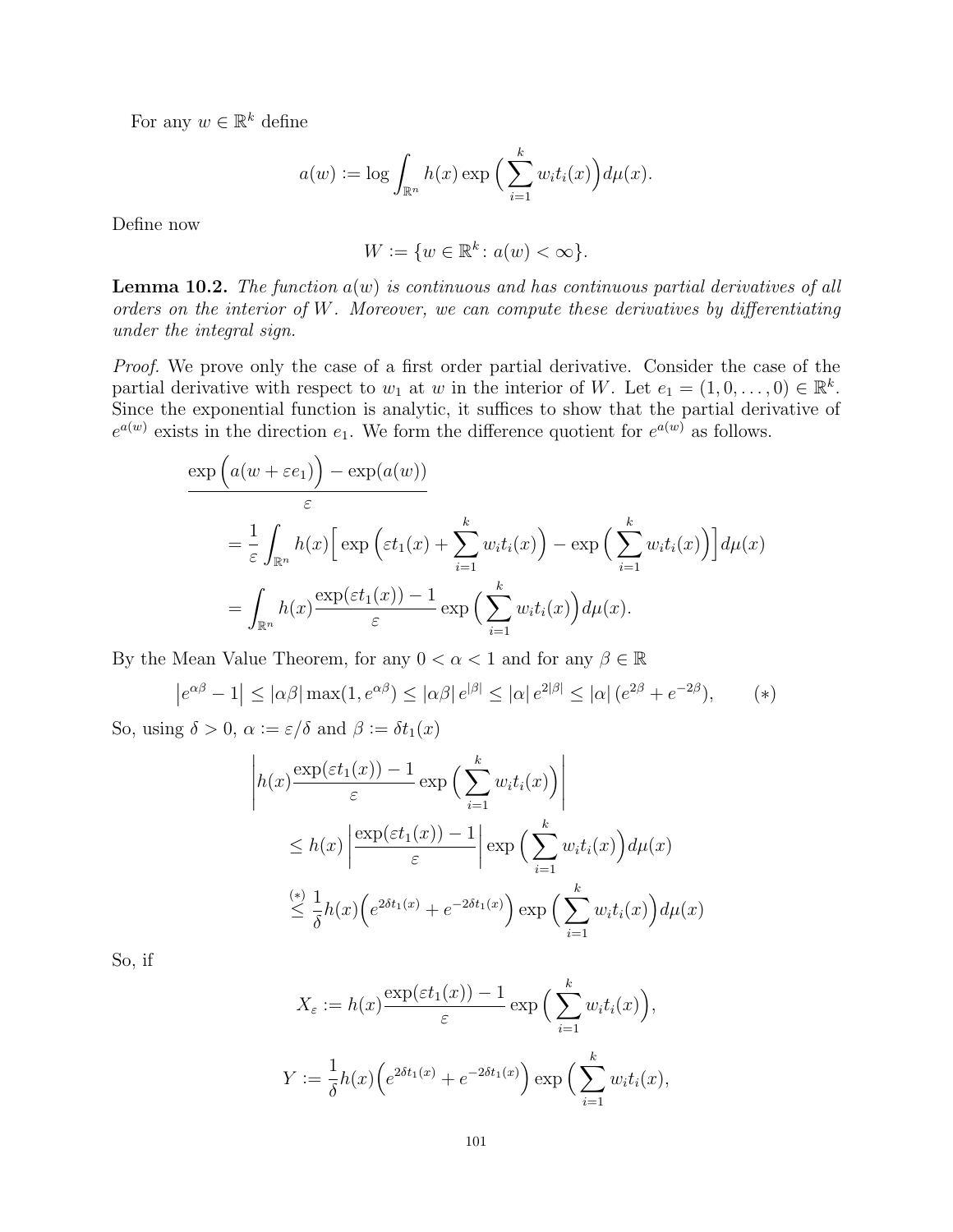For any $w \in \mathbb{R}^k$ define

$$a(w) := \log \int_{\mathbb{R}^n} h(x) \exp\Big(\sum_{i=1}^k w_i t_i(x)\Big) d\mu(x).$$

Define now

$$W := \{w \in \mathbb{R}^k \colon a(w) < \infty\}.$$

**Lemma 10.2.** *The function $a(w)$ is continuous and has continuous partial derivatives of all orders on the interior of $W$. Moreover, we can compute these derivatives by differentiating under the integral sign.*

*Proof.* We prove only the case of a first order partial derivative. Consider the case of the partial derivative with respect to $w_1$ at $w$ in the interior of $W$. Let $e_1 = (1, 0, \ldots, 0) \in \mathbb{R}^k$. Since the exponential function is analytic, it suffices to show that the partial derivative of $e^{a(w)}$ exists in the direction $e_1$. We form the difference quotient for $e^{a(w)}$ as follows.

$$\begin{aligned}
&\frac{\exp\Big(a(w + \varepsilon e_1)\Big) - \exp(a(w))}{\varepsilon} \\
&\quad = \frac{1}{\varepsilon} \int_{\mathbb{R}^n} h(x) \Big[ \exp\Big(\varepsilon t_1(x) + \sum_{i=1}^k w_i t_i(x)\Big) - \exp\Big(\sum_{i=1}^k w_i t_i(x)\Big)\Big] d\mu(x) \\
&\quad = \int_{\mathbb{R}^n} h(x) \frac{\exp(\varepsilon t_1(x)) - 1}{\varepsilon} \exp\Big(\sum_{i=1}^k w_i t_i(x)\Big) d\mu(x).
\end{aligned}$$

By the Mean Value Theorem, for any $0 < \alpha < 1$ and for any $\beta \in \mathbb{R}$

$$\left| e^{\alpha\beta} - 1 \right| \leq |\alpha\beta| \max(1, e^{\alpha\beta}) \leq |\alpha\beta| e^{|\beta|} \leq |\alpha| e^{2|\beta|} \leq |\alpha| (e^{2\beta} + e^{-2\beta}), \qquad (*)$$

So, using $\delta > 0$, $\alpha := \varepsilon/\delta$ and $\beta := \delta t_1(x)$

$$\begin{aligned}
&\left| h(x) \frac{\exp(\varepsilon t_1(x)) - 1}{\varepsilon} \exp\Big(\sum_{i=1}^k w_i t_i(x)\Big) \right| \\
&\quad \leq h(x) \left| \frac{\exp(\varepsilon t_1(x)) - 1}{\varepsilon} \right| \exp\Big(\sum_{i=1}^k w_i t_i(x)\Big) d\mu(x) \\
&\quad \overset{(*)}{\leq} \frac{1}{\delta} h(x) \Big( e^{2\delta t_1(x)} + e^{-2\delta t_1(x)} \Big) \exp\Big(\sum_{i=1}^k w_i t_i(x)\Big) d\mu(x)
\end{aligned}$$

So, if

$$X_\varepsilon := h(x) \frac{\exp(\varepsilon t_1(x)) - 1}{\varepsilon} \exp\Big(\sum_{i=1}^k w_i t_i(x)\Big),$$

$$Y := \frac{1}{\delta} h(x) \Big( e^{2\delta t_1(x)} + e^{-2\delta t_1(x)} \Big) \exp\Big(\sum_{i=1}^k w_i t_i(x),$$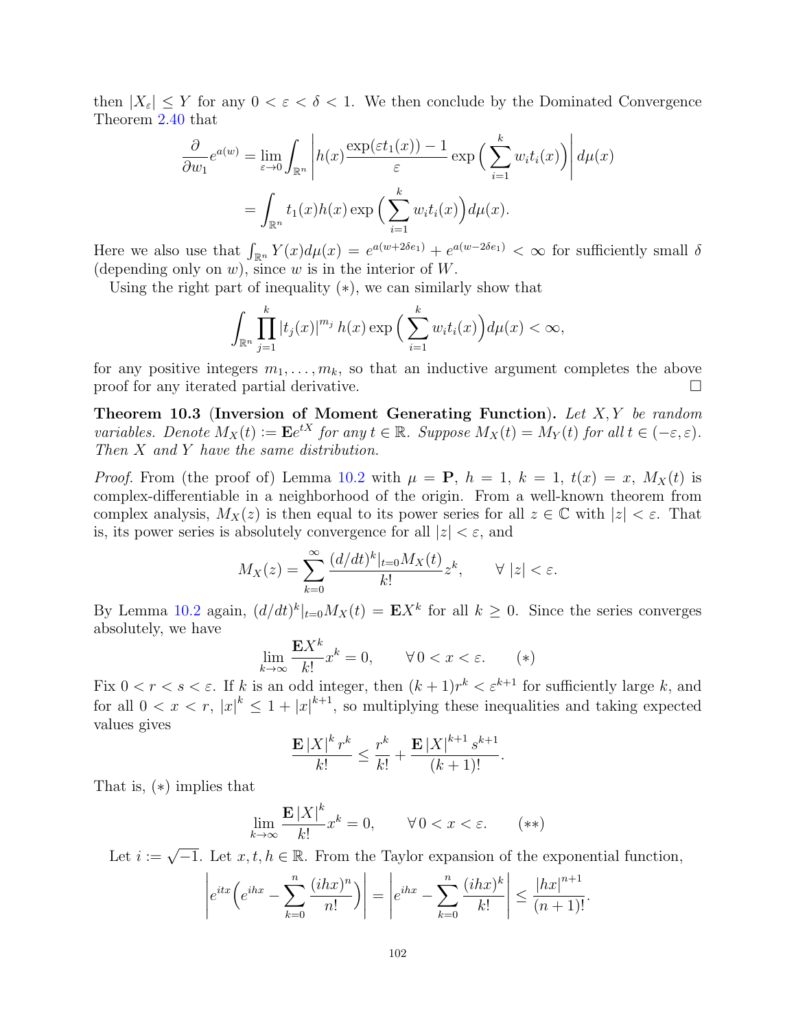then $|X_\varepsilon| \leq Y$ for any $0 < \varepsilon < \delta < 1$. We then conclude by the Dominated Convergence Theorem 2.40 that

$$\frac{\partial}{\partial w_1} e^{a(w)} = \lim_{\varepsilon \to 0} \int_{\mathbb{R}^n} \left| h(x) \frac{\exp(\varepsilon t_1(x)) - 1}{\varepsilon} \exp\Big(\sum_{i=1}^{k} w_i t_i(x)\Big) \right| d\mu(x)$$

$$= \int_{\mathbb{R}^n} t_1(x) h(x) \exp\Big(\sum_{i=1}^{k} w_i t_i(x)\Big) d\mu(x).$$

Here we also use that $\int_{\mathbb{R}^n} Y(x) d\mu(x) = e^{a(w+2\delta e_1)} + e^{a(w-2\delta e_1)} < \infty$ for sufficiently small $\delta$ (depending only on $w$), since $w$ is in the interior of $W$.

Using the right part of inequality $(*)$, we can similarly show that

$$\int_{\mathbb{R}^n} \prod_{j=1}^{k} |t_j(x)|^{m_j} h(x) \exp\Big(\sum_{i=1}^{k} w_i t_i(x)\Big) d\mu(x) < \infty,$$

for any positive integers $m_1, \ldots, m_k$, so that an inductive argument completes the above proof for any iterated partial derivative. □

**Theorem 10.3** (**Inversion of Moment Generating Function**). *Let $X, Y$ be random variables. Denote $M_X(t) := \mathbf{E}e^{tX}$ for any $t \in \mathbb{R}$. Suppose $M_X(t) = M_Y(t)$ for all $t \in (-\varepsilon, \varepsilon)$. Then $X$ and $Y$ have the same distribution.*

*Proof.* From (the proof of) Lemma 10.2 with $\mu = \mathbf{P}$, $h = 1$, $k = 1$, $t(x) = x$, $M_X(t)$ is complex-differentiable in a neighborhood of the origin. From a well-known theorem from complex analysis, $M_X(z)$ is then equal to its power series for all $z \in \mathbb{C}$ with $|z| < \varepsilon$. That is, its power series is absolutely convergence for all $|z| < \varepsilon$, and

$$M_X(z) = \sum_{k=0}^{\infty} \frac{(d/dt)^k|_{t=0} M_X(t)}{k!} z^k, \qquad \forall\ |z| < \varepsilon.$$

By Lemma 10.2 again, $(d/dt)^k|_{t=0} M_X(t) = \mathbf{E}X^k$ for all $k \geq 0$. Since the series converges absolutely, we have

$$\lim_{k \to \infty} \frac{\mathbf{E}X^k}{k!} x^k = 0, \qquad \forall\, 0 < x < \varepsilon. \qquad (*)$$

Fix $0 < r < s < \varepsilon$. If $k$ is an odd integer, then $(k+1)r^k < \varepsilon^{k+1}$ for sufficiently large $k$, and for all $0 < x < r$, $|x|^k \leq 1 + |x|^{k+1}$, so multiplying these inequalities and taking expected values gives

$$\frac{\mathbf{E}\,|X|^k\, r^k}{k!} \leq \frac{r^k}{k!} + \frac{\mathbf{E}\,|X|^{k+1}\, s^{k+1}}{(k+1)!}.$$

That is, $(*)$ implies that

$$\lim_{k \to \infty} \frac{\mathbf{E}\,|X|^k}{k!} x^k = 0, \qquad \forall\, 0 < x < \varepsilon. \qquad (**)$$

Let $i := \sqrt{-1}$. Let $x, t, h \in \mathbb{R}$. From the Taylor expansion of the exponential function,

$$\left| e^{itx}\Big(e^{ihx} - \sum_{k=0}^{n} \frac{(ihx)^n}{n!}\Big) \right| = \left| e^{ihx} - \sum_{k=0}^{n} \frac{(ihx)^k}{k!} \right| \leq \frac{|hx|^{n+1}}{(n+1)!}.$$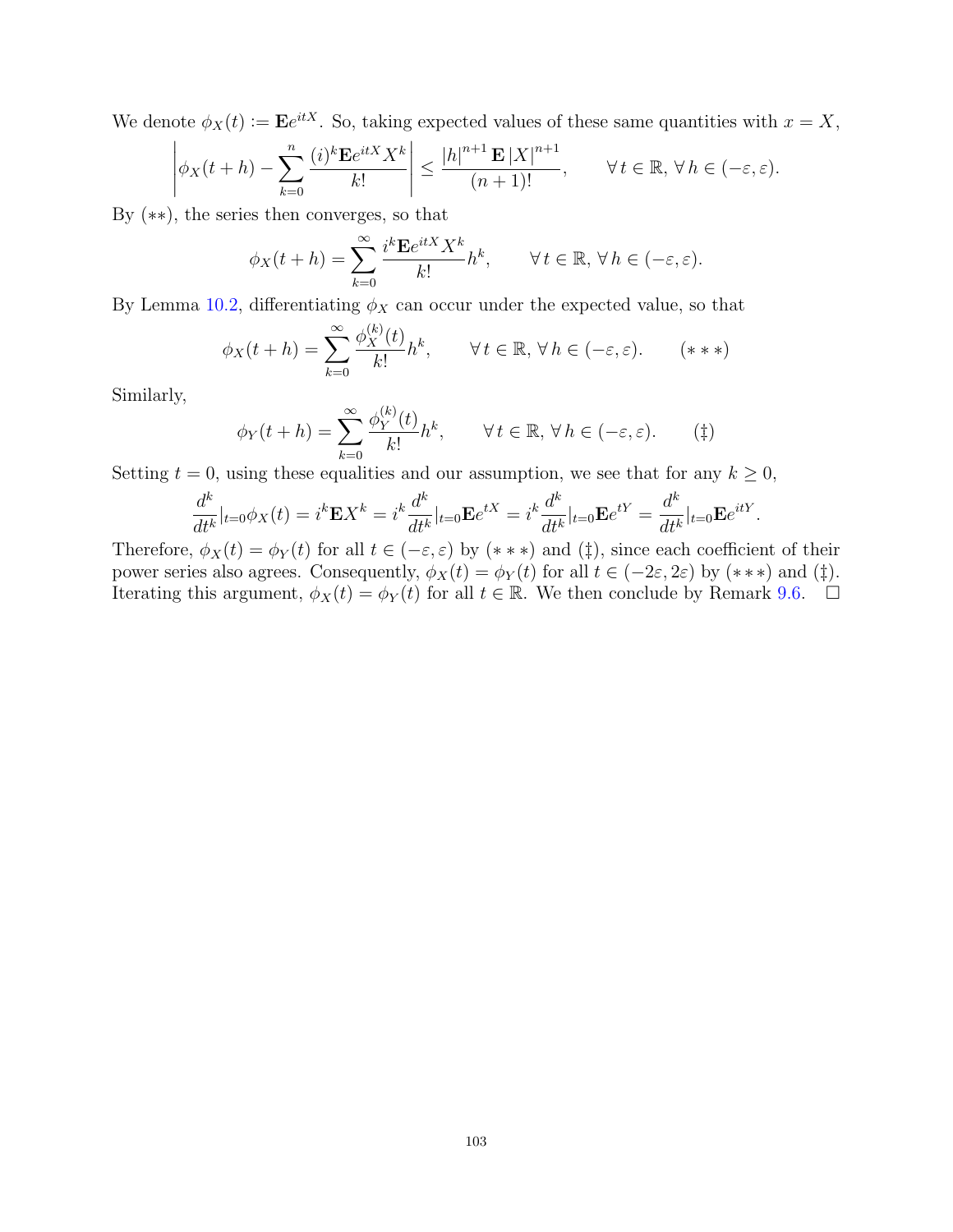We denote $\phi_X(t) := \mathbf{E}e^{itX}$. So, taking expected values of these same quantities with $x = X$,

$$\left|\phi_X(t+h) - \sum_{k=0}^{n} \frac{(i)^k \mathbf{E} e^{itX} X^k}{k!}\right| \leq \frac{|h|^{n+1} \mathbf{E} |X|^{n+1}}{(n+1)!}, \qquad \forall\, t \in \mathbb{R},\ \forall\, h \in (-\varepsilon, \varepsilon).$$

By $(**)$, the series then converges, so that

$$\phi_X(t+h) = \sum_{k=0}^{\infty} \frac{i^k \mathbf{E} e^{itX} X^k}{k!} h^k, \qquad \forall\, t \in \mathbb{R},\ \forall\, h \in (-\varepsilon, \varepsilon).$$

By Lemma 10.2, differentiating $\phi_X$ can occur under the expected value, so that

$$\phi_X(t+h) = \sum_{k=0}^{\infty} \frac{\phi_X^{(k)}(t)}{k!} h^k, \qquad \forall\, t \in \mathbb{R},\ \forall\, h \in (-\varepsilon, \varepsilon). \qquad (***)$$

Similarly,

$$\phi_Y(t+h) = \sum_{k=0}^{\infty} \frac{\phi_Y^{(k)}(t)}{k!} h^k, \qquad \forall\, t \in \mathbb{R},\ \forall\, h \in (-\varepsilon, \varepsilon). \qquad (\ddagger)$$

Setting $t = 0$, using these equalities and our assumption, we see that for any $k \geq 0$,

$$\frac{d^k}{dt^k}|_{t=0} \phi_X(t) = i^k \mathbf{E} X^k = i^k \frac{d^k}{dt^k}|_{t=0} \mathbf{E} e^{tX} = i^k \frac{d^k}{dt^k}|_{t=0} \mathbf{E} e^{tY} = \frac{d^k}{dt^k}|_{t=0} \mathbf{E} e^{itY}.$$

Therefore, $\phi_X(t) = \phi_Y(t)$ for all $t \in (-\varepsilon, \varepsilon)$ by $(***)$ and $(\ddagger)$, since each coefficient of their power series also agrees. Consequently, $\phi_X(t) = \phi_Y(t)$ for all $t \in (-2\varepsilon, 2\varepsilon)$ by $(***)$ and $(\ddagger)$. Iterating this argument, $\phi_X(t) = \phi_Y(t)$ for all $t \in \mathbb{R}$. We then conclude by Remark 9.6. $\square$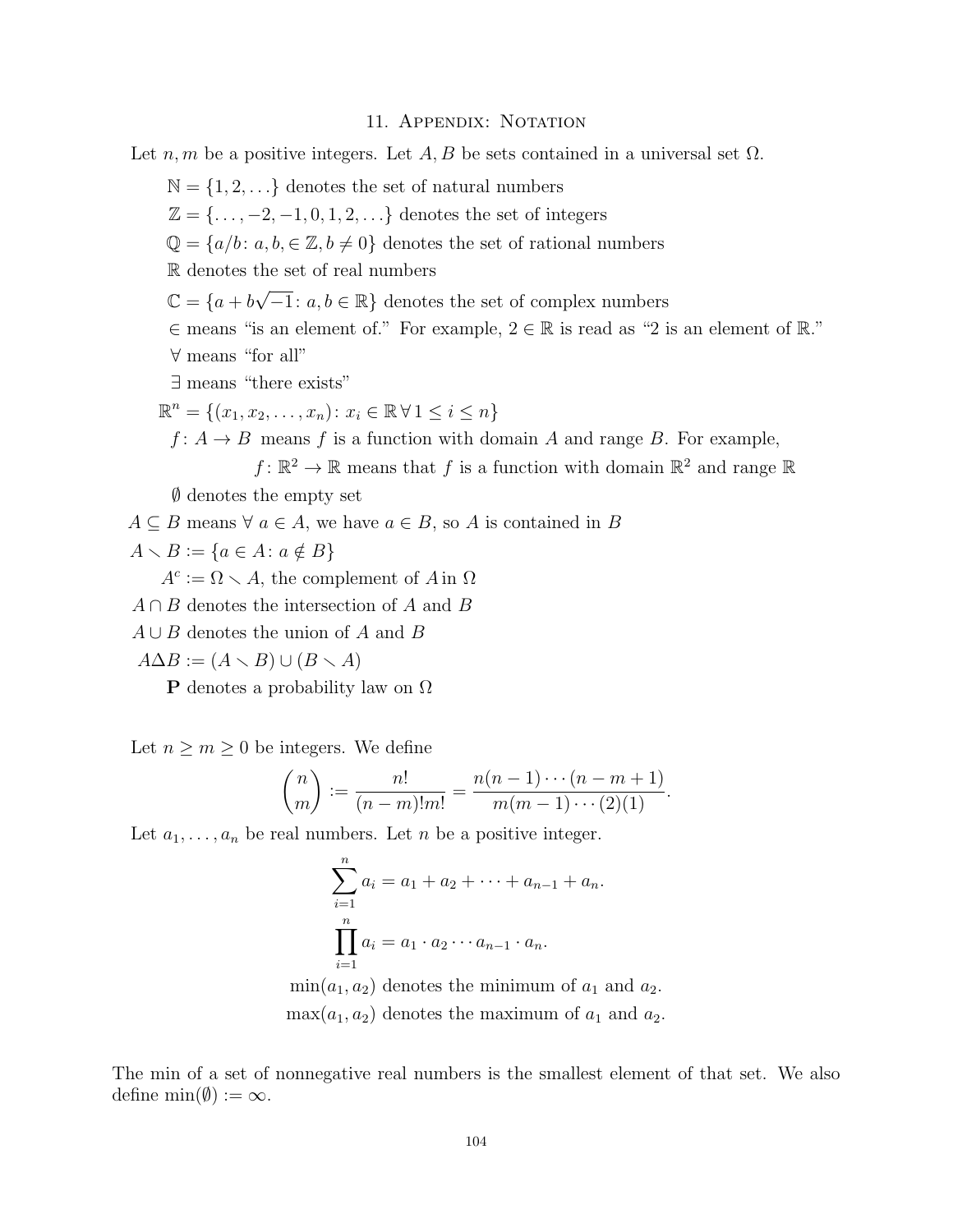## 11. Appendix: Notation

Let $n, m$ be a positive integers. Let $A, B$ be sets contained in a universal set $\Omega$.

$\mathbb{N} = \{1, 2, \ldots\}$ denotes the set of natural numbers

$\mathbb{Z} = \{\ldots, -2, -1, 0, 1, 2, \ldots\}$ denotes the set of integers

$\mathbb{Q} = \{a/b \colon a, b, \in \mathbb{Z}, b \neq 0\}$ denotes the set of rational numbers

$\mathbb{R}$ denotes the set of real numbers

$\mathbb{C} = \{a + b\sqrt{-1} \colon a, b \in \mathbb{R}\}$ denotes the set of complex numbers

$\in$ means "is an element of." For example, $2 \in \mathbb{R}$ is read as "2 is an element of $\mathbb{R}$."

$\forall$ means "for all"

$\exists$ means "there exists"

$\mathbb{R}^n = \{(x_1, x_2, \ldots, x_n) \colon x_i \in \mathbb{R} \, \forall \, 1 \leq i \leq n\}$

$f \colon A \to B$ means $f$ is a function with domain $A$ and range $B$. For example,

$f \colon \mathbb{R}^2 \to \mathbb{R}$ means that $f$ is a function with domain $\mathbb{R}^2$ and range $\mathbb{R}$

$\emptyset$ denotes the empty set

$A \subseteq B$ means $\forall \, a \in A$, we have $a \in B$, so $A$ is contained in $B$

$A \smallsetminus B := \{a \in A \colon a \notin B\}$

$A^c := \Omega \smallsetminus A$, the complement of $A$ in $\Omega$

$A \cap B$ denotes the intersection of $A$ and $B$

$A \cup B$ denotes the union of $A$ and $B$

$A \Delta B := (A \smallsetminus B) \cup (B \smallsetminus A)$

$\mathbf{P}$ denotes a probability law on $\Omega$

Let $n \geq m \geq 0$ be integers. We define

$$\binom{n}{m} := \frac{n!}{(n-m)!m!} = \frac{n(n-1)\cdots(n-m+1)}{m(m-1)\cdots(2)(1)}.$$

Let $a_1, \ldots, a_n$ be real numbers. Let $n$ be a positive integer.

$$\sum_{i=1}^{n} a_i = a_1 + a_2 + \cdots + a_{n-1} + a_n.$$

$$\prod_{i=1}^{n} a_i = a_1 \cdot a_2 \cdots a_{n-1} \cdot a_n.$$

$\min(a_1, a_2)$ denotes the minimum of $a_1$ and $a_2$.

$\max(a_1, a_2)$ denotes the maximum of $a_1$ and $a_2$.

The min of a set of nonnegative real numbers is the smallest element of that set. We also define $\min(\emptyset) := \infty$.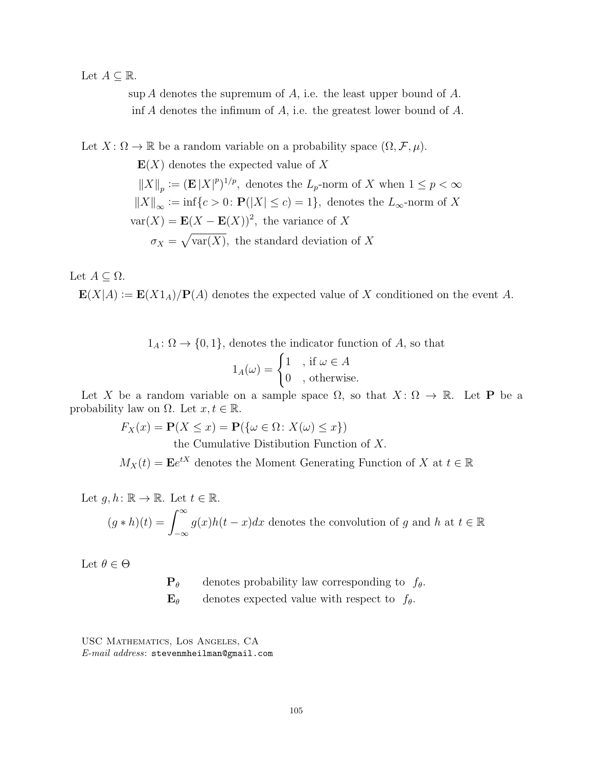Let $A \subseteq \mathbb{R}$.

$\sup A$ denotes the supremum of $A$, i.e. the least upper bound of $A$.

$\inf A$ denotes the infimum of $A$, i.e. the greatest lower bound of $A$.

Let $X \colon \Omega \to \mathbb{R}$ be a random variable on a probability space $(\Omega, \mathcal{F}, \mu)$.

$\mathbf{E}(X)$ denotes the expected value of $X$

$\|X\|_p := (\mathbf{E}\,|X|^p)^{1/p}$, denotes the $L_p$-norm of $X$ when $1 \leq p < \infty$

$\|X\|_\infty := \inf\{c > 0 \colon \mathbf{P}(|X| \leq c) = 1\}$, denotes the $L_\infty$-norm of $X$

$\mathrm{var}(X) = \mathbf{E}(X - \mathbf{E}(X))^2$, the variance of $X$

$\sigma_X = \sqrt{\mathrm{var}(X)}$, the standard deviation of $X$

Let $A \subseteq \Omega$.

$\mathbf{E}(X|A) := \mathbf{E}(X 1_A)/\mathbf{P}(A)$ denotes the expected value of $X$ conditioned on the event $A$.

$1_A \colon \Omega \to \{0, 1\}$, denotes the indicator function of $A$, so that

$$1_A(\omega) = \begin{cases} 1 & \text{, if } \omega \in A \\ 0 & \text{, otherwise.} \end{cases}$$

Let $X$ be a random variable on a sample space $\Omega$, so that $X \colon \Omega \to \mathbb{R}$. Let $\mathbf{P}$ be a probability law on $\Omega$. Let $x, t \in \mathbb{R}$.

$F_X(x) = \mathbf{P}(X \leq x) = \mathbf{P}(\{\omega \in \Omega \colon X(\omega) \leq x\})$

the Cumulative Distibution Function of $X$.

$M_X(t) = \mathbf{E}e^{tX}$ denotes the Moment Generating Function of $X$ at $t \in \mathbb{R}$

Let $g, h \colon \mathbb{R} \to \mathbb{R}$. Let $t \in \mathbb{R}$.

$$(g * h)(t) = \int_{-\infty}^{\infty} g(x)h(t - x)dx \text{ denotes the convolution of } g \text{ and } h \text{ at } t \in \mathbb{R}$$

Let $\theta \in \Theta$

$\mathbf{P}_\theta$ denotes probability law corresponding to $f_\theta$.

$\mathbf{E}_\theta$ denotes expected value with respect to $f_\theta$.

USC Mathematics, Los Angeles, CA

*E-mail address*: stevenmheilman@gmail.com